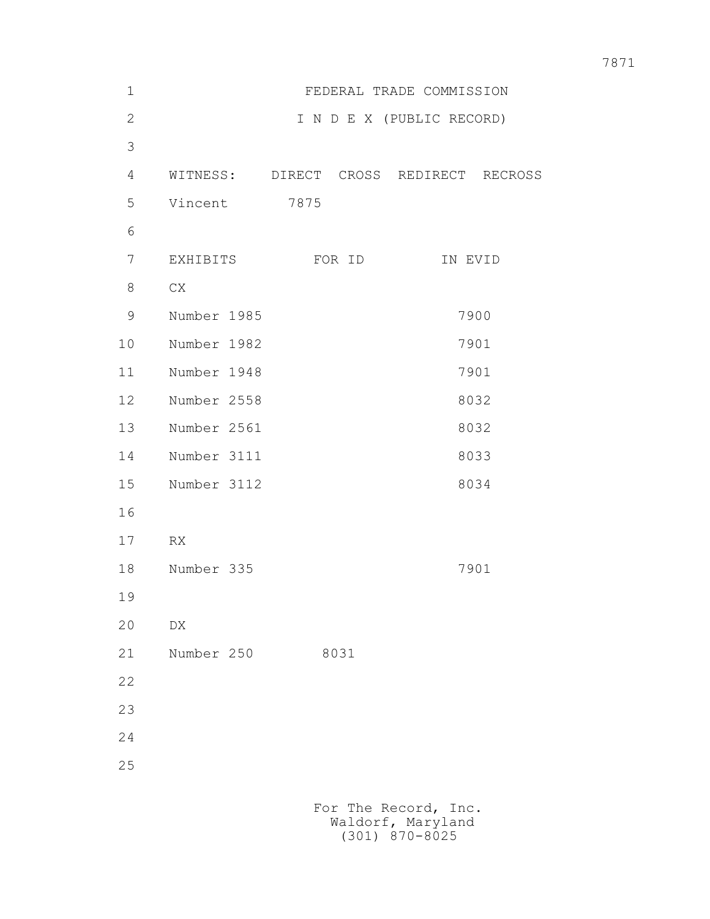# FEDERAL TRADE COMMISSION

## I N D E X (PUBLIC RECORD)

| WITNESS: | DIRECT | CROSS | REDIRECT | RECROSS |
|---|---|---|---|---|
| Vincent | 7875 | | | |

| EXHIBITS | FOR ID | IN EVID |
|---|---|---|
| CX | | |
| Number 1985 | | 7900 |
| Number 1982 | | 7901 |
| Number 1948 | | 7901 |
| Number 2558 | | 8032 |
| Number 2561 | | 8032 |
| Number 3111 | | 8033 |
| Number 3112 | | 8034 |
| | | |
| RX | | |
| Number 335 | | 7901 |
| | | |
| DX | | |
| Number 250 | 8031 | |

For The Record, Inc.
Waldorf, Maryland
(301) 870-8025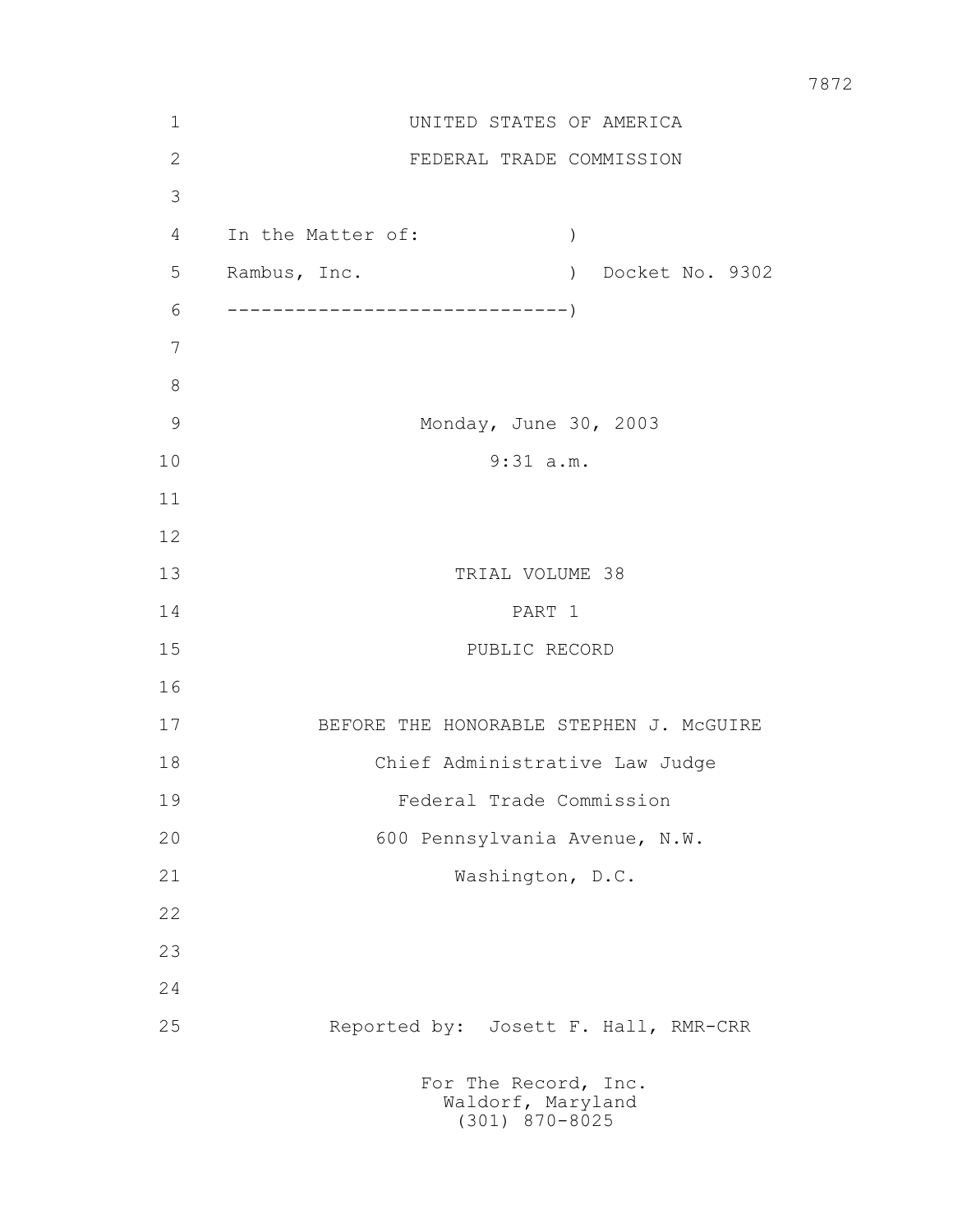UNITED STATES OF AMERICA

FEDERAL TRADE COMMISSION

In the Matter of: )

Rambus, Inc. ) Docket No. 9302

------------------------------)

Monday, June 30, 2003

9:31 a.m.

TRIAL VOLUME 38

PART 1

PUBLIC RECORD

BEFORE THE HONORABLE STEPHEN J. McGUIRE

Chief Administrative Law Judge

Federal Trade Commission

600 Pennsylvania Avenue, N.W.

Washington, D.C.

Reported by: Josett F. Hall, RMR-CRR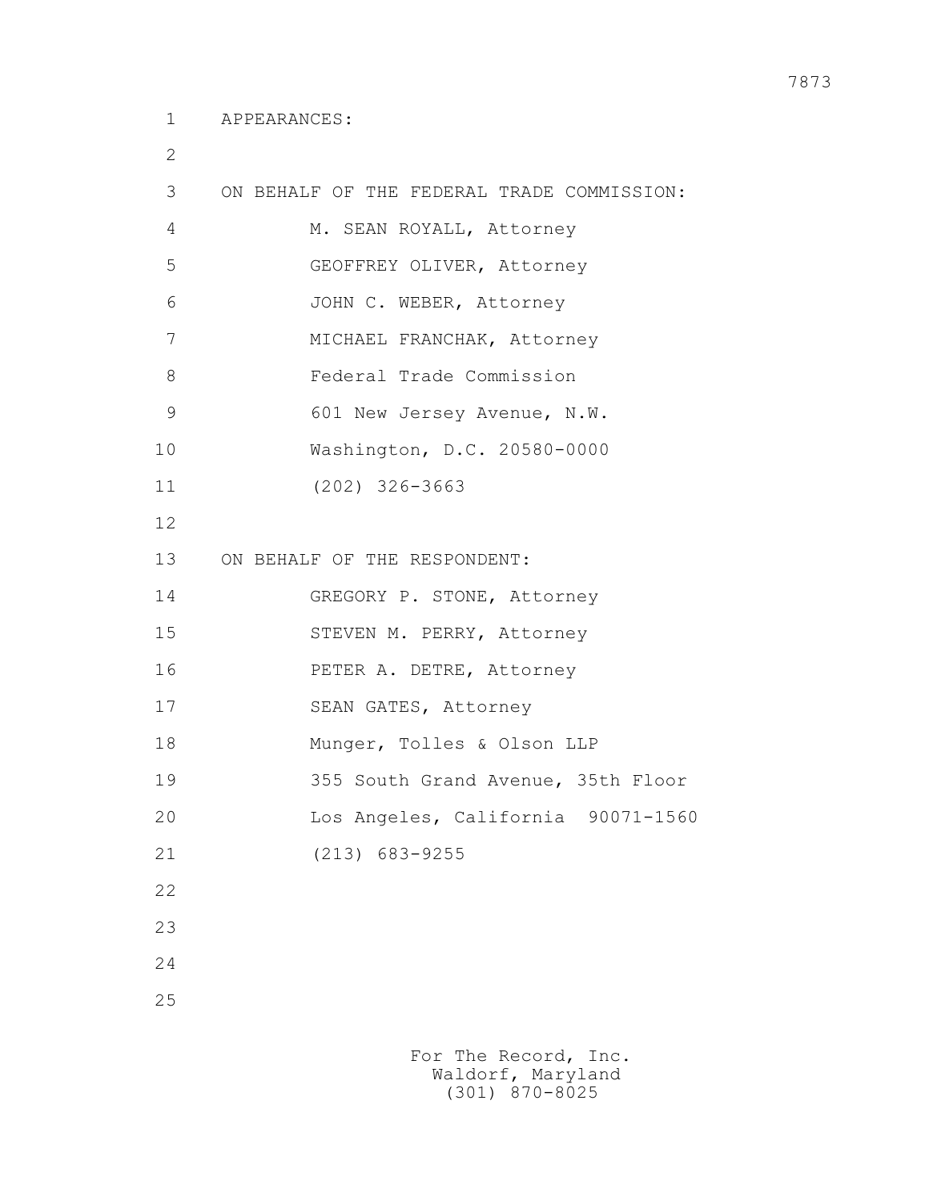APPEARANCES:

ON BEHALF OF THE FEDERAL TRADE COMMISSION:

M. SEAN ROYALL, Attorney
GEOFFREY OLIVER, Attorney
JOHN C. WEBER, Attorney
MICHAEL FRANCHAK, Attorney
Federal Trade Commission
601 New Jersey Avenue, N.W.
Washington, D.C. 20580-0000
(202) 326-3663

ON BEHALF OF THE RESPONDENT:

GREGORY P. STONE, Attorney
STEVEN M. PERRY, Attorney
PETER A. DETRE, Attorney
SEAN GATES, Attorney
Munger, Tolles & Olson LLP
355 South Grand Avenue, 35th Floor
Los Angeles, California 90071-1560
(213) 683-9255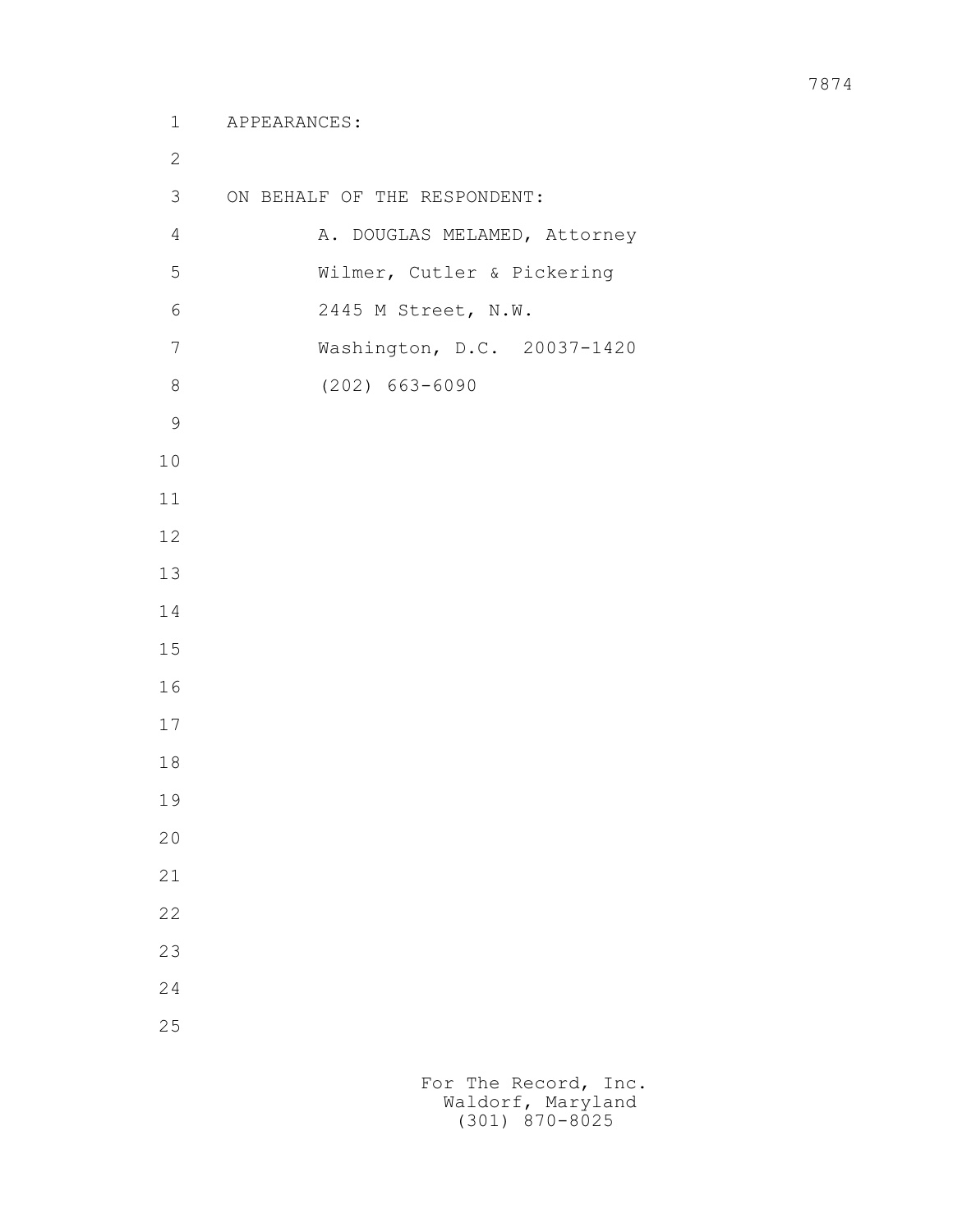APPEARANCES:

ON BEHALF OF THE RESPONDENT:

A. DOUGLAS MELAMED, Attorney
Wilmer, Cutler & Pickering
2445 M Street, N.W.
Washington, D.C. 20037-1420
(202) 663-6090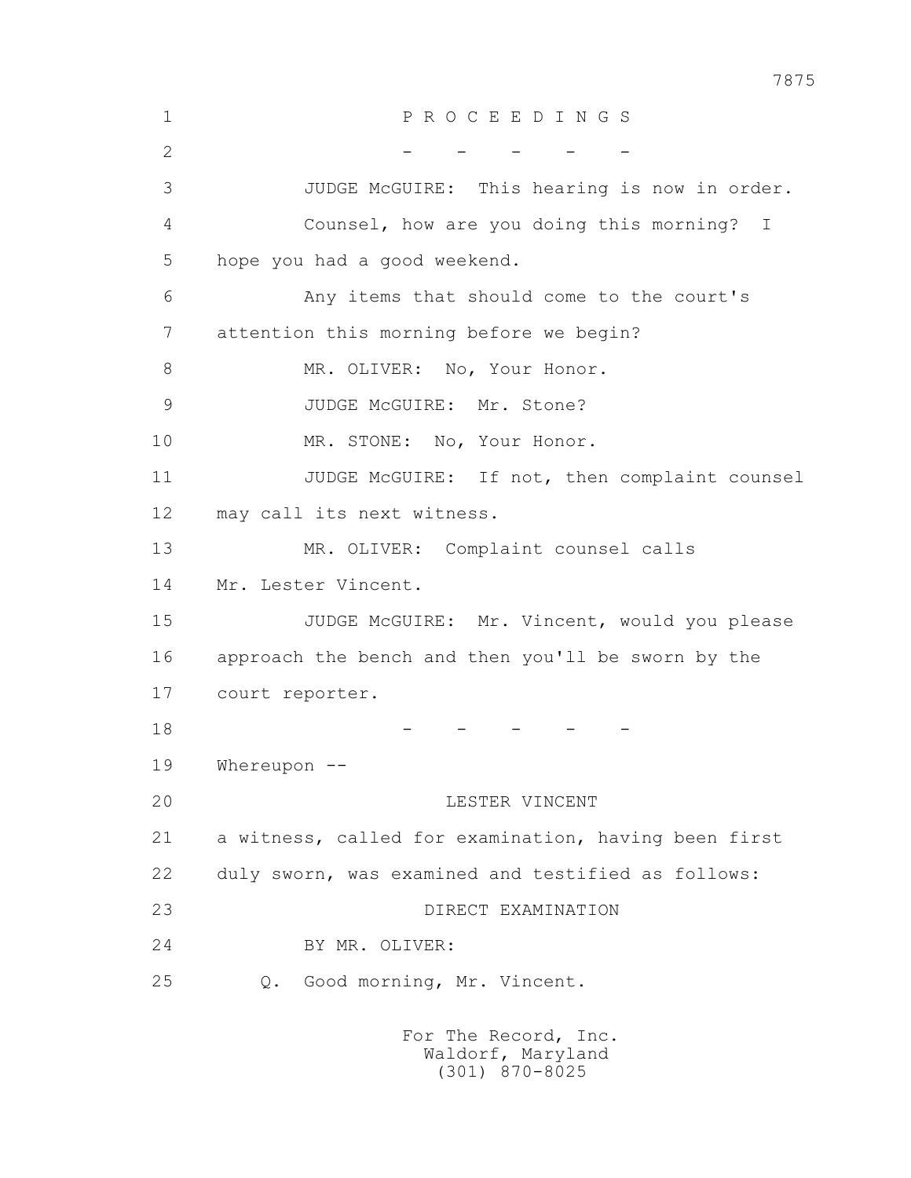P R O C E E D I N G S

\- - - - -

JUDGE McGUIRE: This hearing is now in order.

Counsel, how are you doing this morning? I hope you had a good weekend.

Any items that should come to the court's attention this morning before we begin?

MR. OLIVER: No, Your Honor.

JUDGE McGUIRE: Mr. Stone?

MR. STONE: No, Your Honor.

JUDGE McGUIRE: If not, then complaint counsel may call its next witness.

MR. OLIVER: Complaint counsel calls Mr. Lester Vincent.

JUDGE McGUIRE: Mr. Vincent, would you please approach the bench and then you'll be sworn by the court reporter.

\- - - - -

Whereupon --

LESTER VINCENT

a witness, called for examination, having been first duly sworn, was examined and testified as follows:

DIRECT EXAMINATION

BY MR. OLIVER:

Q. Good morning, Mr. Vincent.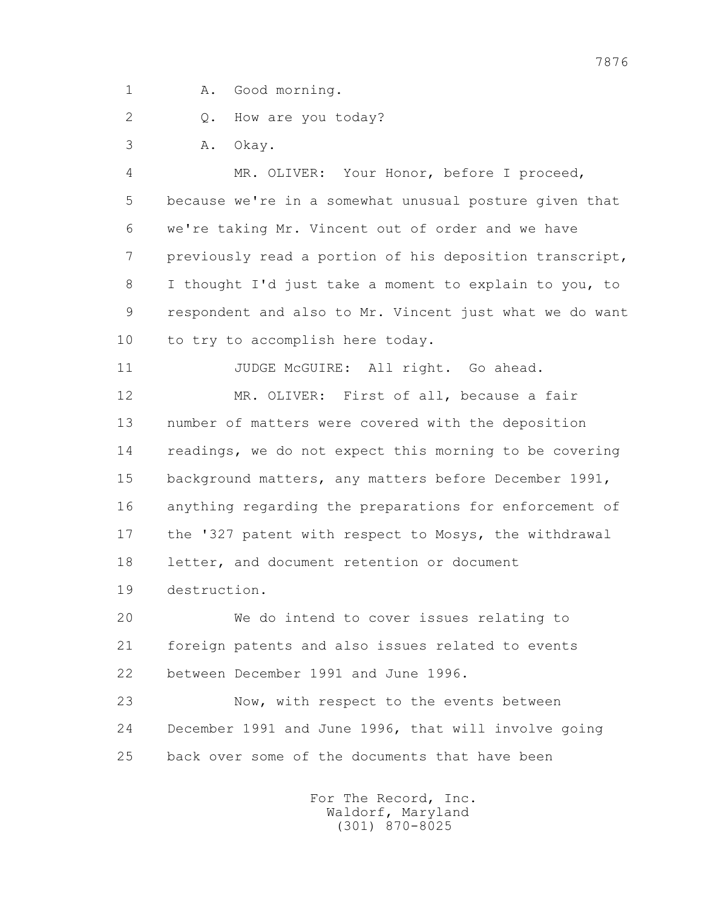1 A. Good morning.

2 Q. How are you today?

3 A. Okay.

4 MR. OLIVER: Your Honor, before I proceed,

5 because we're in a somewhat unusual posture given that

6 we're taking Mr. Vincent out of order and we have

7 previously read a portion of his deposition transcript,

8 I thought I'd just take a moment to explain to you, to

9 respondent and also to Mr. Vincent just what we do want

10 to try to accomplish here today.

11 JUDGE McGUIRE: All right. Go ahead.

12 MR. OLIVER: First of all, because a fair

13 number of matters were covered with the deposition

14 readings, we do not expect this morning to be covering

15 background matters, any matters before December 1991,

16 anything regarding the preparations for enforcement of

17 the '327 patent with respect to Mosys, the withdrawal

18 letter, and document retention or document

19 destruction.

20 We do intend to cover issues relating to

21 foreign patents and also issues related to events

22 between December 1991 and June 1996.

23 Now, with respect to the events between

24 December 1991 and June 1996, that will involve going

25 back over some of the documents that have been

For The Record, Inc.
Waldorf, Maryland
(301) 870-8025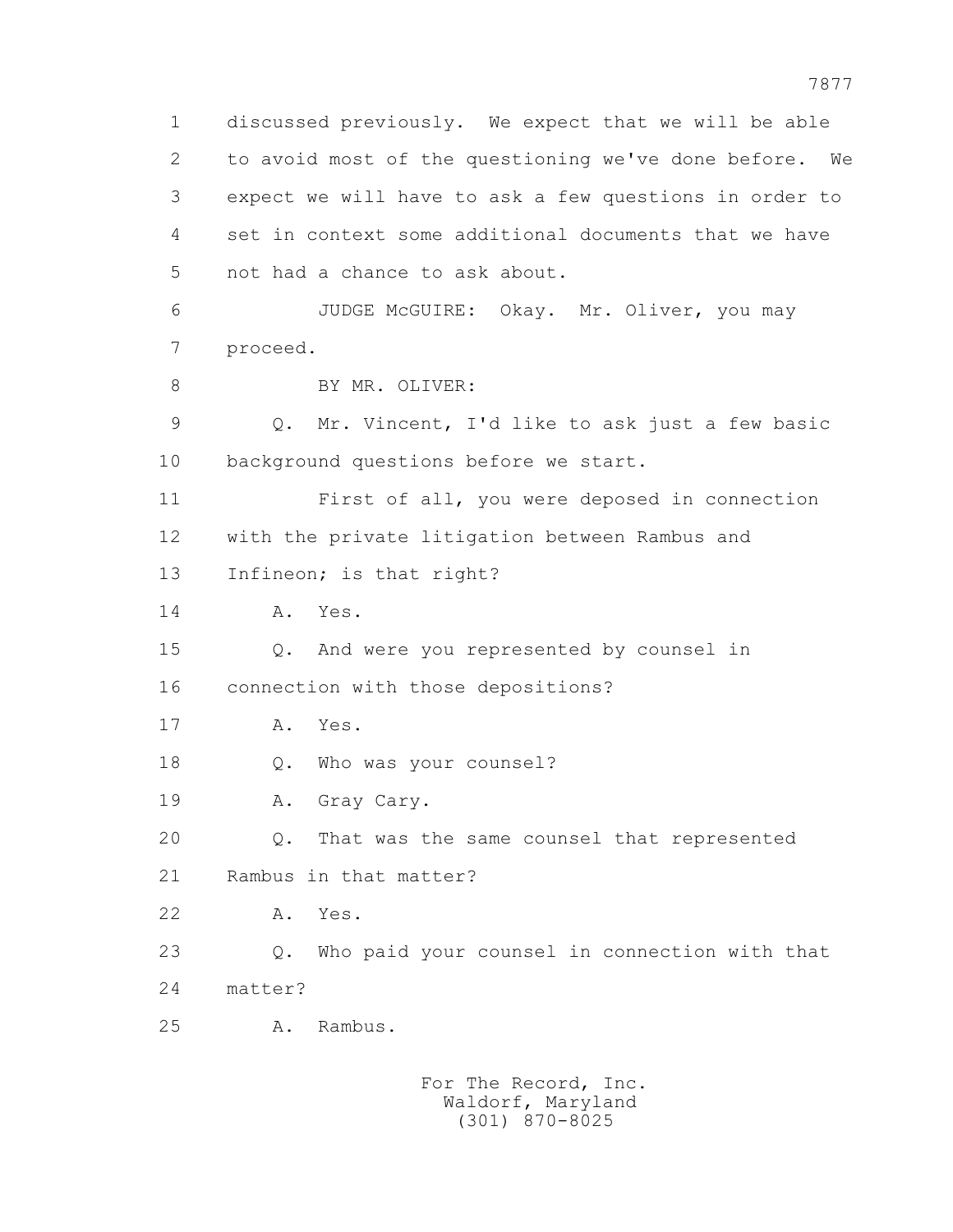1 discussed previously. We expect that we will be able
2 to avoid most of the questioning we've done before. We
3 expect we will have to ask a few questions in order to
4 set in context some additional documents that we have
5 not had a chance to ask about.

6 JUDGE McGUIRE: Okay. Mr. Oliver, you may
7 proceed.

8 BY MR. OLIVER:

9 Q. Mr. Vincent, I'd like to ask just a few basic
10 background questions before we start.

11 First of all, you were deposed in connection
12 with the private litigation between Rambus and
13 Infineon; is that right?

14 A. Yes.

15 Q. And were you represented by counsel in
16 connection with those depositions?

17 A. Yes.

18 Q. Who was your counsel?

19 A. Gray Cary.

20 Q. That was the same counsel that represented
21 Rambus in that matter?

22 A. Yes.

23 Q. Who paid your counsel in connection with that
24 matter?

25 A. Rambus.

For The Record, Inc.
Waldorf, Maryland
(301) 870-8025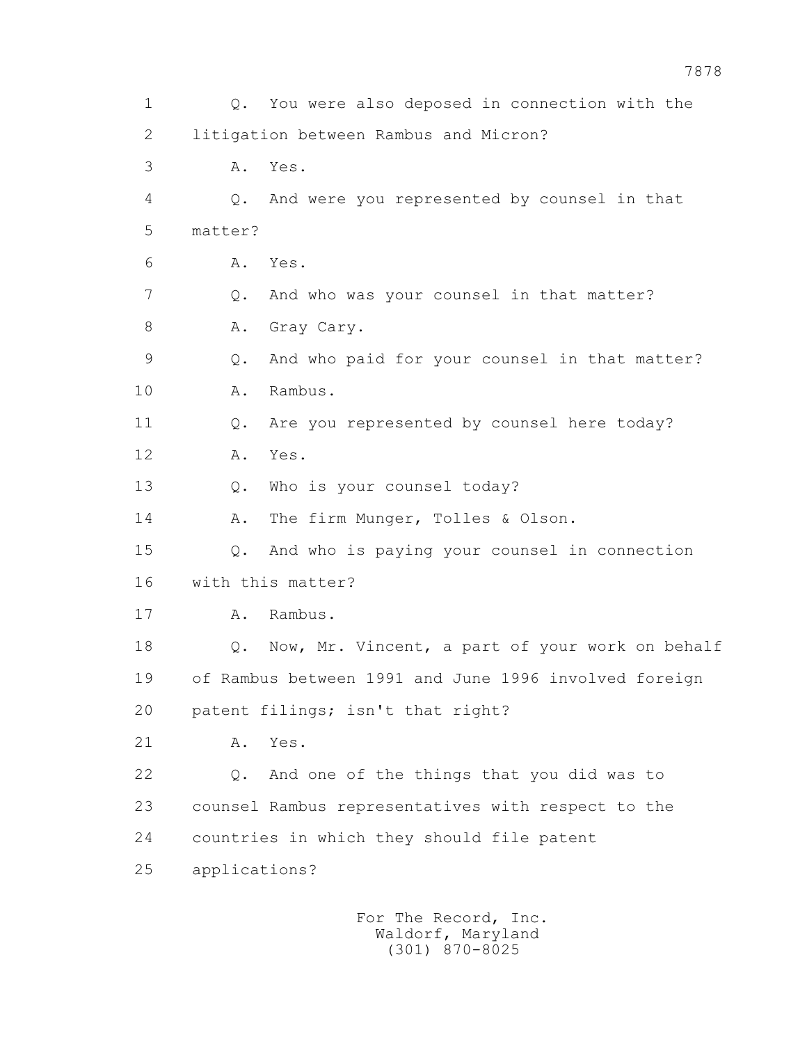1 Q. You were also deposed in connection with the

2 litigation between Rambus and Micron?

3 A. Yes.

4 Q. And were you represented by counsel in that

5 matter?

6 A. Yes.

7 Q. And who was your counsel in that matter?

8 A. Gray Cary.

9 Q. And who paid for your counsel in that matter?

10 A. Rambus.

11 Q. Are you represented by counsel here today?

12 A. Yes.

13 Q. Who is your counsel today?

14 A. The firm Munger, Tolles & Olson.

15 Q. And who is paying your counsel in connection

16 with this matter?

17 A. Rambus.

18 Q. Now, Mr. Vincent, a part of your work on behalf

19 of Rambus between 1991 and June 1996 involved foreign

20 patent filings; isn't that right?

21 A. Yes.

22 Q. And one of the things that you did was to

23 counsel Rambus representatives with respect to the

24 countries in which they should file patent

25 applications?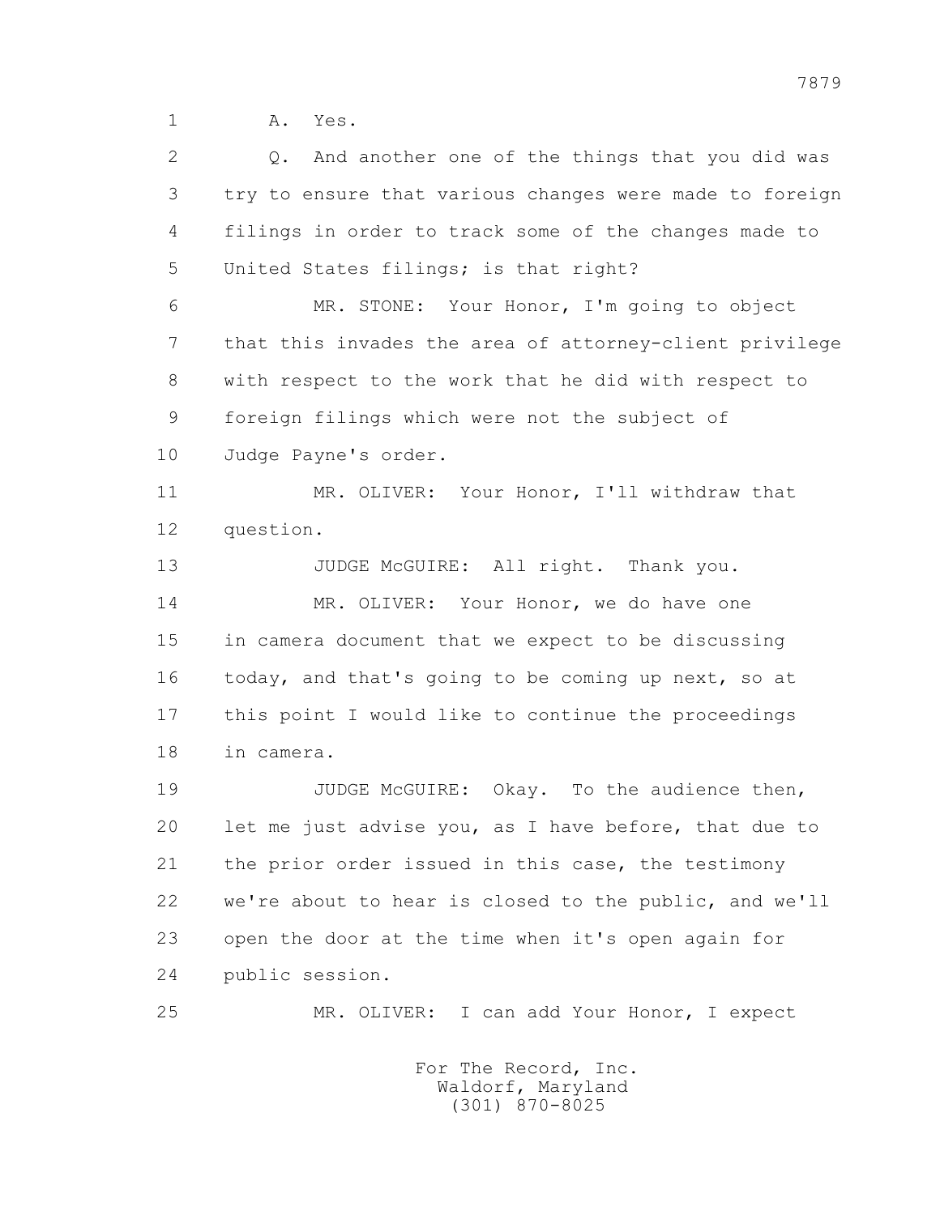1 A. Yes.

2 Q. And another one of the things that you did was
3 try to ensure that various changes were made to foreign
4 filings in order to track some of the changes made to
5 United States filings; is that right?

6 MR. STONE: Your Honor, I'm going to object
7 that this invades the area of attorney-client privilege
8 with respect to the work that he did with respect to
9 foreign filings which were not the subject of
10 Judge Payne's order.

11 MR. OLIVER: Your Honor, I'll withdraw that
12 question.

13 JUDGE McGUIRE: All right. Thank you.

14 MR. OLIVER: Your Honor, we do have one
15 in camera document that we expect to be discussing
16 today, and that's going to be coming up next, so at
17 this point I would like to continue the proceedings
18 in camera.

19 JUDGE McGUIRE: Okay. To the audience then,
20 let me just advise you, as I have before, that due to
21 the prior order issued in this case, the testimony
22 we're about to hear is closed to the public, and we'll
23 open the door at the time when it's open again for
24 public session.

25 MR. OLIVER: I can add Your Honor, I expect

For The Record, Inc.
Waldorf, Maryland
(301) 870-8025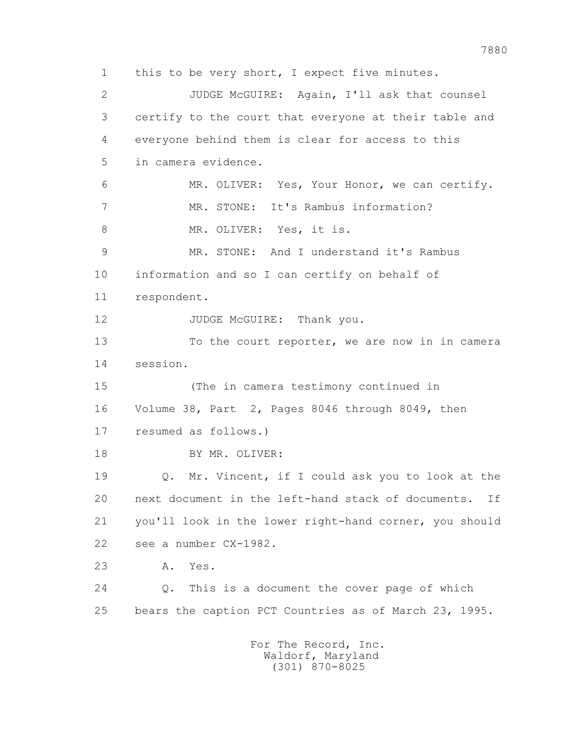1 this to be very short, I expect five minutes.

2 JUDGE McGUIRE: Again, I'll ask that counsel

3 certify to the court that everyone at their table and

4 everyone behind them is clear for access to this

5 in camera evidence.

6 MR. OLIVER: Yes, Your Honor, we can certify.

7 MR. STONE: It's Rambus information?

8 MR. OLIVER: Yes, it is.

9 MR. STONE: And I understand it's Rambus

10 information and so I can certify on behalf of

11 respondent.

12 JUDGE McGUIRE: Thank you.

13 To the court reporter, we are now in in camera

14 session.

15 (The in camera testimony continued in

16 Volume 38, Part 2, Pages 8046 through 8049, then

17 resumed as follows.)

18 BY MR. OLIVER:

19 Q. Mr. Vincent, if I could ask you to look at the

20 next document in the left-hand stack of documents. If

21 you'll look in the lower right-hand corner, you should

22 see a number CX-1982.

23 A. Yes.

24 Q. This is a document the cover page of which

25 bears the caption PCT Countries as of March 23, 1995.

For The Record, Inc.
Waldorf, Maryland
(301) 870-8025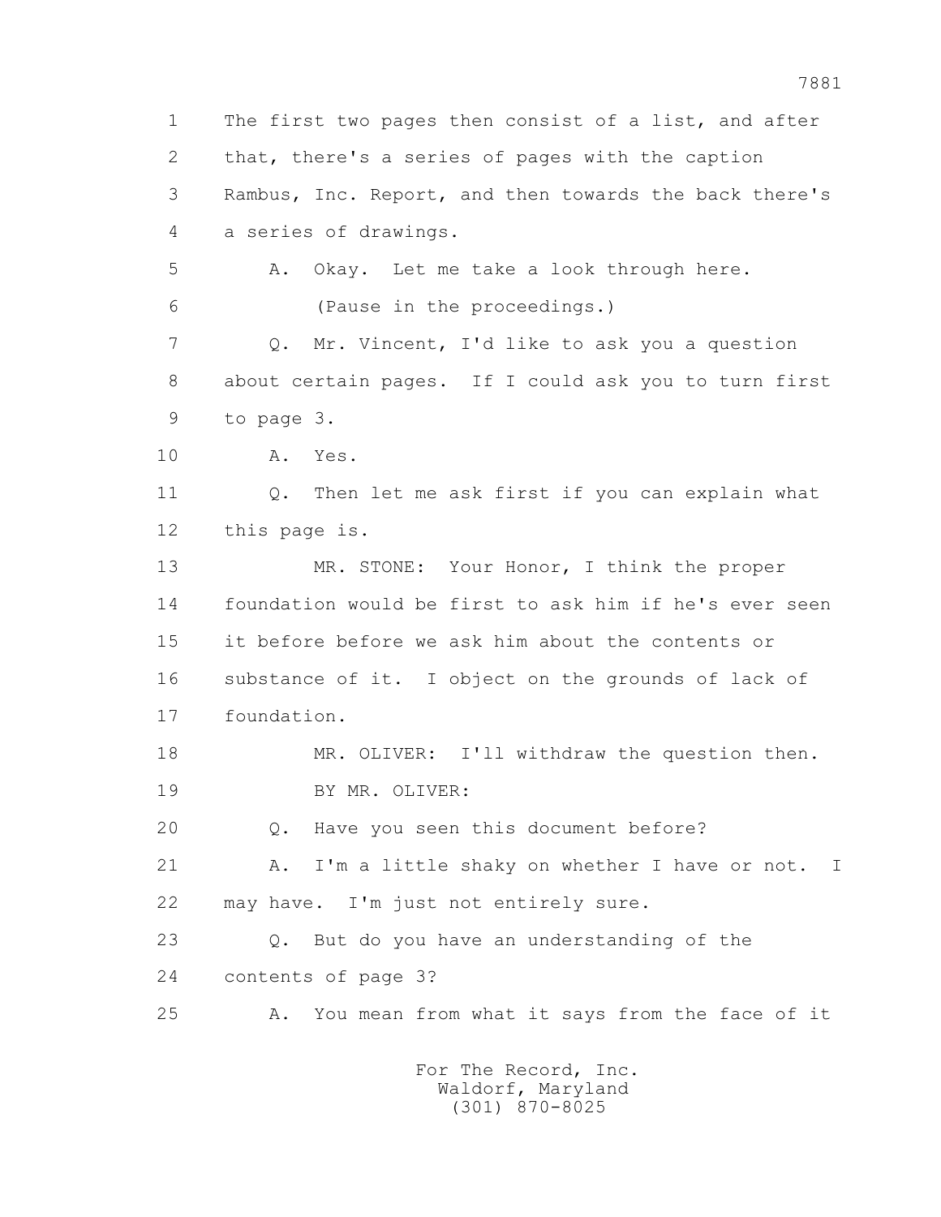1 The first two pages then consist of a list, and after
2 that, there's a series of pages with the caption
3 Rambus, Inc. Report, and then towards the back there's
4 a series of drawings.

5 A. Okay. Let me take a look through here.

6 (Pause in the proceedings.)

7 Q. Mr. Vincent, I'd like to ask you a question
8 about certain pages. If I could ask you to turn first
9 to page 3.

10 A. Yes.

11 Q. Then let me ask first if you can explain what
12 this page is.

13 MR. STONE: Your Honor, I think the proper
14 foundation would be first to ask him if he's ever seen
15 it before before we ask him about the contents or
16 substance of it. I object on the grounds of lack of
17 foundation.

18 MR. OLIVER: I'll withdraw the question then.

19 BY MR. OLIVER:

20 Q. Have you seen this document before?

21 A. I'm a little shaky on whether I have or not. I
22 may have. I'm just not entirely sure.

23 Q. But do you have an understanding of the
24 contents of page 3?

25 A. You mean from what it says from the face of it

For The Record, Inc.
Waldorf, Maryland
(301) 870-8025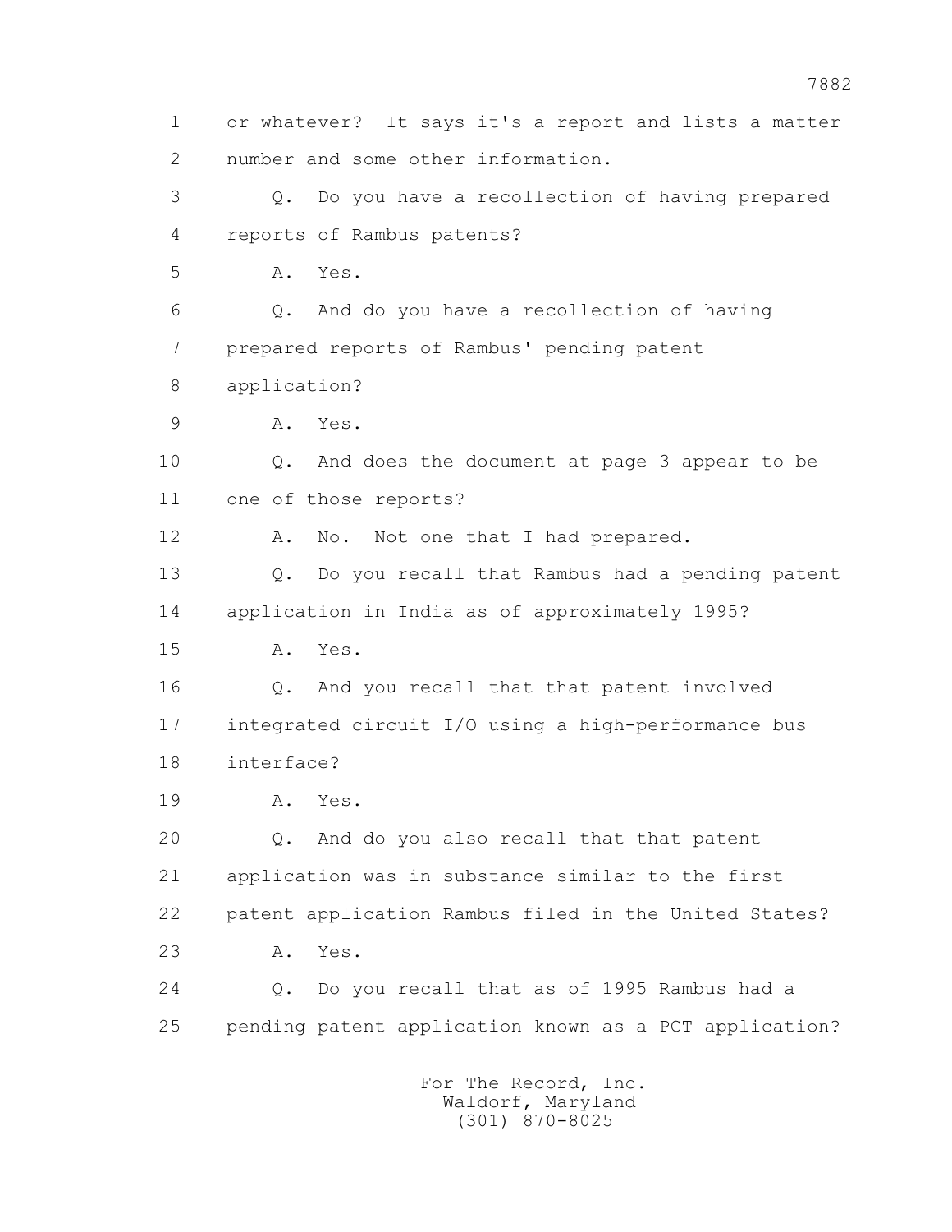1 or whatever? It says it's a report and lists a matter
2 number and some other information.

3 Q. Do you have a recollection of having prepared
4 reports of Rambus patents?

5 A. Yes.

6 Q. And do you have a recollection of having
7 prepared reports of Rambus' pending patent
8 application?

9 A. Yes.

10 Q. And does the document at page 3 appear to be
11 one of those reports?

12 A. No. Not one that I had prepared.

13 Q. Do you recall that Rambus had a pending patent
14 application in India as of approximately 1995?

15 A. Yes.

16 Q. And you recall that that patent involved
17 integrated circuit I/O using a high-performance bus
18 interface?

19 A. Yes.

20 Q. And do you also recall that that patent
21 application was in substance similar to the first
22 patent application Rambus filed in the United States?

23 A. Yes.

24 Q. Do you recall that as of 1995 Rambus had a
25 pending patent application known as a PCT application?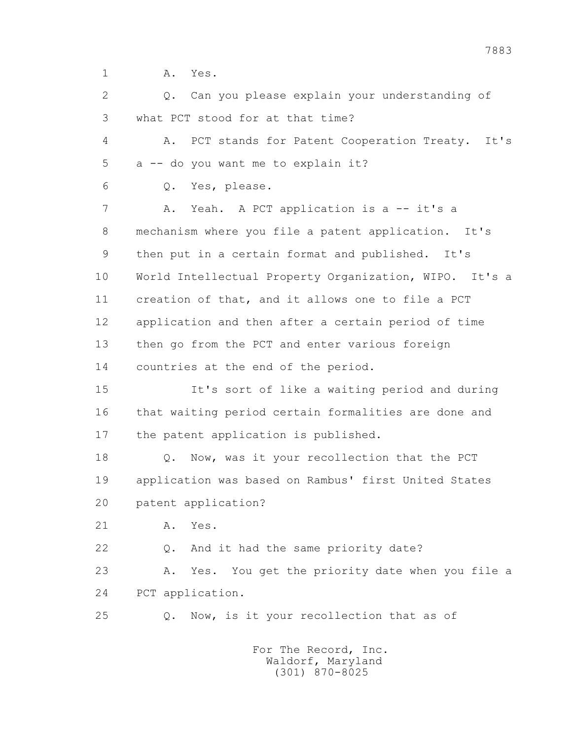1 A. Yes.

2 Q. Can you please explain your understanding of

3 what PCT stood for at that time?

4 A. PCT stands for Patent Cooperation Treaty. It's

5 a -- do you want me to explain it?

6 Q. Yes, please.

7 A. Yeah. A PCT application is a -- it's a

8 mechanism where you file a patent application. It's

9 then put in a certain format and published. It's

10 World Intellectual Property Organization, WIPO. It's a

11 creation of that, and it allows one to file a PCT

12 application and then after a certain period of time

13 then go from the PCT and enter various foreign

14 countries at the end of the period.

15 It's sort of like a waiting period and during

16 that waiting period certain formalities are done and

17 the patent application is published.

18 Q. Now, was it your recollection that the PCT

19 application was based on Rambus' first United States

20 patent application?

21 A. Yes.

22 Q. And it had the same priority date?

23 A. Yes. You get the priority date when you file a

24 PCT application.

25 Q. Now, is it your recollection that as of

For The Record, Inc.
Waldorf, Maryland
(301) 870-8025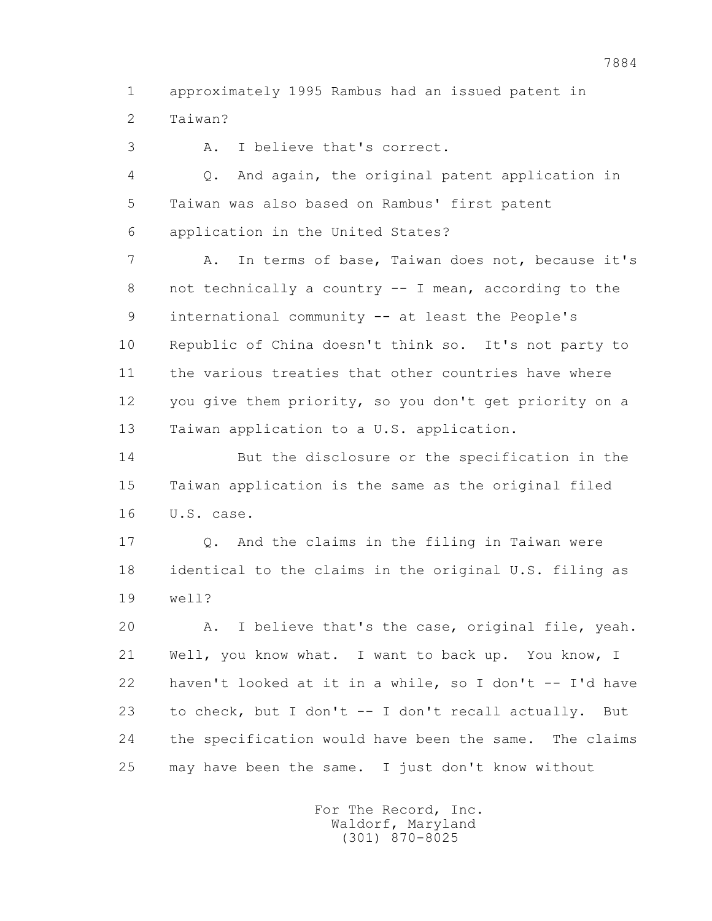1 approximately 1995 Rambus had an issued patent in
2 Taiwan?
3 A. I believe that's correct.
4 Q. And again, the original patent application in
5 Taiwan was also based on Rambus' first patent
6 application in the United States?
7 A. In terms of base, Taiwan does not, because it's
8 not technically a country -- I mean, according to the
9 international community -- at least the People's
10 Republic of China doesn't think so. It's not party to
11 the various treaties that other countries have where
12 you give them priority, so you don't get priority on a
13 Taiwan application to a U.S. application.
14 But the disclosure or the specification in the
15 Taiwan application is the same as the original filed
16 U.S. case.
17 Q. And the claims in the filing in Taiwan were
18 identical to the claims in the original U.S. filing as
19 well?
20 A. I believe that's the case, original file, yeah.
21 Well, you know what. I want to back up. You know, I
22 haven't looked at it in a while, so I don't -- I'd have
23 to check, but I don't -- I don't recall actually. But
24 the specification would have been the same. The claims
25 may have been the same. I just don't know without

For The Record, Inc.
Waldorf, Maryland
(301) 870-8025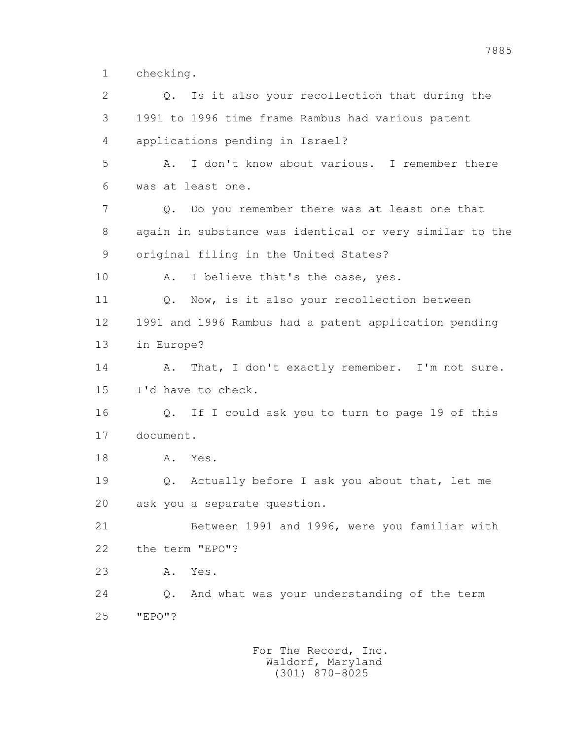1 checking.

2 Q. Is it also your recollection that during the

3 1991 to 1996 time frame Rambus had various patent

4 applications pending in Israel?

5 A. I don't know about various. I remember there

6 was at least one.

7 Q. Do you remember there was at least one that

8 again in substance was identical or very similar to the

9 original filing in the United States?

10 A. I believe that's the case, yes.

11 Q. Now, is it also your recollection between

12 1991 and 1996 Rambus had a patent application pending

13 in Europe?

14 A. That, I don't exactly remember. I'm not sure.

15 I'd have to check.

16 Q. If I could ask you to turn to page 19 of this

17 document.

18 A. Yes.

19 Q. Actually before I ask you about that, let me

20 ask you a separate question.

21 Between 1991 and 1996, were you familiar with

22 the term "EPO"?

23 A. Yes.

24 Q. And what was your understanding of the term

25 "EPO"?

For The Record, Inc.
Waldorf, Maryland
(301) 870-8025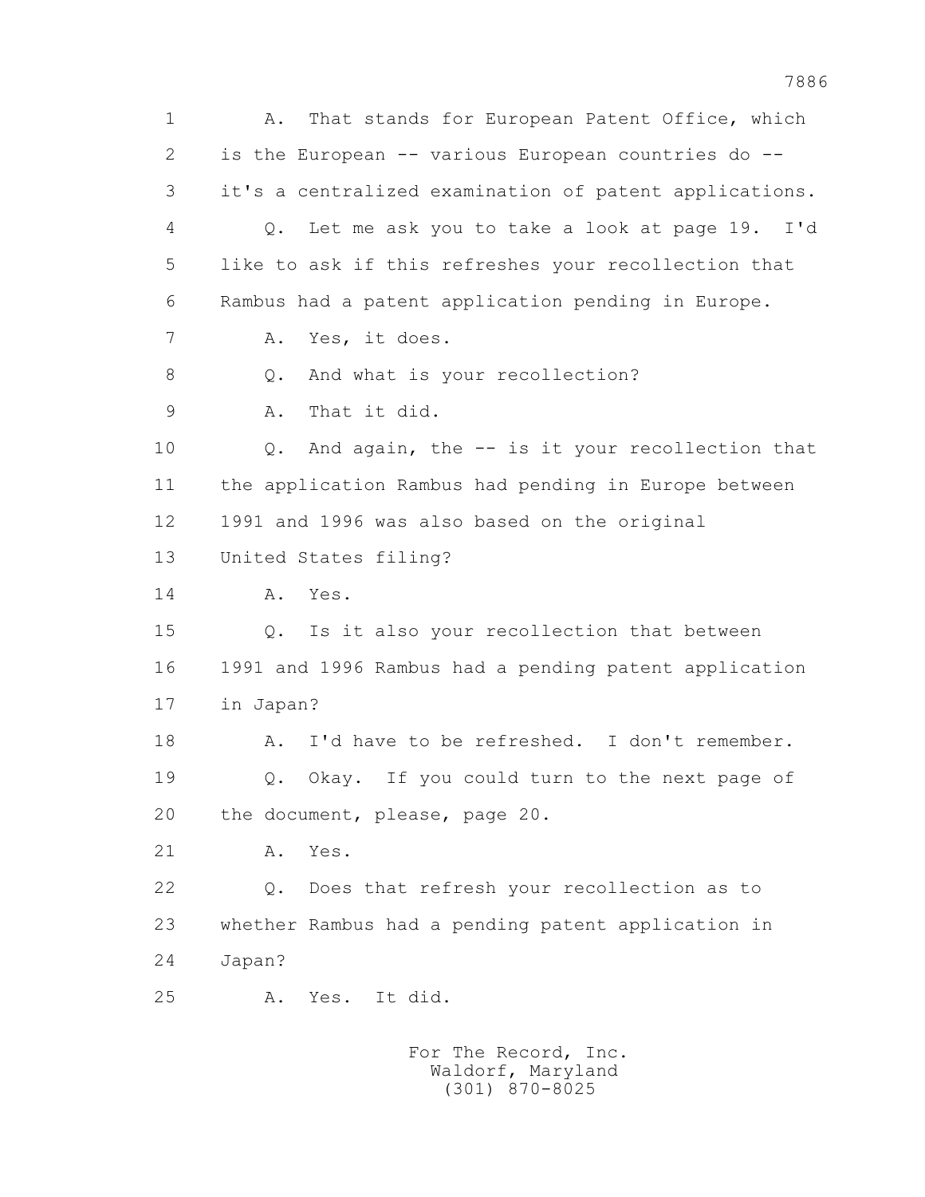1 A. That stands for European Patent Office, which
2 is the European -- various European countries do --
3 it's a centralized examination of patent applications.
4 Q. Let me ask you to take a look at page 19. I'd
5 like to ask if this refreshes your recollection that
6 Rambus had a patent application pending in Europe.
7 A. Yes, it does.
8 Q. And what is your recollection?
9 A. That it did.
10 Q. And again, the -- is it your recollection that
11 the application Rambus had pending in Europe between
12 1991 and 1996 was also based on the original
13 United States filing?
14 A. Yes.
15 Q. Is it also your recollection that between
16 1991 and 1996 Rambus had a pending patent application
17 in Japan?
18 A. I'd have to be refreshed. I don't remember.
19 Q. Okay. If you could turn to the next page of
20 the document, please, page 20.
21 A. Yes.
22 Q. Does that refresh your recollection as to
23 whether Rambus had a pending patent application in
24 Japan?
25 A. Yes. It did.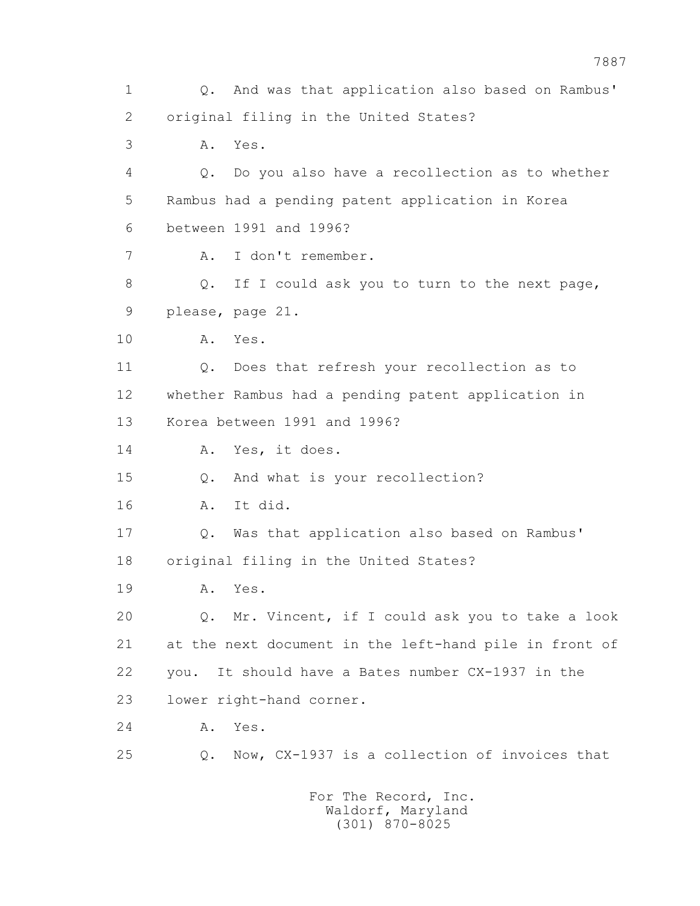1 Q. And was that application also based on Rambus'
2 original filing in the United States?
3 A. Yes.
4 Q. Do you also have a recollection as to whether
5 Rambus had a pending patent application in Korea
6 between 1991 and 1996?
7 A. I don't remember.
8 Q. If I could ask you to turn to the next page,
9 please, page 21.
10 A. Yes.
11 Q. Does that refresh your recollection as to
12 whether Rambus had a pending patent application in
13 Korea between 1991 and 1996?
14 A. Yes, it does.
15 Q. And what is your recollection?
16 A. It did.
17 Q. Was that application also based on Rambus'
18 original filing in the United States?
19 A. Yes.
20 Q. Mr. Vincent, if I could ask you to take a look
21 at the next document in the left-hand pile in front of
22 you. It should have a Bates number CX-1937 in the
23 lower right-hand corner.
24 A. Yes.
25 Q. Now, CX-1937 is a collection of invoices that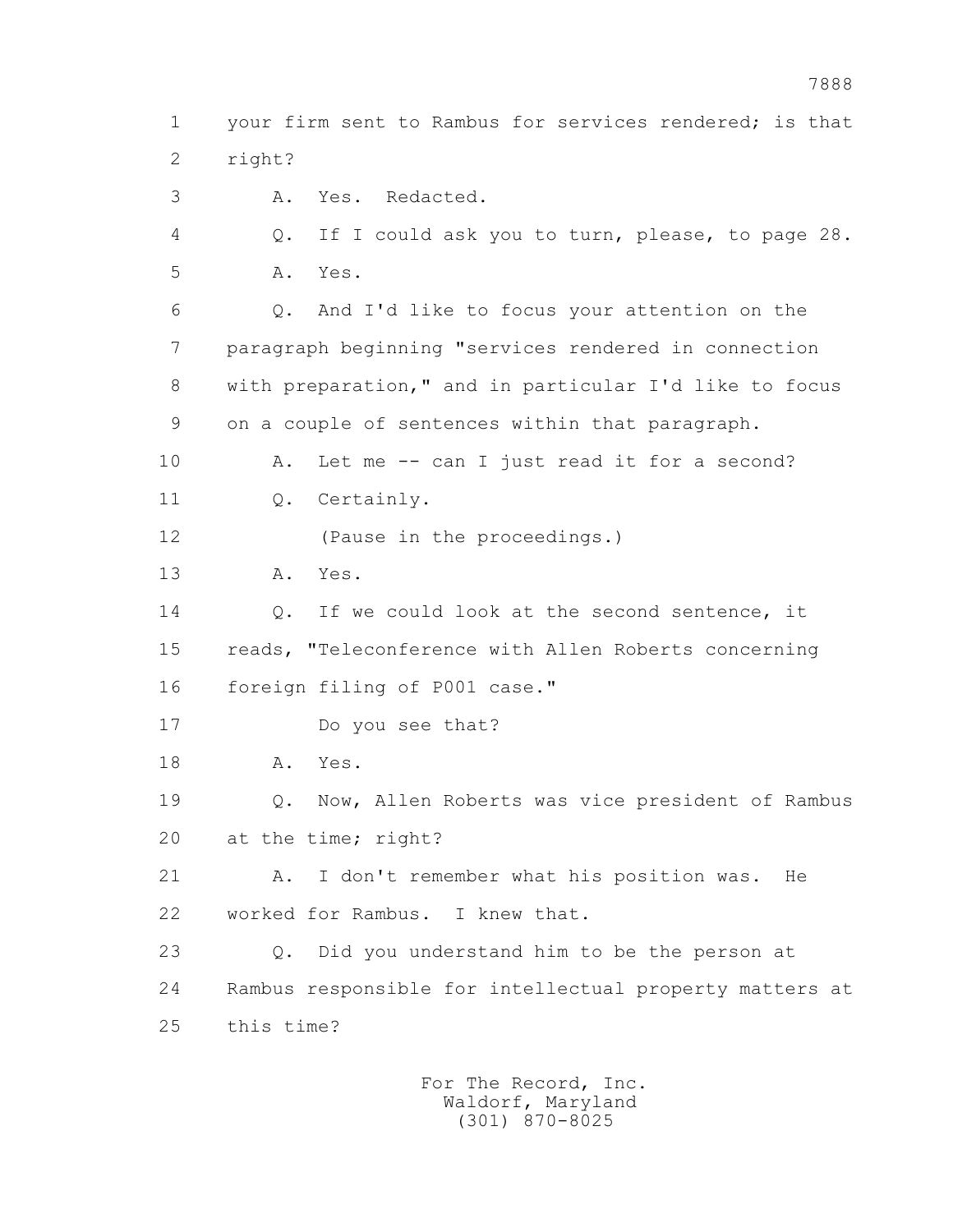1 your firm sent to Rambus for services rendered; is that
2 right?

3 A. Yes. Redacted.

4 Q. If I could ask you to turn, please, to page 28.

5 A. Yes.

6 Q. And I'd like to focus your attention on the
7 paragraph beginning "services rendered in connection
8 with preparation," and in particular I'd like to focus
9 on a couple of sentences within that paragraph.

10 A. Let me -- can I just read it for a second?

11 Q. Certainly.

12 (Pause in the proceedings.)

13 A. Yes.

14 Q. If we could look at the second sentence, it
15 reads, "Teleconference with Allen Roberts concerning
16 foreign filing of P001 case."

17 Do you see that?

18 A. Yes.

19 Q. Now, Allen Roberts was vice president of Rambus
20 at the time; right?

21 A. I don't remember what his position was. He
22 worked for Rambus. I knew that.

23 Q. Did you understand him to be the person at
24 Rambus responsible for intellectual property matters at
25 this time?

For The Record, Inc.
Waldorf, Maryland
(301) 870-8025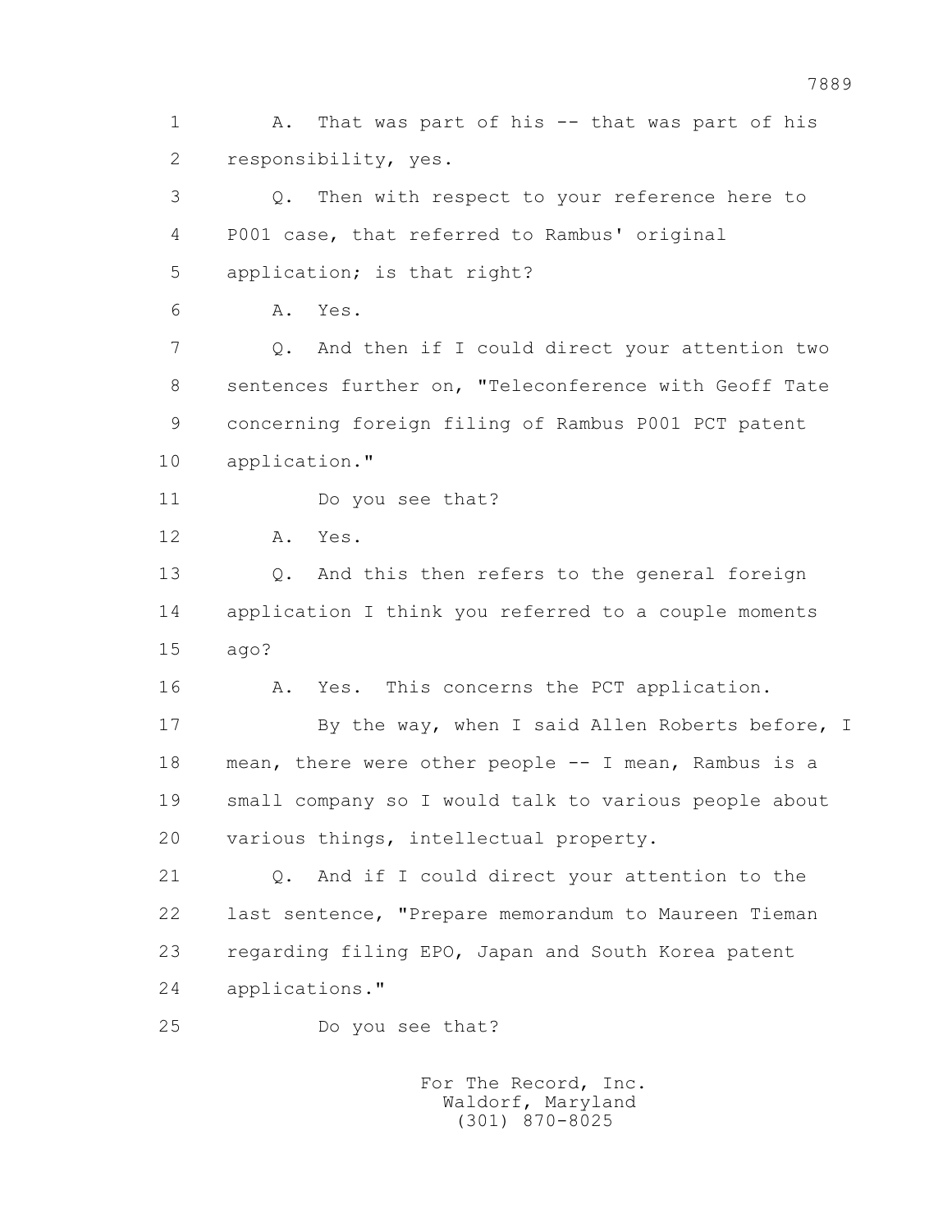1 A. That was part of his -- that was part of his
2 responsibility, yes.
3 Q. Then with respect to your reference here to
4 P001 case, that referred to Rambus' original
5 application; is that right?
6 A. Yes.
7 Q. And then if I could direct your attention two
8 sentences further on, "Teleconference with Geoff Tate
9 concerning foreign filing of Rambus P001 PCT patent
10 application."
11 Do you see that?
12 A. Yes.
13 Q. And this then refers to the general foreign
14 application I think you referred to a couple moments
15 ago?
16 A. Yes. This concerns the PCT application.
17 By the way, when I said Allen Roberts before, I
18 mean, there were other people -- I mean, Rambus is a
19 small company so I would talk to various people about
20 various things, intellectual property.
21 Q. And if I could direct your attention to the
22 last sentence, "Prepare memorandum to Maureen Tieman
23 regarding filing EPO, Japan and South Korea patent
24 applications."
25 Do you see that?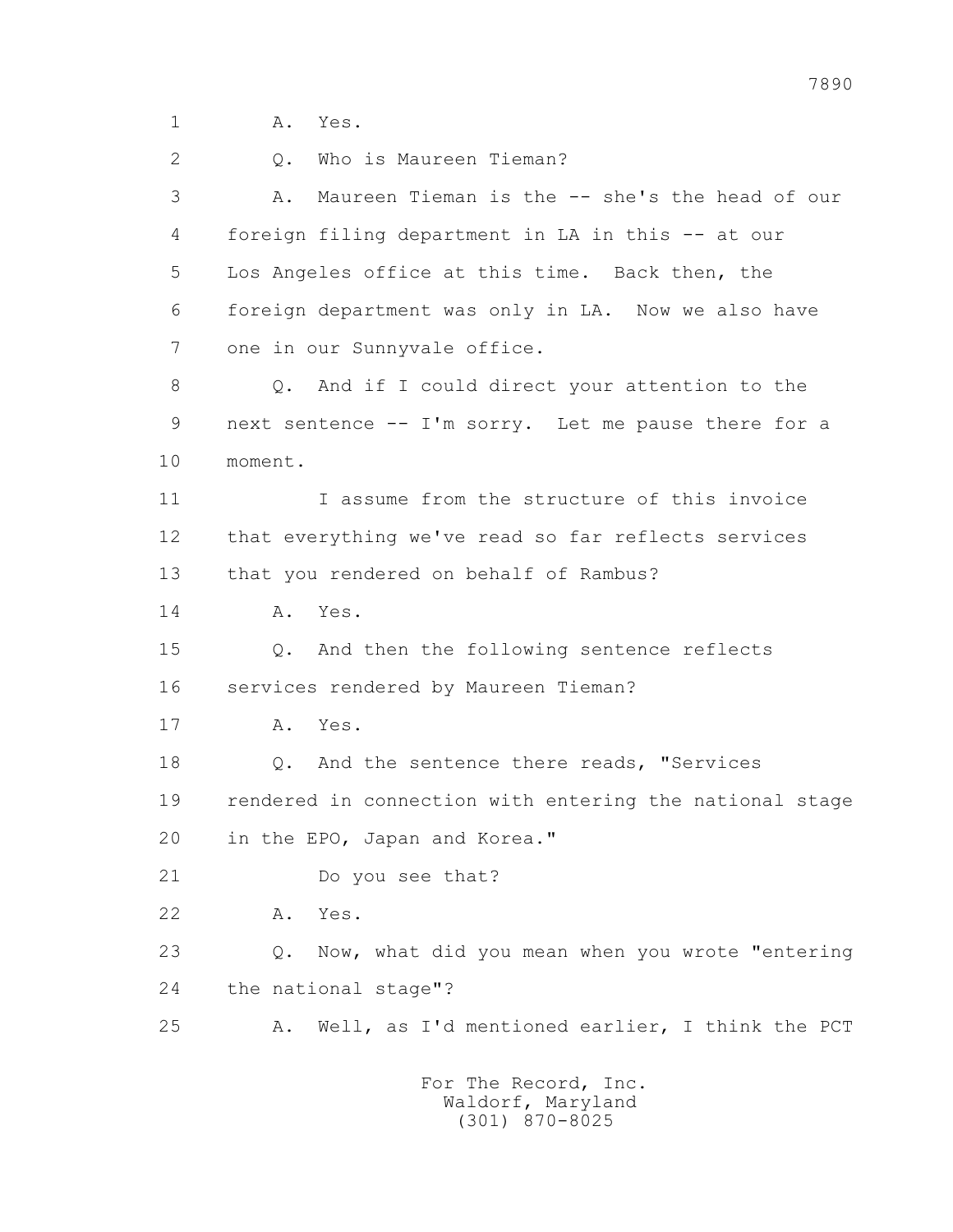1 A. Yes.

2 Q. Who is Maureen Tieman?

3 A. Maureen Tieman is the -- she's the head of our

4 foreign filing department in LA in this -- at our

5 Los Angeles office at this time. Back then, the

6 foreign department was only in LA. Now we also have

7 one in our Sunnyvale office.

8 Q. And if I could direct your attention to the

9 next sentence -- I'm sorry. Let me pause there for a

10 moment.

11 I assume from the structure of this invoice

12 that everything we've read so far reflects services

13 that you rendered on behalf of Rambus?

14 A. Yes.

15 Q. And then the following sentence reflects

16 services rendered by Maureen Tieman?

17 A. Yes.

18 Q. And the sentence there reads, "Services

19 rendered in connection with entering the national stage

20 in the EPO, Japan and Korea."

21 Do you see that?

22 A. Yes.

23 Q. Now, what did you mean when you wrote "entering

24 the national stage"?

25 A. Well, as I'd mentioned earlier, I think the PCT

For The Record, Inc.
Waldorf, Maryland
(301) 870-8025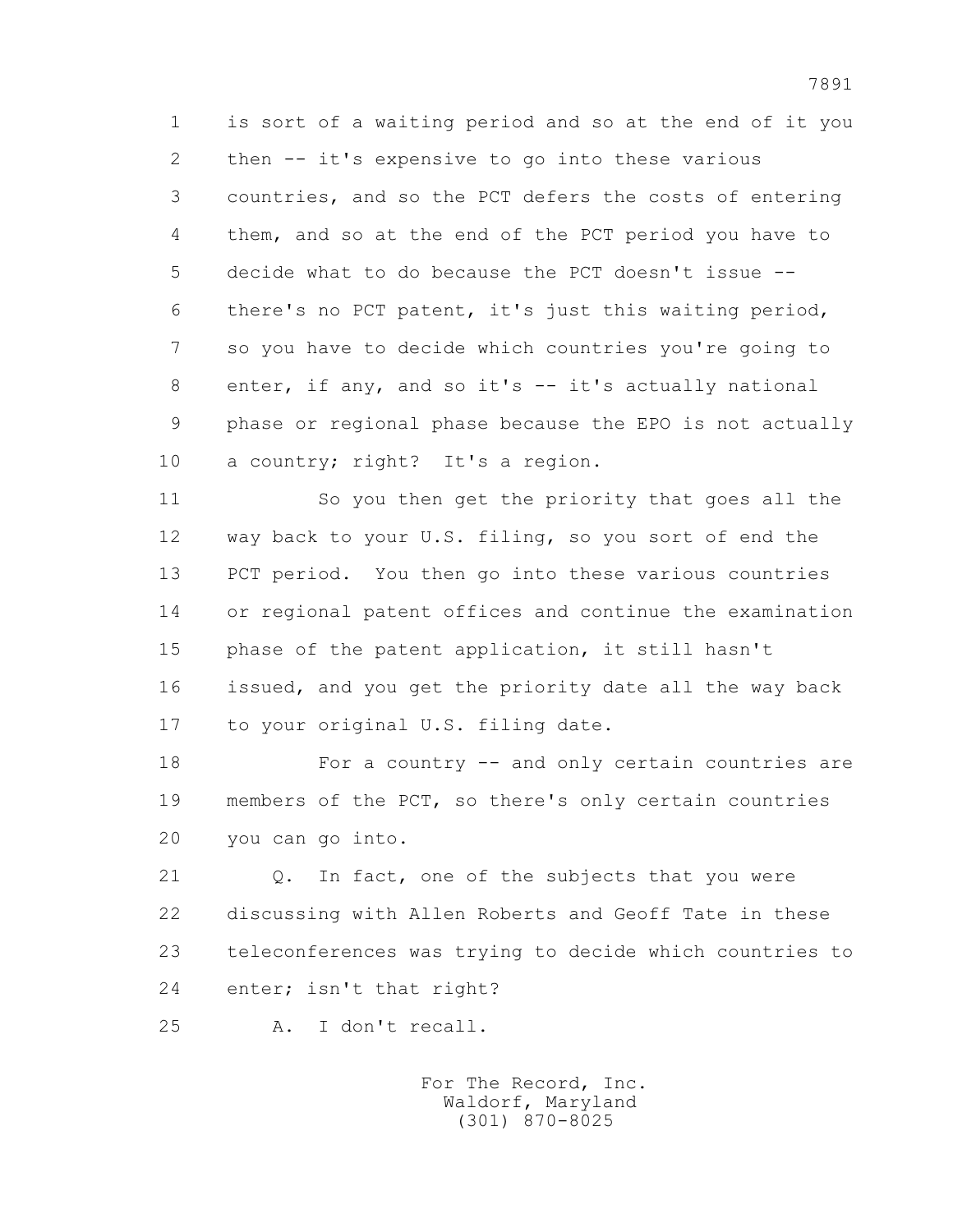1 is sort of a waiting period and so at the end of it you
2 then -- it's expensive to go into these various
3 countries, and so the PCT defers the costs of entering
4 them, and so at the end of the PCT period you have to
5 decide what to do because the PCT doesn't issue --
6 there's no PCT patent, it's just this waiting period,
7 so you have to decide which countries you're going to
8 enter, if any, and so it's -- it's actually national
9 phase or regional phase because the EPO is not actually
10 a country; right? It's a region.

11 So you then get the priority that goes all the
12 way back to your U.S. filing, so you sort of end the
13 PCT period. You then go into these various countries
14 or regional patent offices and continue the examination
15 phase of the patent application, it still hasn't
16 issued, and you get the priority date all the way back
17 to your original U.S. filing date.

18 For a country -- and only certain countries are
19 members of the PCT, so there's only certain countries
20 you can go into.

21 Q. In fact, one of the subjects that you were
22 discussing with Allen Roberts and Geoff Tate in these
23 teleconferences was trying to decide which countries to
24 enter; isn't that right?

25 A. I don't recall.

For The Record, Inc.
Waldorf, Maryland
(301) 870-8025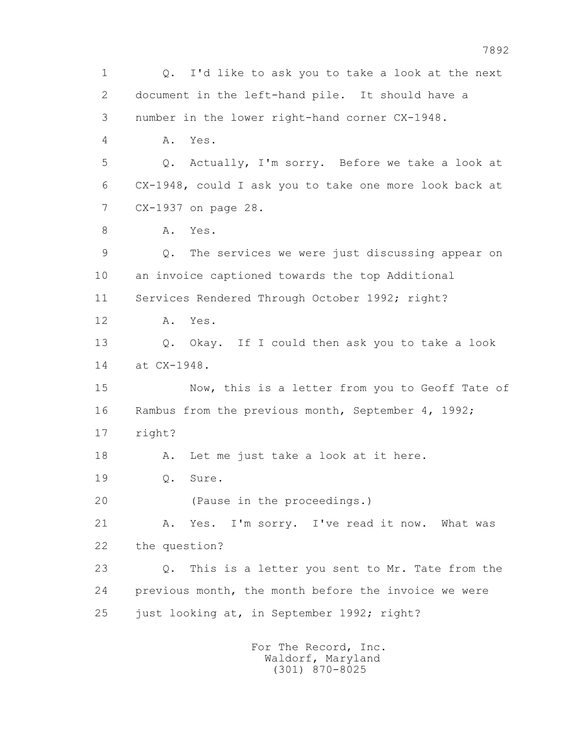1 Q. I'd like to ask you to take a look at the next
2 document in the left-hand pile. It should have a
3 number in the lower right-hand corner CX-1948.
4 A. Yes.
5 Q. Actually, I'm sorry. Before we take a look at
6 CX-1948, could I ask you to take one more look back at
7 CX-1937 on page 28.
8 A. Yes.
9 Q. The services we were just discussing appear on
10 an invoice captioned towards the top Additional
11 Services Rendered Through October 1992; right?
12 A. Yes.
13 Q. Okay. If I could then ask you to take a look
14 at CX-1948.
15 Now, this is a letter from you to Geoff Tate of
16 Rambus from the previous month, September 4, 1992;
17 right?
18 A. Let me just take a look at it here.
19 Q. Sure.
20 (Pause in the proceedings.)
21 A. Yes. I'm sorry. I've read it now. What was
22 the question?
23 Q. This is a letter you sent to Mr. Tate from the
24 previous month, the month before the invoice we were
25 just looking at, in September 1992; right?

For The Record, Inc.
Waldorf, Maryland
(301) 870-8025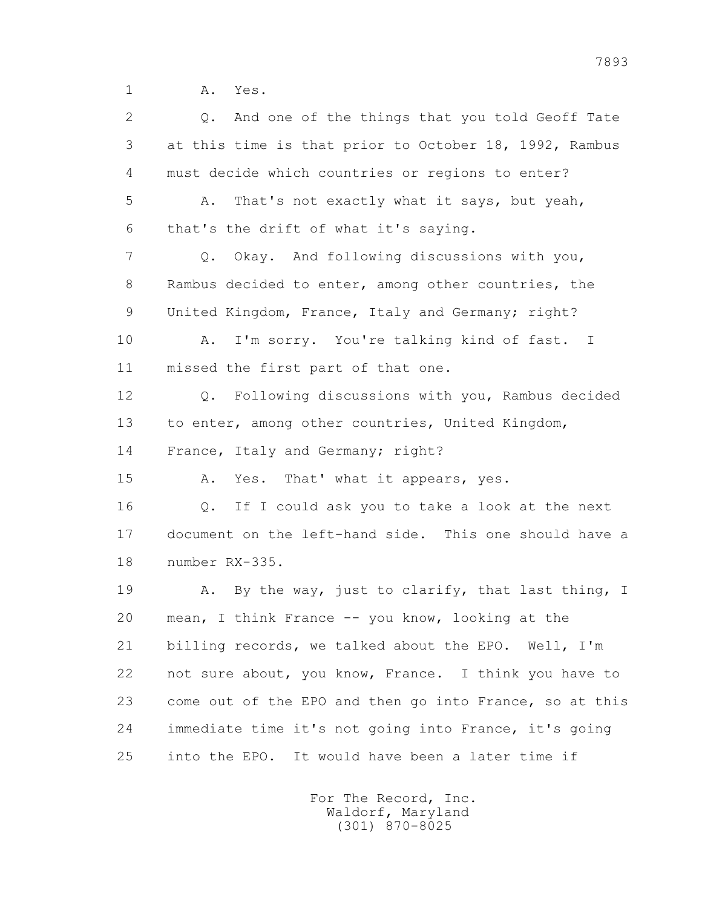1 A. Yes.

2 Q. And one of the things that you told Geoff Tate

3 at this time is that prior to October 18, 1992, Rambus

4 must decide which countries or regions to enter?

5 A. That's not exactly what it says, but yeah,

6 that's the drift of what it's saying.

7 Q. Okay. And following discussions with you,

8 Rambus decided to enter, among other countries, the

9 United Kingdom, France, Italy and Germany; right?

10 A. I'm sorry. You're talking kind of fast. I

11 missed the first part of that one.

12 Q. Following discussions with you, Rambus decided

13 to enter, among other countries, United Kingdom,

14 France, Italy and Germany; right?

15 A. Yes. That' what it appears, yes.

16 Q. If I could ask you to take a look at the next

17 document on the left-hand side. This one should have a

18 number RX-335.

19 A. By the way, just to clarify, that last thing, I

20 mean, I think France -- you know, looking at the

21 billing records, we talked about the EPO. Well, I'm

22 not sure about, you know, France. I think you have to

23 come out of the EPO and then go into France, so at this

24 immediate time it's not going into France, it's going

25 into the EPO. It would have been a later time if

For The Record, Inc.
Waldorf, Maryland
(301) 870-8025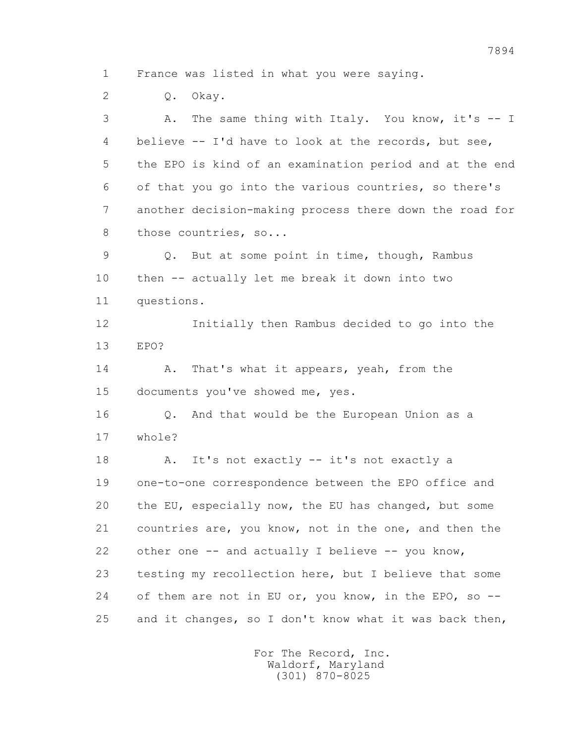1 France was listed in what you were saying.

2 Q. Okay.

3 A. The same thing with Italy. You know, it's -- I
4 believe -- I'd have to look at the records, but see,
5 the EPO is kind of an examination period and at the end
6 of that you go into the various countries, so there's
7 another decision-making process there down the road for
8 those countries, so...

9 Q. But at some point in time, though, Rambus
10 then -- actually let me break it down into two
11 questions.

12 Initially then Rambus decided to go into the
13 EPO?

14 A. That's what it appears, yeah, from the
15 documents you've showed me, yes.

16 Q. And that would be the European Union as a
17 whole?

18 A. It's not exactly -- it's not exactly a
19 one-to-one correspondence between the EPO office and
20 the EU, especially now, the EU has changed, but some
21 countries are, you know, not in the one, and then the
22 other one -- and actually I believe -- you know,
23 testing my recollection here, but I believe that some
24 of them are not in EU or, you know, in the EPO, so --
25 and it changes, so I don't know what it was back then,

For The Record, Inc.
Waldorf, Maryland
(301) 870-8025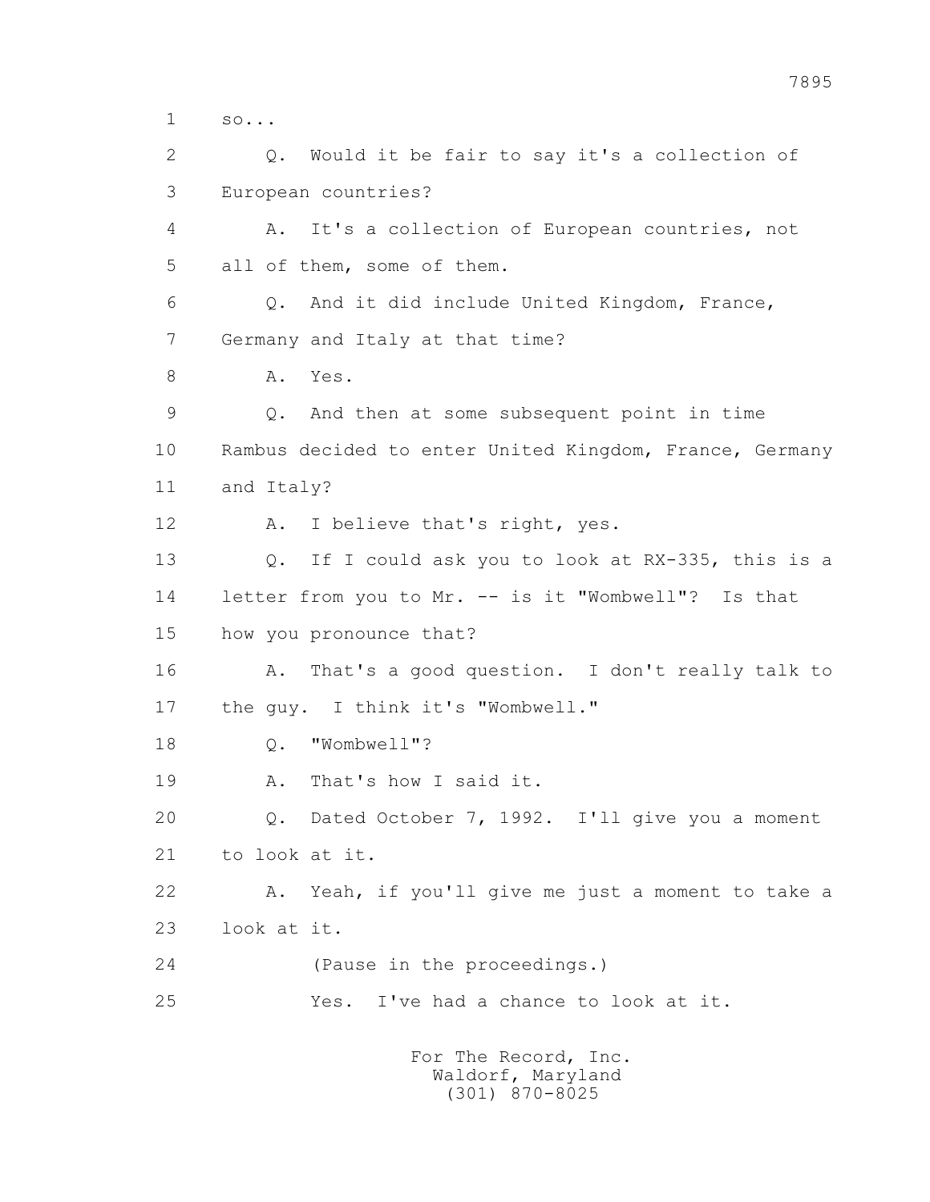1 so...

2 Q. Would it be fair to say it's a collection of

3 European countries?

4 A. It's a collection of European countries, not

5 all of them, some of them.

6 Q. And it did include United Kingdom, France,

7 Germany and Italy at that time?

8 A. Yes.

9 Q. And then at some subsequent point in time

10 Rambus decided to enter United Kingdom, France, Germany

11 and Italy?

12 A. I believe that's right, yes.

13 Q. If I could ask you to look at RX-335, this is a

14 letter from you to Mr. -- is it "Wombwell"? Is that

15 how you pronounce that?

16 A. That's a good question. I don't really talk to

17 the guy. I think it's "Wombwell."

18 Q. "Wombwell"?

19 A. That's how I said it.

20 Q. Dated October 7, 1992. I'll give you a moment

21 to look at it.

22 A. Yeah, if you'll give me just a moment to take a

23 look at it.

24 (Pause in the proceedings.)

25 Yes. I've had a chance to look at it.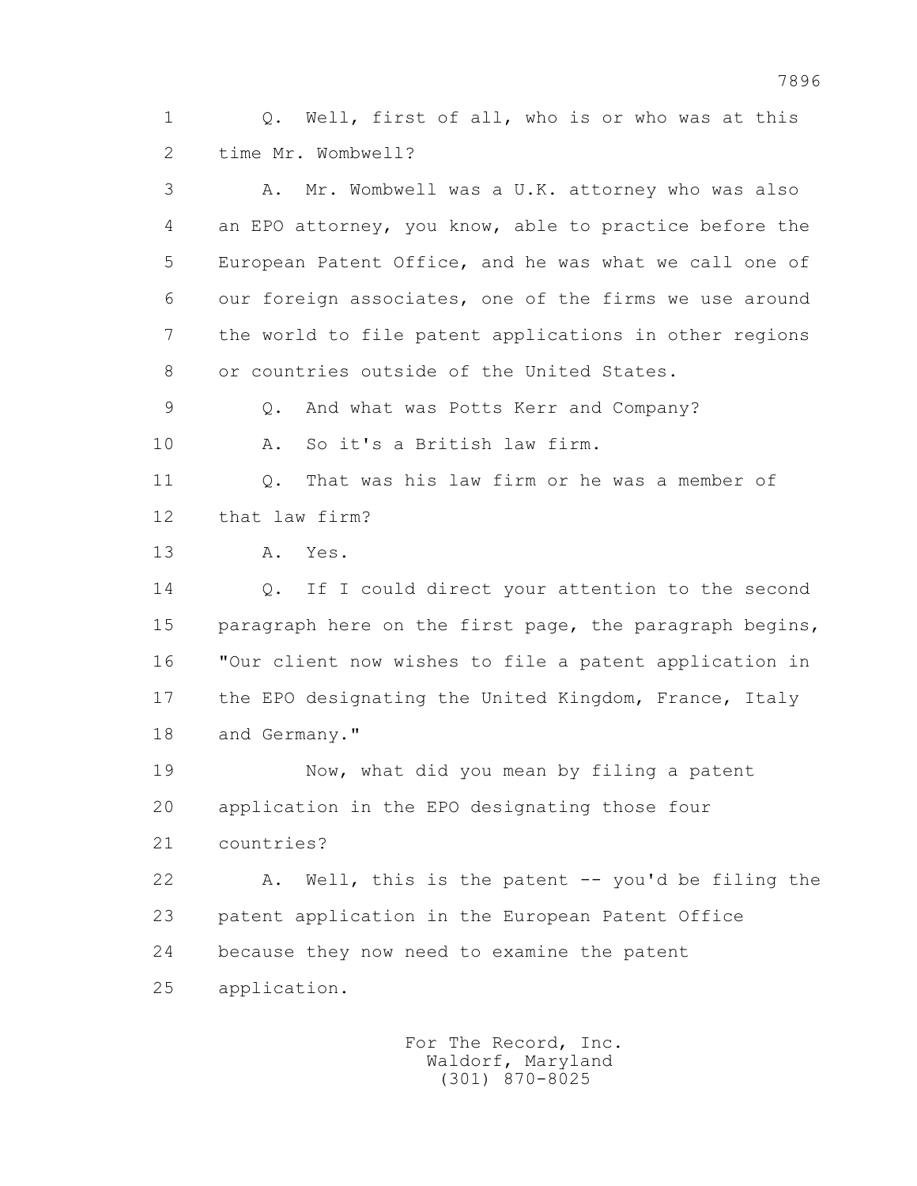Q. Well, first of all, who is or who was at this time Mr. Wombwell?

A. Mr. Wombwell was a U.K. attorney who was also an EPO attorney, you know, able to practice before the European Patent Office, and he was what we call one of our foreign associates, one of the firms we use around the world to file patent applications in other regions or countries outside of the United States.

Q. And what was Potts Kerr and Company?

A. So it's a British law firm.

Q. That was his law firm or he was a member of that law firm?

A. Yes.

Q. If I could direct your attention to the second paragraph here on the first page, the paragraph begins, "Our client now wishes to file a patent application in the EPO designating the United Kingdom, France, Italy and Germany."

Now, what did you mean by filing a patent application in the EPO designating those four countries?

A. Well, this is the patent -- you'd be filing the patent application in the European Patent Office because they now need to examine the patent application.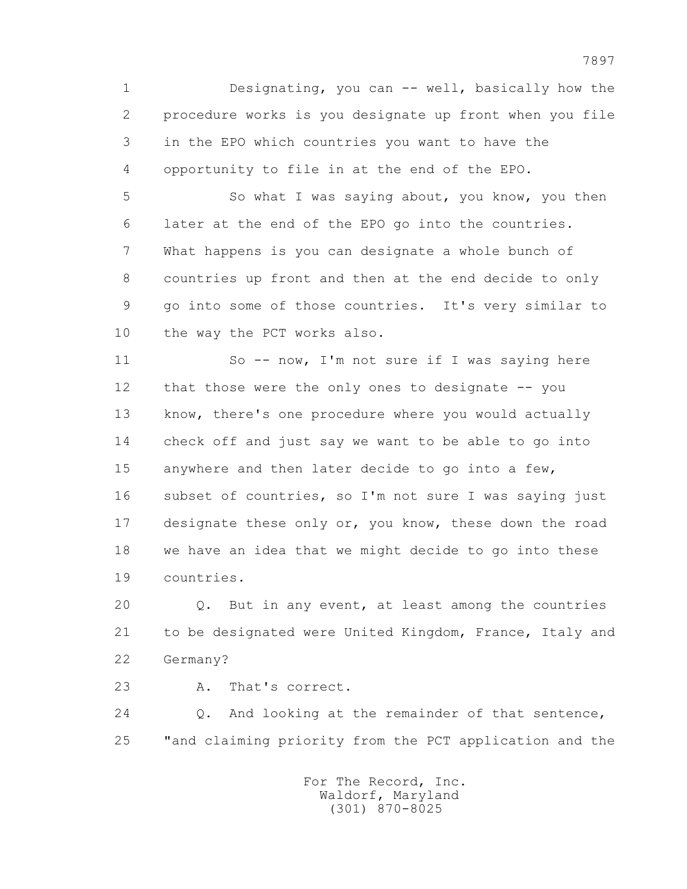1 Designating, you can -- well, basically how the
2 procedure works is you designate up front when you file
3 in the EPO which countries you want to have the
4 opportunity to file in at the end of the EPO.

5 So what I was saying about, you know, you then
6 later at the end of the EPO go into the countries.
7 What happens is you can designate a whole bunch of
8 countries up front and then at the end decide to only
9 go into some of those countries. It's very similar to
10 the way the PCT works also.

11 So -- now, I'm not sure if I was saying here
12 that those were the only ones to designate -- you
13 know, there's one procedure where you would actually
14 check off and just say we want to be able to go into
15 anywhere and then later decide to go into a few,
16 subset of countries, so I'm not sure I was saying just
17 designate these only or, you know, these down the road
18 we have an idea that we might decide to go into these
19 countries.

20 Q. But in any event, at least among the countries
21 to be designated were United Kingdom, France, Italy and
22 Germany?

23 A. That's correct.

24 Q. And looking at the remainder of that sentence,
25 "and claiming priority from the PCT application and the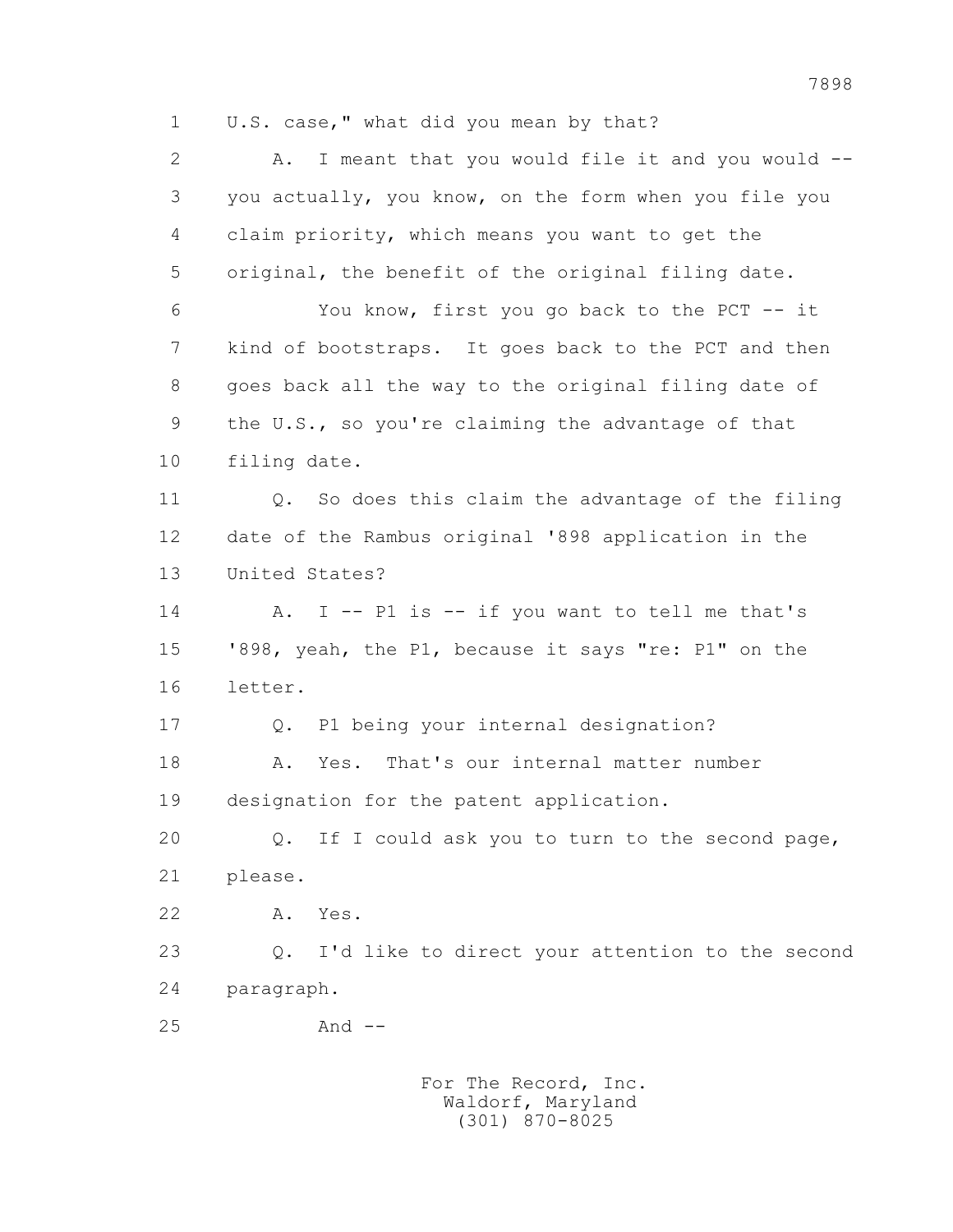1 U.S. case," what did you mean by that?

2 A. I meant that you would file it and you would --

3 you actually, you know, on the form when you file you

4 claim priority, which means you want to get the

5 original, the benefit of the original filing date.

6 You know, first you go back to the PCT -- it

7 kind of bootstraps. It goes back to the PCT and then

8 goes back all the way to the original filing date of

9 the U.S., so you're claiming the advantage of that

10 filing date.

11 Q. So does this claim the advantage of the filing

12 date of the Rambus original '898 application in the

13 United States?

14 A. I -- P1 is -- if you want to tell me that's

15 '898, yeah, the P1, because it says "re: P1" on the

16 letter.

17 Q. P1 being your internal designation?

18 A. Yes. That's our internal matter number

19 designation for the patent application.

20 Q. If I could ask you to turn to the second page,

21 please.

22 A. Yes.

23 Q. I'd like to direct your attention to the second

24 paragraph.

25 And --

For The Record, Inc.
Waldorf, Maryland
(301) 870-8025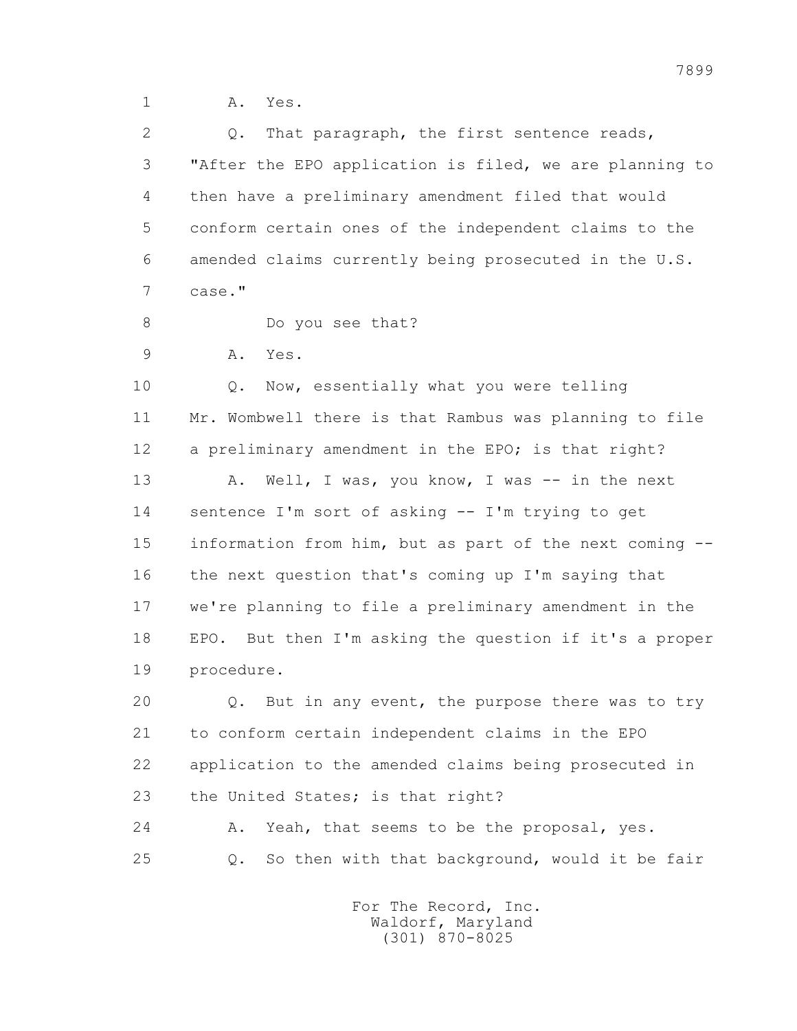1 A. Yes.

2 Q. That paragraph, the first sentence reads,

3 "After the EPO application is filed, we are planning to

4 then have a preliminary amendment filed that would

5 conform certain ones of the independent claims to the

6 amended claims currently being prosecuted in the U.S.

7 case."

8 Do you see that?

9 A. Yes.

10 Q. Now, essentially what you were telling

11 Mr. Wombwell there is that Rambus was planning to file

12 a preliminary amendment in the EPO; is that right?

13 A. Well, I was, you know, I was -- in the next

14 sentence I'm sort of asking -- I'm trying to get

15 information from him, but as part of the next coming --

16 the next question that's coming up I'm saying that

17 we're planning to file a preliminary amendment in the

18 EPO. But then I'm asking the question if it's a proper

19 procedure.

20 Q. But in any event, the purpose there was to try

21 to conform certain independent claims in the EPO

22 application to the amended claims being prosecuted in

23 the United States; is that right?

24 A. Yeah, that seems to be the proposal, yes.

25 Q. So then with that background, would it be fair

For The Record, Inc.
Waldorf, Maryland
(301) 870-8025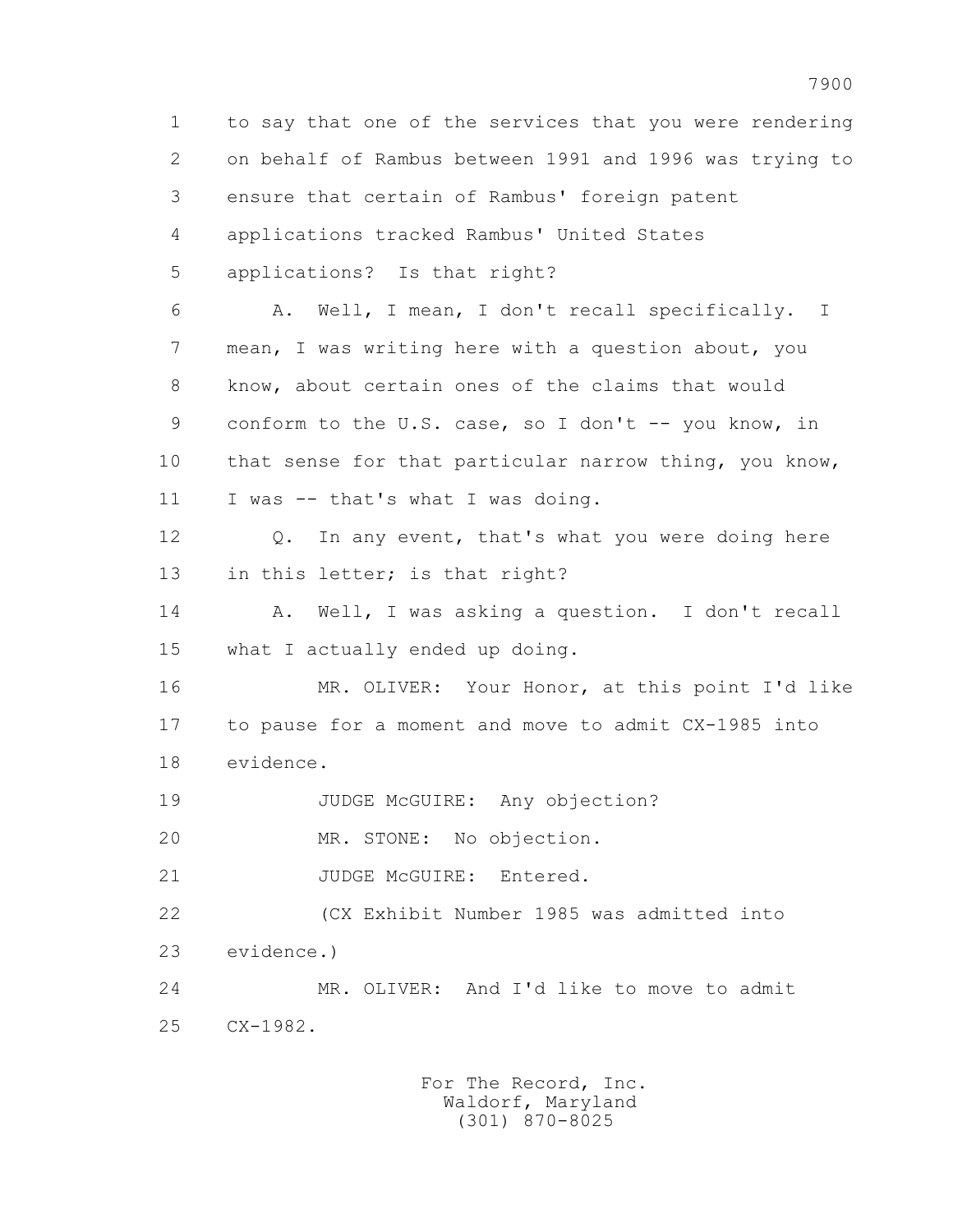1 to say that one of the services that you were rendering
2 on behalf of Rambus between 1991 and 1996 was trying to
3 ensure that certain of Rambus' foreign patent
4 applications tracked Rambus' United States
5 applications? Is that right?

6 A. Well, I mean, I don't recall specifically. I
7 mean, I was writing here with a question about, you
8 know, about certain ones of the claims that would
9 conform to the U.S. case, so I don't -- you know, in
10 that sense for that particular narrow thing, you know,
11 I was -- that's what I was doing.

12 Q. In any event, that's what you were doing here
13 in this letter; is that right?

14 A. Well, I was asking a question. I don't recall
15 what I actually ended up doing.

16 MR. OLIVER: Your Honor, at this point I'd like
17 to pause for a moment and move to admit CX-1985 into
18 evidence.

19 JUDGE McGUIRE: Any objection?

20 MR. STONE: No objection.

21 JUDGE McGUIRE: Entered.

22 (CX Exhibit Number 1985 was admitted into
23 evidence.)

24 MR. OLIVER: And I'd like to move to admit
25 CX-1982.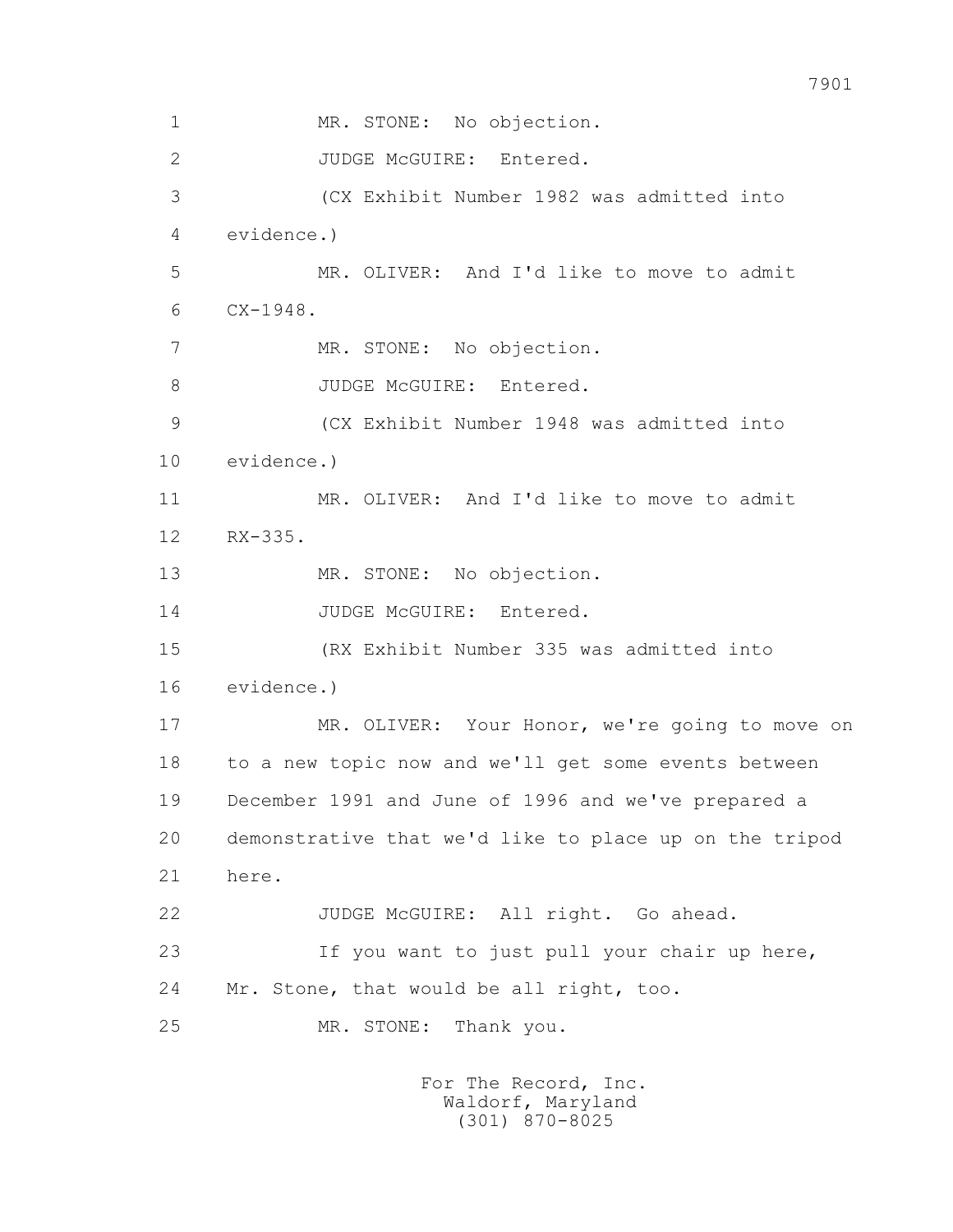1 MR. STONE: No objection.

2 JUDGE McGUIRE: Entered.

3 (CX Exhibit Number 1982 was admitted into

4 evidence.)

5 MR. OLIVER: And I'd like to move to admit

6 CX-1948.

7 MR. STONE: No objection.

8 JUDGE McGUIRE: Entered.

9 (CX Exhibit Number 1948 was admitted into

10 evidence.)

11 MR. OLIVER: And I'd like to move to admit

12 RX-335.

13 MR. STONE: No objection.

14 JUDGE McGUIRE: Entered.

15 (RX Exhibit Number 335 was admitted into

16 evidence.)

17 MR. OLIVER: Your Honor, we're going to move on

18 to a new topic now and we'll get some events between

19 December 1991 and June of 1996 and we've prepared a

20 demonstrative that we'd like to place up on the tripod

21 here.

22 JUDGE McGUIRE: All right. Go ahead.

23 If you want to just pull your chair up here,

24 Mr. Stone, that would be all right, too.

25 MR. STONE: Thank you.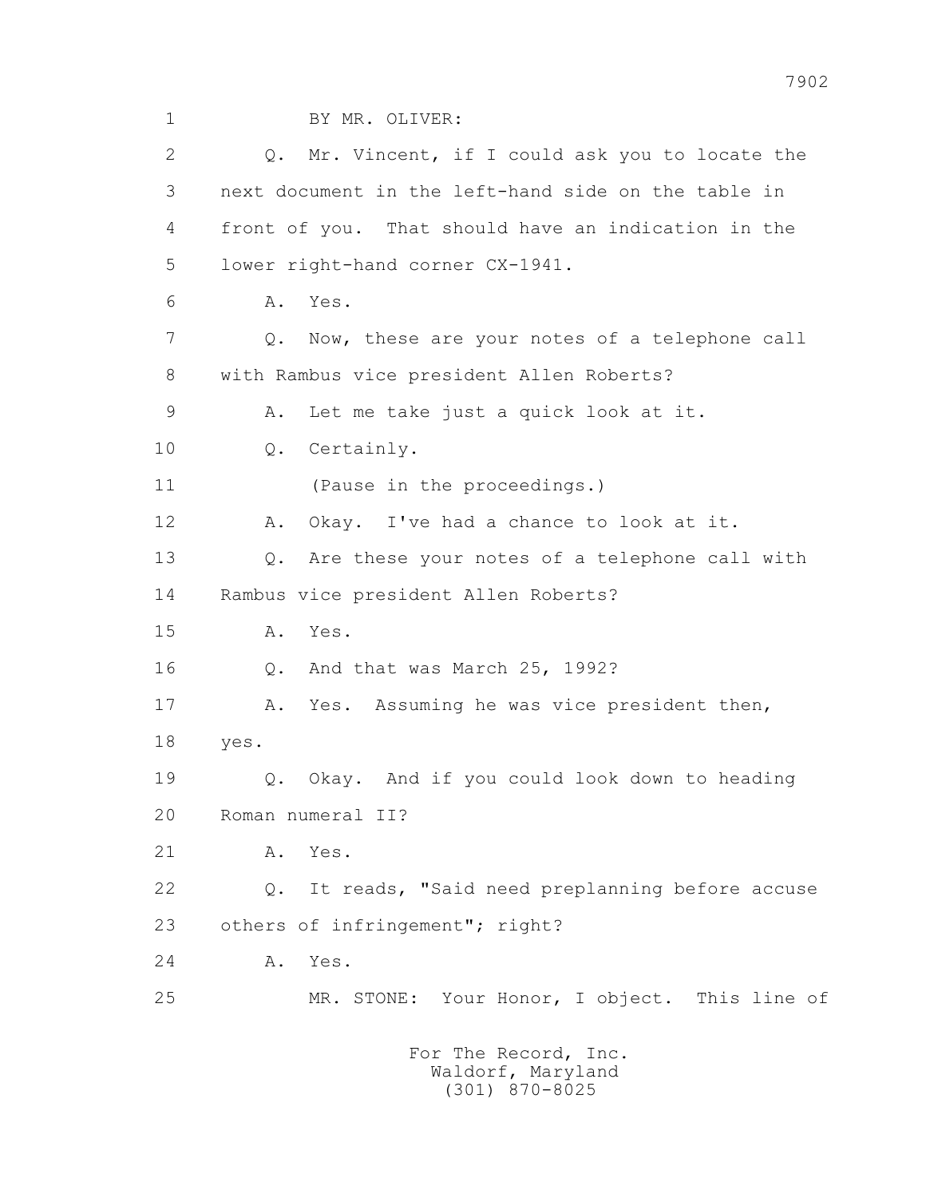1 BY MR. OLIVER:

2 Q. Mr. Vincent, if I could ask you to locate the

3 next document in the left-hand side on the table in

4 front of you. That should have an indication in the

5 lower right-hand corner CX-1941.

6 A. Yes.

7 Q. Now, these are your notes of a telephone call

8 with Rambus vice president Allen Roberts?

9 A. Let me take just a quick look at it.

10 Q. Certainly.

11 (Pause in the proceedings.)

12 A. Okay. I've had a chance to look at it.

13 Q. Are these your notes of a telephone call with

14 Rambus vice president Allen Roberts?

15 A. Yes.

16 Q. And that was March 25, 1992?

17 A. Yes. Assuming he was vice president then,

18 yes.

19 Q. Okay. And if you could look down to heading

20 Roman numeral II?

21 A. Yes.

22 Q. It reads, "Said need preplanning before accuse

23 others of infringement"; right?

24 A. Yes.

25 MR. STONE: Your Honor, I object. This line of

For The Record, Inc.
Waldorf, Maryland
(301) 870-8025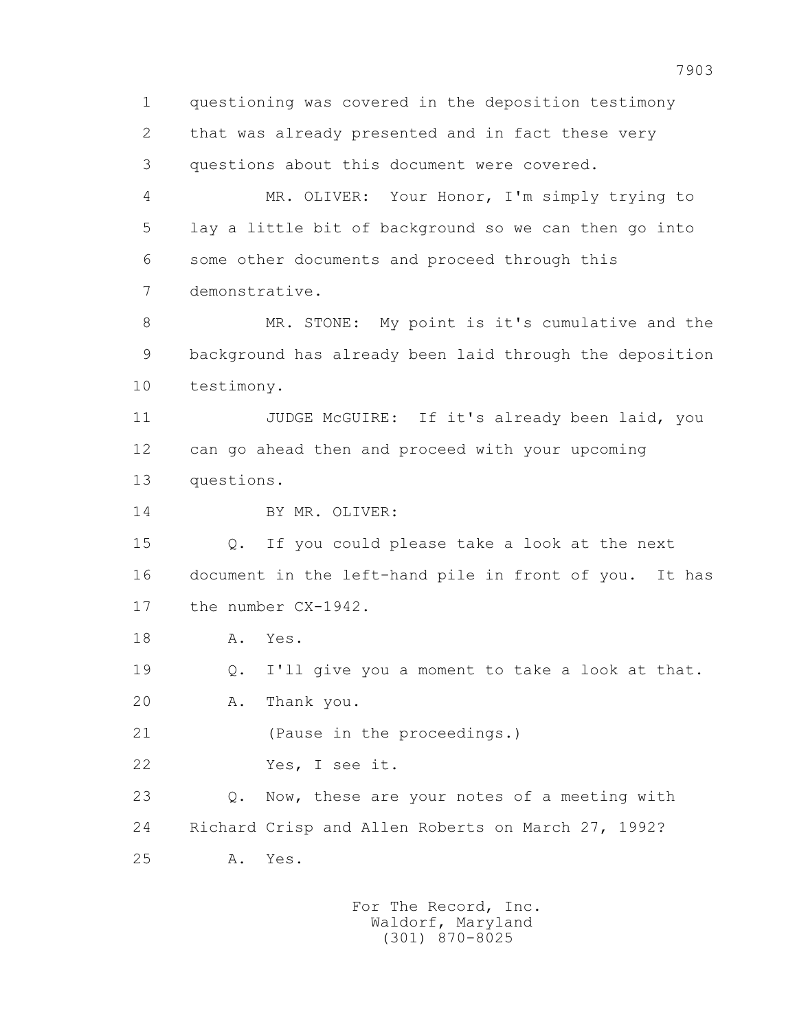1 questioning was covered in the deposition testimony
2 that was already presented and in fact these very
3 questions about this document were covered.

4 MR. OLIVER: Your Honor, I'm simply trying to
5 lay a little bit of background so we can then go into
6 some other documents and proceed through this
7 demonstrative.

8 MR. STONE: My point is it's cumulative and the
9 background has already been laid through the deposition
10 testimony.

11 JUDGE McGUIRE: If it's already been laid, you
12 can go ahead then and proceed with your upcoming
13 questions.

14 BY MR. OLIVER:

15 Q. If you could please take a look at the next
16 document in the left-hand pile in front of you. It has
17 the number CX-1942.

18 A. Yes.

19 Q. I'll give you a moment to take a look at that.

20 A. Thank you.

21 (Pause in the proceedings.)

22 Yes, I see it.

23 Q. Now, these are your notes of a meeting with
24 Richard Crisp and Allen Roberts on March 27, 1992?

25 A. Yes.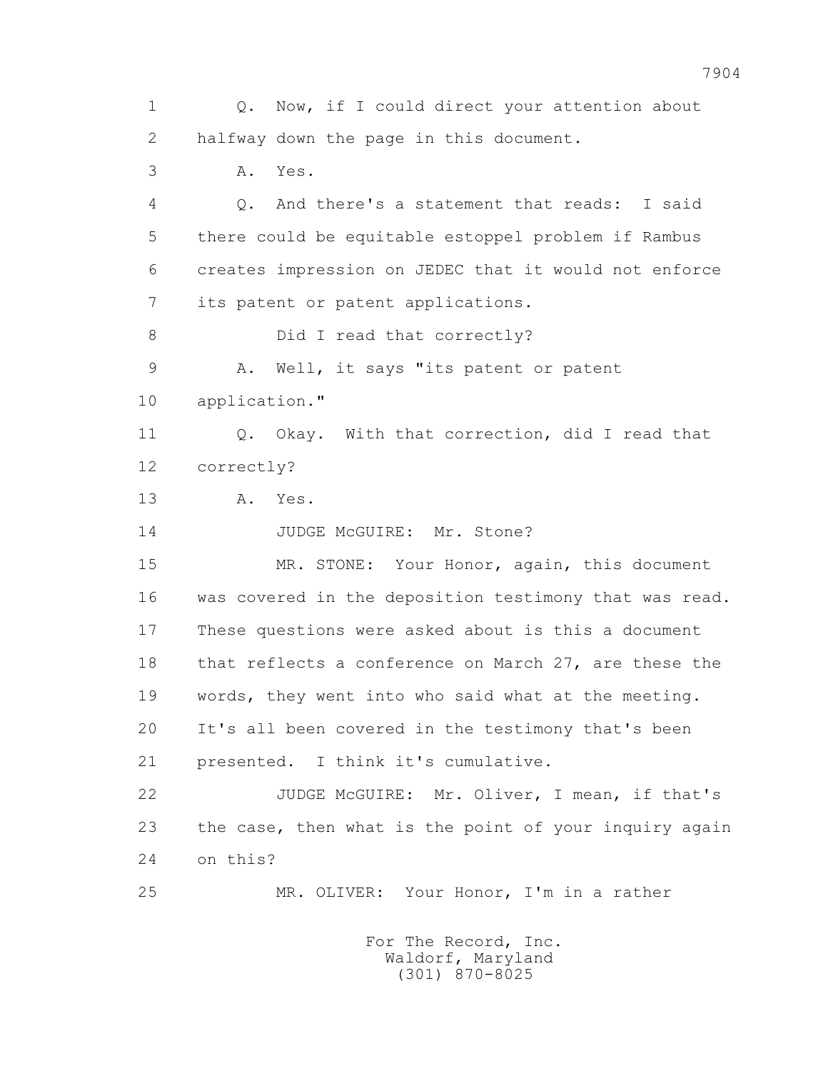1 Q. Now, if I could direct your attention about
2 halfway down the page in this document.
3 A. Yes.
4 Q. And there's a statement that reads: I said
5 there could be equitable estoppel problem if Rambus
6 creates impression on JEDEC that it would not enforce
7 its patent or patent applications.
8 Did I read that correctly?
9 A. Well, it says "its patent or patent
10 application."
11 Q. Okay. With that correction, did I read that
12 correctly?
13 A. Yes.
14 JUDGE McGUIRE: Mr. Stone?
15 MR. STONE: Your Honor, again, this document
16 was covered in the deposition testimony that was read.
17 These questions were asked about is this a document
18 that reflects a conference on March 27, are these the
19 words, they went into who said what at the meeting.
20 It's all been covered in the testimony that's been
21 presented. I think it's cumulative.
22 JUDGE McGUIRE: Mr. Oliver, I mean, if that's
23 the case, then what is the point of your inquiry again
24 on this?
25 MR. OLIVER: Your Honor, I'm in a rather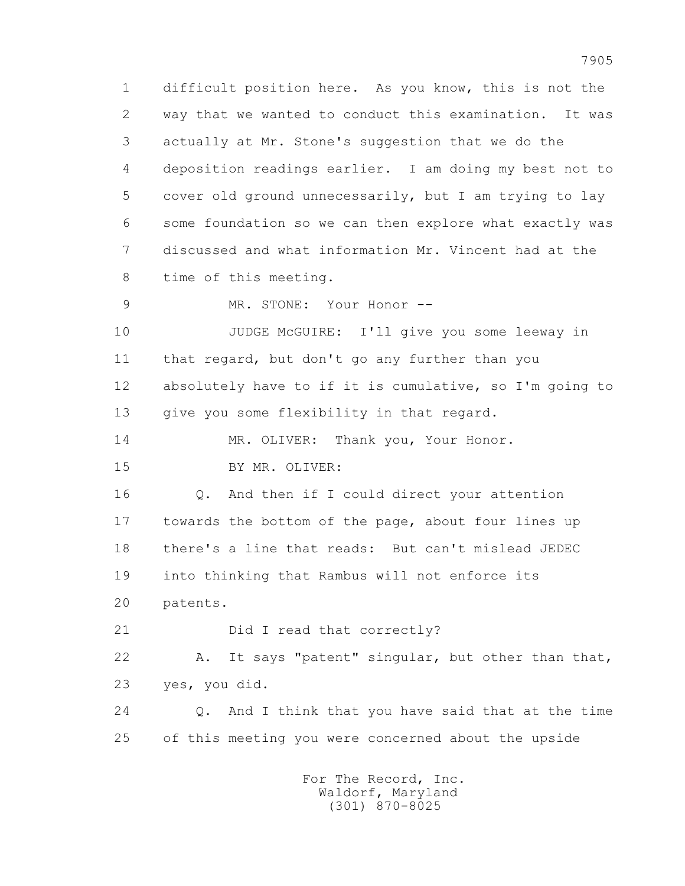1 difficult position here. As you know, this is not the
2 way that we wanted to conduct this examination. It was
3 actually at Mr. Stone's suggestion that we do the
4 deposition readings earlier. I am doing my best not to
5 cover old ground unnecessarily, but I am trying to lay
6 some foundation so we can then explore what exactly was
7 discussed and what information Mr. Vincent had at the
8 time of this meeting.

9 MR. STONE: Your Honor --

10 JUDGE McGUIRE: I'll give you some leeway in
11 that regard, but don't go any further than you
12 absolutely have to if it is cumulative, so I'm going to
13 give you some flexibility in that regard.

14 MR. OLIVER: Thank you, Your Honor.

15 BY MR. OLIVER:

16 Q. And then if I could direct your attention
17 towards the bottom of the page, about four lines up
18 there's a line that reads: But can't mislead JEDEC
19 into thinking that Rambus will not enforce its
20 patents.

21 Did I read that correctly?

22 A. It says "patent" singular, but other than that,
23 yes, you did.

24 Q. And I think that you have said that at the time
25 of this meeting you were concerned about the upside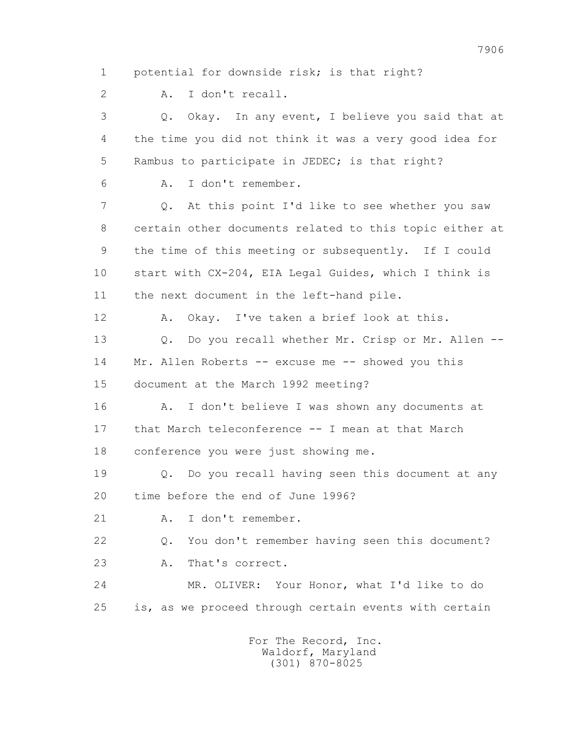1 potential for downside risk; is that right?

2 A. I don't recall.

3 Q. Okay. In any event, I believe you said that at

4 the time you did not think it was a very good idea for

5 Rambus to participate in JEDEC; is that right?

6 A. I don't remember.

7 Q. At this point I'd like to see whether you saw

8 certain other documents related to this topic either at

9 the time of this meeting or subsequently. If I could

10 start with CX-204, EIA Legal Guides, which I think is

11 the next document in the left-hand pile.

12 A. Okay. I've taken a brief look at this.

13 Q. Do you recall whether Mr. Crisp or Mr. Allen --

14 Mr. Allen Roberts -- excuse me -- showed you this

15 document at the March 1992 meeting?

16 A. I don't believe I was shown any documents at

17 that March teleconference -- I mean at that March

18 conference you were just showing me.

19 Q. Do you recall having seen this document at any

20 time before the end of June 1996?

21 A. I don't remember.

22 Q. You don't remember having seen this document?

23 A. That's correct.

24 MR. OLIVER: Your Honor, what I'd like to do

25 is, as we proceed through certain events with certain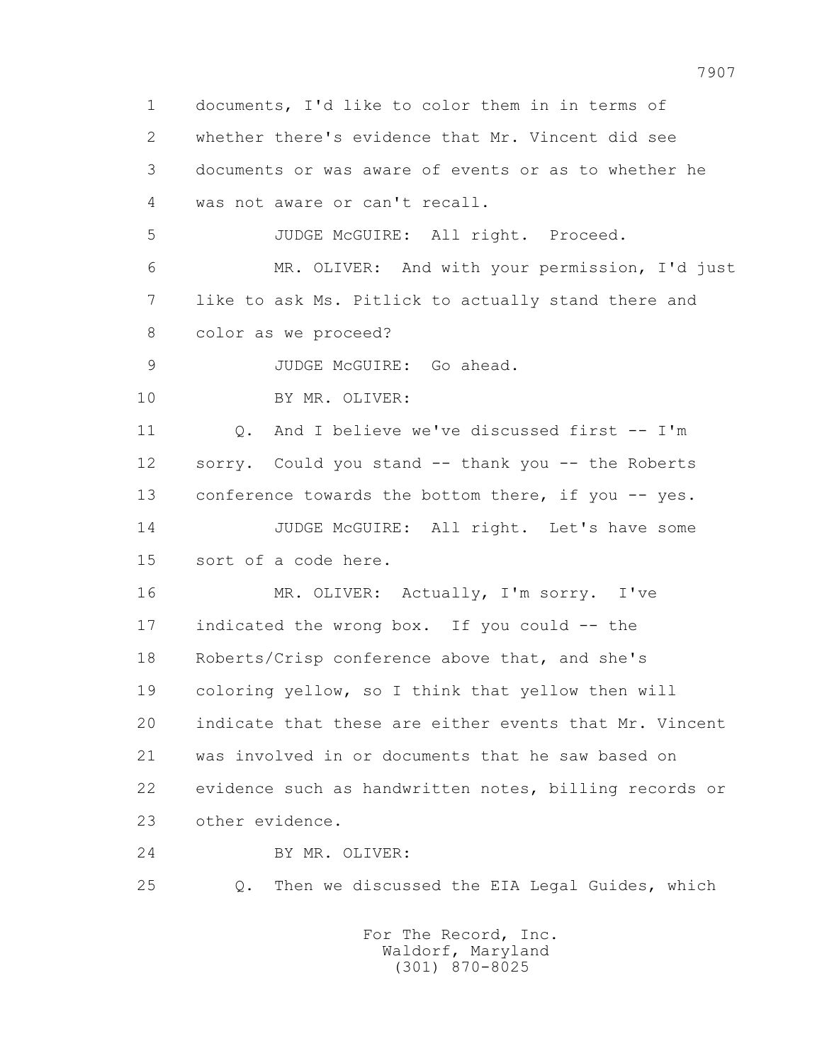1 documents, I'd like to color them in in terms of
2 whether there's evidence that Mr. Vincent did see
3 documents or was aware of events or as to whether he
4 was not aware or can't recall.

5 JUDGE McGUIRE: All right. Proceed.

6 MR. OLIVER: And with your permission, I'd just
7 like to ask Ms. Pitlick to actually stand there and
8 color as we proceed?

9 JUDGE McGUIRE: Go ahead.

10 BY MR. OLIVER:

11 Q. And I believe we've discussed first -- I'm
12 sorry. Could you stand -- thank you -- the Roberts
13 conference towards the bottom there, if you -- yes.

14 JUDGE McGUIRE: All right. Let's have some
15 sort of a code here.

16 MR. OLIVER: Actually, I'm sorry. I've
17 indicated the wrong box. If you could -- the
18 Roberts/Crisp conference above that, and she's
19 coloring yellow, so I think that yellow then will
20 indicate that these are either events that Mr. Vincent
21 was involved in or documents that he saw based on
22 evidence such as handwritten notes, billing records or
23 other evidence.

24 BY MR. OLIVER:

25 Q. Then we discussed the EIA Legal Guides, which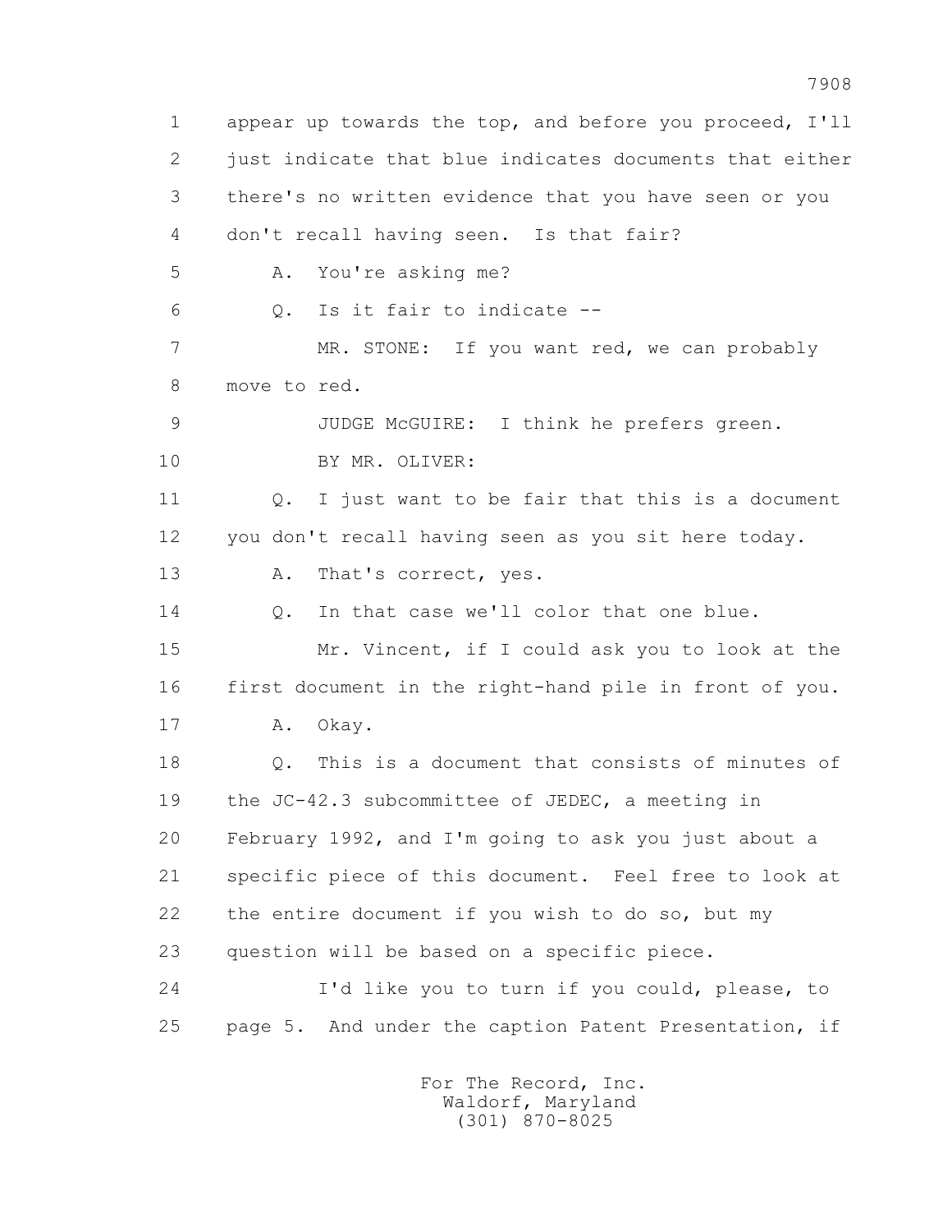1 appear up towards the top, and before you proceed, I'll
2 just indicate that blue indicates documents that either
3 there's no written evidence that you have seen or you
4 don't recall having seen. Is that fair?

5 A. You're asking me?

6 Q. Is it fair to indicate --

7 MR. STONE: If you want red, we can probably
8 move to red.

9 JUDGE McGUIRE: I think he prefers green.

10 BY MR. OLIVER:

11 Q. I just want to be fair that this is a document
12 you don't recall having seen as you sit here today.

13 A. That's correct, yes.

14 Q. In that case we'll color that one blue.

15 Mr. Vincent, if I could ask you to look at the
16 first document in the right-hand pile in front of you.

17 A. Okay.

18 Q. This is a document that consists of minutes of
19 the JC-42.3 subcommittee of JEDEC, a meeting in
20 February 1992, and I'm going to ask you just about a
21 specific piece of this document. Feel free to look at
22 the entire document if you wish to do so, but my
23 question will be based on a specific piece.

24 I'd like you to turn if you could, please, to
25 page 5. And under the caption Patent Presentation, if

For The Record, Inc.
Waldorf, Maryland
(301) 870-8025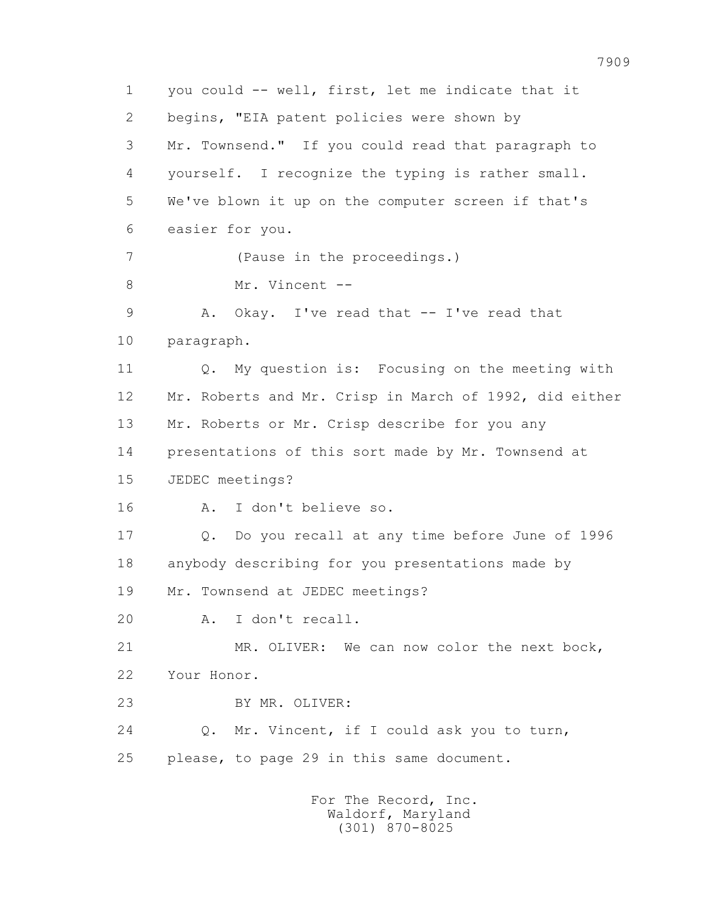1 you could -- well, first, let me indicate that it
2 begins, "EIA patent policies were shown by
3 Mr. Townsend." If you could read that paragraph to
4 yourself. I recognize the typing is rather small.
5 We've blown it up on the computer screen if that's
6 easier for you.
7 (Pause in the proceedings.)
8 Mr. Vincent --
9 A. Okay. I've read that -- I've read that
10 paragraph.
11 Q. My question is: Focusing on the meeting with
12 Mr. Roberts and Mr. Crisp in March of 1992, did either
13 Mr. Roberts or Mr. Crisp describe for you any
14 presentations of this sort made by Mr. Townsend at
15 JEDEC meetings?
16 A. I don't believe so.
17 Q. Do you recall at any time before June of 1996
18 anybody describing for you presentations made by
19 Mr. Townsend at JEDEC meetings?
20 A. I don't recall.
21 MR. OLIVER: We can now color the next bock,
22 Your Honor.
23 BY MR. OLIVER:
24 Q. Mr. Vincent, if I could ask you to turn,
25 please, to page 29 in this same document.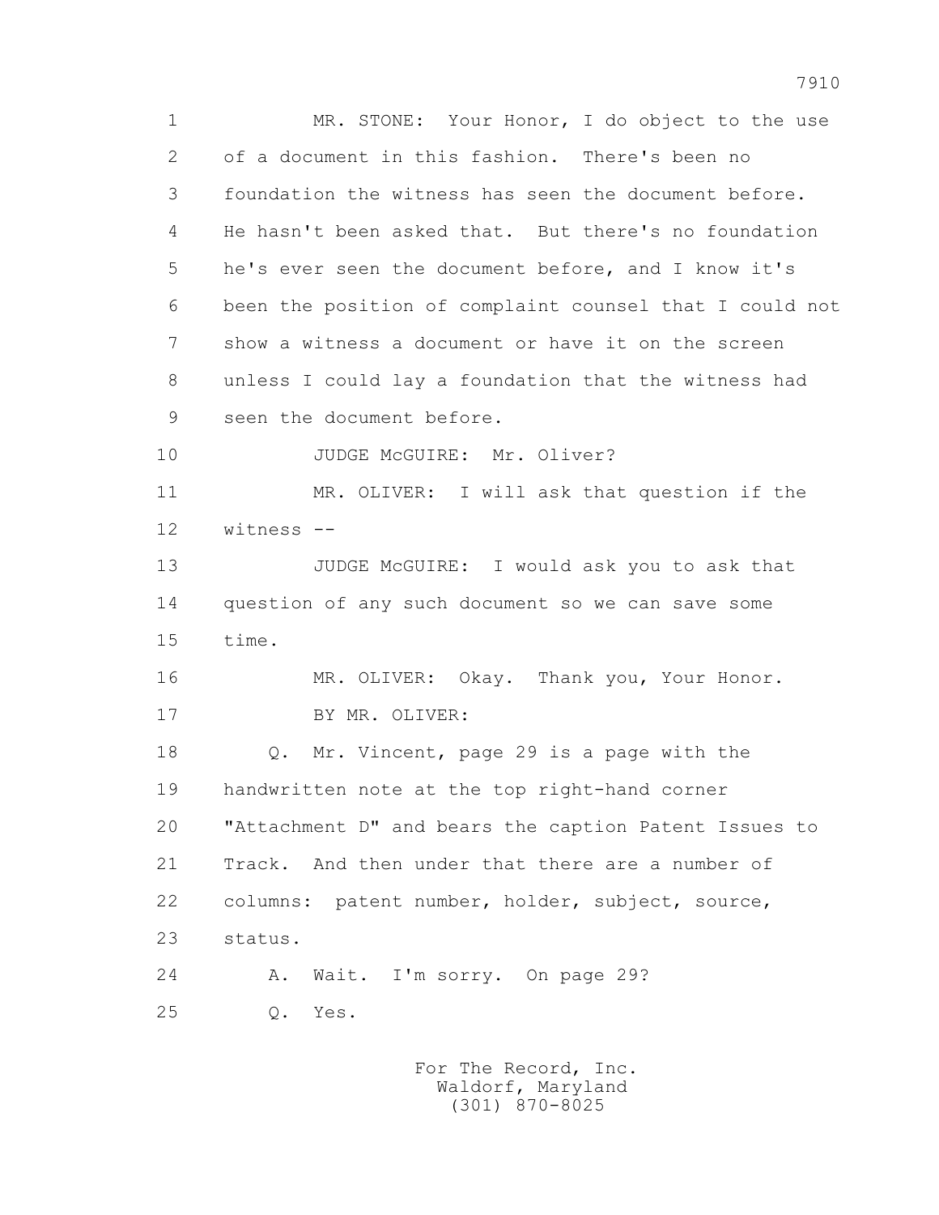1 MR. STONE: Your Honor, I do object to the use
2 of a document in this fashion. There's been no
3 foundation the witness has seen the document before.
4 He hasn't been asked that. But there's no foundation
5 he's ever seen the document before, and I know it's
6 been the position of complaint counsel that I could not
7 show a witness a document or have it on the screen
8 unless I could lay a foundation that the witness had
9 seen the document before.
10 JUDGE McGUIRE: Mr. Oliver?
11 MR. OLIVER: I will ask that question if the
12 witness --
13 JUDGE McGUIRE: I would ask you to ask that
14 question of any such document so we can save some
15 time.
16 MR. OLIVER: Okay. Thank you, Your Honor.
17 BY MR. OLIVER:
18 Q. Mr. Vincent, page 29 is a page with the
19 handwritten note at the top right-hand corner
20 "Attachment D" and bears the caption Patent Issues to
21 Track. And then under that there are a number of
22 columns: patent number, holder, subject, source,
23 status.
24 A. Wait. I'm sorry. On page 29?
25 Q. Yes.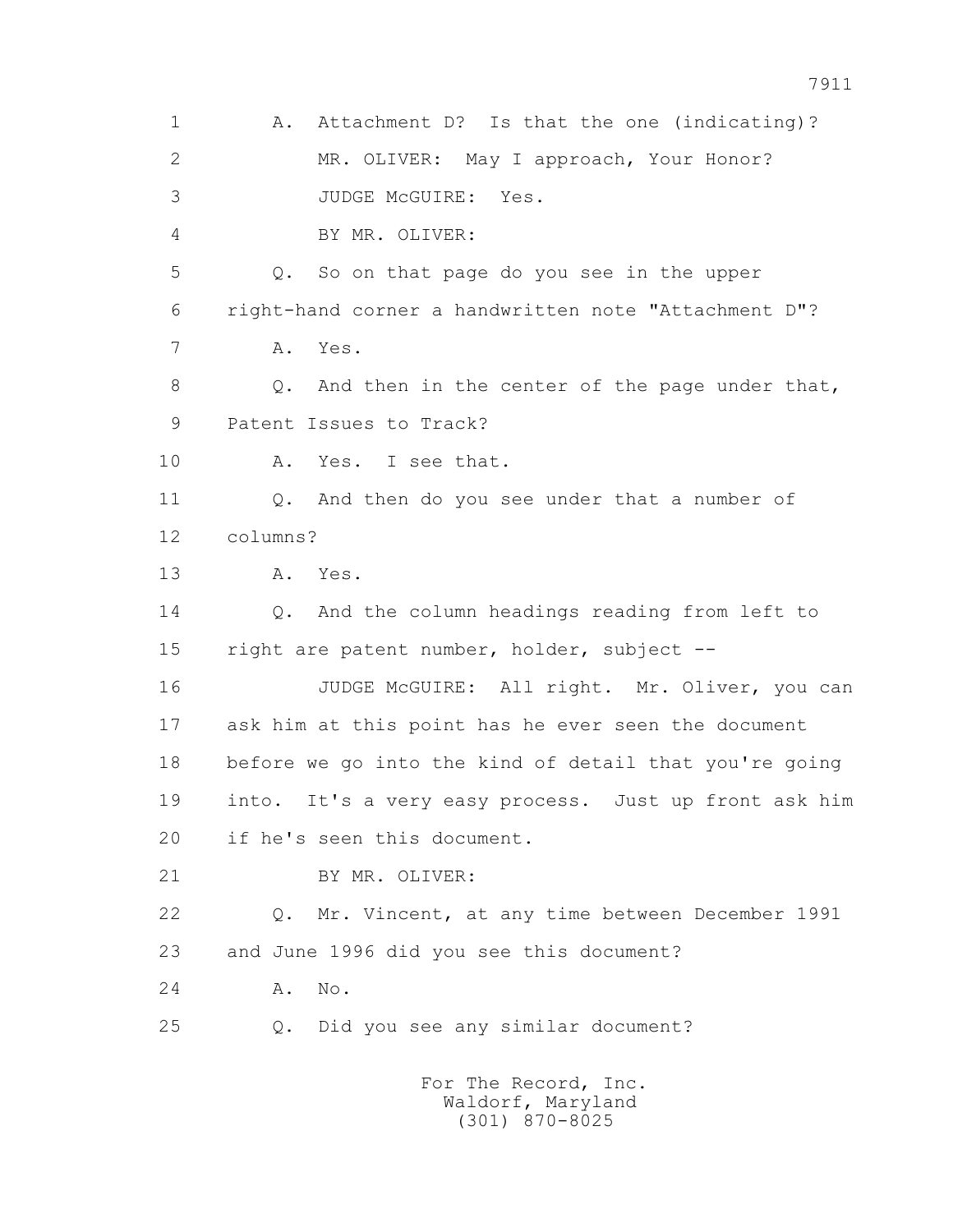A. Attachment D? Is that the one (indicating)?

MR. OLIVER: May I approach, Your Honor?

JUDGE McGUIRE: Yes.

BY MR. OLIVER:

Q. So on that page do you see in the upper right-hand corner a handwritten note "Attachment D"?

A. Yes.

Q. And then in the center of the page under that, Patent Issues to Track?

A. Yes. I see that.

Q. And then do you see under that a number of columns?

A. Yes.

Q. And the column headings reading from left to right are patent number, holder, subject --

JUDGE McGUIRE: All right. Mr. Oliver, you can ask him at this point has he ever seen the document before we go into the kind of detail that you're going into. It's a very easy process. Just up front ask him if he's seen this document.

BY MR. OLIVER:

Q. Mr. Vincent, at any time between December 1991 and June 1996 did you see this document?

A. No.

Q. Did you see any similar document?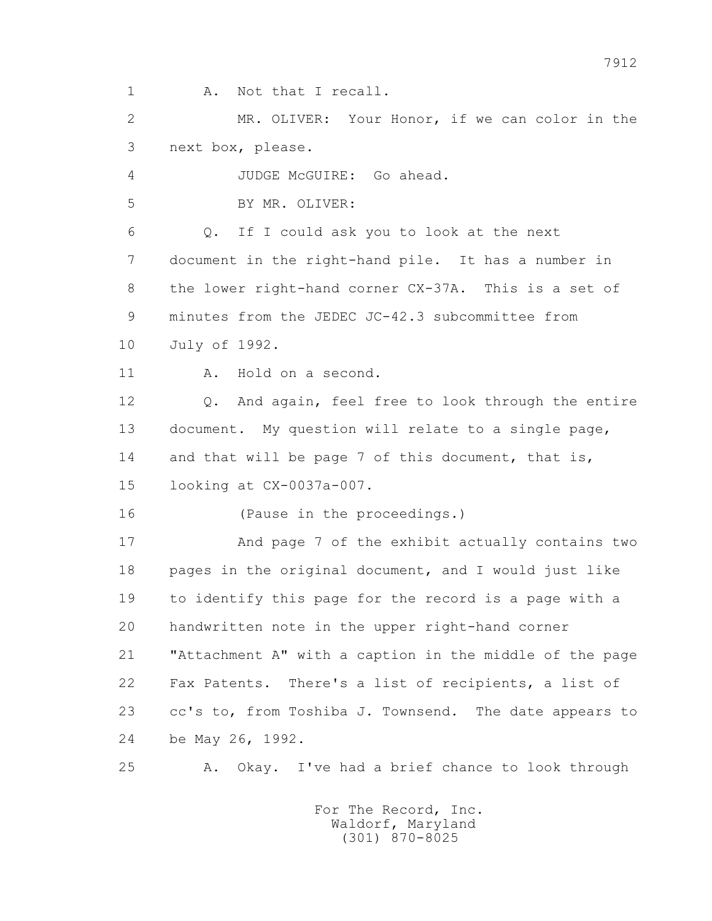1 A. Not that I recall.

2 MR. OLIVER: Your Honor, if we can color in the

3 next box, please.

4 JUDGE McGUIRE: Go ahead.

5 BY MR. OLIVER:

6 Q. If I could ask you to look at the next

7 document in the right-hand pile. It has a number in

8 the lower right-hand corner CX-37A. This is a set of

9 minutes from the JEDEC JC-42.3 subcommittee from

10 July of 1992.

11 A. Hold on a second.

12 Q. And again, feel free to look through the entire

13 document. My question will relate to a single page,

14 and that will be page 7 of this document, that is,

15 looking at CX-0037a-007.

16 (Pause in the proceedings.)

17 And page 7 of the exhibit actually contains two

18 pages in the original document, and I would just like

19 to identify this page for the record is a page with a

20 handwritten note in the upper right-hand corner

21 "Attachment A" with a caption in the middle of the page

22 Fax Patents. There's a list of recipients, a list of

23 cc's to, from Toshiba J. Townsend. The date appears to

24 be May 26, 1992.

25 A. Okay. I've had a brief chance to look through

For The Record, Inc.
Waldorf, Maryland
(301) 870-8025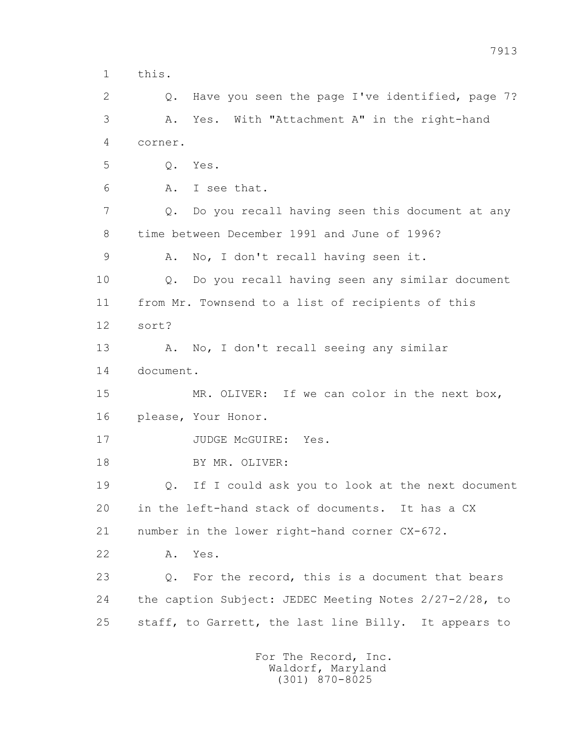1 this.

2 Q. Have you seen the page I've identified, page 7?

3 A. Yes. With "Attachment A" in the right-hand

4 corner.

5 Q. Yes.

6 A. I see that.

7 Q. Do you recall having seen this document at any

8 time between December 1991 and June of 1996?

9 A. No, I don't recall having seen it.

10 Q. Do you recall having seen any similar document

11 from Mr. Townsend to a list of recipients of this

12 sort?

13 A. No, I don't recall seeing any similar

14 document.

15 MR. OLIVER: If we can color in the next box,

16 please, Your Honor.

17 JUDGE McGUIRE: Yes.

18 BY MR. OLIVER:

19 Q. If I could ask you to look at the next document

20 in the left-hand stack of documents. It has a CX

21 number in the lower right-hand corner CX-672.

22 A. Yes.

23 Q. For the record, this is a document that bears

24 the caption Subject: JEDEC Meeting Notes 2/27-2/28, to

25 staff, to Garrett, the last line Billy. It appears to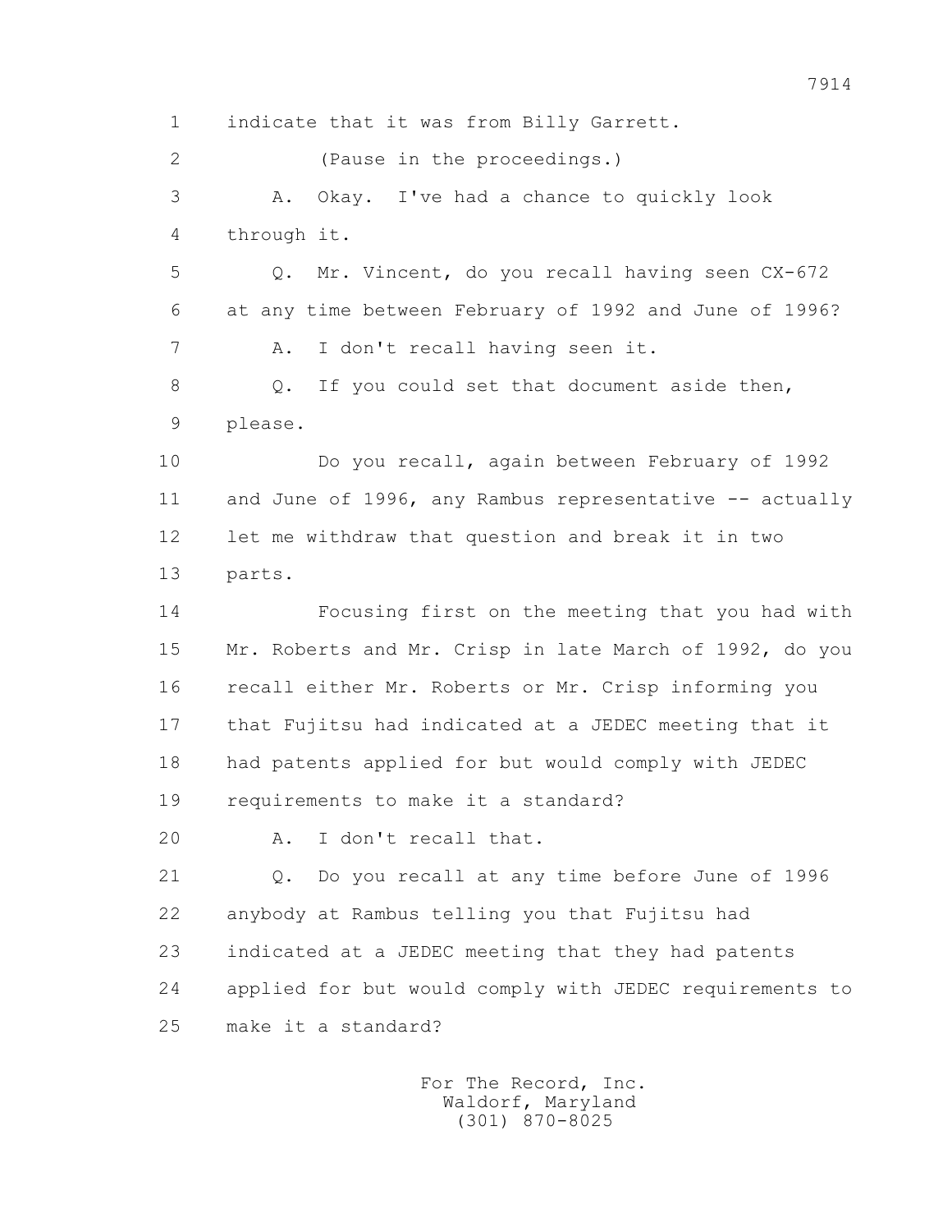1 indicate that it was from Billy Garrett.

2 (Pause in the proceedings.)

3 A. Okay. I've had a chance to quickly look

4 through it.

5 Q. Mr. Vincent, do you recall having seen CX-672

6 at any time between February of 1992 and June of 1996?

7 A. I don't recall having seen it.

8 Q. If you could set that document aside then,

9 please.

10 Do you recall, again between February of 1992

11 and June of 1996, any Rambus representative -- actually

12 let me withdraw that question and break it in two

13 parts.

14 Focusing first on the meeting that you had with

15 Mr. Roberts and Mr. Crisp in late March of 1992, do you

16 recall either Mr. Roberts or Mr. Crisp informing you

17 that Fujitsu had indicated at a JEDEC meeting that it

18 had patents applied for but would comply with JEDEC

19 requirements to make it a standard?

20 A. I don't recall that.

21 Q. Do you recall at any time before June of 1996

22 anybody at Rambus telling you that Fujitsu had

23 indicated at a JEDEC meeting that they had patents

24 applied for but would comply with JEDEC requirements to

25 make it a standard?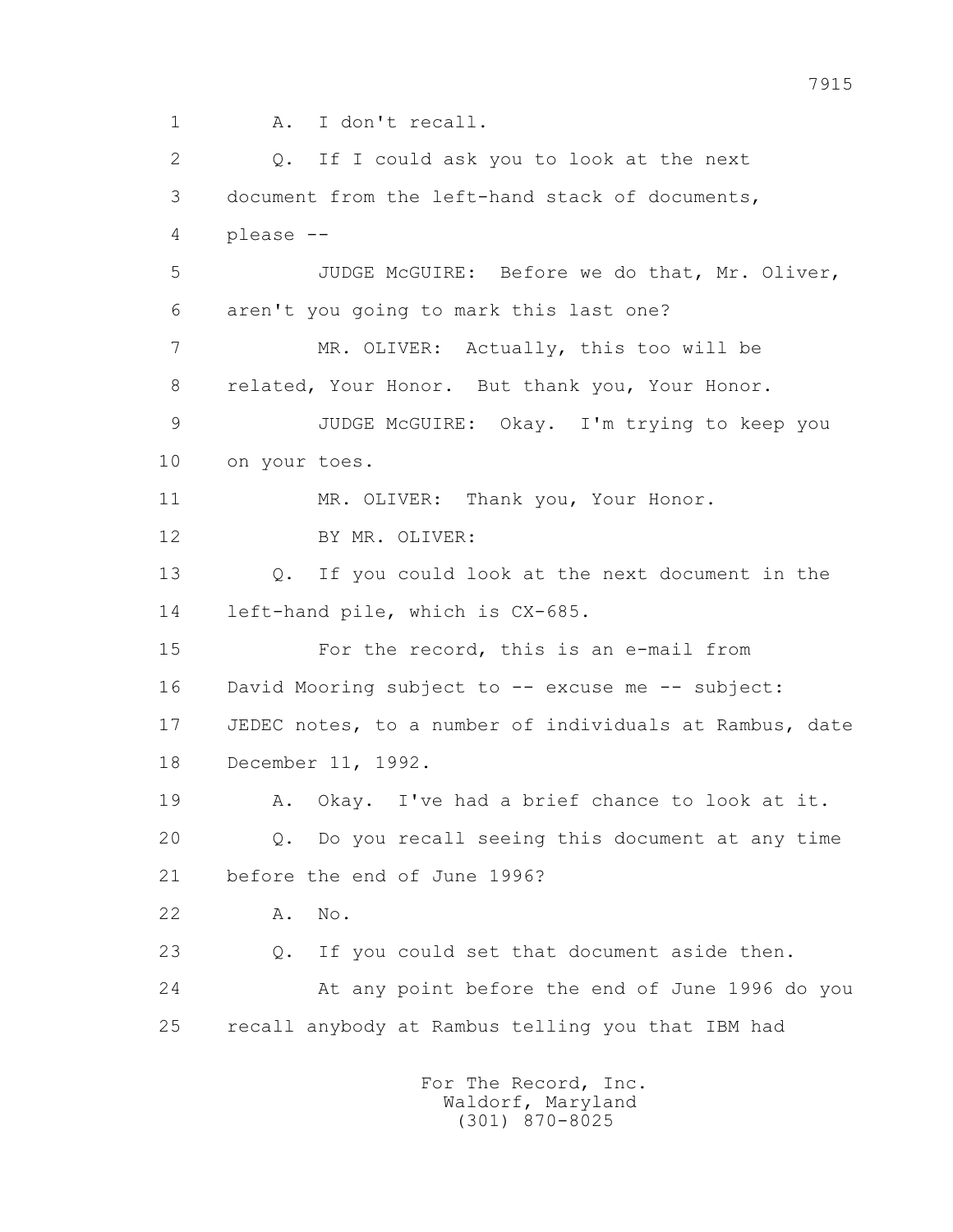1 A. I don't recall.

2 Q. If I could ask you to look at the next

3 document from the left-hand stack of documents,

4 please --

5 JUDGE McGUIRE: Before we do that, Mr. Oliver,

6 aren't you going to mark this last one?

7 MR. OLIVER: Actually, this too will be

8 related, Your Honor. But thank you, Your Honor.

9 JUDGE McGUIRE: Okay. I'm trying to keep you

10 on your toes.

11 MR. OLIVER: Thank you, Your Honor.

12 BY MR. OLIVER:

13 Q. If you could look at the next document in the

14 left-hand pile, which is CX-685.

15 For the record, this is an e-mail from

16 David Mooring subject to -- excuse me -- subject:

17 JEDEC notes, to a number of individuals at Rambus, date

18 December 11, 1992.

19 A. Okay. I've had a brief chance to look at it.

20 Q. Do you recall seeing this document at any time

21 before the end of June 1996?

22 A. No.

23 Q. If you could set that document aside then.

24 At any point before the end of June 1996 do you

25 recall anybody at Rambus telling you that IBM had

For The Record, Inc.
Waldorf, Maryland
(301) 870-8025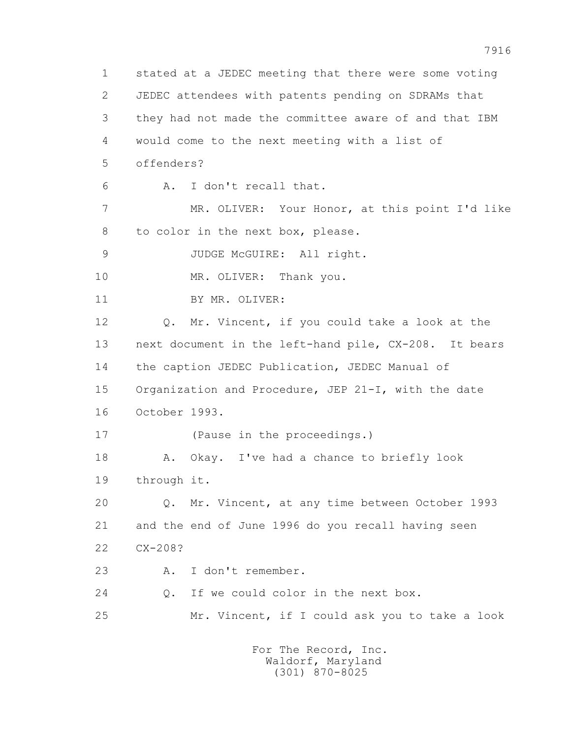1 stated at a JEDEC meeting that there were some voting
2 JEDEC attendees with patents pending on SDRAMs that
3 they had not made the committee aware of and that IBM
4 would come to the next meeting with a list of
5 offenders?

6 A. I don't recall that.

7 MR. OLIVER: Your Honor, at this point I'd like
8 to color in the next box, please.

9 JUDGE McGUIRE: All right.

10 MR. OLIVER: Thank you.

11 BY MR. OLIVER:

12 Q. Mr. Vincent, if you could take a look at the
13 next document in the left-hand pile, CX-208. It bears
14 the caption JEDEC Publication, JEDEC Manual of
15 Organization and Procedure, JEP 21-I, with the date
16 October 1993.

17 (Pause in the proceedings.)

18 A. Okay. I've had a chance to briefly look
19 through it.

20 Q. Mr. Vincent, at any time between October 1993
21 and the end of June 1996 do you recall having seen
22 CX-208?

23 A. I don't remember.

24 Q. If we could color in the next box.

25 Mr. Vincent, if I could ask you to take a look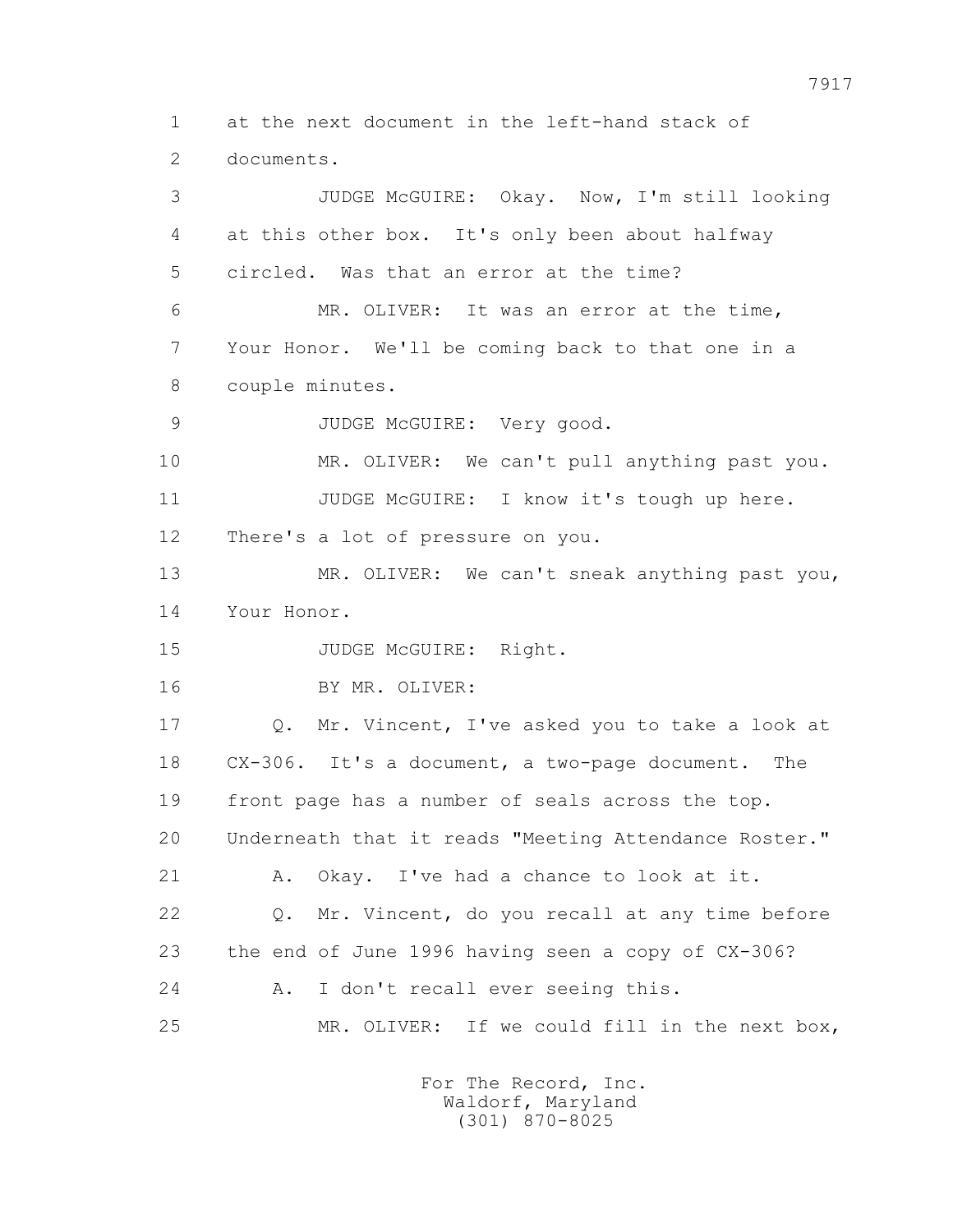at the next document in the left-hand stack of documents.

JUDGE McGUIRE: Okay. Now, I'm still looking at this other box. It's only been about halfway circled. Was that an error at the time?

MR. OLIVER: It was an error at the time, Your Honor. We'll be coming back to that one in a couple minutes.

JUDGE McGUIRE: Very good.

MR. OLIVER: We can't pull anything past you.

JUDGE McGUIRE: I know it's tough up here. There's a lot of pressure on you.

MR. OLIVER: We can't sneak anything past you, Your Honor.

JUDGE McGUIRE: Right.

BY MR. OLIVER:

Q. Mr. Vincent, I've asked you to take a look at CX-306. It's a document, a two-page document. The front page has a number of seals across the top. Underneath that it reads "Meeting Attendance Roster."

A. Okay. I've had a chance to look at it.

Q. Mr. Vincent, do you recall at any time before the end of June 1996 having seen a copy of CX-306?

A. I don't recall ever seeing this.

MR. OLIVER: If we could fill in the next box,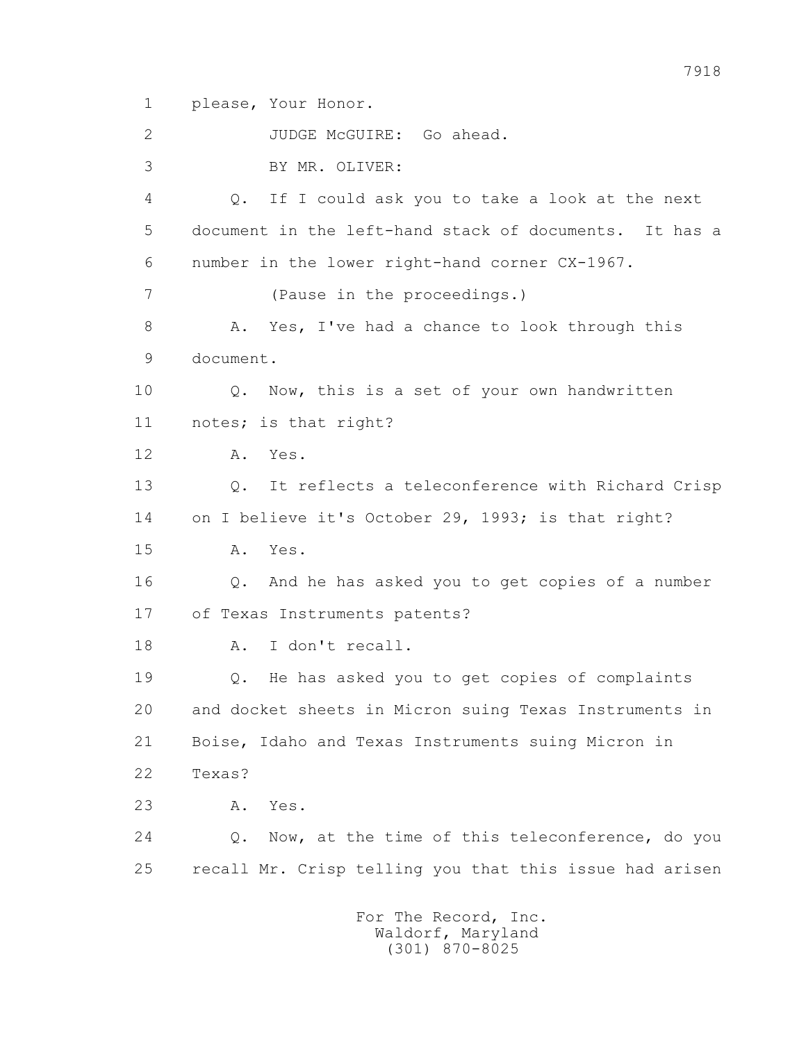1 please, Your Honor.

2 JUDGE McGUIRE: Go ahead.

3 BY MR. OLIVER:

4 Q. If I could ask you to take a look at the next

5 document in the left-hand stack of documents. It has a

6 number in the lower right-hand corner CX-1967.

7 (Pause in the proceedings.)

8 A. Yes, I've had a chance to look through this

9 document.

10 Q. Now, this is a set of your own handwritten

11 notes; is that right?

12 A. Yes.

13 Q. It reflects a teleconference with Richard Crisp

14 on I believe it's October 29, 1993; is that right?

15 A. Yes.

16 Q. And he has asked you to get copies of a number

17 of Texas Instruments patents?

18 A. I don't recall.

19 Q. He has asked you to get copies of complaints

20 and docket sheets in Micron suing Texas Instruments in

21 Boise, Idaho and Texas Instruments suing Micron in

22 Texas?

23 A. Yes.

24 Q. Now, at the time of this teleconference, do you

25 recall Mr. Crisp telling you that this issue had arisen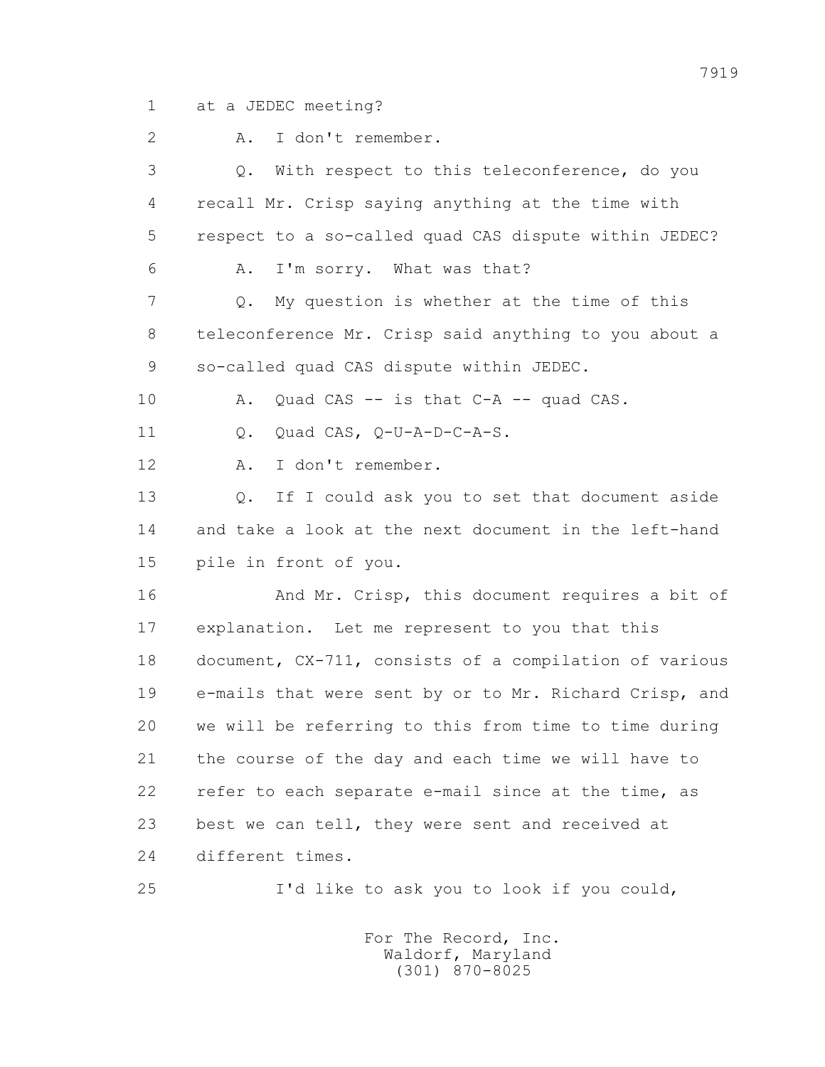1 at a JEDEC meeting?

2 A. I don't remember.

3 Q. With respect to this teleconference, do you

4 recall Mr. Crisp saying anything at the time with

5 respect to a so-called quad CAS dispute within JEDEC?

6 A. I'm sorry. What was that?

7 Q. My question is whether at the time of this

8 teleconference Mr. Crisp said anything to you about a

9 so-called quad CAS dispute within JEDEC.

10 A. Quad CAS -- is that C-A -- quad CAS.

11 Q. Quad CAS, Q-U-A-D-C-A-S.

12 A. I don't remember.

13 Q. If I could ask you to set that document aside

14 and take a look at the next document in the left-hand

15 pile in front of you.

16 And Mr. Crisp, this document requires a bit of

17 explanation. Let me represent to you that this

18 document, CX-711, consists of a compilation of various

19 e-mails that were sent by or to Mr. Richard Crisp, and

20 we will be referring to this from time to time during

21 the course of the day and each time we will have to

22 refer to each separate e-mail since at the time, as

23 best we can tell, they were sent and received at

24 different times.

25 I'd like to ask you to look if you could,

For The Record, Inc.
Waldorf, Maryland
(301) 870-8025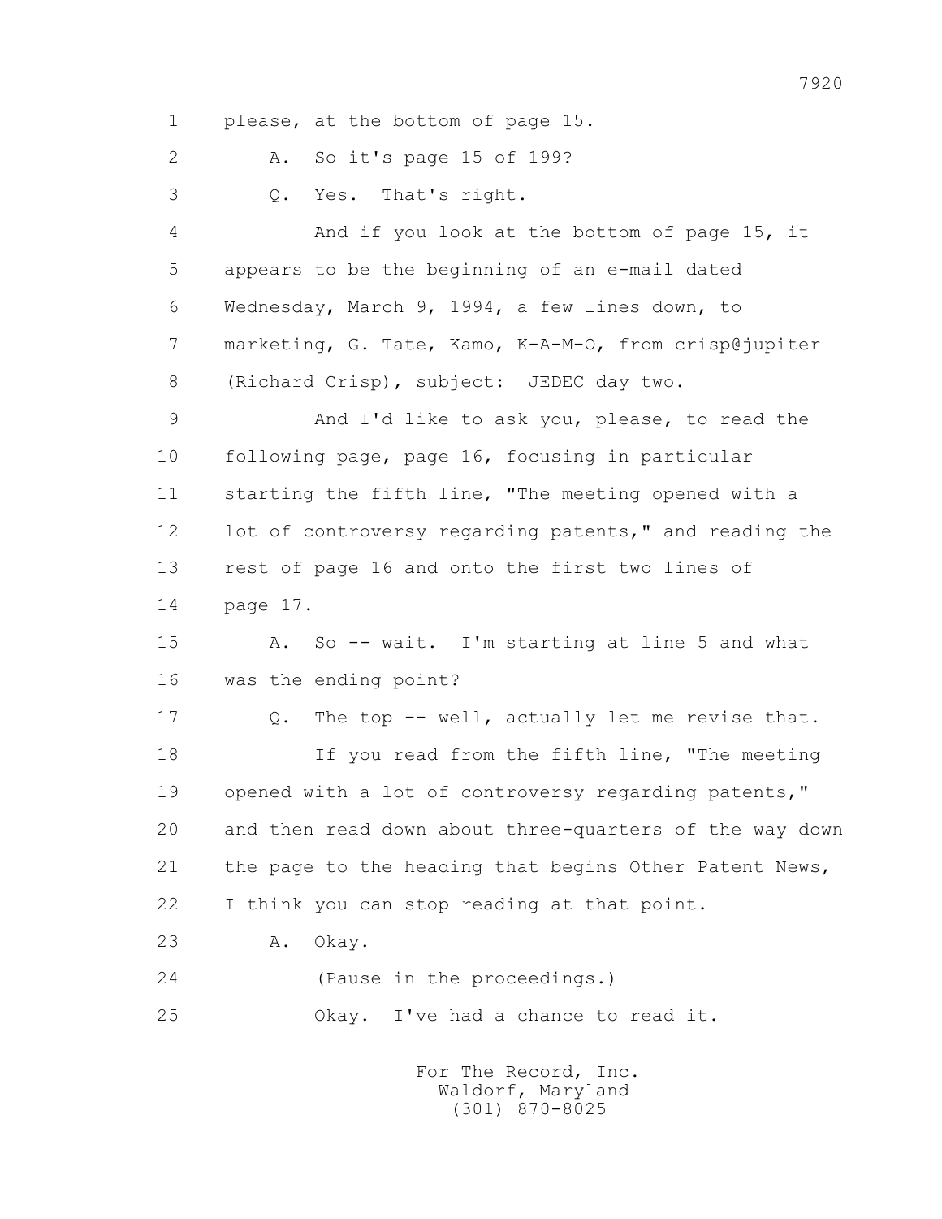1 please, at the bottom of page 15.

2 A. So it's page 15 of 199?

3 Q. Yes. That's right.

4 And if you look at the bottom of page 15, it

5 appears to be the beginning of an e-mail dated

6 Wednesday, March 9, 1994, a few lines down, to

7 marketing, G. Tate, Kamo, K-A-M-O, from crisp@jupiter

8 (Richard Crisp), subject: JEDEC day two.

9 And I'd like to ask you, please, to read the

10 following page, page 16, focusing in particular

11 starting the fifth line, "The meeting opened with a

12 lot of controversy regarding patents," and reading the

13 rest of page 16 and onto the first two lines of

14 page 17.

15 A. So -- wait. I'm starting at line 5 and what

16 was the ending point?

17 Q. The top -- well, actually let me revise that.

18 If you read from the fifth line, "The meeting

19 opened with a lot of controversy regarding patents,"

20 and then read down about three-quarters of the way down

21 the page to the heading that begins Other Patent News,

22 I think you can stop reading at that point.

23 A. Okay.

24 (Pause in the proceedings.)

25 Okay. I've had a chance to read it.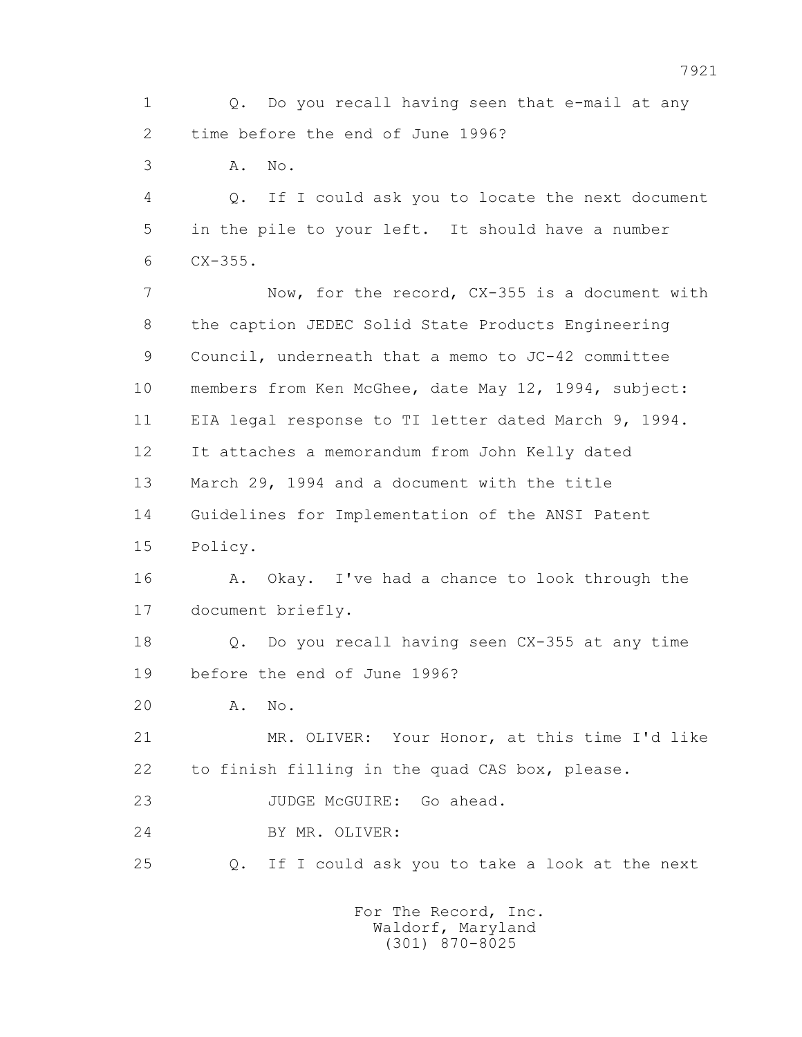1 Q. Do you recall having seen that e-mail at any
2 time before the end of June 1996?

3 A. No.

4 Q. If I could ask you to locate the next document
5 in the pile to your left. It should have a number
6 CX-355.

7 Now, for the record, CX-355 is a document with
8 the caption JEDEC Solid State Products Engineering
9 Council, underneath that a memo to JC-42 committee
10 members from Ken McGhee, date May 12, 1994, subject:
11 EIA legal response to TI letter dated March 9, 1994.
12 It attaches a memorandum from John Kelly dated
13 March 29, 1994 and a document with the title
14 Guidelines for Implementation of the ANSI Patent
15 Policy.

16 A. Okay. I've had a chance to look through the
17 document briefly.

18 Q. Do you recall having seen CX-355 at any time
19 before the end of June 1996?

20 A. No.

21 MR. OLIVER: Your Honor, at this time I'd like
22 to finish filling in the quad CAS box, please.

23 JUDGE McGUIRE: Go ahead.

24 BY MR. OLIVER:

25 Q. If I could ask you to take a look at the next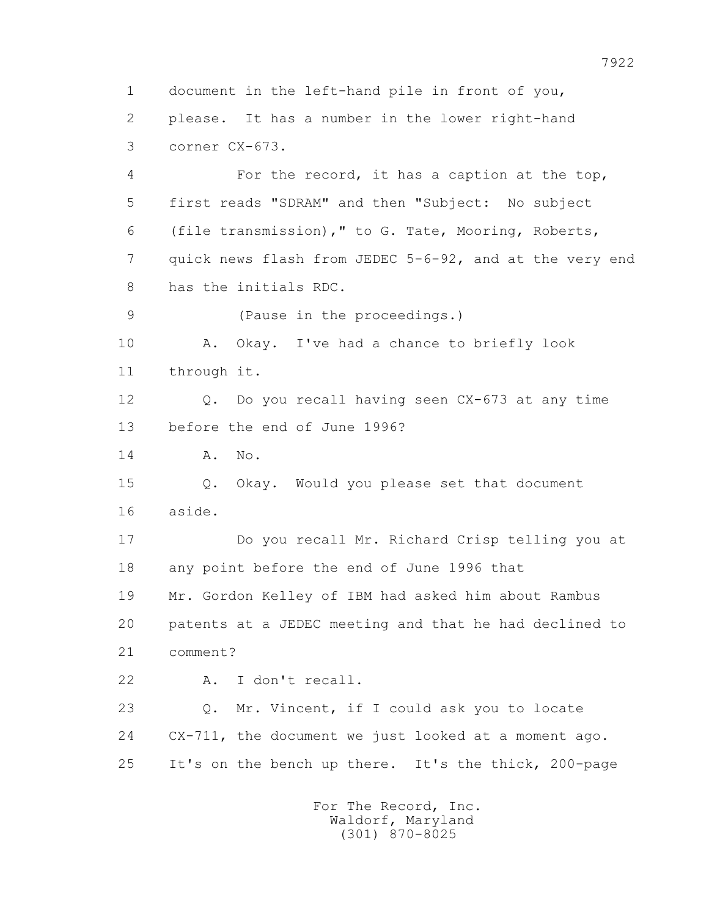1 document in the left-hand pile in front of you,
2 please. It has a number in the lower right-hand
3 corner CX-673.
4 For the record, it has a caption at the top,
5 first reads "SDRAM" and then "Subject: No subject
6 (file transmission)," to G. Tate, Mooring, Roberts,
7 quick news flash from JEDEC 5-6-92, and at the very end
8 has the initials RDC.
9 (Pause in the proceedings.)
10 A. Okay. I've had a chance to briefly look
11 through it.
12 Q. Do you recall having seen CX-673 at any time
13 before the end of June 1996?
14 A. No.
15 Q. Okay. Would you please set that document
16 aside.
17 Do you recall Mr. Richard Crisp telling you at
18 any point before the end of June 1996 that
19 Mr. Gordon Kelley of IBM had asked him about Rambus
20 patents at a JEDEC meeting and that he had declined to
21 comment?
22 A. I don't recall.
23 Q. Mr. Vincent, if I could ask you to locate
24 CX-711, the document we just looked at a moment ago.
25 It's on the bench up there. It's the thick, 200-page

For The Record, Inc.
Waldorf, Maryland
(301) 870-8025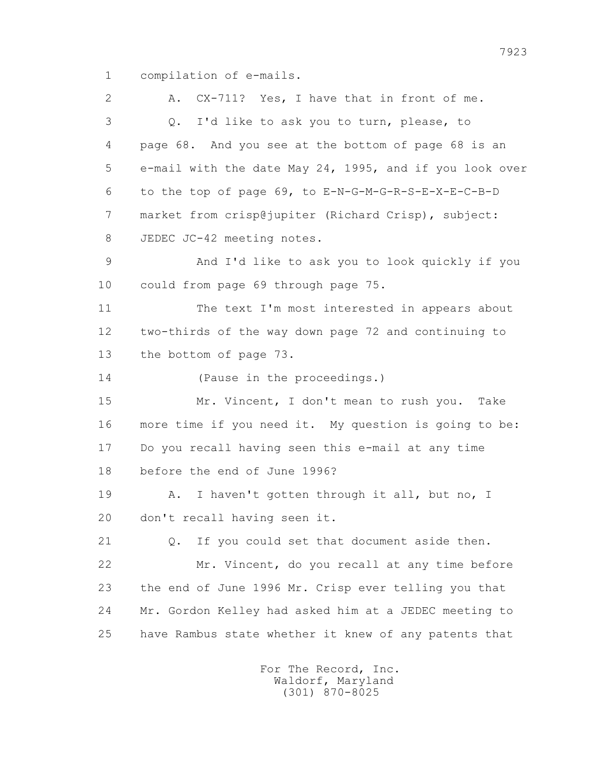1 compilation of e-mails.

2 A. CX-711? Yes, I have that in front of me.

3 Q. I'd like to ask you to turn, please, to

4 page 68. And you see at the bottom of page 68 is an

5 e-mail with the date May 24, 1995, and if you look over

6 to the top of page 69, to E-N-G-M-G-R-S-E-X-E-C-B-D

7 market from crisp@jupiter (Richard Crisp), subject:

8 JEDEC JC-42 meeting notes.

9 And I'd like to ask you to look quickly if you

10 could from page 69 through page 75.

11 The text I'm most interested in appears about

12 two-thirds of the way down page 72 and continuing to

13 the bottom of page 73.

14 (Pause in the proceedings.)

15 Mr. Vincent, I don't mean to rush you. Take

16 more time if you need it. My question is going to be:

17 Do you recall having seen this e-mail at any time

18 before the end of June 1996?

19 A. I haven't gotten through it all, but no, I

20 don't recall having seen it.

21 Q. If you could set that document aside then.

22 Mr. Vincent, do you recall at any time before

23 the end of June 1996 Mr. Crisp ever telling you that

24 Mr. Gordon Kelley had asked him at a JEDEC meeting to

25 have Rambus state whether it knew of any patents that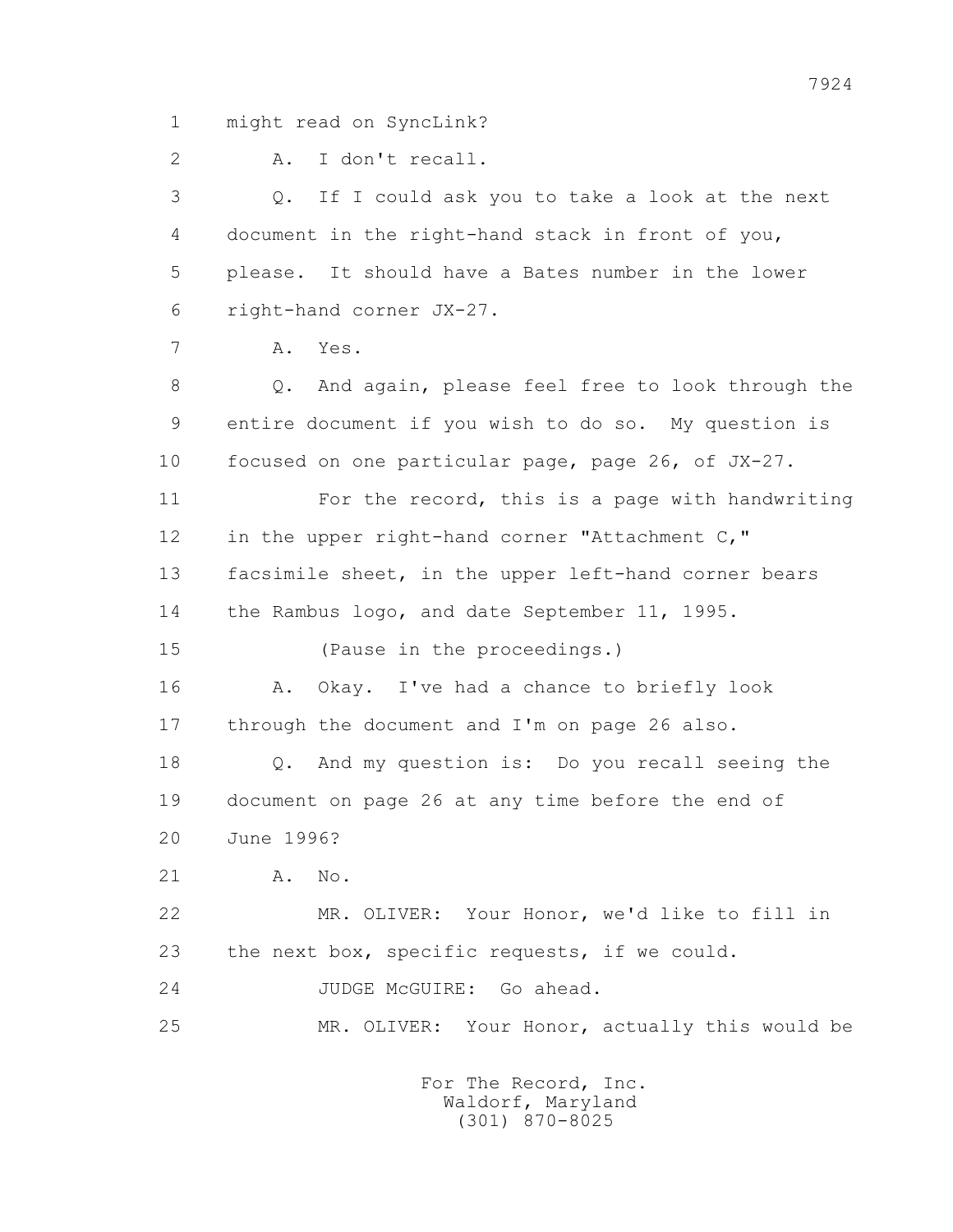1 might read on SyncLink?

2 A. I don't recall.

3 Q. If I could ask you to take a look at the next

4 document in the right-hand stack in front of you,

5 please. It should have a Bates number in the lower

6 right-hand corner JX-27.

7 A. Yes.

8 Q. And again, please feel free to look through the

9 entire document if you wish to do so. My question is

10 focused on one particular page, page 26, of JX-27.

11 For the record, this is a page with handwriting

12 in the upper right-hand corner "Attachment C,"

13 facsimile sheet, in the upper left-hand corner bears

14 the Rambus logo, and date September 11, 1995.

15 (Pause in the proceedings.)

16 A. Okay. I've had a chance to briefly look

17 through the document and I'm on page 26 also.

18 Q. And my question is: Do you recall seeing the

19 document on page 26 at any time before the end of

20 June 1996?

21 A. No.

22 MR. OLIVER: Your Honor, we'd like to fill in

23 the next box, specific requests, if we could.

24 JUDGE McGUIRE: Go ahead.

25 MR. OLIVER: Your Honor, actually this would be

For The Record, Inc.
Waldorf, Maryland
(301) 870-8025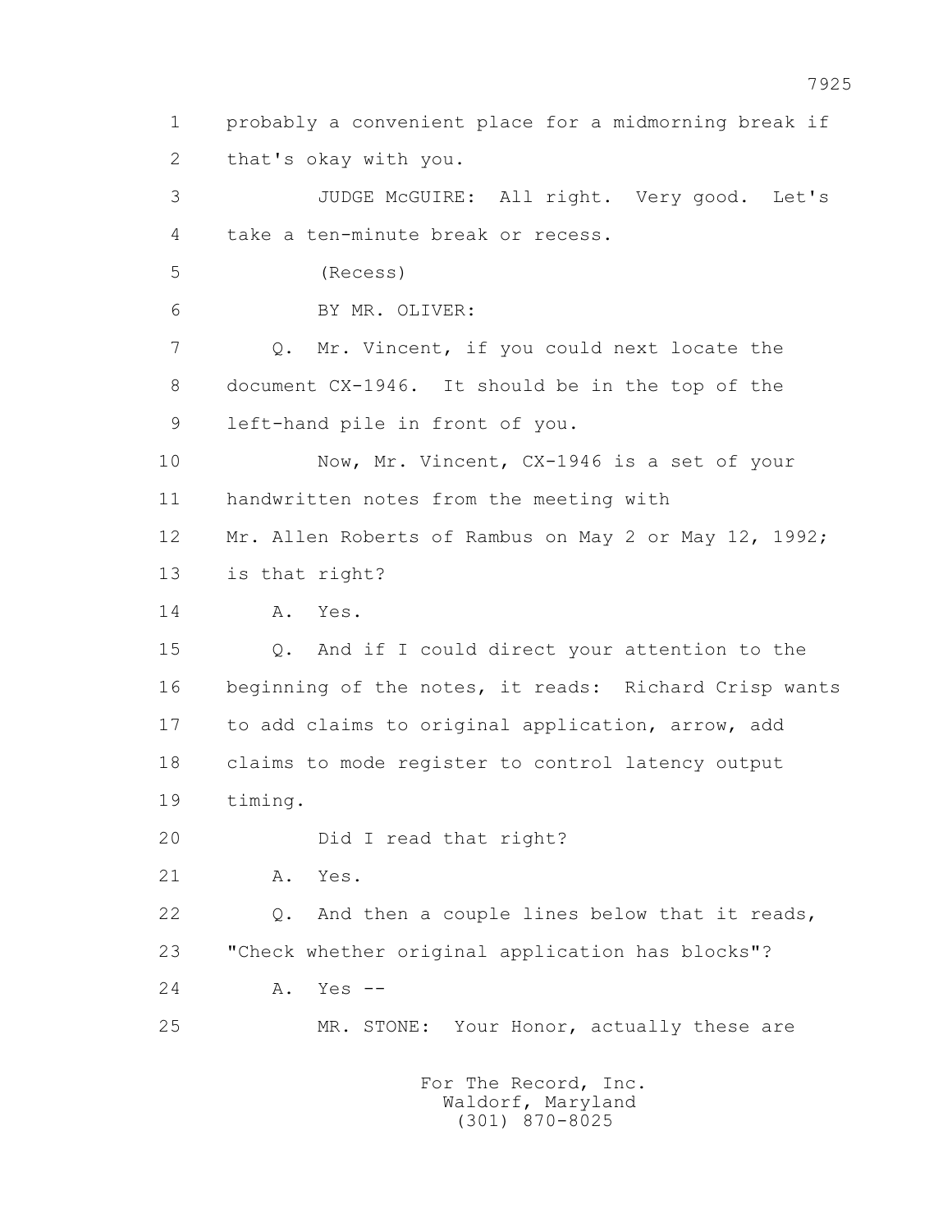1 probably a convenient place for a midmorning break if
2 that's okay with you.
3 JUDGE McGUIRE: All right. Very good. Let's
4 take a ten-minute break or recess.
5 (Recess)
6 BY MR. OLIVER:
7 Q. Mr. Vincent, if you could next locate the
8 document CX-1946. It should be in the top of the
9 left-hand pile in front of you.
10 Now, Mr. Vincent, CX-1946 is a set of your
11 handwritten notes from the meeting with
12 Mr. Allen Roberts of Rambus on May 2 or May 12, 1992;
13 is that right?
14 A. Yes.
15 Q. And if I could direct your attention to the
16 beginning of the notes, it reads: Richard Crisp wants
17 to add claims to original application, arrow, add
18 claims to mode register to control latency output
19 timing.
20 Did I read that right?
21 A. Yes.
22 Q. And then a couple lines below that it reads,
23 "Check whether original application has blocks"?
24 A. Yes --
25 MR. STONE: Your Honor, actually these are

For The Record, Inc.
Waldorf, Maryland
(301) 870-8025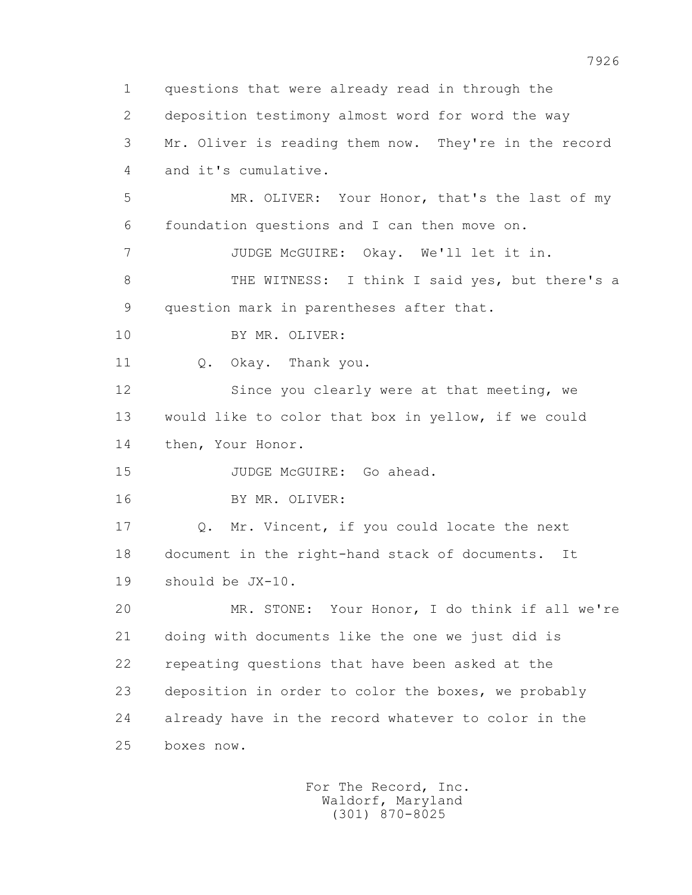1 questions that were already read in through the
2 deposition testimony almost word for word the way
3 Mr. Oliver is reading them now. They're in the record
4 and it's cumulative.
5 MR. OLIVER: Your Honor, that's the last of my
6 foundation questions and I can then move on.
7 JUDGE McGUIRE: Okay. We'll let it in.
8 THE WITNESS: I think I said yes, but there's a
9 question mark in parentheses after that.
10 BY MR. OLIVER:
11 Q. Okay. Thank you.
12 Since you clearly were at that meeting, we
13 would like to color that box in yellow, if we could
14 then, Your Honor.
15 JUDGE McGUIRE: Go ahead.
16 BY MR. OLIVER:
17 Q. Mr. Vincent, if you could locate the next
18 document in the right-hand stack of documents. It
19 should be JX-10.
20 MR. STONE: Your Honor, I do think if all we're
21 doing with documents like the one we just did is
22 repeating questions that have been asked at the
23 deposition in order to color the boxes, we probably
24 already have in the record whatever to color in the
25 boxes now.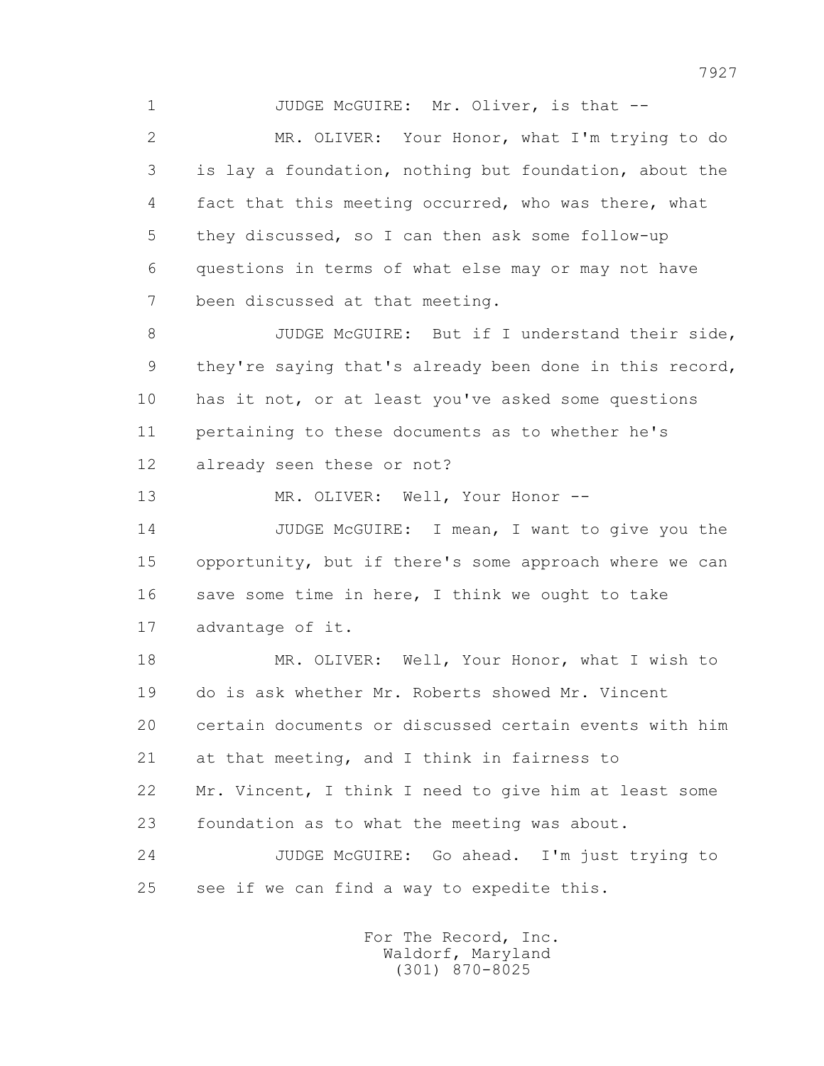JUDGE McGUIRE: Mr. Oliver, is that --

MR. OLIVER: Your Honor, what I'm trying to do is lay a foundation, nothing but foundation, about the fact that this meeting occurred, who was there, what they discussed, so I can then ask some follow-up questions in terms of what else may or may not have been discussed at that meeting.

JUDGE McGUIRE: But if I understand their side, they're saying that's already been done in this record, has it not, or at least you've asked some questions pertaining to these documents as to whether he's already seen these or not?

MR. OLIVER: Well, Your Honor --

JUDGE McGUIRE: I mean, I want to give you the opportunity, but if there's some approach where we can save some time in here, I think we ought to take advantage of it.

MR. OLIVER: Well, Your Honor, what I wish to do is ask whether Mr. Roberts showed Mr. Vincent certain documents or discussed certain events with him at that meeting, and I think in fairness to Mr. Vincent, I think I need to give him at least some foundation as to what the meeting was about.

JUDGE McGUIRE: Go ahead. I'm just trying to see if we can find a way to expedite this.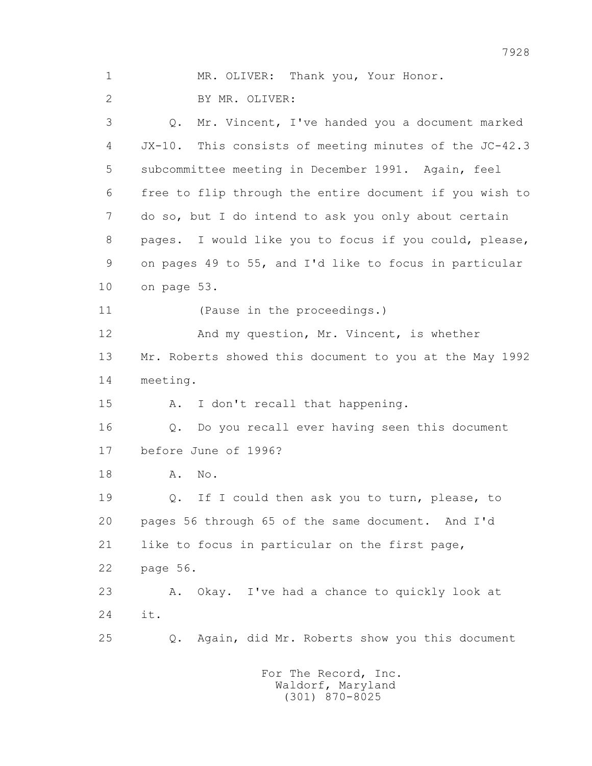1 MR. OLIVER: Thank you, Your Honor.

2 BY MR. OLIVER:

3 Q. Mr. Vincent, I've handed you a document marked

4 JX-10. This consists of meeting minutes of the JC-42.3

5 subcommittee meeting in December 1991. Again, feel

6 free to flip through the entire document if you wish to

7 do so, but I do intend to ask you only about certain

8 pages. I would like you to focus if you could, please,

9 on pages 49 to 55, and I'd like to focus in particular

10 on page 53.

11 (Pause in the proceedings.)

12 And my question, Mr. Vincent, is whether

13 Mr. Roberts showed this document to you at the May 1992

14 meeting.

15 A. I don't recall that happening.

16 Q. Do you recall ever having seen this document

17 before June of 1996?

18 A. No.

19 Q. If I could then ask you to turn, please, to

20 pages 56 through 65 of the same document. And I'd

21 like to focus in particular on the first page,

22 page 56.

23 A. Okay. I've had a chance to quickly look at

24 it.

25 Q. Again, did Mr. Roberts show you this document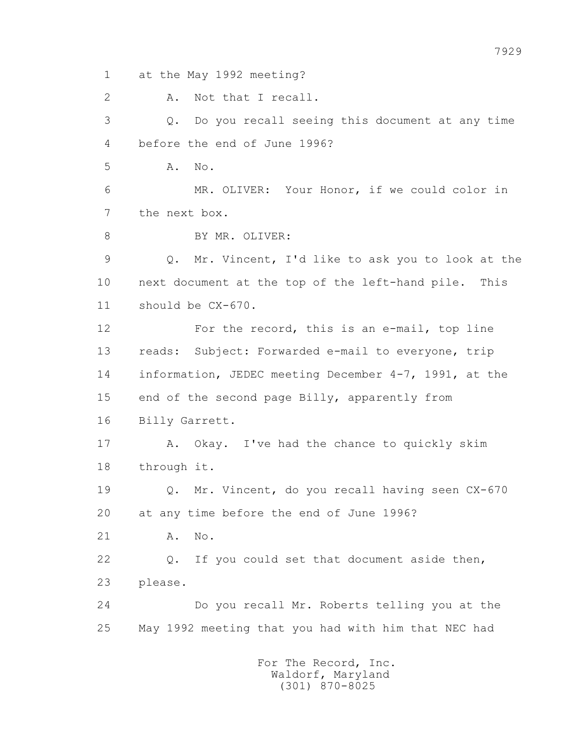1 at the May 1992 meeting?

2 A. Not that I recall.

3 Q. Do you recall seeing this document at any time

4 before the end of June 1996?

5 A. No.

6 MR. OLIVER: Your Honor, if we could color in

7 the next box.

8 BY MR. OLIVER:

9 Q. Mr. Vincent, I'd like to ask you to look at the

10 next document at the top of the left-hand pile. This

11 should be CX-670.

12 For the record, this is an e-mail, top line

13 reads: Subject: Forwarded e-mail to everyone, trip

14 information, JEDEC meeting December 4-7, 1991, at the

15 end of the second page Billy, apparently from

16 Billy Garrett.

17 A. Okay. I've had the chance to quickly skim

18 through it.

19 Q. Mr. Vincent, do you recall having seen CX-670

20 at any time before the end of June 1996?

21 A. No.

22 Q. If you could set that document aside then,

23 please.

24 Do you recall Mr. Roberts telling you at the

25 May 1992 meeting that you had with him that NEC had

For The Record, Inc.
Waldorf, Maryland
(301) 870-8025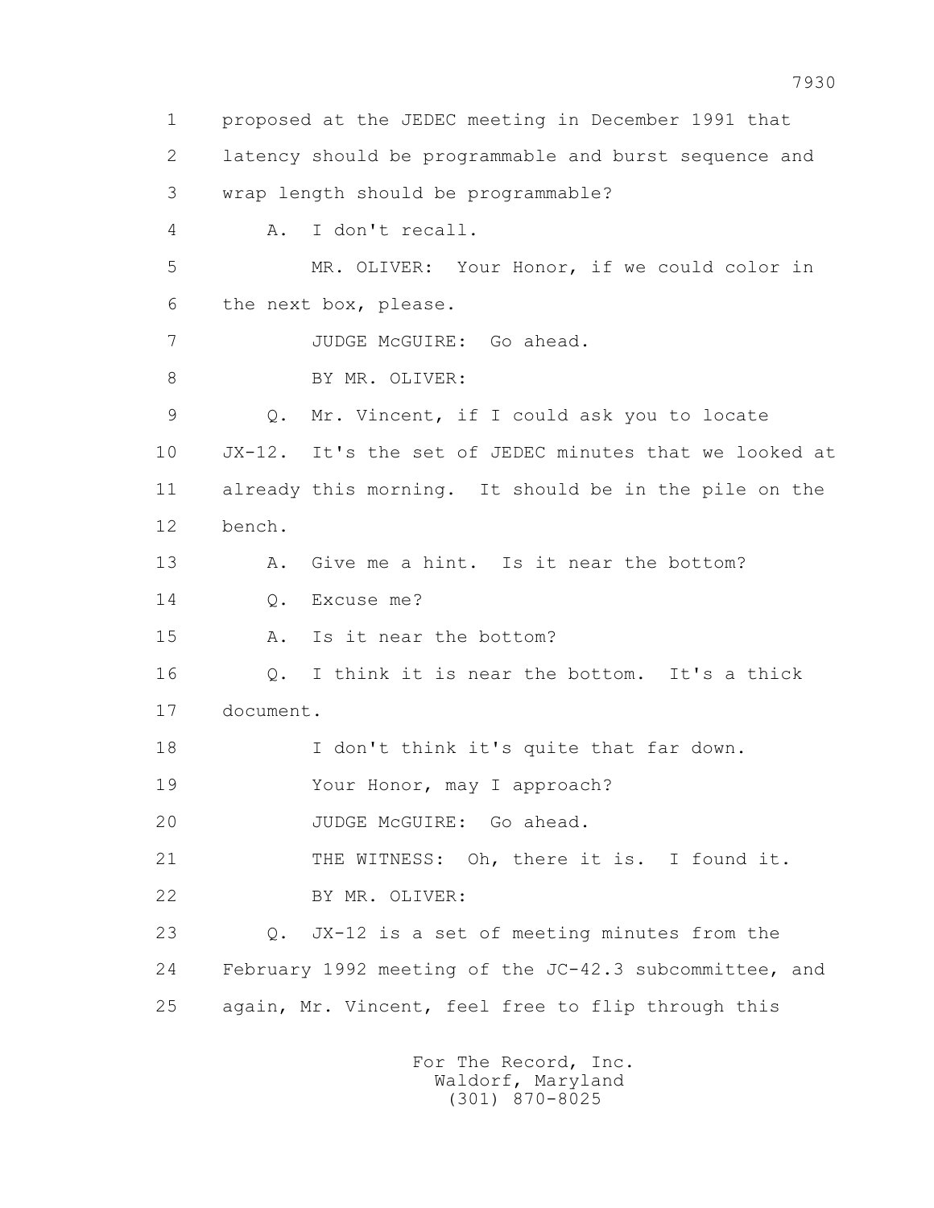1 proposed at the JEDEC meeting in December 1991 that
2 latency should be programmable and burst sequence and
3 wrap length should be programmable?
4 A. I don't recall.
5 MR. OLIVER: Your Honor, if we could color in
6 the next box, please.
7 JUDGE McGUIRE: Go ahead.
8 BY MR. OLIVER:
9 Q. Mr. Vincent, if I could ask you to locate
10 JX-12. It's the set of JEDEC minutes that we looked at
11 already this morning. It should be in the pile on the
12 bench.
13 A. Give me a hint. Is it near the bottom?
14 Q. Excuse me?
15 A. Is it near the bottom?
16 Q. I think it is near the bottom. It's a thick
17 document.
18 I don't think it's quite that far down.
19 Your Honor, may I approach?
20 JUDGE McGUIRE: Go ahead.
21 THE WITNESS: Oh, there it is. I found it.
22 BY MR. OLIVER:
23 Q. JX-12 is a set of meeting minutes from the
24 February 1992 meeting of the JC-42.3 subcommittee, and
25 again, Mr. Vincent, feel free to flip through this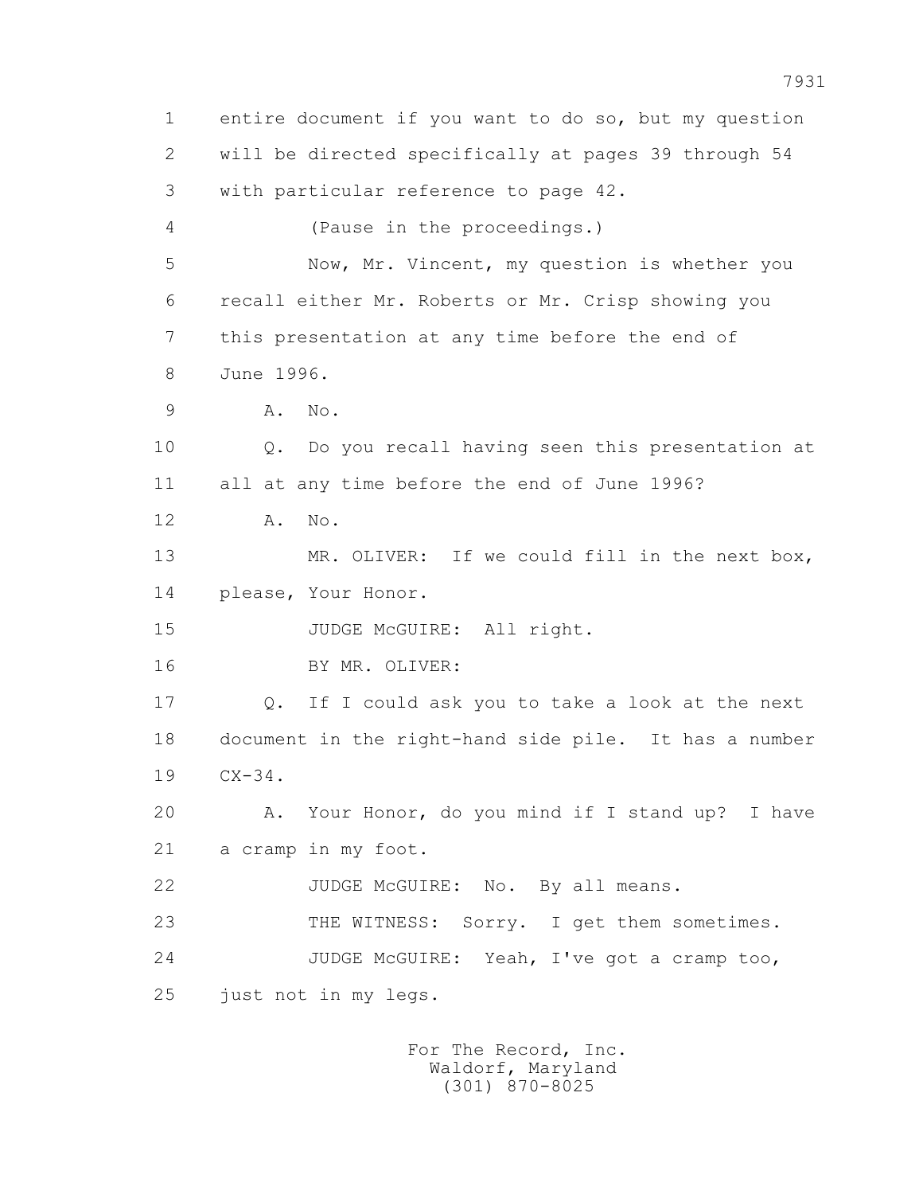1 entire document if you want to do so, but my question
2 will be directed specifically at pages 39 through 54
3 with particular reference to page 42.
4 (Pause in the proceedings.)
5 Now, Mr. Vincent, my question is whether you
6 recall either Mr. Roberts or Mr. Crisp showing you
7 this presentation at any time before the end of
8 June 1996.
9 A. No.
10 Q. Do you recall having seen this presentation at
11 all at any time before the end of June 1996?
12 A. No.
13 MR. OLIVER: If we could fill in the next box,
14 please, Your Honor.
15 JUDGE McGUIRE: All right.
16 BY MR. OLIVER:
17 Q. If I could ask you to take a look at the next
18 document in the right-hand side pile. It has a number
19 CX-34.
20 A. Your Honor, do you mind if I stand up? I have
21 a cramp in my foot.
22 JUDGE McGUIRE: No. By all means.
23 THE WITNESS: Sorry. I get them sometimes.
24 JUDGE McGUIRE: Yeah, I've got a cramp too,
25 just not in my legs.

For The Record, Inc.
Waldorf, Maryland
(301) 870-8025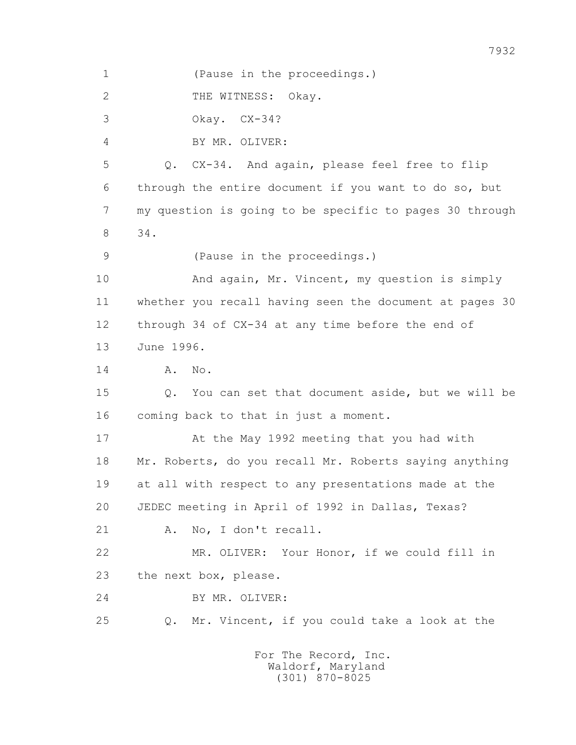1 (Pause in the proceedings.)

2 THE WITNESS: Okay.

3 Okay. CX-34?

4 BY MR. OLIVER:

5 Q. CX-34. And again, please feel free to flip

6 through the entire document if you want to do so, but

7 my question is going to be specific to pages 30 through

8 34.

9 (Pause in the proceedings.)

10 And again, Mr. Vincent, my question is simply

11 whether you recall having seen the document at pages 30

12 through 34 of CX-34 at any time before the end of

13 June 1996.

14 A. No.

15 Q. You can set that document aside, but we will be

16 coming back to that in just a moment.

17 At the May 1992 meeting that you had with

18 Mr. Roberts, do you recall Mr. Roberts saying anything

19 at all with respect to any presentations made at the

20 JEDEC meeting in April of 1992 in Dallas, Texas?

21 A. No, I don't recall.

22 MR. OLIVER: Your Honor, if we could fill in

23 the next box, please.

24 BY MR. OLIVER:

25 Q. Mr. Vincent, if you could take a look at the

For The Record, Inc.
Waldorf, Maryland
(301) 870-8025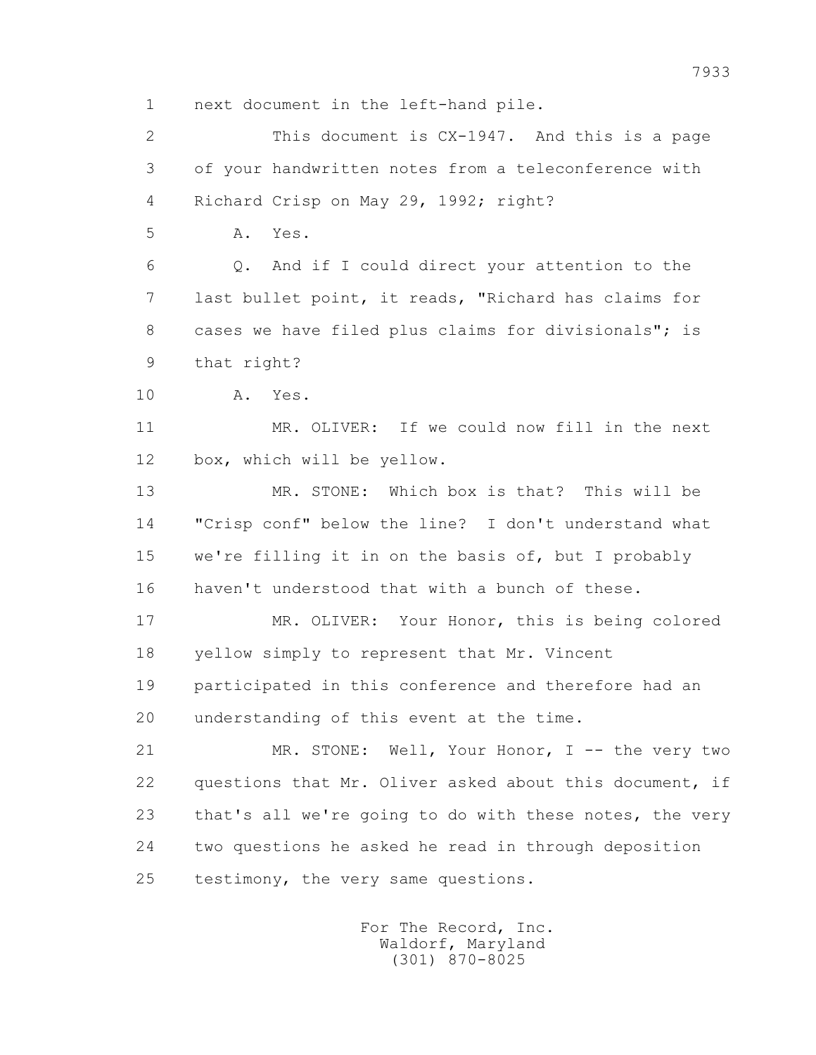1 next document in the left-hand pile.

2 This document is CX-1947. And this is a page

3 of your handwritten notes from a teleconference with

4 Richard Crisp on May 29, 1992; right?

5 A. Yes.

6 Q. And if I could direct your attention to the

7 last bullet point, it reads, "Richard has claims for

8 cases we have filed plus claims for divisionals"; is

9 that right?

10 A. Yes.

11 MR. OLIVER: If we could now fill in the next

12 box, which will be yellow.

13 MR. STONE: Which box is that? This will be

14 "Crisp conf" below the line? I don't understand what

15 we're filling it in on the basis of, but I probably

16 haven't understood that with a bunch of these.

17 MR. OLIVER: Your Honor, this is being colored

18 yellow simply to represent that Mr. Vincent

19 participated in this conference and therefore had an

20 understanding of this event at the time.

21 MR. STONE: Well, Your Honor, I -- the very two

22 questions that Mr. Oliver asked about this document, if

23 that's all we're going to do with these notes, the very

24 two questions he asked he read in through deposition

25 testimony, the very same questions.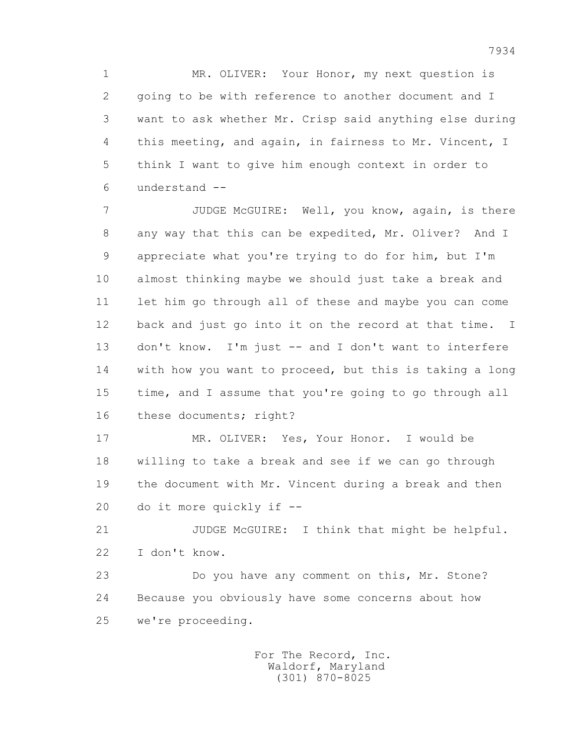MR. OLIVER: Your Honor, my next question is going to be with reference to another document and I want to ask whether Mr. Crisp said anything else during this meeting, and again, in fairness to Mr. Vincent, I think I want to give him enough context in order to understand --

JUDGE McGUIRE: Well, you know, again, is there any way that this can be expedited, Mr. Oliver? And I appreciate what you're trying to do for him, but I'm almost thinking maybe we should just take a break and let him go through all of these and maybe you can come back and just go into it on the record at that time. I don't know. I'm just -- and I don't want to interfere with how you want to proceed, but this is taking a long time, and I assume that you're going to go through all these documents; right?

MR. OLIVER: Yes, Your Honor. I would be willing to take a break and see if we can go through the document with Mr. Vincent during a break and then do it more quickly if --

JUDGE McGUIRE: I think that might be helpful. I don't know.

Do you have any comment on this, Mr. Stone? Because you obviously have some concerns about how we're proceeding.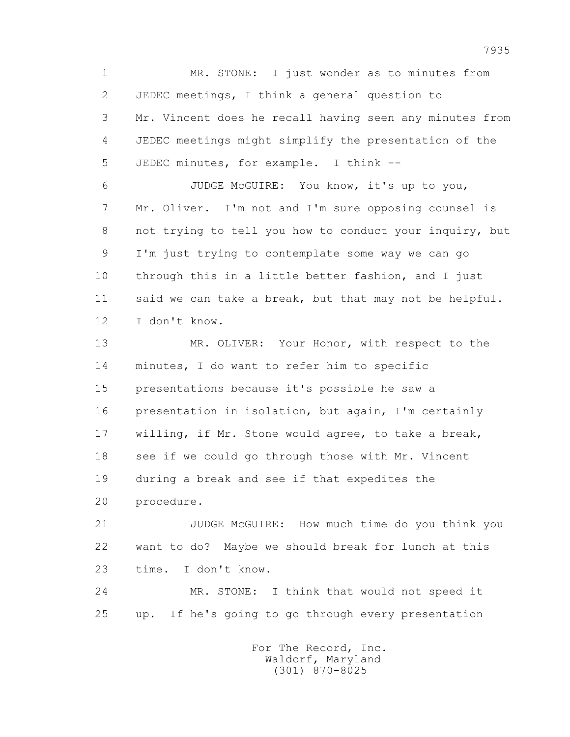1 MR. STONE: I just wonder as to minutes from
2 JEDEC meetings, I think a general question to
3 Mr. Vincent does he recall having seen any minutes from
4 JEDEC meetings might simplify the presentation of the
5 JEDEC minutes, for example. I think --

6 JUDGE McGUIRE: You know, it's up to you,
7 Mr. Oliver. I'm not and I'm sure opposing counsel is
8 not trying to tell you how to conduct your inquiry, but
9 I'm just trying to contemplate some way we can go
10 through this in a little better fashion, and I just
11 said we can take a break, but that may not be helpful.
12 I don't know.

13 MR. OLIVER: Your Honor, with respect to the
14 minutes, I do want to refer him to specific
15 presentations because it's possible he saw a
16 presentation in isolation, but again, I'm certainly
17 willing, if Mr. Stone would agree, to take a break,
18 see if we could go through those with Mr. Vincent
19 during a break and see if that expedites the
20 procedure.

21 JUDGE McGUIRE: How much time do you think you
22 want to do? Maybe we should break for lunch at this
23 time. I don't know.

24 MR. STONE: I think that would not speed it
25 up. If he's going to go through every presentation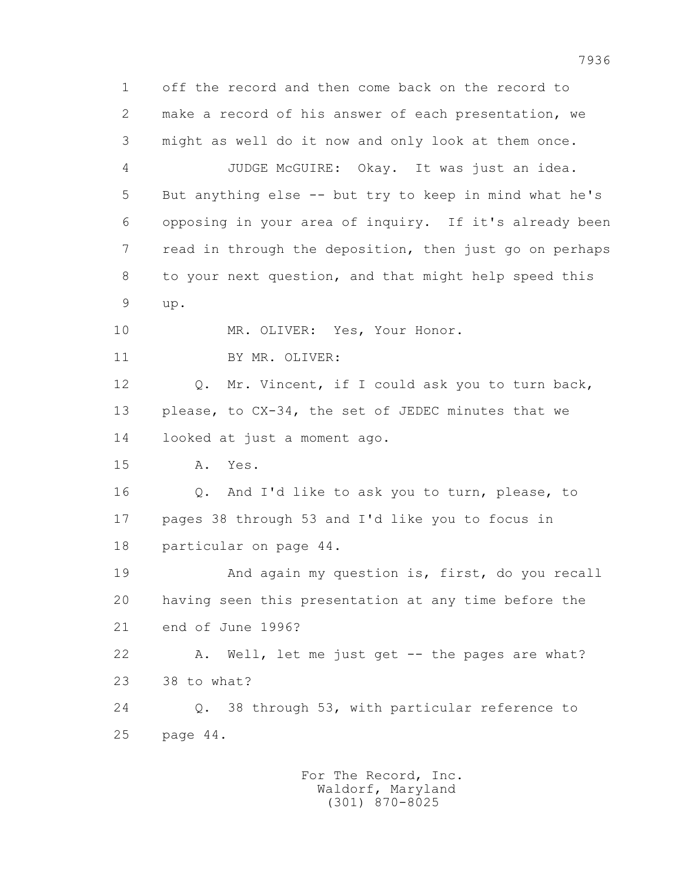1 off the record and then come back on the record to
2 make a record of his answer of each presentation, we
3 might as well do it now and only look at them once.
4 JUDGE McGUIRE: Okay. It was just an idea.
5 But anything else -- but try to keep in mind what he's
6 opposing in your area of inquiry. If it's already been
7 read in through the deposition, then just go on perhaps
8 to your next question, and that might help speed this
9 up.
10 MR. OLIVER: Yes, Your Honor.
11 BY MR. OLIVER:
12 Q. Mr. Vincent, if I could ask you to turn back,
13 please, to CX-34, the set of JEDEC minutes that we
14 looked at just a moment ago.
15 A. Yes.
16 Q. And I'd like to ask you to turn, please, to
17 pages 38 through 53 and I'd like you to focus in
18 particular on page 44.
19 And again my question is, first, do you recall
20 having seen this presentation at any time before the
21 end of June 1996?
22 A. Well, let me just get -- the pages are what?
23 38 to what?
24 Q. 38 through 53, with particular reference to
25 page 44.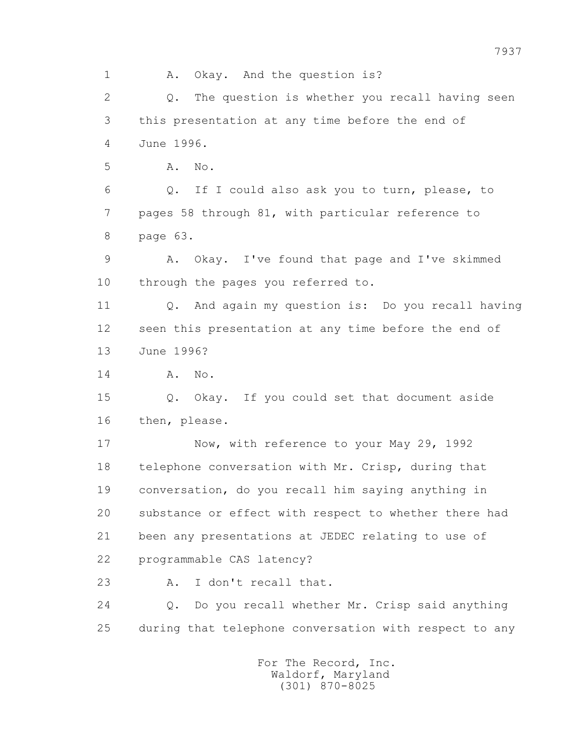1 A. Okay. And the question is?

2 Q. The question is whether you recall having seen

3 this presentation at any time before the end of

4 June 1996.

5 A. No.

6 Q. If I could also ask you to turn, please, to

7 pages 58 through 81, with particular reference to

8 page 63.

9 A. Okay. I've found that page and I've skimmed

10 through the pages you referred to.

11 Q. And again my question is: Do you recall having

12 seen this presentation at any time before the end of

13 June 1996?

14 A. No.

15 Q. Okay. If you could set that document aside

16 then, please.

17 Now, with reference to your May 29, 1992

18 telephone conversation with Mr. Crisp, during that

19 conversation, do you recall him saying anything in

20 substance or effect with respect to whether there had

21 been any presentations at JEDEC relating to use of

22 programmable CAS latency?

23 A. I don't recall that.

24 Q. Do you recall whether Mr. Crisp said anything

25 during that telephone conversation with respect to any

For The Record, Inc.
Waldorf, Maryland
(301) 870-8025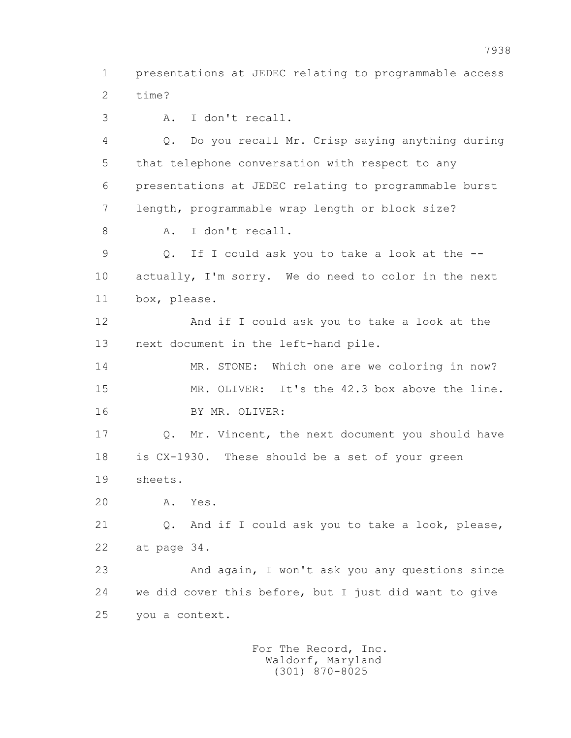1 presentations at JEDEC relating to programmable access
2 time?

3 A. I don't recall.

4 Q. Do you recall Mr. Crisp saying anything during
5 that telephone conversation with respect to any
6 presentations at JEDEC relating to programmable burst
7 length, programmable wrap length or block size?

8 A. I don't recall.

9 Q. If I could ask you to take a look at the --
10 actually, I'm sorry. We do need to color in the next
11 box, please.

12 And if I could ask you to take a look at the
13 next document in the left-hand pile.

14 MR. STONE: Which one are we coloring in now?

15 MR. OLIVER: It's the 42.3 box above the line.

16 BY MR. OLIVER:

17 Q. Mr. Vincent, the next document you should have
18 is CX-1930. These should be a set of your green
19 sheets.

20 A. Yes.

21 Q. And if I could ask you to take a look, please,
22 at page 34.

23 And again, I won't ask you any questions since
24 we did cover this before, but I just did want to give
25 you a context.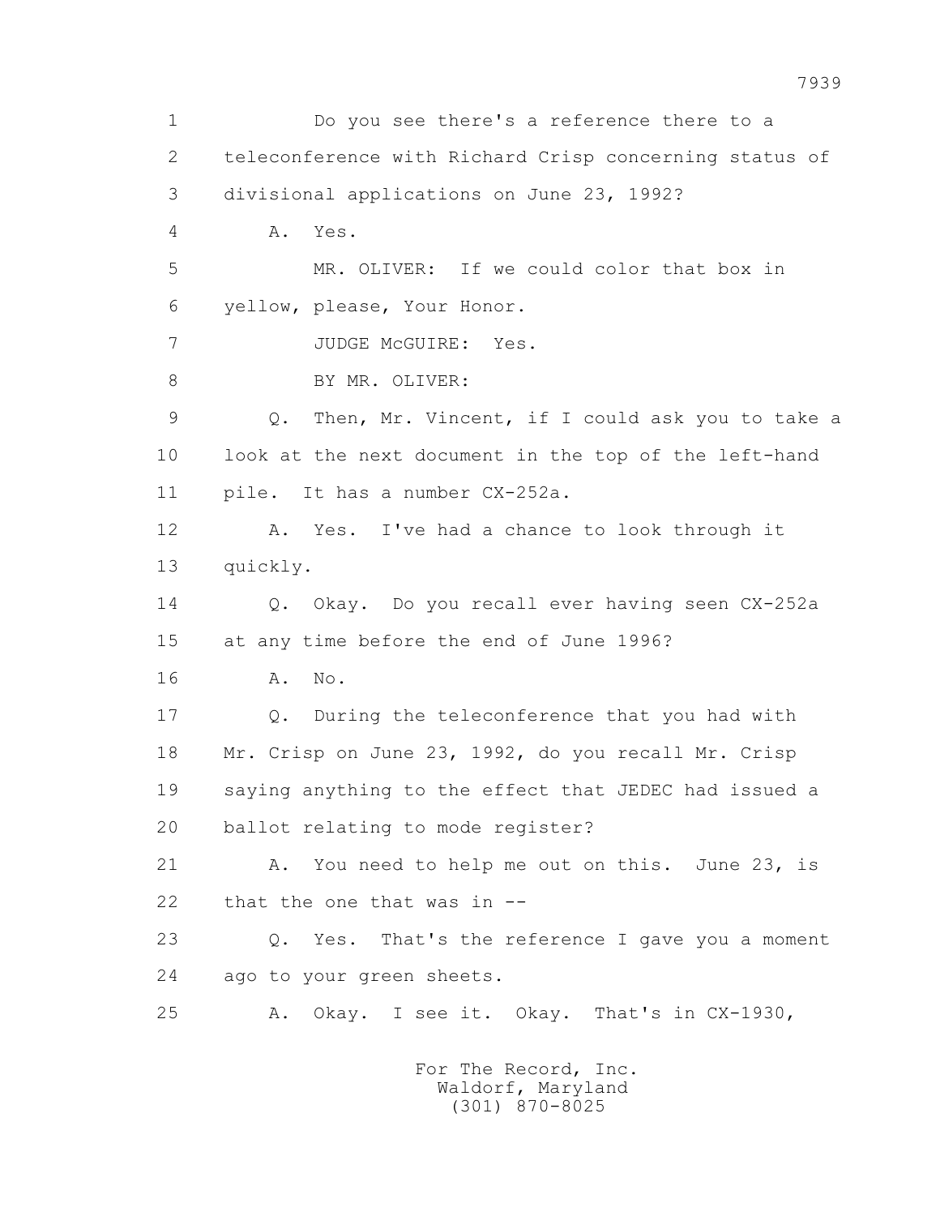1 Do you see there's a reference there to a
2 teleconference with Richard Crisp concerning status of
3 divisional applications on June 23, 1992?

4 A. Yes.

5 MR. OLIVER: If we could color that box in
6 yellow, please, Your Honor.

7 JUDGE McGUIRE: Yes.

8 BY MR. OLIVER:

9 Q. Then, Mr. Vincent, if I could ask you to take a
10 look at the next document in the top of the left-hand
11 pile. It has a number CX-252a.

12 A. Yes. I've had a chance to look through it
13 quickly.

14 Q. Okay. Do you recall ever having seen CX-252a
15 at any time before the end of June 1996?

16 A. No.

17 Q. During the teleconference that you had with
18 Mr. Crisp on June 23, 1992, do you recall Mr. Crisp
19 saying anything to the effect that JEDEC had issued a
20 ballot relating to mode register?

21 A. You need to help me out on this. June 23, is
22 that the one that was in --

23 Q. Yes. That's the reference I gave you a moment
24 ago to your green sheets.

25 A. Okay. I see it. Okay. That's in CX-1930,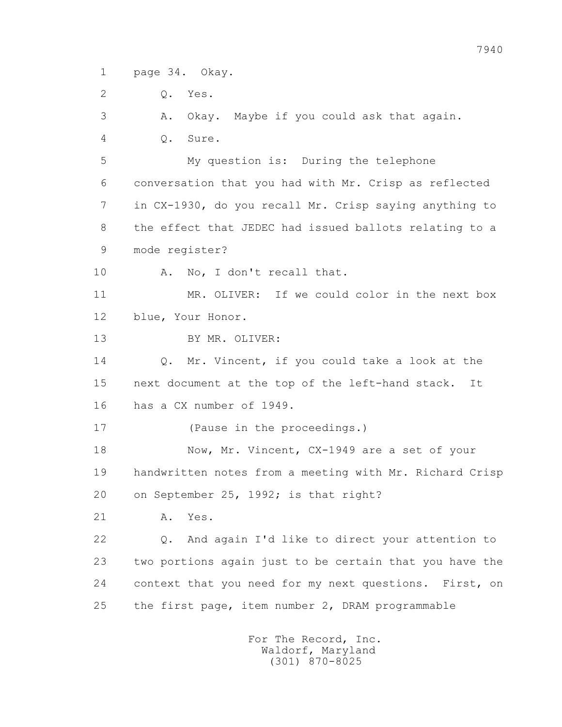1 page 34. Okay.

2 Q. Yes.

3 A. Okay. Maybe if you could ask that again.

4 Q. Sure.

5 My question is: During the telephone

6 conversation that you had with Mr. Crisp as reflected

7 in CX-1930, do you recall Mr. Crisp saying anything to

8 the effect that JEDEC had issued ballots relating to a

9 mode register?

10 A. No, I don't recall that.

11 MR. OLIVER: If we could color in the next box

12 blue, Your Honor.

13 BY MR. OLIVER:

14 Q. Mr. Vincent, if you could take a look at the

15 next document at the top of the left-hand stack. It

16 has a CX number of 1949.

17 (Pause in the proceedings.)

18 Now, Mr. Vincent, CX-1949 are a set of your

19 handwritten notes from a meeting with Mr. Richard Crisp

20 on September 25, 1992; is that right?

21 A. Yes.

22 Q. And again I'd like to direct your attention to

23 two portions again just to be certain that you have the

24 context that you need for my next questions. First, on

25 the first page, item number 2, DRAM programmable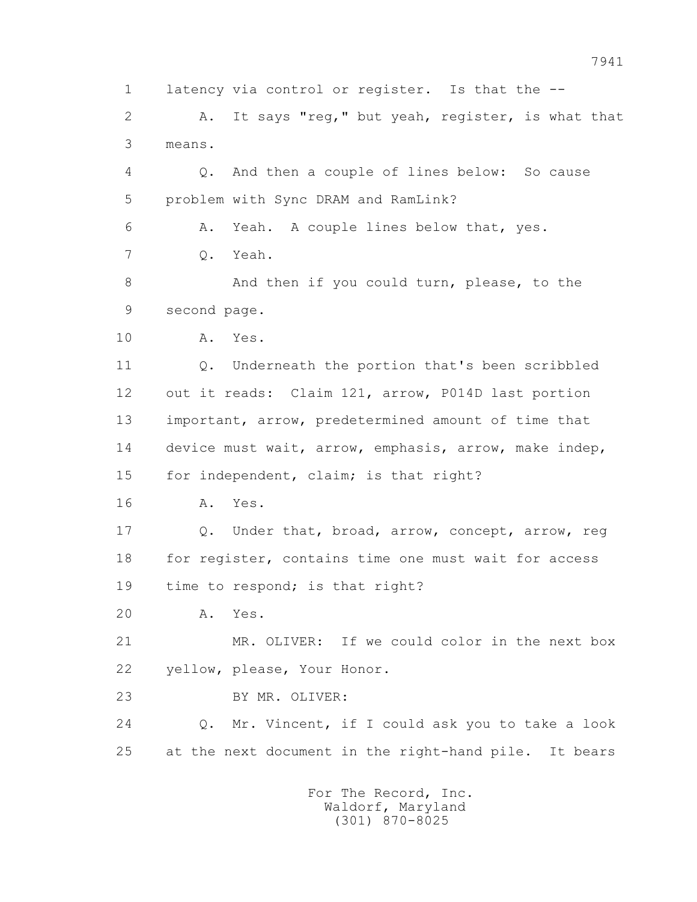1 latency via control or register. Is that the --

2 A. It says "reg," but yeah, register, is what that

3 means.

4 Q. And then a couple of lines below: So cause

5 problem with Sync DRAM and RamLink?

6 A. Yeah. A couple lines below that, yes.

7 Q. Yeah.

8 And then if you could turn, please, to the

9 second page.

10 A. Yes.

11 Q. Underneath the portion that's been scribbled

12 out it reads: Claim 121, arrow, P014D last portion

13 important, arrow, predetermined amount of time that

14 device must wait, arrow, emphasis, arrow, make indep,

15 for independent, claim; is that right?

16 A. Yes.

17 Q. Under that, broad, arrow, concept, arrow, reg

18 for register, contains time one must wait for access

19 time to respond; is that right?

20 A. Yes.

21 MR. OLIVER: If we could color in the next box

22 yellow, please, Your Honor.

23 BY MR. OLIVER:

24 Q. Mr. Vincent, if I could ask you to take a look

25 at the next document in the right-hand pile. It bears

For The Record, Inc.
Waldorf, Maryland
(301) 870-8025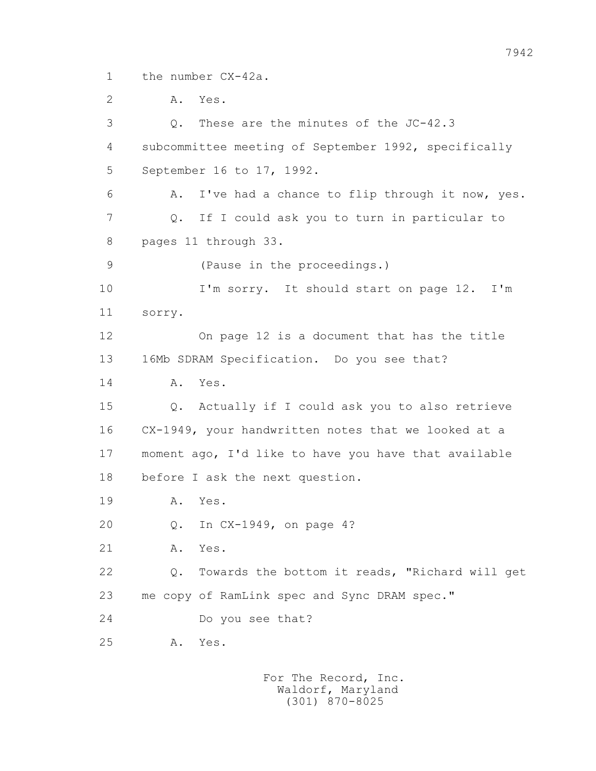1 the number CX-42a.

2 A. Yes.

3 Q. These are the minutes of the JC-42.3

4 subcommittee meeting of September 1992, specifically

5 September 16 to 17, 1992.

6 A. I've had a chance to flip through it now, yes.

7 Q. If I could ask you to turn in particular to

8 pages 11 through 33.

9 (Pause in the proceedings.)

10 I'm sorry. It should start on page 12. I'm

11 sorry.

12 On page 12 is a document that has the title

13 16Mb SDRAM Specification. Do you see that?

14 A. Yes.

15 Q. Actually if I could ask you to also retrieve

16 CX-1949, your handwritten notes that we looked at a

17 moment ago, I'd like to have you have that available

18 before I ask the next question.

19 A. Yes.

20 Q. In CX-1949, on page 4?

21 A. Yes.

22 Q. Towards the bottom it reads, "Richard will get

23 me copy of RamLink spec and Sync DRAM spec."

24 Do you see that?

25 A. Yes.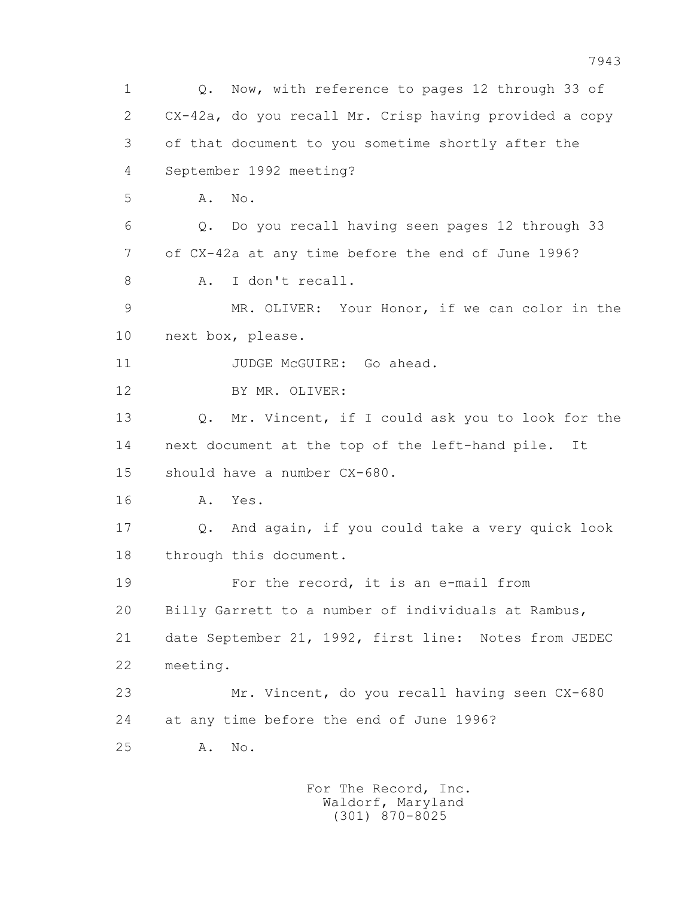1 Q. Now, with reference to pages 12 through 33 of
2 CX-42a, do you recall Mr. Crisp having provided a copy
3 of that document to you sometime shortly after the
4 September 1992 meeting?
5 A. No.
6 Q. Do you recall having seen pages 12 through 33
7 of CX-42a at any time before the end of June 1996?
8 A. I don't recall.
9 MR. OLIVER: Your Honor, if we can color in the
10 next box, please.
11 JUDGE McGUIRE: Go ahead.
12 BY MR. OLIVER:
13 Q. Mr. Vincent, if I could ask you to look for the
14 next document at the top of the left-hand pile. It
15 should have a number CX-680.
16 A. Yes.
17 Q. And again, if you could take a very quick look
18 through this document.
19 For the record, it is an e-mail from
20 Billy Garrett to a number of individuals at Rambus,
21 date September 21, 1992, first line: Notes from JEDEC
22 meeting.
23 Mr. Vincent, do you recall having seen CX-680
24 at any time before the end of June 1996?
25 A. No.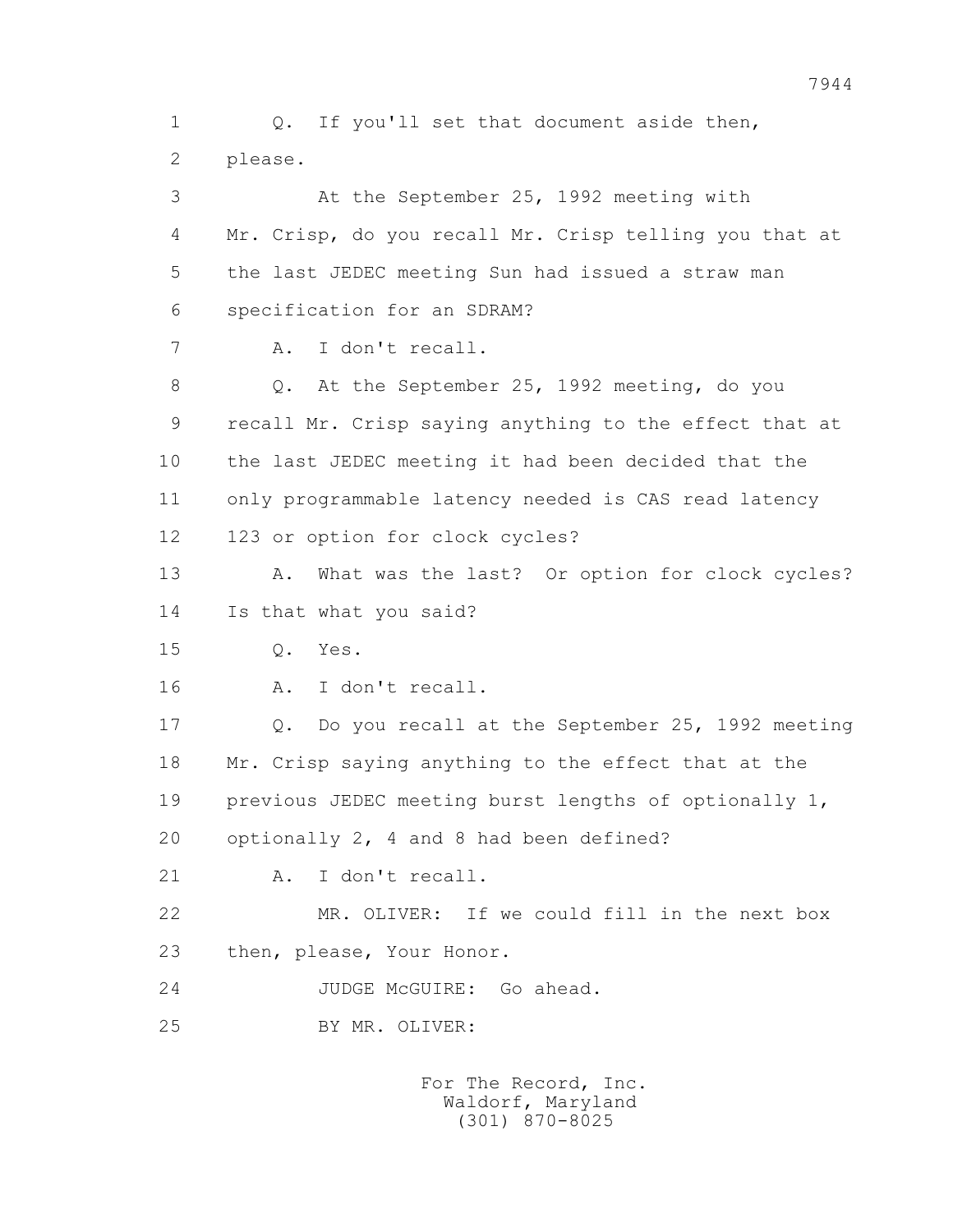1 Q. If you'll set that document aside then,
2 please.
3 At the September 25, 1992 meeting with
4 Mr. Crisp, do you recall Mr. Crisp telling you that at
5 the last JEDEC meeting Sun had issued a straw man
6 specification for an SDRAM?
7 A. I don't recall.
8 Q. At the September 25, 1992 meeting, do you
9 recall Mr. Crisp saying anything to the effect that at
10 the last JEDEC meeting it had been decided that the
11 only programmable latency needed is CAS read latency
12 123 or option for clock cycles?
13 A. What was the last? Or option for clock cycles?
14 Is that what you said?
15 Q. Yes.
16 A. I don't recall.
17 Q. Do you recall at the September 25, 1992 meeting
18 Mr. Crisp saying anything to the effect that at the
19 previous JEDEC meeting burst lengths of optionally 1,
20 optionally 2, 4 and 8 had been defined?
21 A. I don't recall.
22 MR. OLIVER: If we could fill in the next box
23 then, please, Your Honor.
24 JUDGE McGUIRE: Go ahead.
25 BY MR. OLIVER:

For The Record, Inc.
Waldorf, Maryland
(301) 870-8025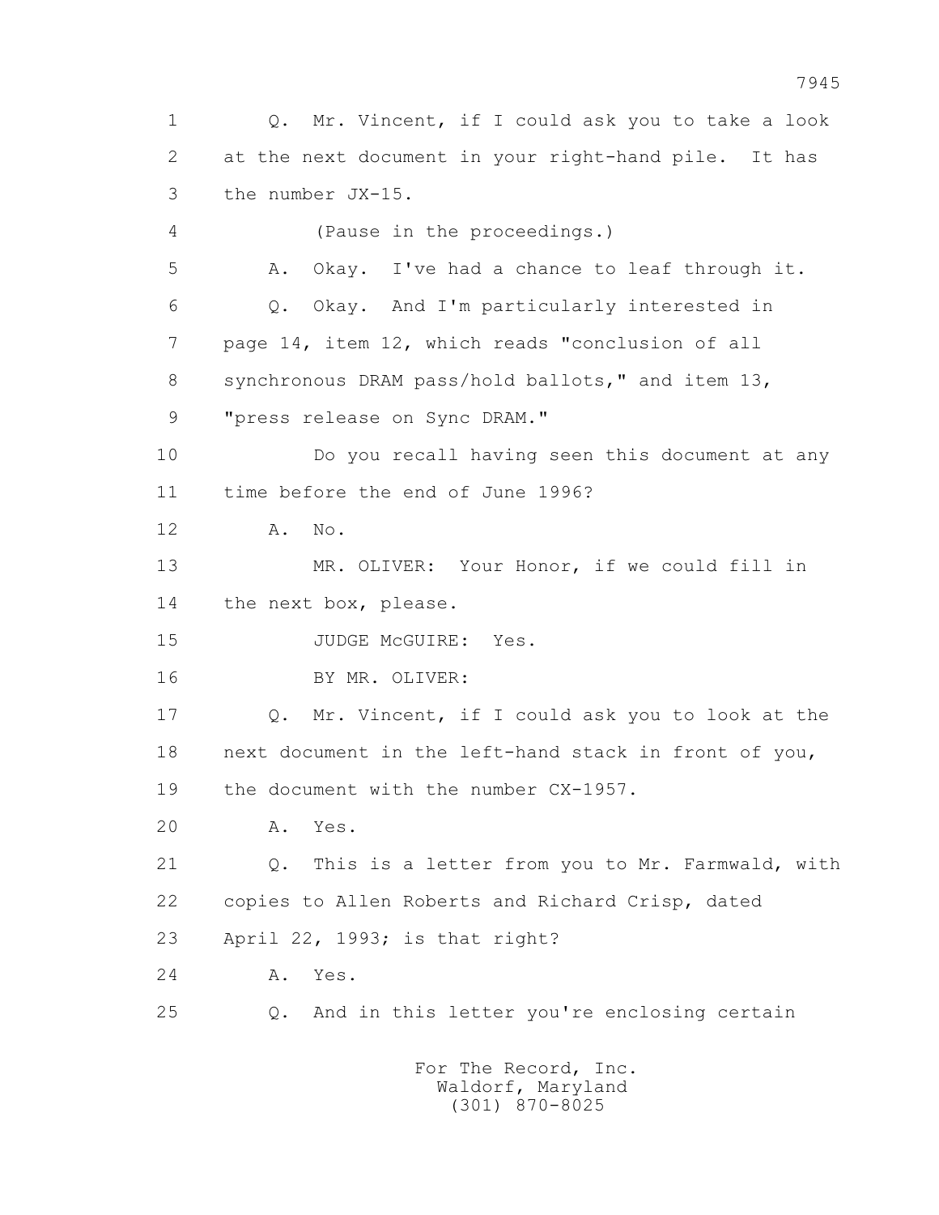1 Q. Mr. Vincent, if I could ask you to take a look
2 at the next document in your right-hand pile. It has
3 the number JX-15.
4 (Pause in the proceedings.)
5 A. Okay. I've had a chance to leaf through it.
6 Q. Okay. And I'm particularly interested in
7 page 14, item 12, which reads "conclusion of all
8 synchronous DRAM pass/hold ballots," and item 13,
9 "press release on Sync DRAM."
10 Do you recall having seen this document at any
11 time before the end of June 1996?
12 A. No.
13 MR. OLIVER: Your Honor, if we could fill in
14 the next box, please.
15 JUDGE McGUIRE: Yes.
16 BY MR. OLIVER:
17 Q. Mr. Vincent, if I could ask you to look at the
18 next document in the left-hand stack in front of you,
19 the document with the number CX-1957.
20 A. Yes.
21 Q. This is a letter from you to Mr. Farmwald, with
22 copies to Allen Roberts and Richard Crisp, dated
23 April 22, 1993; is that right?
24 A. Yes.
25 Q. And in this letter you're enclosing certain

For The Record, Inc.
Waldorf, Maryland
(301) 870-8025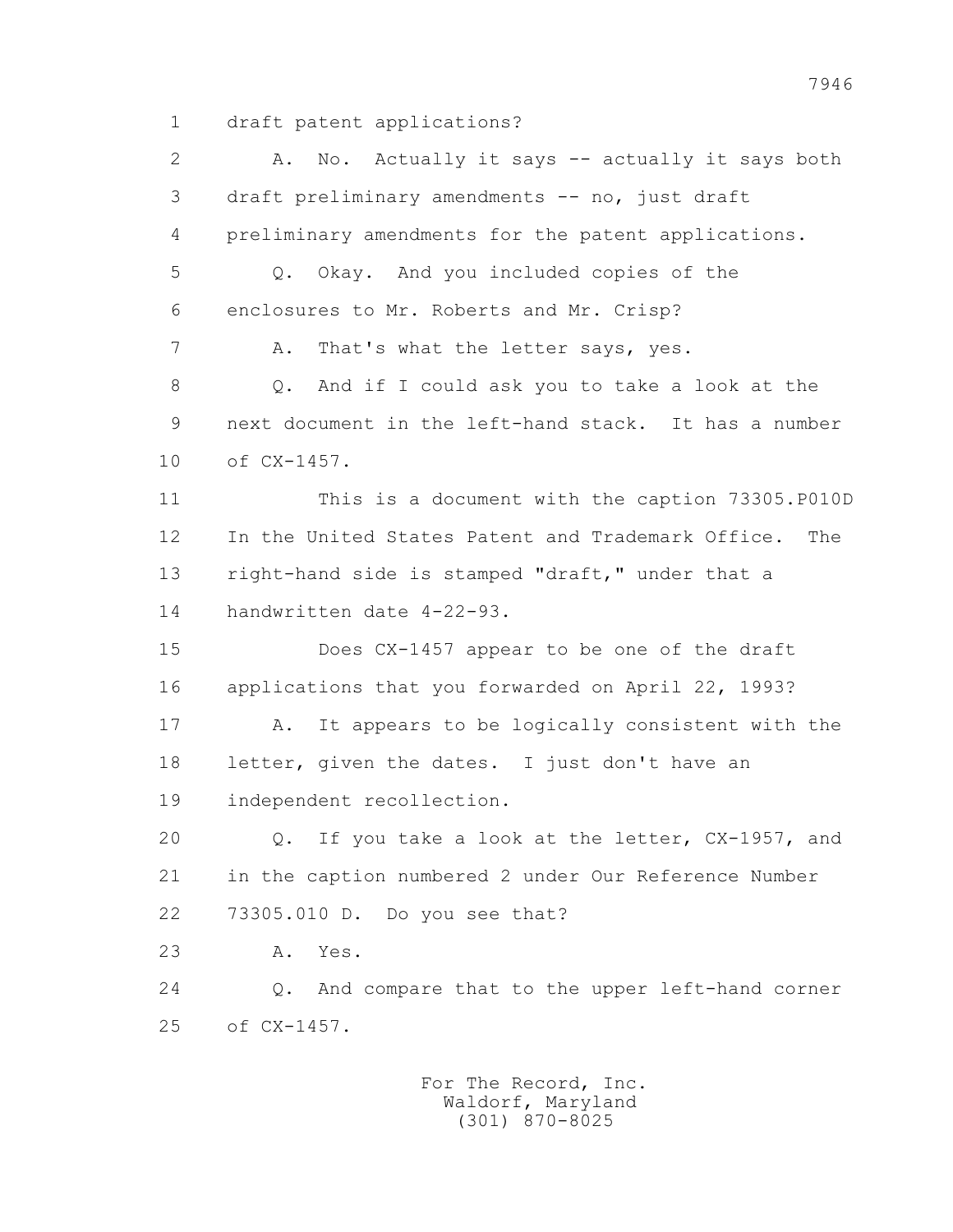1 draft patent applications?

2 A. No. Actually it says -- actually it says both

3 draft preliminary amendments -- no, just draft

4 preliminary amendments for the patent applications.

5 Q. Okay. And you included copies of the

6 enclosures to Mr. Roberts and Mr. Crisp?

7 A. That's what the letter says, yes.

8 Q. And if I could ask you to take a look at the

9 next document in the left-hand stack. It has a number

10 of CX-1457.

11 This is a document with the caption 73305.P010D

12 In the United States Patent and Trademark Office. The

13 right-hand side is stamped "draft," under that a

14 handwritten date 4-22-93.

15 Does CX-1457 appear to be one of the draft

16 applications that you forwarded on April 22, 1993?

17 A. It appears to be logically consistent with the

18 letter, given the dates. I just don't have an

19 independent recollection.

20 Q. If you take a look at the letter, CX-1957, and

21 in the caption numbered 2 under Our Reference Number

22 73305.010 D. Do you see that?

23 A. Yes.

24 Q. And compare that to the upper left-hand corner

25 of CX-1457.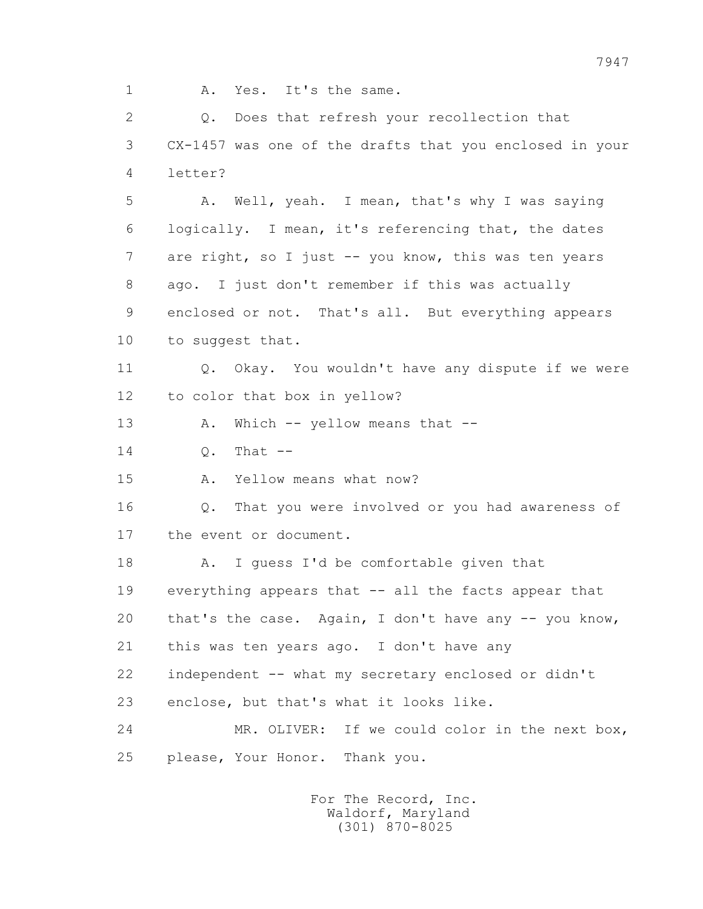1 A. Yes. It's the same.

2 Q. Does that refresh your recollection that

3 CX-1457 was one of the drafts that you enclosed in your

4 letter?

5 A. Well, yeah. I mean, that's why I was saying

6 logically. I mean, it's referencing that, the dates

7 are right, so I just -- you know, this was ten years

8 ago. I just don't remember if this was actually

9 enclosed or not. That's all. But everything appears

10 to suggest that.

11 Q. Okay. You wouldn't have any dispute if we were

12 to color that box in yellow?

13 A. Which -- yellow means that --

14 Q. That --

15 A. Yellow means what now?

16 Q. That you were involved or you had awareness of

17 the event or document.

18 A. I guess I'd be comfortable given that

19 everything appears that -- all the facts appear that

20 that's the case. Again, I don't have any -- you know,

21 this was ten years ago. I don't have any

22 independent -- what my secretary enclosed or didn't

23 enclose, but that's what it looks like.

24 MR. OLIVER: If we could color in the next box,

25 please, Your Honor. Thank you.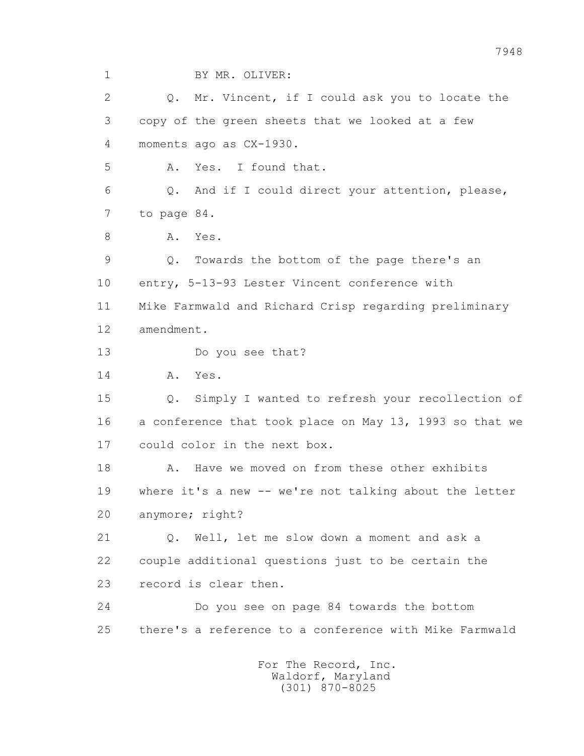1 BY MR. OLIVER:

2 Q. Mr. Vincent, if I could ask you to locate the

3 copy of the green sheets that we looked at a few

4 moments ago as CX-1930.

5 A. Yes. I found that.

6 Q. And if I could direct your attention, please,

7 to page 84.

8 A. Yes.

9 Q. Towards the bottom of the page there's an

10 entry, 5-13-93 Lester Vincent conference with

11 Mike Farmwald and Richard Crisp regarding preliminary

12 amendment.

13 Do you see that?

14 A. Yes.

15 Q. Simply I wanted to refresh your recollection of

16 a conference that took place on May 13, 1993 so that we

17 could color in the next box.

18 A. Have we moved on from these other exhibits

19 where it's a new -- we're not talking about the letter

20 anymore; right?

21 Q. Well, let me slow down a moment and ask a

22 couple additional questions just to be certain the

23 record is clear then.

24 Do you see on page 84 towards the bottom

25 there's a reference to a conference with Mike Farmwald

For The Record, Inc.
Waldorf, Maryland
(301) 870-8025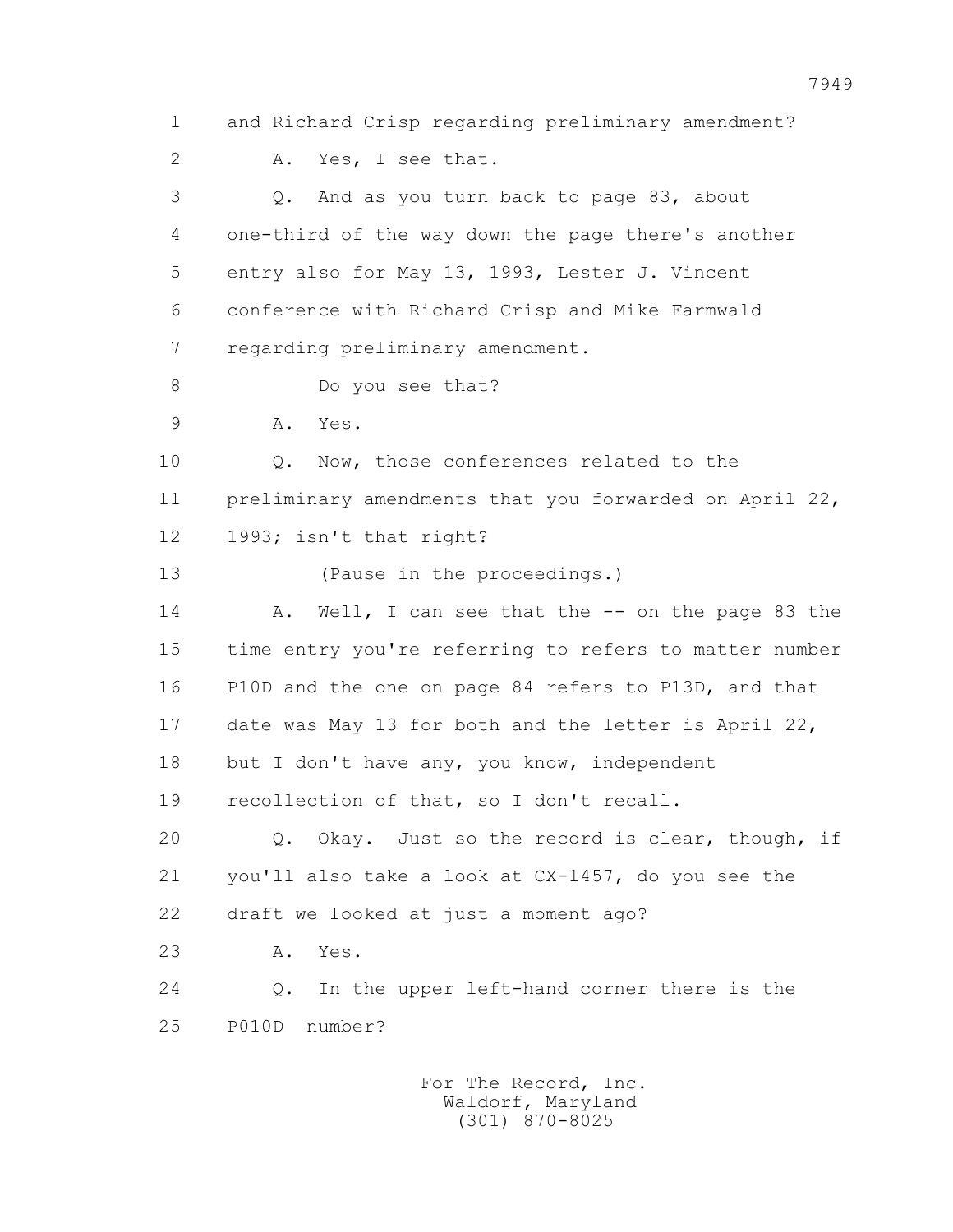1 and Richard Crisp regarding preliminary amendment?

2 A. Yes, I see that.

3 Q. And as you turn back to page 83, about

4 one-third of the way down the page there's another

5 entry also for May 13, 1993, Lester J. Vincent

6 conference with Richard Crisp and Mike Farmwald

7 regarding preliminary amendment.

8 Do you see that?

9 A. Yes.

10 Q. Now, those conferences related to the

11 preliminary amendments that you forwarded on April 22,

12 1993; isn't that right?

13 (Pause in the proceedings.)

14 A. Well, I can see that the -- on the page 83 the

15 time entry you're referring to refers to matter number

16 P10D and the one on page 84 refers to P13D, and that

17 date was May 13 for both and the letter is April 22,

18 but I don't have any, you know, independent

19 recollection of that, so I don't recall.

20 Q. Okay. Just so the record is clear, though, if

21 you'll also take a look at CX-1457, do you see the

22 draft we looked at just a moment ago?

23 A. Yes.

24 Q. In the upper left-hand corner there is the

25 P010D number?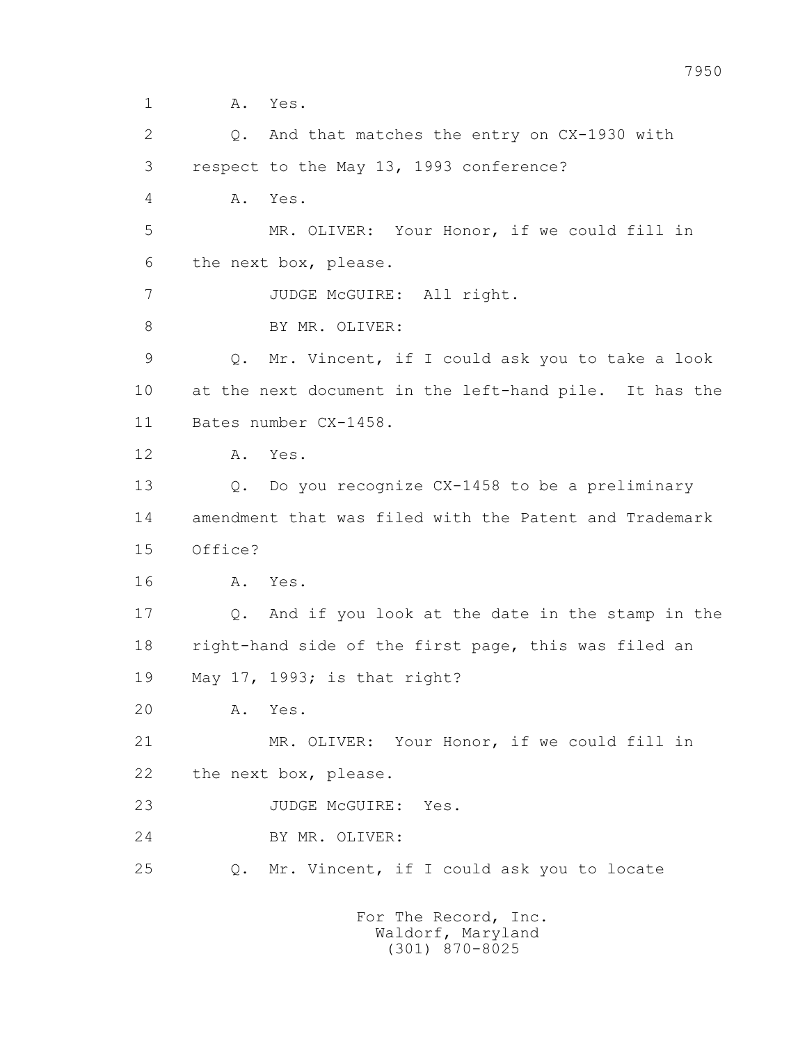1 A. Yes.

2 Q. And that matches the entry on CX-1930 with

3 respect to the May 13, 1993 conference?

4 A. Yes.

5 MR. OLIVER: Your Honor, if we could fill in

6 the next box, please.

7 JUDGE McGUIRE: All right.

8 BY MR. OLIVER:

9 Q. Mr. Vincent, if I could ask you to take a look

10 at the next document in the left-hand pile. It has the

11 Bates number CX-1458.

12 A. Yes.

13 Q. Do you recognize CX-1458 to be a preliminary

14 amendment that was filed with the Patent and Trademark

15 Office?

16 A. Yes.

17 Q. And if you look at the date in the stamp in the

18 right-hand side of the first page, this was filed an

19 May 17, 1993; is that right?

20 A. Yes.

21 MR. OLIVER: Your Honor, if we could fill in

22 the next box, please.

23 JUDGE McGUIRE: Yes.

24 BY MR. OLIVER:

25 Q. Mr. Vincent, if I could ask you to locate

For The Record, Inc.
Waldorf, Maryland
(301) 870-8025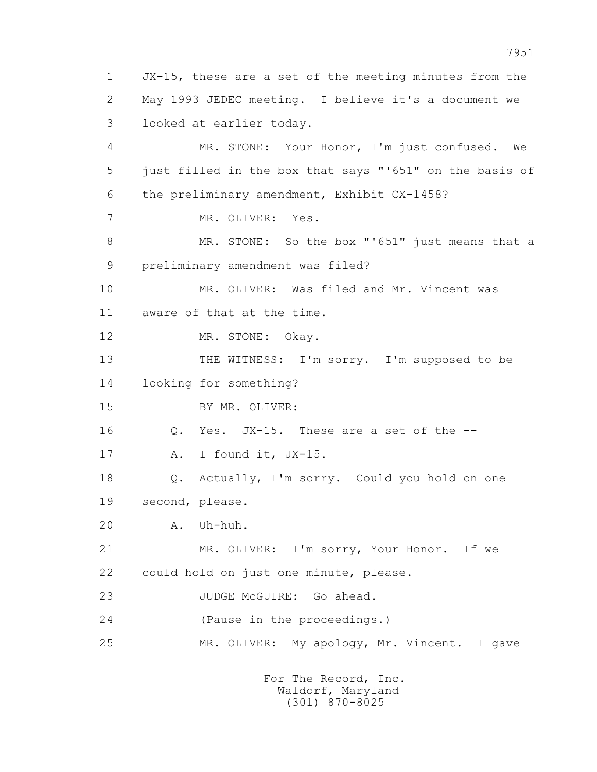1 JX-15, these are a set of the meeting minutes from the
2 May 1993 JEDEC meeting. I believe it's a document we
3 looked at earlier today.

4 MR. STONE: Your Honor, I'm just confused. We
5 just filled in the box that says "'651" on the basis of
6 the preliminary amendment, Exhibit CX-1458?

7 MR. OLIVER: Yes.

8 MR. STONE: So the box "'651" just means that a
9 preliminary amendment was filed?

10 MR. OLIVER: Was filed and Mr. Vincent was
11 aware of that at the time.

12 MR. STONE: Okay.

13 THE WITNESS: I'm sorry. I'm supposed to be
14 looking for something?

15 BY MR. OLIVER:

16 Q. Yes. JX-15. These are a set of the --

17 A. I found it, JX-15.

18 Q. Actually, I'm sorry. Could you hold on one
19 second, please.

20 A. Uh-huh.

21 MR. OLIVER: I'm sorry, Your Honor. If we
22 could hold on just one minute, please.

23 JUDGE McGUIRE: Go ahead.

24 (Pause in the proceedings.)

25 MR. OLIVER: My apology, Mr. Vincent. I gave

For The Record, Inc.
Waldorf, Maryland
(301) 870-8025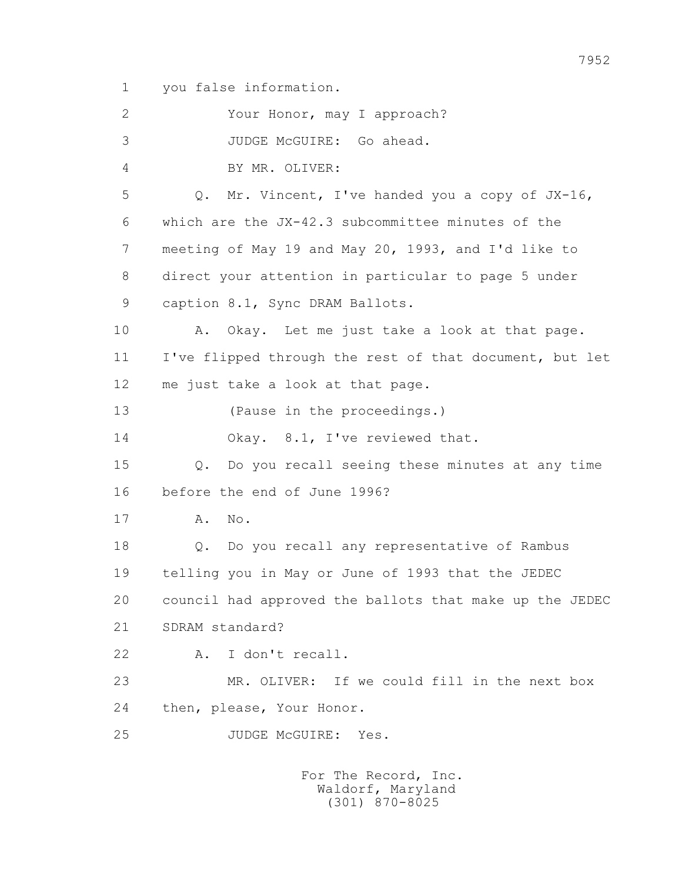1 you false information.

2 Your Honor, may I approach?

3 JUDGE McGUIRE: Go ahead.

4 BY MR. OLIVER:

5 Q. Mr. Vincent, I've handed you a copy of JX-16,

6 which are the JX-42.3 subcommittee minutes of the

7 meeting of May 19 and May 20, 1993, and I'd like to

8 direct your attention in particular to page 5 under

9 caption 8.1, Sync DRAM Ballots.

10 A. Okay. Let me just take a look at that page.

11 I've flipped through the rest of that document, but let

12 me just take a look at that page.

13 (Pause in the proceedings.)

14 Okay. 8.1, I've reviewed that.

15 Q. Do you recall seeing these minutes at any time

16 before the end of June 1996?

17 A. No.

18 Q. Do you recall any representative of Rambus

19 telling you in May or June of 1993 that the JEDEC

20 council had approved the ballots that make up the JEDEC

21 SDRAM standard?

22 A. I don't recall.

23 MR. OLIVER: If we could fill in the next box

24 then, please, Your Honor.

25 JUDGE McGUIRE: Yes.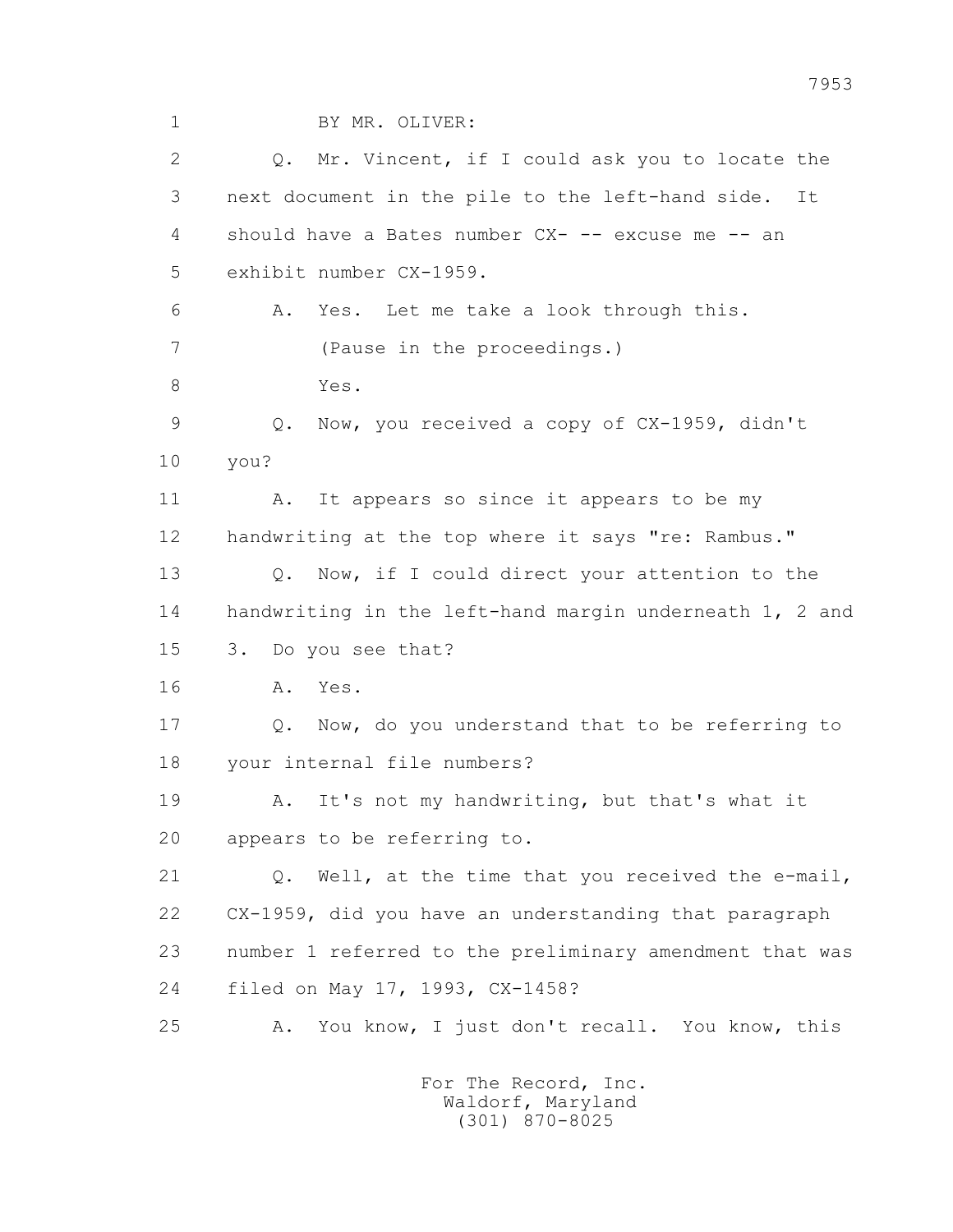1 BY MR. OLIVER:

2 Q. Mr. Vincent, if I could ask you to locate the
3 next document in the pile to the left-hand side. It
4 should have a Bates number CX- -- excuse me -- an
5 exhibit number CX-1959.

6 A. Yes. Let me take a look through this.

7 (Pause in the proceedings.)

8 Yes.

9 Q. Now, you received a copy of CX-1959, didn't
10 you?

11 A. It appears so since it appears to be my
12 handwriting at the top where it says "re: Rambus."

13 Q. Now, if I could direct your attention to the
14 handwriting in the left-hand margin underneath 1, 2 and
15 3. Do you see that?

16 A. Yes.

17 Q. Now, do you understand that to be referring to
18 your internal file numbers?

19 A. It's not my handwriting, but that's what it
20 appears to be referring to.

21 Q. Well, at the time that you received the e-mail,
22 CX-1959, did you have an understanding that paragraph
23 number 1 referred to the preliminary amendment that was
24 filed on May 17, 1993, CX-1458?

25 A. You know, I just don't recall. You know, this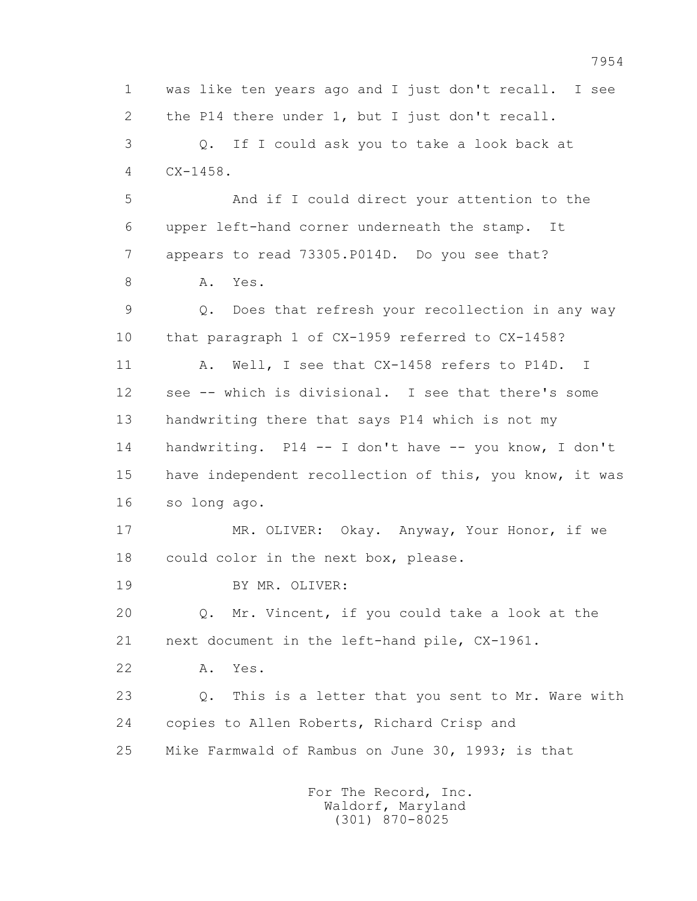1 was like ten years ago and I just don't recall. I see
2 the P14 there under 1, but I just don't recall.
3 Q. If I could ask you to take a look back at
4 CX-1458.
5 And if I could direct your attention to the
6 upper left-hand corner underneath the stamp. It
7 appears to read 73305.P014D. Do you see that?
8 A. Yes.
9 Q. Does that refresh your recollection in any way
10 that paragraph 1 of CX-1959 referred to CX-1458?
11 A. Well, I see that CX-1458 refers to P14D. I
12 see -- which is divisional. I see that there's some
13 handwriting there that says P14 which is not my
14 handwriting. P14 -- I don't have -- you know, I don't
15 have independent recollection of this, you know, it was
16 so long ago.
17 MR. OLIVER: Okay. Anyway, Your Honor, if we
18 could color in the next box, please.
19 BY MR. OLIVER:
20 Q. Mr. Vincent, if you could take a look at the
21 next document in the left-hand pile, CX-1961.
22 A. Yes.
23 Q. This is a letter that you sent to Mr. Ware with
24 copies to Allen Roberts, Richard Crisp and
25 Mike Farmwald of Rambus on June 30, 1993; is that

For The Record, Inc.
Waldorf, Maryland
(301) 870-8025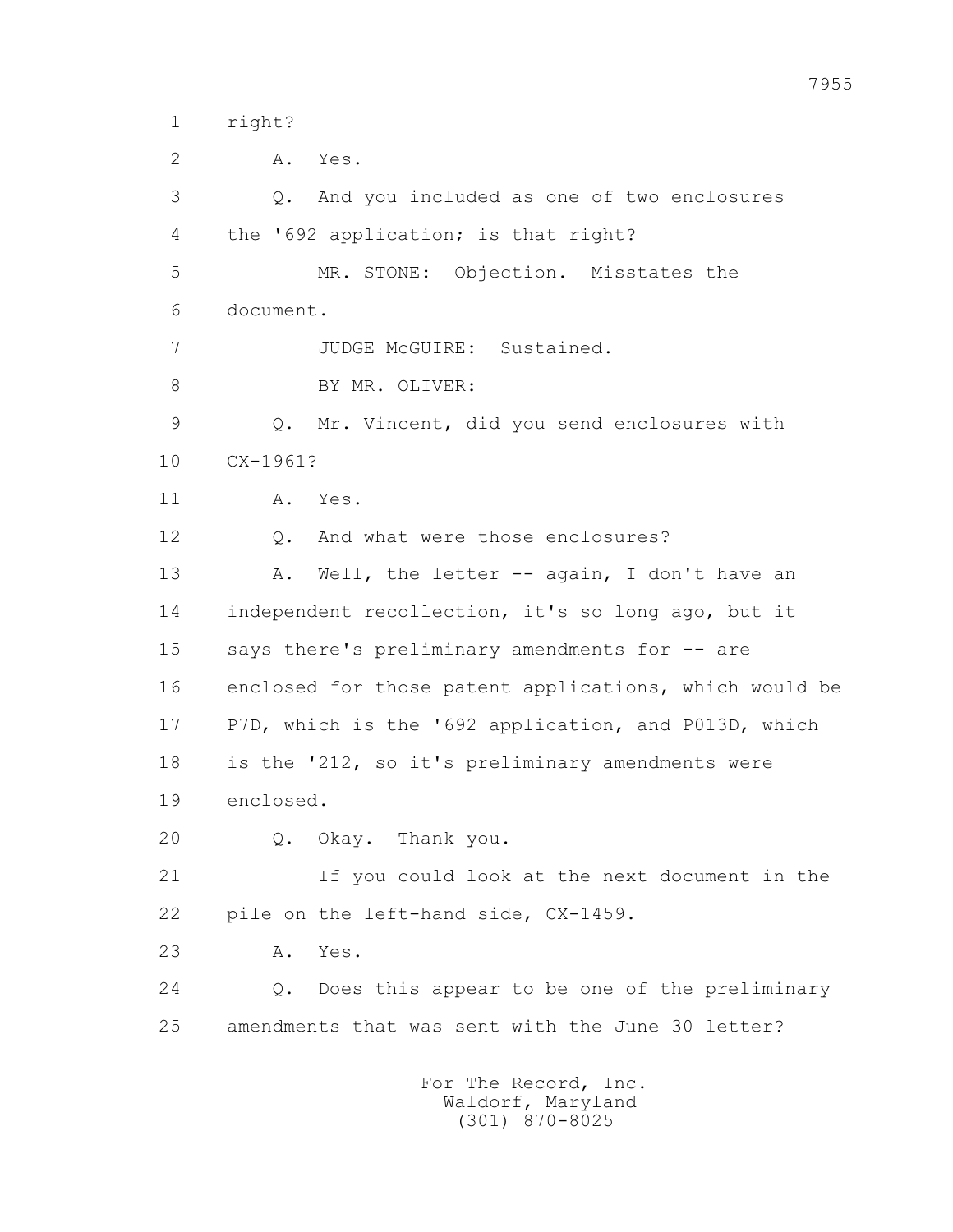1 right?

2 A. Yes.

3 Q. And you included as one of two enclosures

4 the '692 application; is that right?

5 MR. STONE: Objection. Misstates the

6 document.

7 JUDGE McGUIRE: Sustained.

8 BY MR. OLIVER:

9 Q. Mr. Vincent, did you send enclosures with

10 CX-1961?

11 A. Yes.

12 Q. And what were those enclosures?

13 A. Well, the letter -- again, I don't have an

14 independent recollection, it's so long ago, but it

15 says there's preliminary amendments for -- are

16 enclosed for those patent applications, which would be

17 P7D, which is the '692 application, and P013D, which

18 is the '212, so it's preliminary amendments were

19 enclosed.

20 Q. Okay. Thank you.

21 If you could look at the next document in the

22 pile on the left-hand side, CX-1459.

23 A. Yes.

24 Q. Does this appear to be one of the preliminary

25 amendments that was sent with the June 30 letter?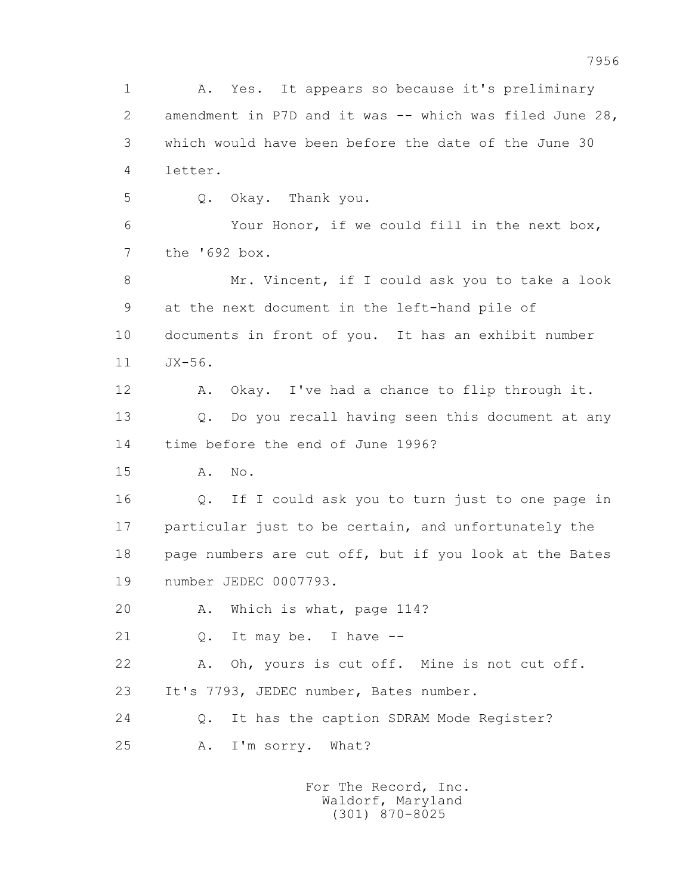1 A. Yes. It appears so because it's preliminary
2 amendment in P7D and it was -- which was filed June 28,
3 which would have been before the date of the June 30
4 letter.
5 Q. Okay. Thank you.
6 Your Honor, if we could fill in the next box,
7 the '692 box.
8 Mr. Vincent, if I could ask you to take a look
9 at the next document in the left-hand pile of
10 documents in front of you. It has an exhibit number
11 JX-56.
12 A. Okay. I've had a chance to flip through it.
13 Q. Do you recall having seen this document at any
14 time before the end of June 1996?
15 A. No.
16 Q. If I could ask you to turn just to one page in
17 particular just to be certain, and unfortunately the
18 page numbers are cut off, but if you look at the Bates
19 number JEDEC 0007793.
20 A. Which is what, page 114?
21 Q. It may be. I have --
22 A. Oh, yours is cut off. Mine is not cut off.
23 It's 7793, JEDEC number, Bates number.
24 Q. It has the caption SDRAM Mode Register?
25 A. I'm sorry. What?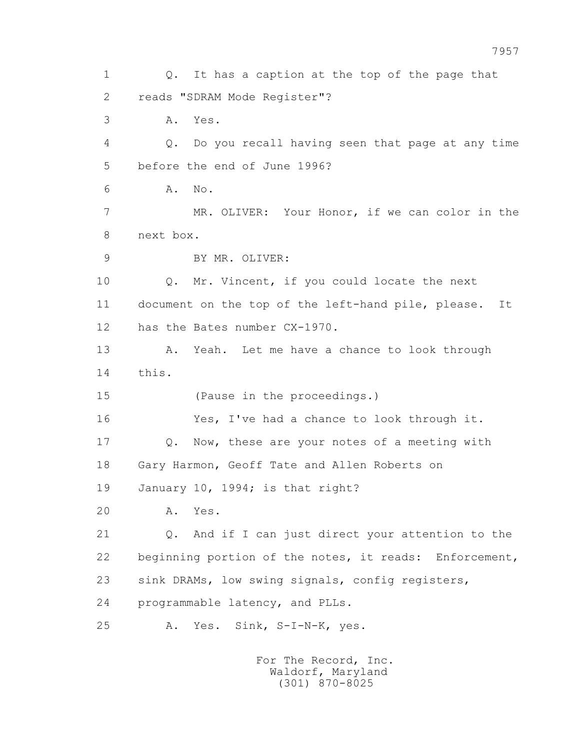1 Q. It has a caption at the top of the page that
2 reads "SDRAM Mode Register"?
3 A. Yes.
4 Q. Do you recall having seen that page at any time
5 before the end of June 1996?
6 A. No.
7 MR. OLIVER: Your Honor, if we can color in the
8 next box.
9 BY MR. OLIVER:
10 Q. Mr. Vincent, if you could locate the next
11 document on the top of the left-hand pile, please. It
12 has the Bates number CX-1970.
13 A. Yeah. Let me have a chance to look through
14 this.
15 (Pause in the proceedings.)
16 Yes, I've had a chance to look through it.
17 Q. Now, these are your notes of a meeting with
18 Gary Harmon, Geoff Tate and Allen Roberts on
19 January 10, 1994; is that right?
20 A. Yes.
21 Q. And if I can just direct your attention to the
22 beginning portion of the notes, it reads: Enforcement,
23 sink DRAMs, low swing signals, config registers,
24 programmable latency, and PLLs.
25 A. Yes. Sink, S-I-N-K, yes.

For The Record, Inc.
Waldorf, Maryland
(301) 870-8025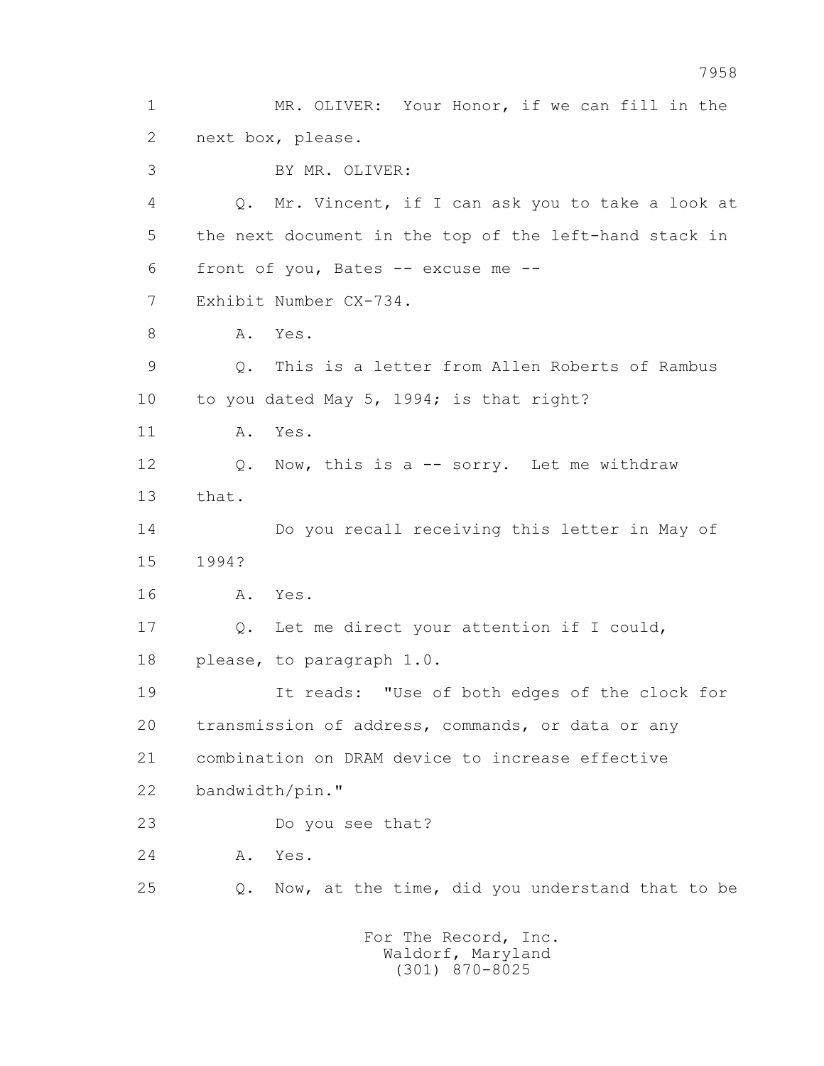1 MR. OLIVER: Your Honor, if we can fill in the
2 next box, please.
3 BY MR. OLIVER:
4 Q. Mr. Vincent, if I can ask you to take a look at
5 the next document in the top of the left-hand stack in
6 front of you, Bates -- excuse me --
7 Exhibit Number CX-734.
8 A. Yes.
9 Q. This is a letter from Allen Roberts of Rambus
10 to you dated May 5, 1994; is that right?
11 A. Yes.
12 Q. Now, this is a -- sorry. Let me withdraw
13 that.
14 Do you recall receiving this letter in May of
15 1994?
16 A. Yes.
17 Q. Let me direct your attention if I could,
18 please, to paragraph 1.0.
19 It reads: "Use of both edges of the clock for
20 transmission of address, commands, or data or any
21 combination on DRAM device to increase effective
22 bandwidth/pin."
23 Do you see that?
24 A. Yes.
25 Q. Now, at the time, did you understand that to be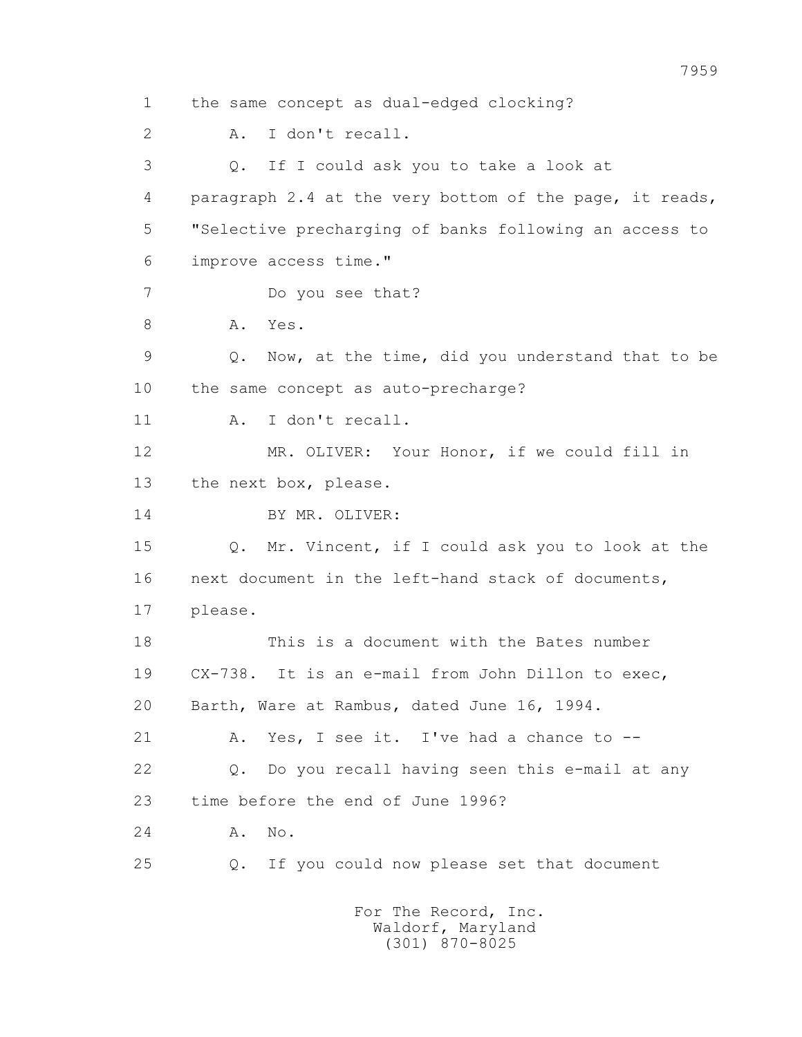1 the same concept as dual-edged clocking?

2 A. I don't recall.

3 Q. If I could ask you to take a look at

4 paragraph 2.4 at the very bottom of the page, it reads,

5 "Selective precharging of banks following an access to

6 improve access time."

7 Do you see that?

8 A. Yes.

9 Q. Now, at the time, did you understand that to be

10 the same concept as auto-precharge?

11 A. I don't recall.

12 MR. OLIVER: Your Honor, if we could fill in

13 the next box, please.

14 BY MR. OLIVER:

15 Q. Mr. Vincent, if I could ask you to look at the

16 next document in the left-hand stack of documents,

17 please.

18 This is a document with the Bates number

19 CX-738. It is an e-mail from John Dillon to exec,

20 Barth, Ware at Rambus, dated June 16, 1994.

21 A. Yes, I see it. I've had a chance to --

22 Q. Do you recall having seen this e-mail at any

23 time before the end of June 1996?

24 A. No.

25 Q. If you could now please set that document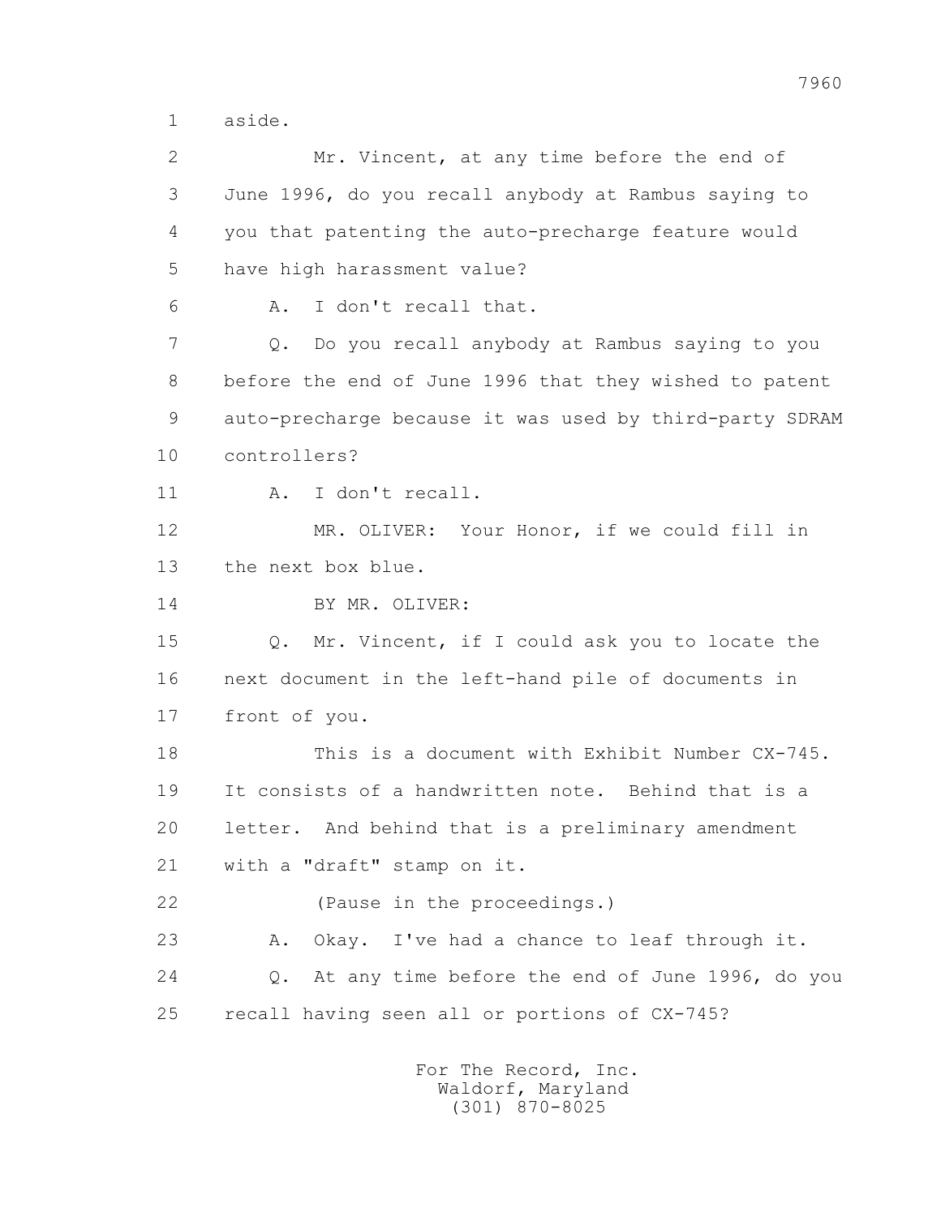1 aside.

2 Mr. Vincent, at any time before the end of

3 June 1996, do you recall anybody at Rambus saying to

4 you that patenting the auto-precharge feature would

5 have high harassment value?

6 A. I don't recall that.

7 Q. Do you recall anybody at Rambus saying to you

8 before the end of June 1996 that they wished to patent

9 auto-precharge because it was used by third-party SDRAM

10 controllers?

11 A. I don't recall.

12 MR. OLIVER: Your Honor, if we could fill in

13 the next box blue.

14 BY MR. OLIVER:

15 Q. Mr. Vincent, if I could ask you to locate the

16 next document in the left-hand pile of documents in

17 front of you.

18 This is a document with Exhibit Number CX-745.

19 It consists of a handwritten note. Behind that is a

20 letter. And behind that is a preliminary amendment

21 with a "draft" stamp on it.

22 (Pause in the proceedings.)

23 A. Okay. I've had a chance to leaf through it.

24 Q. At any time before the end of June 1996, do you

25 recall having seen all or portions of CX-745?

For The Record, Inc.
Waldorf, Maryland
(301) 870-8025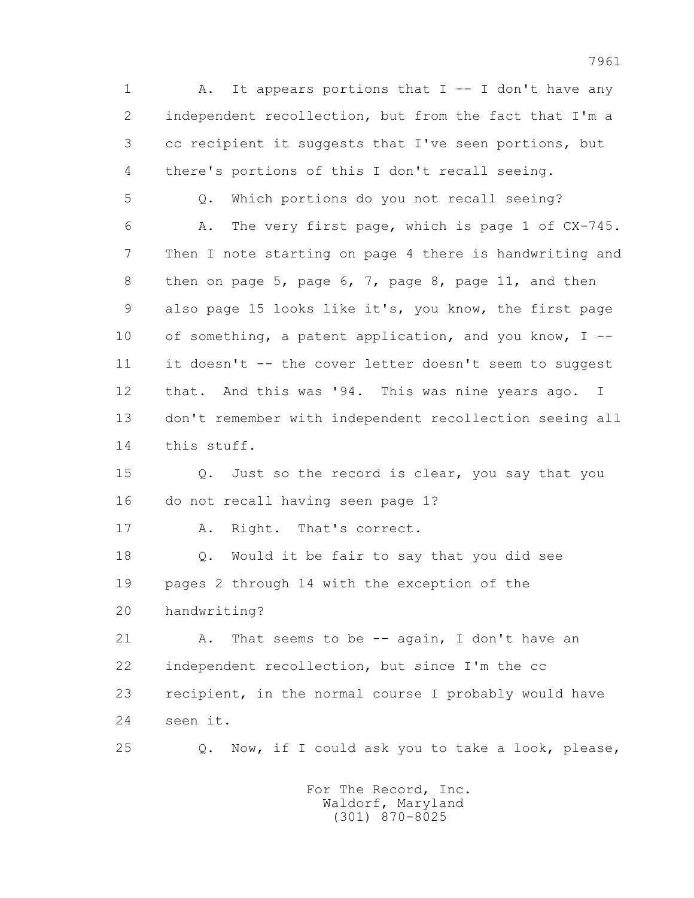1 A. It appears portions that I -- I don't have any
2 independent recollection, but from the fact that I'm a
3 cc recipient it suggests that I've seen portions, but
4 there's portions of this I don't recall seeing.
5 Q. Which portions do you not recall seeing?
6 A. The very first page, which is page 1 of CX-745.
7 Then I note starting on page 4 there is handwriting and
8 then on page 5, page 6, 7, page 8, page 11, and then
9 also page 15 looks like it's, you know, the first page
10 of something, a patent application, and you know, I --
11 it doesn't -- the cover letter doesn't seem to suggest
12 that. And this was '94. This was nine years ago. I
13 don't remember with independent recollection seeing all
14 this stuff.
15 Q. Just so the record is clear, you say that you
16 do not recall having seen page 1?
17 A. Right. That's correct.
18 Q. Would it be fair to say that you did see
19 pages 2 through 14 with the exception of the
20 handwriting?
21 A. That seems to be -- again, I don't have an
22 independent recollection, but since I'm the cc
23 recipient, in the normal course I probably would have
24 seen it.
25 Q. Now, if I could ask you to take a look, please,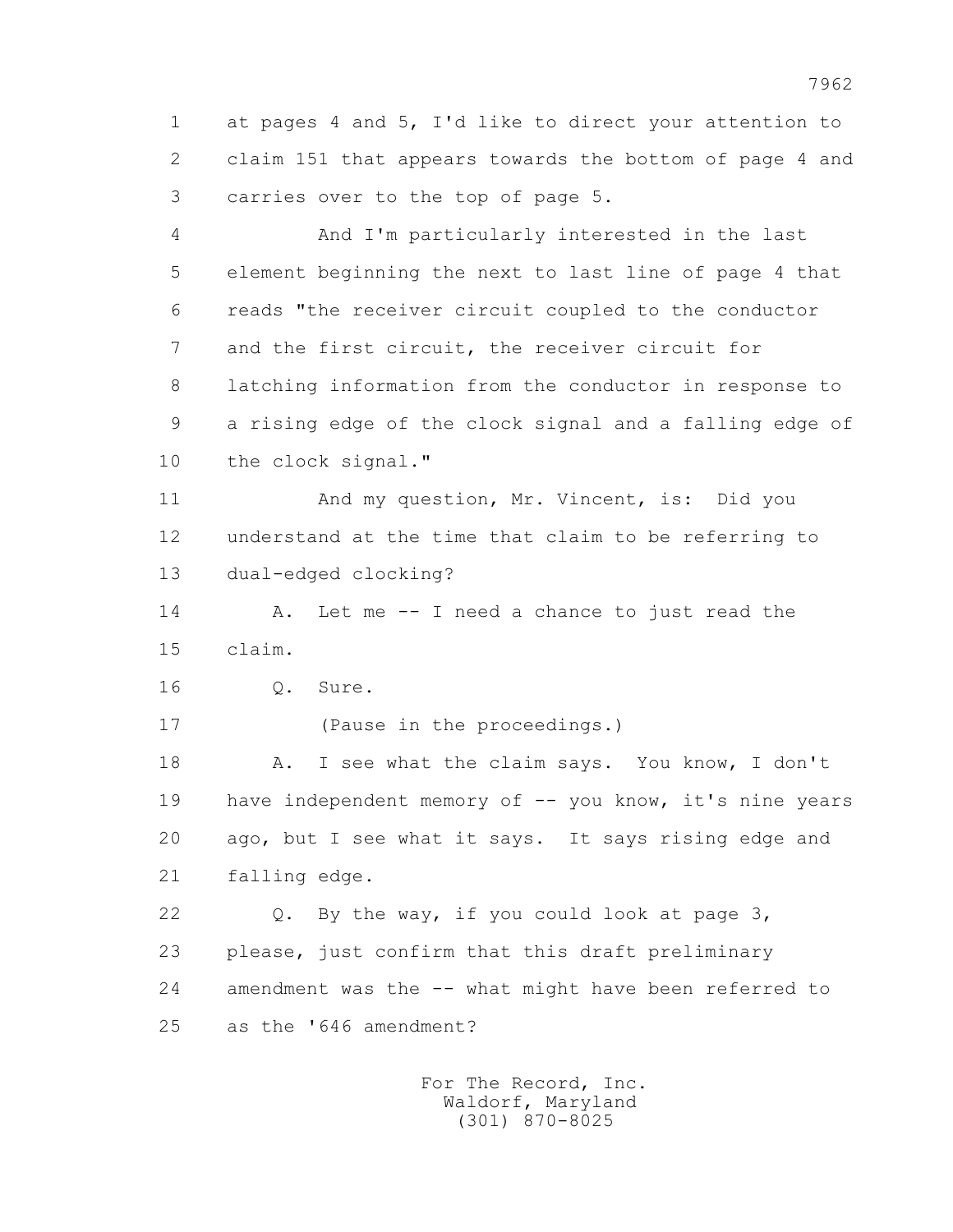1 at pages 4 and 5, I'd like to direct your attention to
2 claim 151 that appears towards the bottom of page 4 and
3 carries over to the top of page 5.

4 And I'm particularly interested in the last
5 element beginning the next to last line of page 4 that
6 reads "the receiver circuit coupled to the conductor
7 and the first circuit, the receiver circuit for
8 latching information from the conductor in response to
9 a rising edge of the clock signal and a falling edge of
10 the clock signal."

11 And my question, Mr. Vincent, is: Did you
12 understand at the time that claim to be referring to
13 dual-edged clocking?

14 A. Let me -- I need a chance to just read the
15 claim.

16 Q. Sure.

17 (Pause in the proceedings.)

18 A. I see what the claim says. You know, I don't
19 have independent memory of -- you know, it's nine years
20 ago, but I see what it says. It says rising edge and
21 falling edge.

22 Q. By the way, if you could look at page 3,
23 please, just confirm that this draft preliminary
24 amendment was the -- what might have been referred to
25 as the '646 amendment?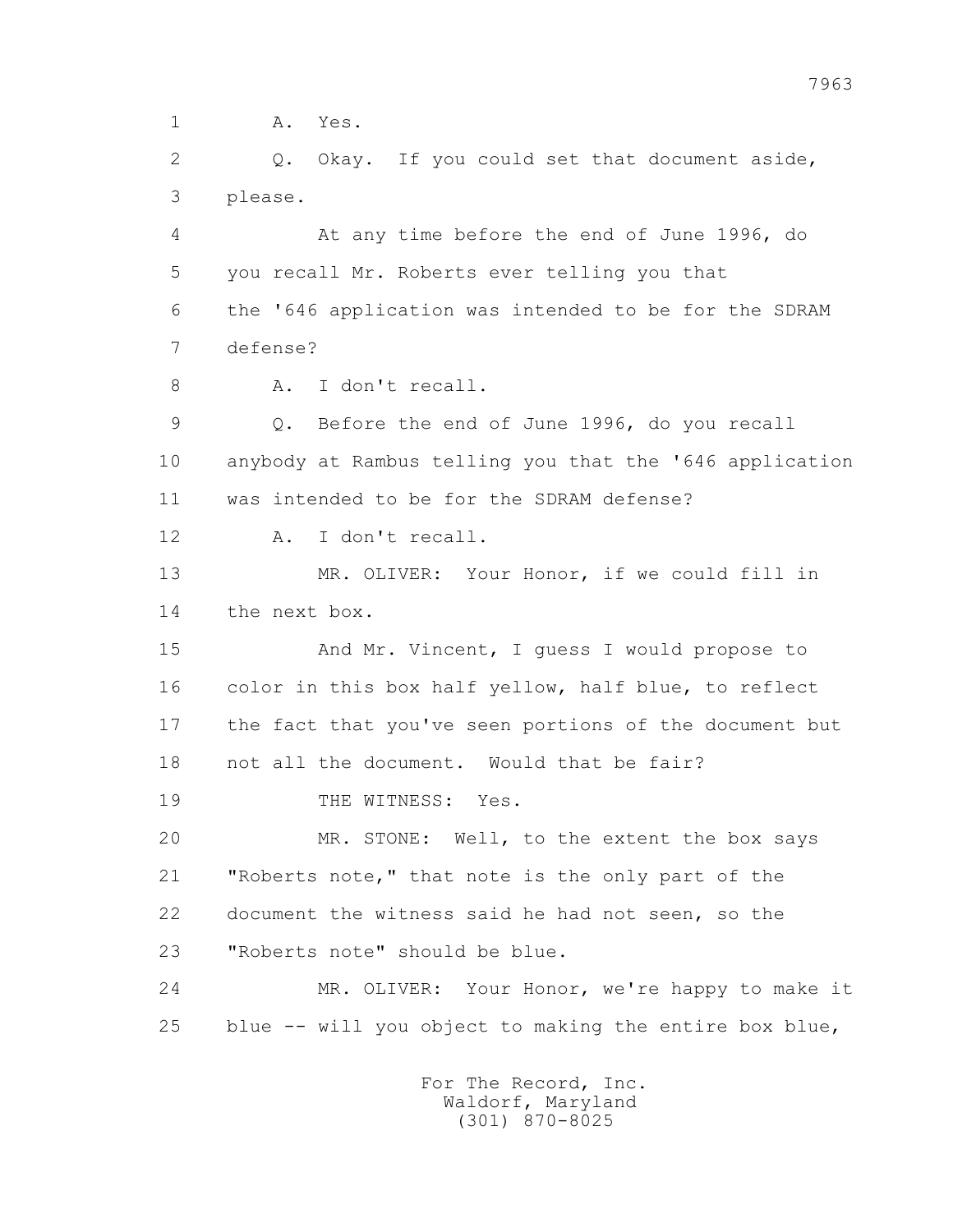1 A. Yes.

2 Q. Okay. If you could set that document aside,

3 please.

4 At any time before the end of June 1996, do

5 you recall Mr. Roberts ever telling you that

6 the '646 application was intended to be for the SDRAM

7 defense?

8 A. I don't recall.

9 Q. Before the end of June 1996, do you recall

10 anybody at Rambus telling you that the '646 application

11 was intended to be for the SDRAM defense?

12 A. I don't recall.

13 MR. OLIVER: Your Honor, if we could fill in

14 the next box.

15 And Mr. Vincent, I guess I would propose to

16 color in this box half yellow, half blue, to reflect

17 the fact that you've seen portions of the document but

18 not all the document. Would that be fair?

19 THE WITNESS: Yes.

20 MR. STONE: Well, to the extent the box says

21 "Roberts note," that note is the only part of the

22 document the witness said he had not seen, so the

23 "Roberts note" should be blue.

24 MR. OLIVER: Your Honor, we're happy to make it

25 blue -- will you object to making the entire box blue,

For The Record, Inc.
Waldorf, Maryland
(301) 870-8025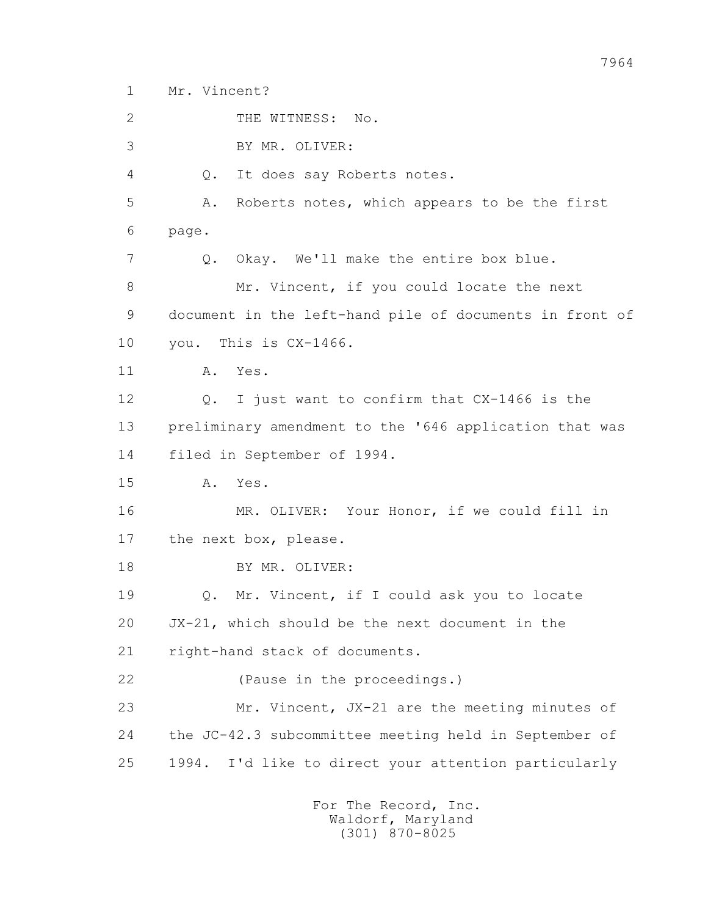1 Mr. Vincent?

2 THE WITNESS: No.

3 BY MR. OLIVER:

4 Q. It does say Roberts notes.

5 A. Roberts notes, which appears to be the first

6 page.

7 Q. Okay. We'll make the entire box blue.

8 Mr. Vincent, if you could locate the next

9 document in the left-hand pile of documents in front of

10 you. This is CX-1466.

11 A. Yes.

12 Q. I just want to confirm that CX-1466 is the

13 preliminary amendment to the '646 application that was

14 filed in September of 1994.

15 A. Yes.

16 MR. OLIVER: Your Honor, if we could fill in

17 the next box, please.

18 BY MR. OLIVER:

19 Q. Mr. Vincent, if I could ask you to locate

20 JX-21, which should be the next document in the

21 right-hand stack of documents.

22 (Pause in the proceedings.)

23 Mr. Vincent, JX-21 are the meeting minutes of

24 the JC-42.3 subcommittee meeting held in September of

25 1994. I'd like to direct your attention particularly

For The Record, Inc.
Waldorf, Maryland
(301) 870-8025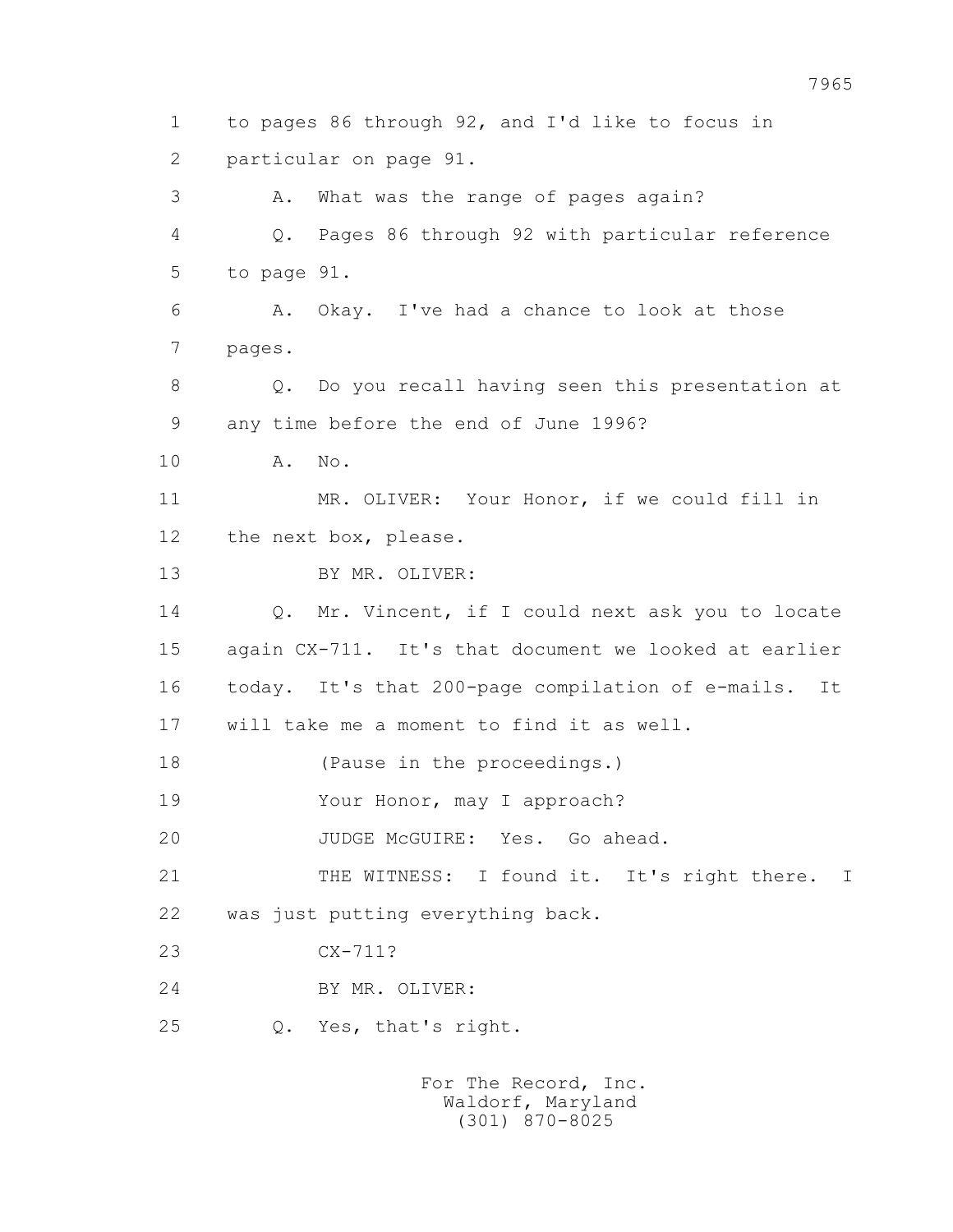1 to pages 86 through 92, and I'd like to focus in

2 particular on page 91.

3 A. What was the range of pages again?

4 Q. Pages 86 through 92 with particular reference

5 to page 91.

6 A. Okay. I've had a chance to look at those

7 pages.

8 Q. Do you recall having seen this presentation at

9 any time before the end of June 1996?

10 A. No.

11 MR. OLIVER: Your Honor, if we could fill in

12 the next box, please.

13 BY MR. OLIVER:

14 Q. Mr. Vincent, if I could next ask you to locate

15 again CX-711. It's that document we looked at earlier

16 today. It's that 200-page compilation of e-mails. It

17 will take me a moment to find it as well.

18 (Pause in the proceedings.)

19 Your Honor, may I approach?

20 JUDGE McGUIRE: Yes. Go ahead.

21 THE WITNESS: I found it. It's right there. I

22 was just putting everything back.

23 CX-711?

24 BY MR. OLIVER:

25 Q. Yes, that's right.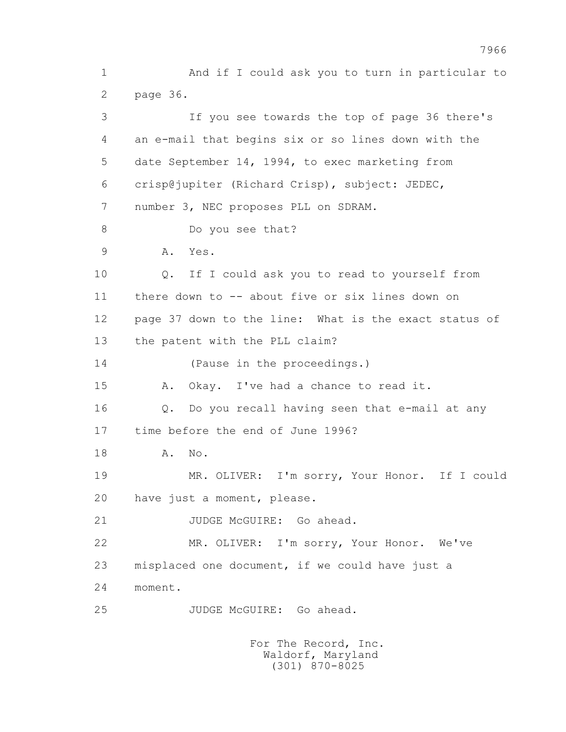1 And if I could ask you to turn in particular to
2 page 36.

3 If you see towards the top of page 36 there's
4 an e-mail that begins six or so lines down with the
5 date September 14, 1994, to exec marketing from
6 crisp@jupiter (Richard Crisp), subject: JEDEC,
7 number 3, NEC proposes PLL on SDRAM.

8 Do you see that?

9 A. Yes.

10 Q. If I could ask you to read to yourself from
11 there down to -- about five or six lines down on
12 page 37 down to the line: What is the exact status of
13 the patent with the PLL claim?

14 (Pause in the proceedings.)

15 A. Okay. I've had a chance to read it.

16 Q. Do you recall having seen that e-mail at any
17 time before the end of June 1996?

18 A. No.

19 MR. OLIVER: I'm sorry, Your Honor. If I could
20 have just a moment, please.

21 JUDGE McGUIRE: Go ahead.

22 MR. OLIVER: I'm sorry, Your Honor. We've
23 misplaced one document, if we could have just a
24 moment.

25 JUDGE McGUIRE: Go ahead.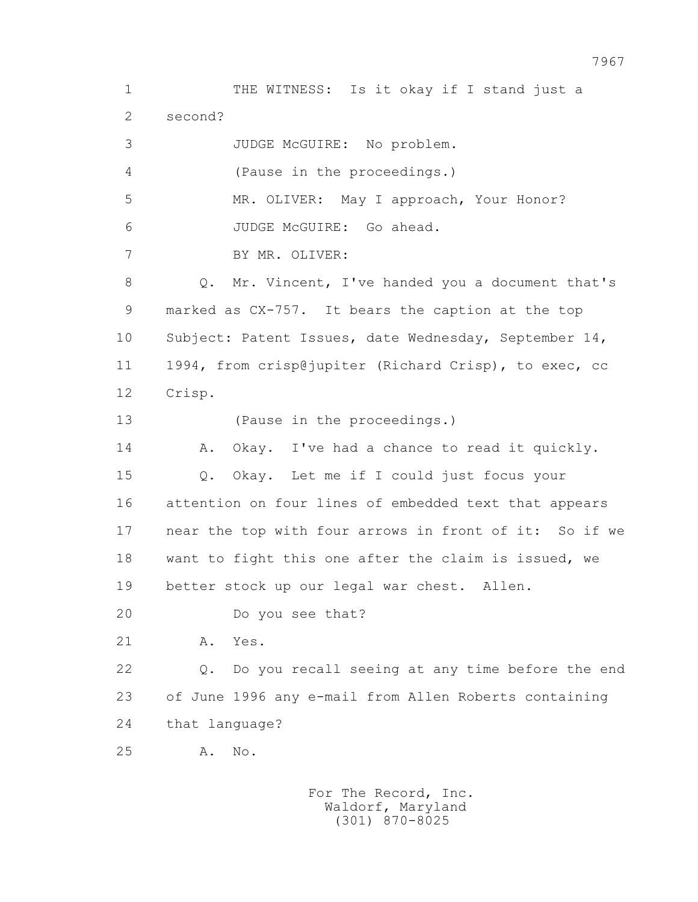1 THE WITNESS: Is it okay if I stand just a
2 second?
3 JUDGE McGUIRE: No problem.
4 (Pause in the proceedings.)
5 MR. OLIVER: May I approach, Your Honor?
6 JUDGE McGUIRE: Go ahead.
7 BY MR. OLIVER:
8 Q. Mr. Vincent, I've handed you a document that's
9 marked as CX-757. It bears the caption at the top
10 Subject: Patent Issues, date Wednesday, September 14,
11 1994, from crisp@jupiter (Richard Crisp), to exec, cc
12 Crisp.
13 (Pause in the proceedings.)
14 A. Okay. I've had a chance to read it quickly.
15 Q. Okay. Let me if I could just focus your
16 attention on four lines of embedded text that appears
17 near the top with four arrows in front of it: So if we
18 want to fight this one after the claim is issued, we
19 better stock up our legal war chest. Allen.
20 Do you see that?
21 A. Yes.
22 Q. Do you recall seeing at any time before the end
23 of June 1996 any e-mail from Allen Roberts containing
24 that language?
25 A. No.

For The Record, Inc.
Waldorf, Maryland
(301) 870-8025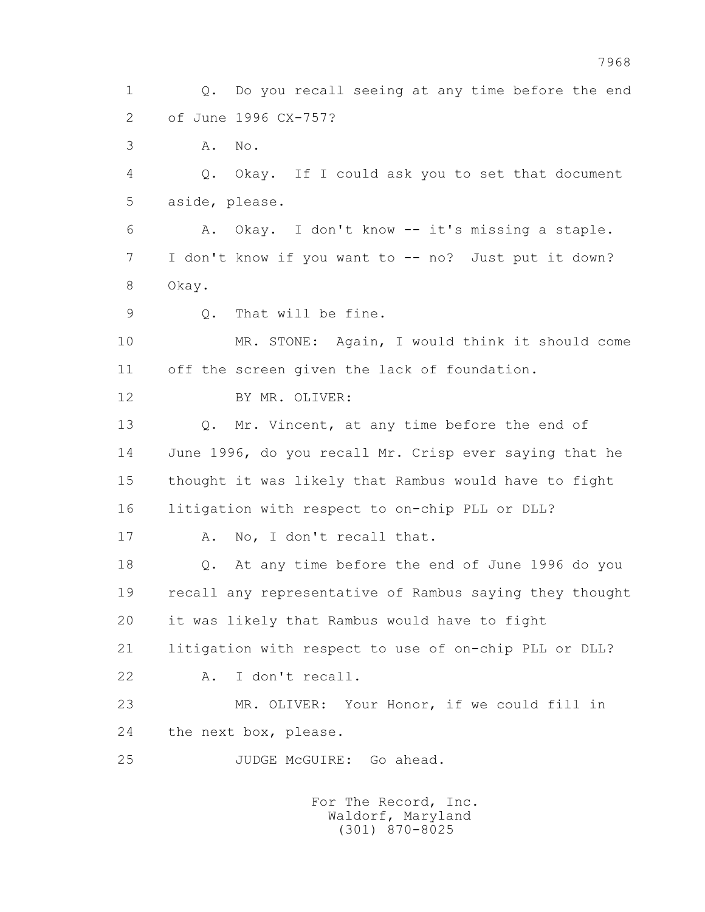1 Q. Do you recall seeing at any time before the end
2 of June 1996 CX-757?
3 A. No.
4 Q. Okay. If I could ask you to set that document
5 aside, please.
6 A. Okay. I don't know -- it's missing a staple.
7 I don't know if you want to -- no? Just put it down?
8 Okay.
9 Q. That will be fine.
10 MR. STONE: Again, I would think it should come
11 off the screen given the lack of foundation.
12 BY MR. OLIVER:
13 Q. Mr. Vincent, at any time before the end of
14 June 1996, do you recall Mr. Crisp ever saying that he
15 thought it was likely that Rambus would have to fight
16 litigation with respect to on-chip PLL or DLL?
17 A. No, I don't recall that.
18 Q. At any time before the end of June 1996 do you
19 recall any representative of Rambus saying they thought
20 it was likely that Rambus would have to fight
21 litigation with respect to use of on-chip PLL or DLL?
22 A. I don't recall.
23 MR. OLIVER: Your Honor, if we could fill in
24 the next box, please.
25 JUDGE McGUIRE: Go ahead.

For The Record, Inc.
Waldorf, Maryland
(301) 870-8025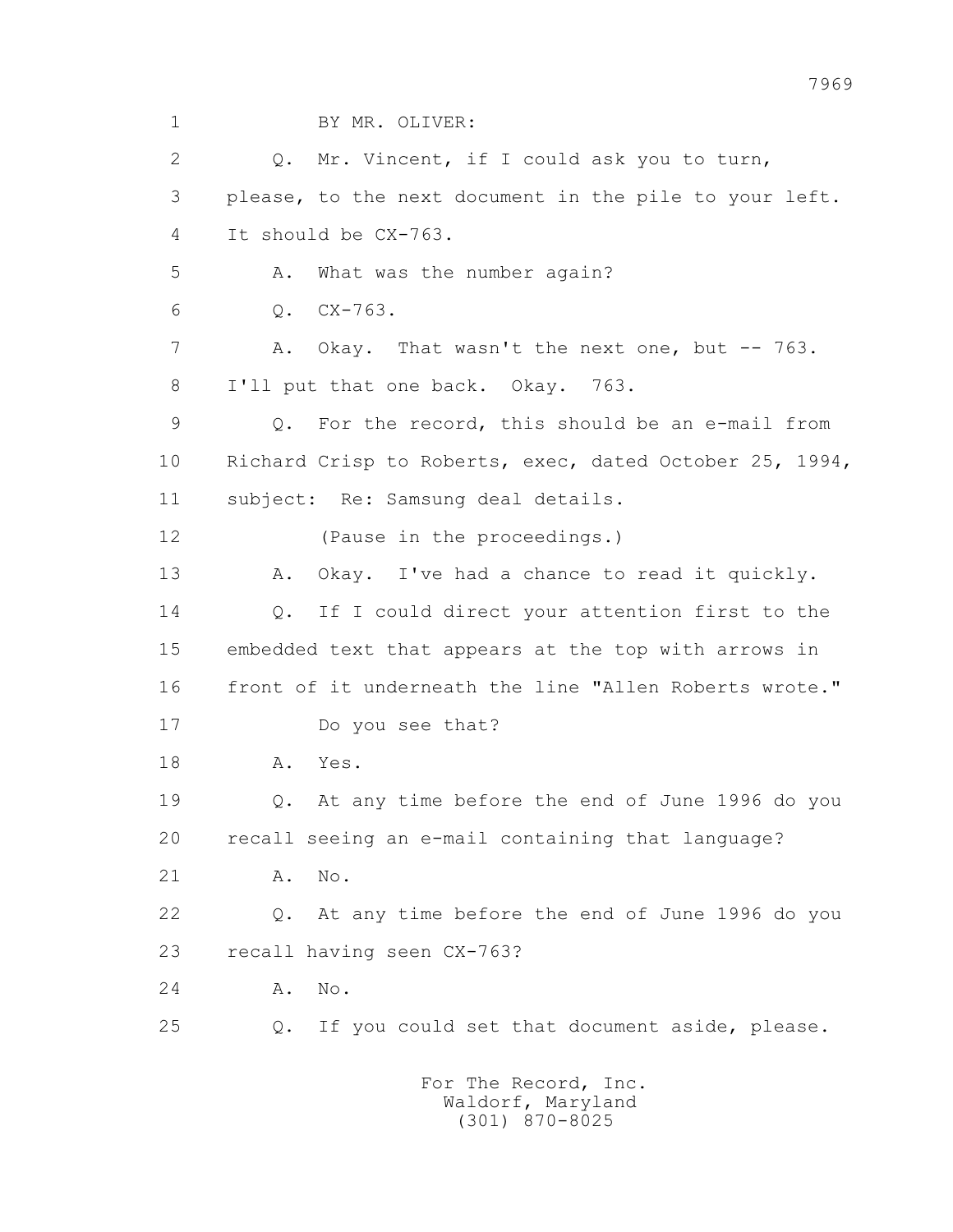BY MR. OLIVER:

Q. Mr. Vincent, if I could ask you to turn, please, to the next document in the pile to your left. It should be CX-763.

A. What was the number again?

Q. CX-763.

A. Okay. That wasn't the next one, but -- 763. I'll put that one back. Okay. 763.

Q. For the record, this should be an e-mail from Richard Crisp to Roberts, exec, dated October 25, 1994, subject: Re: Samsung deal details.

(Pause in the proceedings.)

A. Okay. I've had a chance to read it quickly.

Q. If I could direct your attention first to the embedded text that appears at the top with arrows in front of it underneath the line "Allen Roberts wrote."

Do you see that?

A. Yes.

Q. At any time before the end of June 1996 do you recall seeing an e-mail containing that language?

A. No.

Q. At any time before the end of June 1996 do you recall having seen CX-763?

A. No.

Q. If you could set that document aside, please.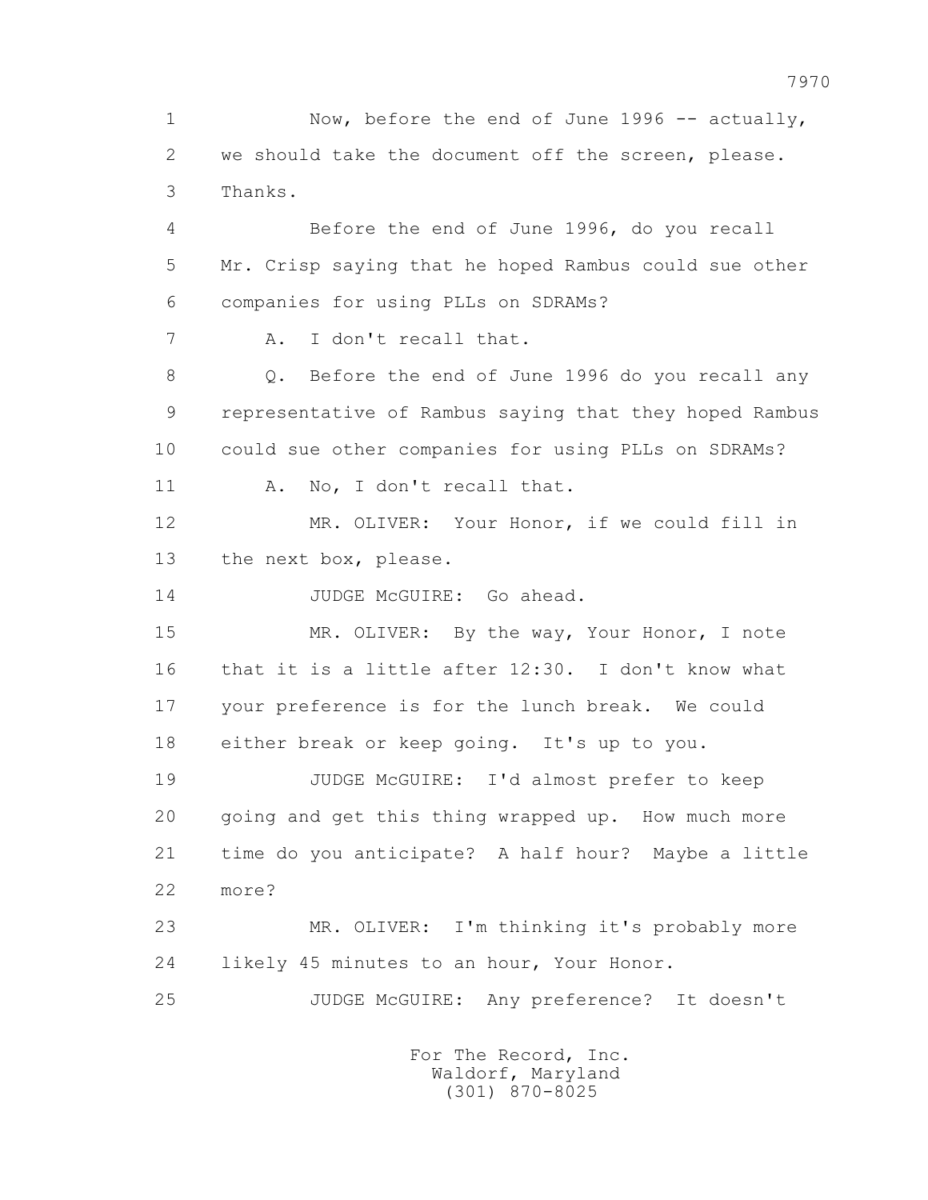1 Now, before the end of June 1996 -- actually,
2 we should take the document off the screen, please.
3 Thanks.
4 Before the end of June 1996, do you recall
5 Mr. Crisp saying that he hoped Rambus could sue other
6 companies for using PLLs on SDRAMs?
7 A. I don't recall that.
8 Q. Before the end of June 1996 do you recall any
9 representative of Rambus saying that they hoped Rambus
10 could sue other companies for using PLLs on SDRAMs?
11 A. No, I don't recall that.
12 MR. OLIVER: Your Honor, if we could fill in
13 the next box, please.
14 JUDGE McGUIRE: Go ahead.
15 MR. OLIVER: By the way, Your Honor, I note
16 that it is a little after 12:30. I don't know what
17 your preference is for the lunch break. We could
18 either break or keep going. It's up to you.
19 JUDGE McGUIRE: I'd almost prefer to keep
20 going and get this thing wrapped up. How much more
21 time do you anticipate? A half hour? Maybe a little
22 more?
23 MR. OLIVER: I'm thinking it's probably more
24 likely 45 minutes to an hour, Your Honor.
25 JUDGE McGUIRE: Any preference? It doesn't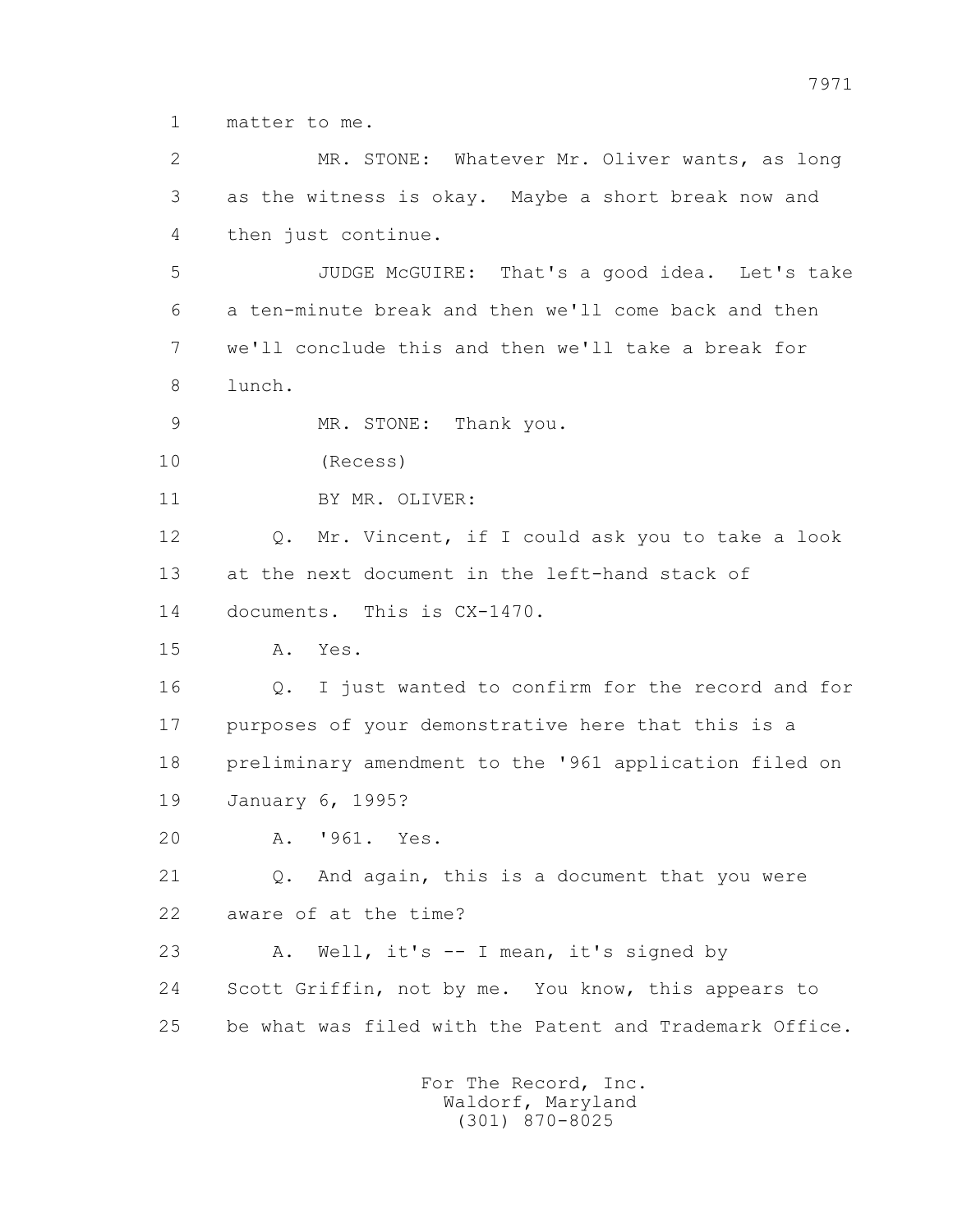1 matter to me.

2 MR. STONE: Whatever Mr. Oliver wants, as long

3 as the witness is okay. Maybe a short break now and

4 then just continue.

5 JUDGE McGUIRE: That's a good idea. Let's take

6 a ten-minute break and then we'll come back and then

7 we'll conclude this and then we'll take a break for

8 lunch.

9 MR. STONE: Thank you.

10 (Recess)

11 BY MR. OLIVER:

12 Q. Mr. Vincent, if I could ask you to take a look

13 at the next document in the left-hand stack of

14 documents. This is CX-1470.

15 A. Yes.

16 Q. I just wanted to confirm for the record and for

17 purposes of your demonstrative here that this is a

18 preliminary amendment to the '961 application filed on

19 January 6, 1995?

20 A. '961. Yes.

21 Q. And again, this is a document that you were

22 aware of at the time?

23 A. Well, it's -- I mean, it's signed by

24 Scott Griffin, not by me. You know, this appears to

25 be what was filed with the Patent and Trademark Office.

For The Record, Inc.
Waldorf, Maryland
(301) 870-8025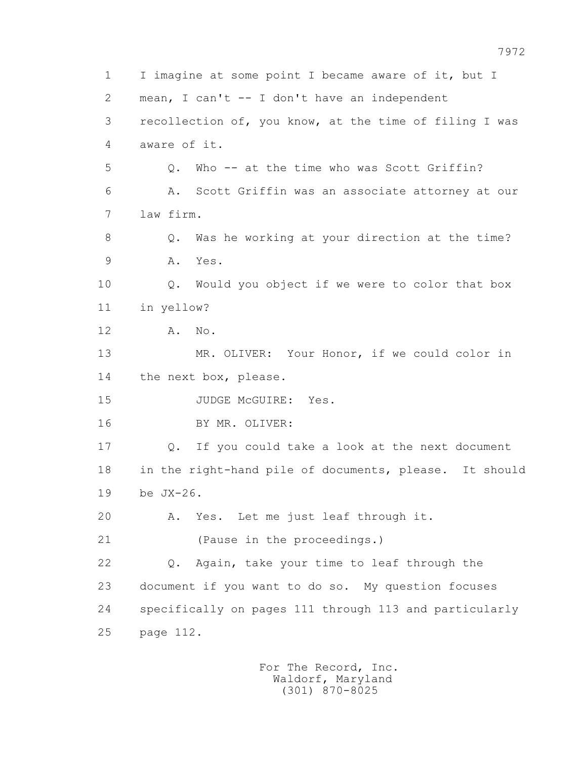1 I imagine at some point I became aware of it, but I
2 mean, I can't -- I don't have an independent
3 recollection of, you know, at the time of filing I was
4 aware of it.
5 Q. Who -- at the time who was Scott Griffin?
6 A. Scott Griffin was an associate attorney at our
7 law firm.
8 Q. Was he working at your direction at the time?
9 A. Yes.
10 Q. Would you object if we were to color that box
11 in yellow?
12 A. No.
13 MR. OLIVER: Your Honor, if we could color in
14 the next box, please.
15 JUDGE McGUIRE: Yes.
16 BY MR. OLIVER:
17 Q. If you could take a look at the next document
18 in the right-hand pile of documents, please. It should
19 be JX-26.
20 A. Yes. Let me just leaf through it.
21 (Pause in the proceedings.)
22 Q. Again, take your time to leaf through the
23 document if you want to do so. My question focuses
24 specifically on pages 111 through 113 and particularly
25 page 112.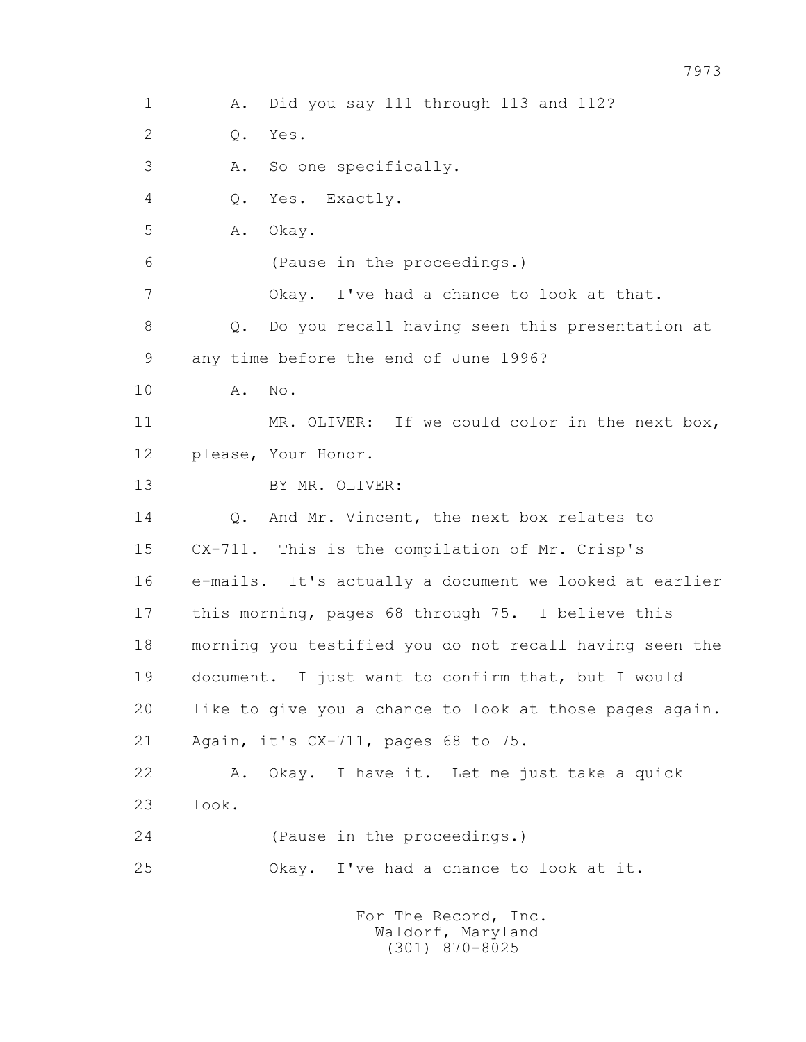1 A. Did you say 111 through 113 and 112?

2 Q. Yes.

3 A. So one specifically.

4 Q. Yes. Exactly.

5 A. Okay.

6 (Pause in the proceedings.)

7 Okay. I've had a chance to look at that.

8 Q. Do you recall having seen this presentation at

9 any time before the end of June 1996?

10 A. No.

11 MR. OLIVER: If we could color in the next box,

12 please, Your Honor.

13 BY MR. OLIVER:

14 Q. And Mr. Vincent, the next box relates to

15 CX-711. This is the compilation of Mr. Crisp's

16 e-mails. It's actually a document we looked at earlier

17 this morning, pages 68 through 75. I believe this

18 morning you testified you do not recall having seen the

19 document. I just want to confirm that, but I would

20 like to give you a chance to look at those pages again.

21 Again, it's CX-711, pages 68 to 75.

22 A. Okay. I have it. Let me just take a quick

23 look.

24 (Pause in the proceedings.)

25 Okay. I've had a chance to look at it.

For The Record, Inc.
Waldorf, Maryland
(301) 870-8025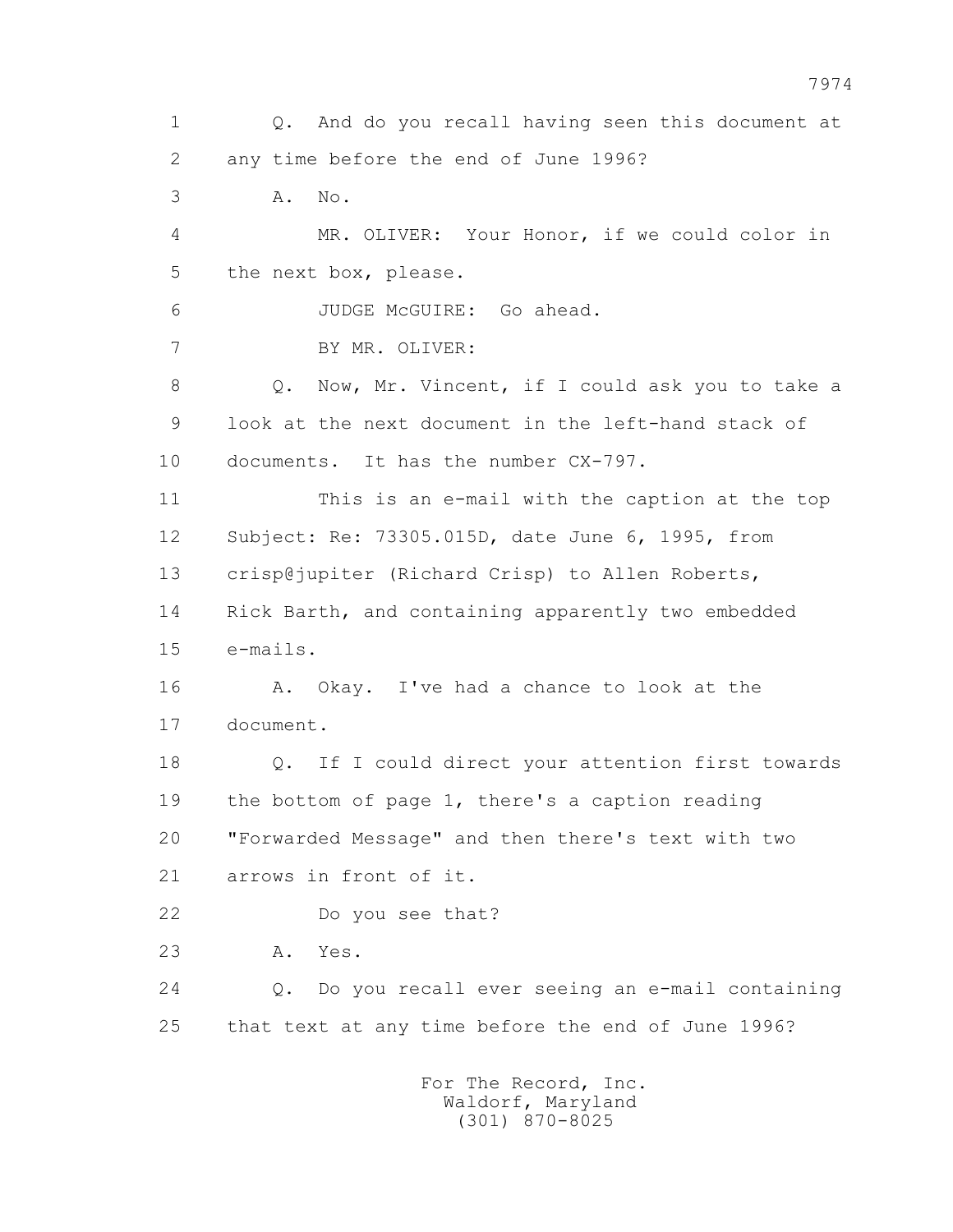1 Q. And do you recall having seen this document at
2 any time before the end of June 1996?
3 A. No.
4 MR. OLIVER: Your Honor, if we could color in
5 the next box, please.
6 JUDGE McGUIRE: Go ahead.
7 BY MR. OLIVER:
8 Q. Now, Mr. Vincent, if I could ask you to take a
9 look at the next document in the left-hand stack of
10 documents. It has the number CX-797.
11 This is an e-mail with the caption at the top
12 Subject: Re: 73305.015D, date June 6, 1995, from
13 crisp@jupiter (Richard Crisp) to Allen Roberts,
14 Rick Barth, and containing apparently two embedded
15 e-mails.
16 A. Okay. I've had a chance to look at the
17 document.
18 Q. If I could direct your attention first towards
19 the bottom of page 1, there's a caption reading
20 "Forwarded Message" and then there's text with two
21 arrows in front of it.
22 Do you see that?
23 A. Yes.
24 Q. Do you recall ever seeing an e-mail containing
25 that text at any time before the end of June 1996?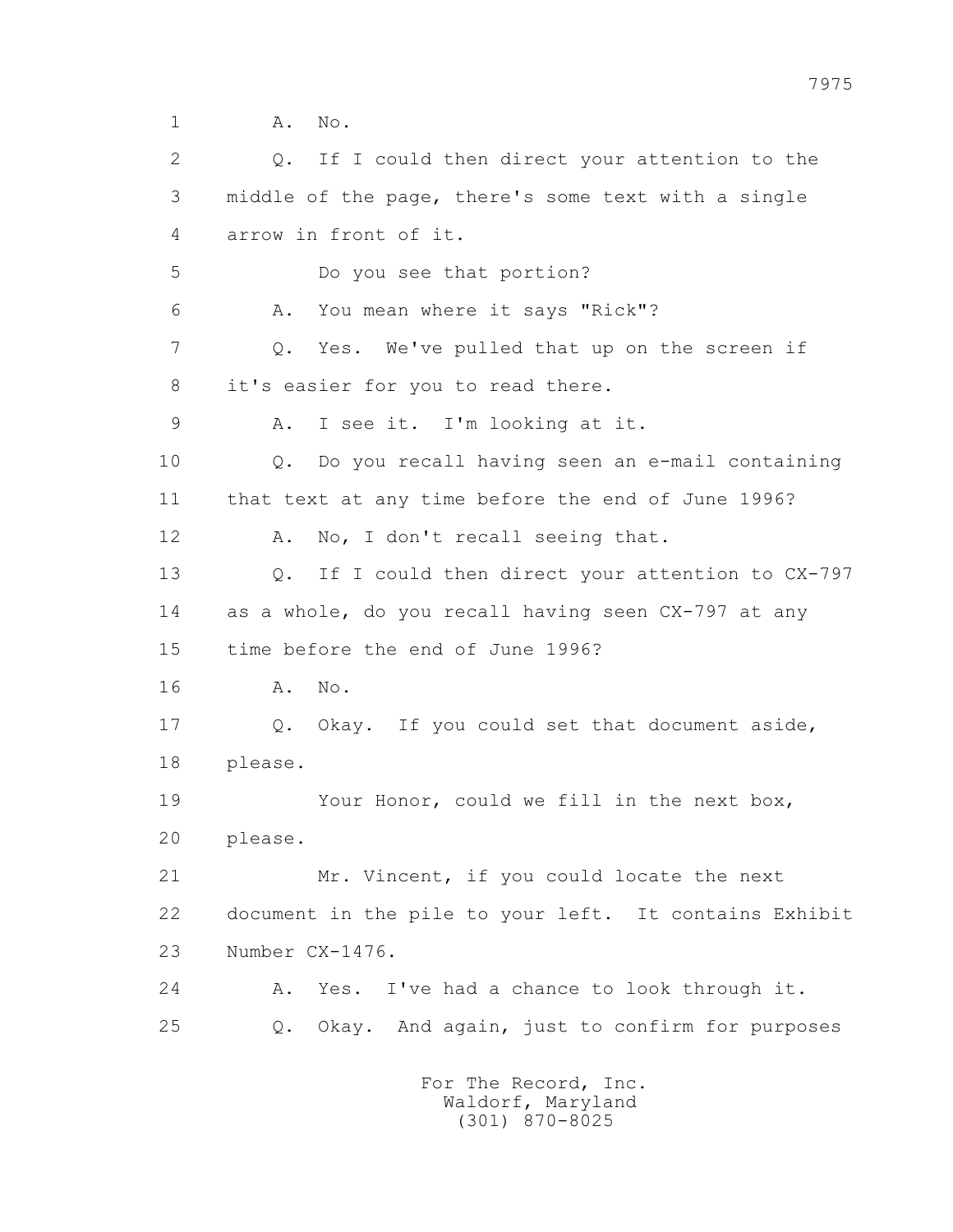1 A. No.

2 Q. If I could then direct your attention to the

3 middle of the page, there's some text with a single

4 arrow in front of it.

5 Do you see that portion?

6 A. You mean where it says "Rick"?

7 Q. Yes. We've pulled that up on the screen if

8 it's easier for you to read there.

9 A. I see it. I'm looking at it.

10 Q. Do you recall having seen an e-mail containing

11 that text at any time before the end of June 1996?

12 A. No, I don't recall seeing that.

13 Q. If I could then direct your attention to CX-797

14 as a whole, do you recall having seen CX-797 at any

15 time before the end of June 1996?

16 A. No.

17 Q. Okay. If you could set that document aside,

18 please.

19 Your Honor, could we fill in the next box,

20 please.

21 Mr. Vincent, if you could locate the next

22 document in the pile to your left. It contains Exhibit

23 Number CX-1476.

24 A. Yes. I've had a chance to look through it.

25 Q. Okay. And again, just to confirm for purposes

For The Record, Inc.
Waldorf, Maryland
(301) 870-8025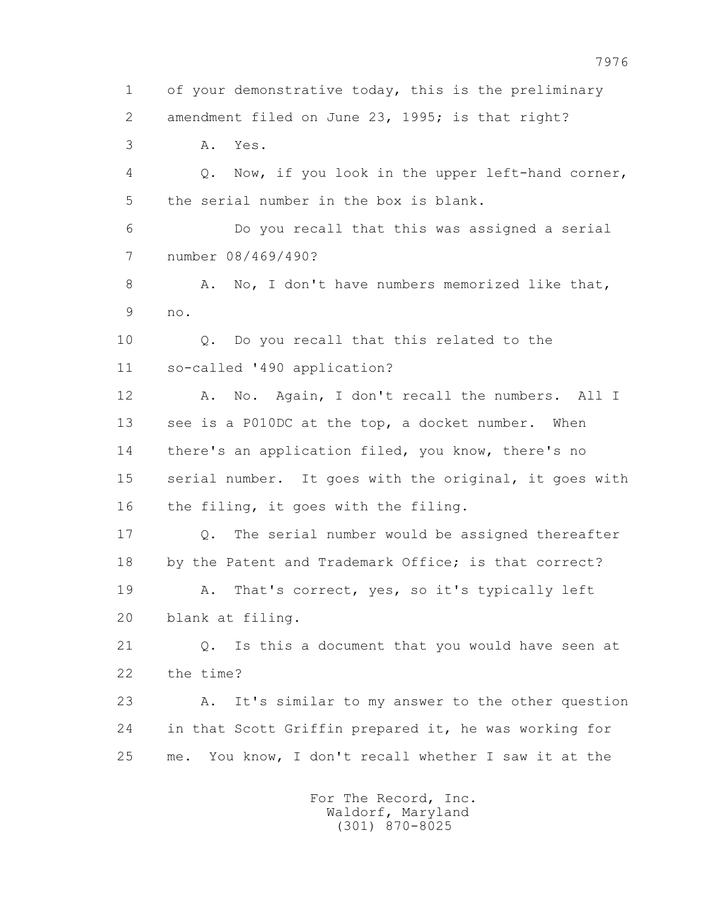1 of your demonstrative today, this is the preliminary
2 amendment filed on June 23, 1995; is that right?
3 A. Yes.
4 Q. Now, if you look in the upper left-hand corner,
5 the serial number in the box is blank.
6 Do you recall that this was assigned a serial
7 number 08/469/490?
8 A. No, I don't have numbers memorized like that,
9 no.
10 Q. Do you recall that this related to the
11 so-called '490 application?
12 A. No. Again, I don't recall the numbers. All I
13 see is a P010DC at the top, a docket number. When
14 there's an application filed, you know, there's no
15 serial number. It goes with the original, it goes with
16 the filing, it goes with the filing.
17 Q. The serial number would be assigned thereafter
18 by the Patent and Trademark Office; is that correct?
19 A. That's correct, yes, so it's typically left
20 blank at filing.
21 Q. Is this a document that you would have seen at
22 the time?
23 A. It's similar to my answer to the other question
24 in that Scott Griffin prepared it, he was working for
25 me. You know, I don't recall whether I saw it at the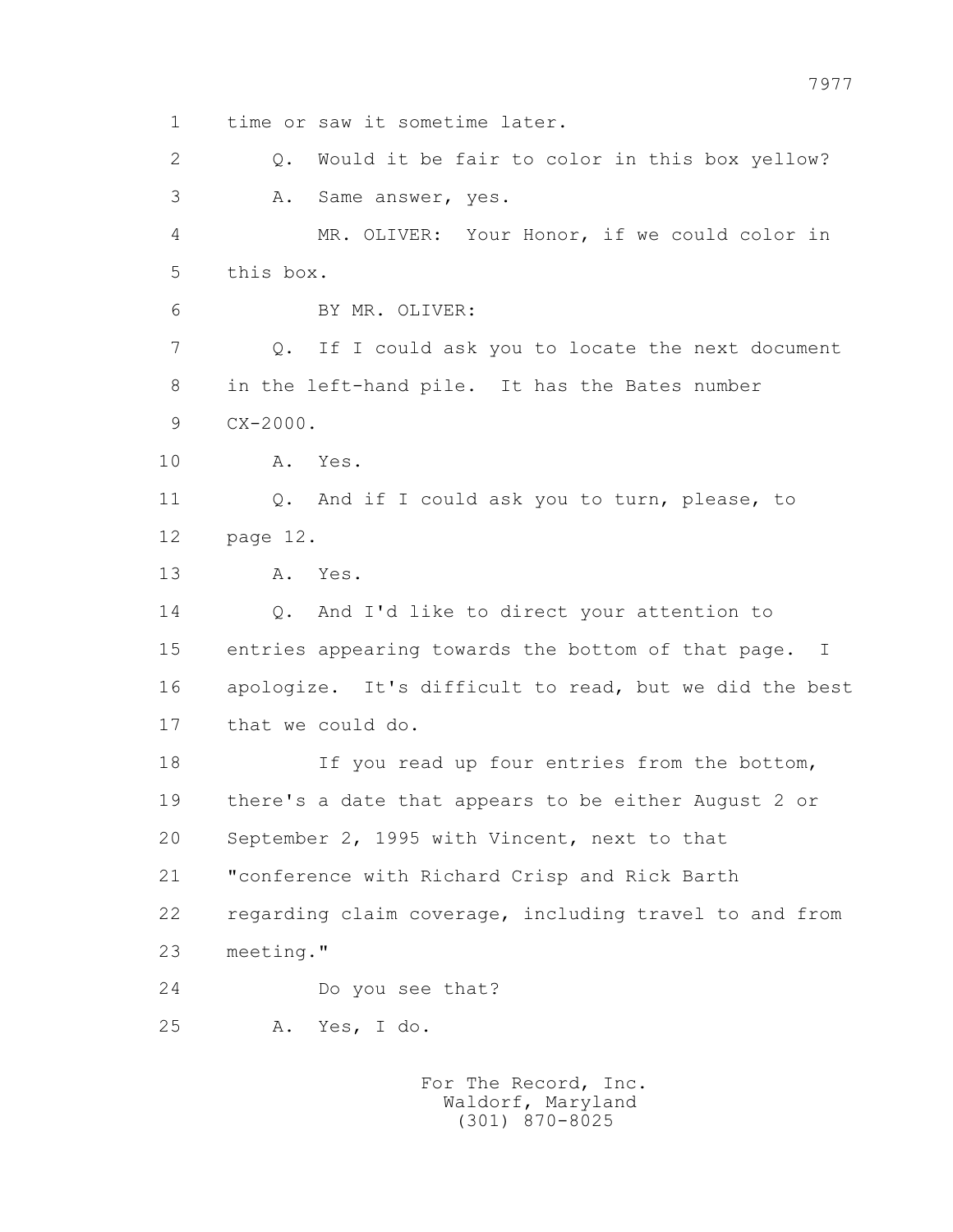1 time or saw it sometime later.

2 Q. Would it be fair to color in this box yellow?

3 A. Same answer, yes.

4 MR. OLIVER: Your Honor, if we could color in

5 this box.

6 BY MR. OLIVER:

7 Q. If I could ask you to locate the next document

8 in the left-hand pile. It has the Bates number

9 CX-2000.

10 A. Yes.

11 Q. And if I could ask you to turn, please, to

12 page 12.

13 A. Yes.

14 Q. And I'd like to direct your attention to

15 entries appearing towards the bottom of that page. I

16 apologize. It's difficult to read, but we did the best

17 that we could do.

18 If you read up four entries from the bottom,

19 there's a date that appears to be either August 2 or

20 September 2, 1995 with Vincent, next to that

21 "conference with Richard Crisp and Rick Barth

22 regarding claim coverage, including travel to and from

23 meeting."

24 Do you see that?

25 A. Yes, I do.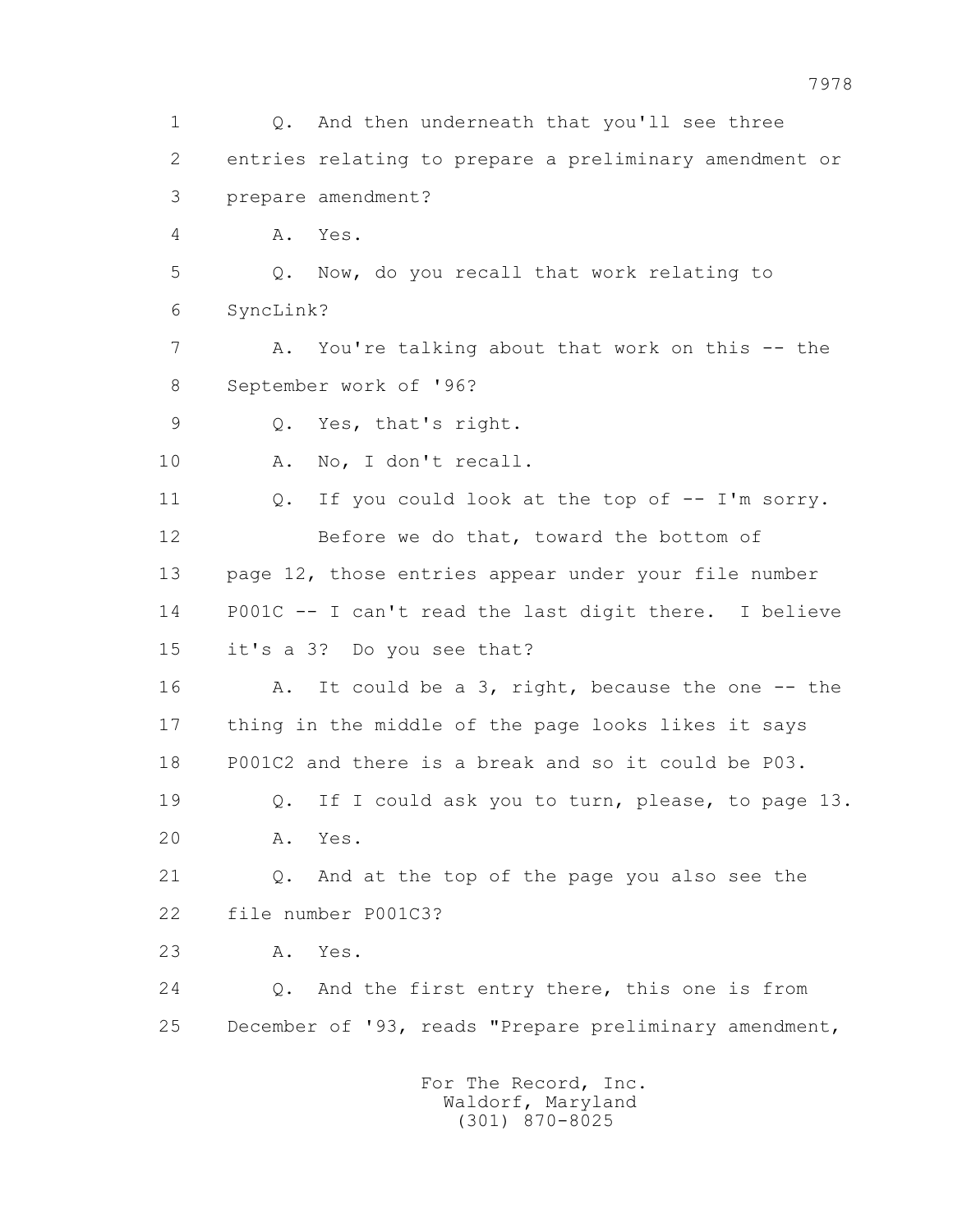1 Q. And then underneath that you'll see three
2 entries relating to prepare a preliminary amendment or
3 prepare amendment?
4 A. Yes.
5 Q. Now, do you recall that work relating to
6 SyncLink?
7 A. You're talking about that work on this -- the
8 September work of '96?
9 Q. Yes, that's right.
10 A. No, I don't recall.
11 Q. If you could look at the top of -- I'm sorry.
12 Before we do that, toward the bottom of
13 page 12, those entries appear under your file number
14 P001C -- I can't read the last digit there. I believe
15 it's a 3? Do you see that?
16 A. It could be a 3, right, because the one -- the
17 thing in the middle of the page looks likes it says
18 P001C2 and there is a break and so it could be P03.
19 Q. If I could ask you to turn, please, to page 13.
20 A. Yes.
21 Q. And at the top of the page you also see the
22 file number P001C3?
23 A. Yes.
24 Q. And the first entry there, this one is from
25 December of '93, reads "Prepare preliminary amendment,

For The Record, Inc.
Waldorf, Maryland
(301) 870-8025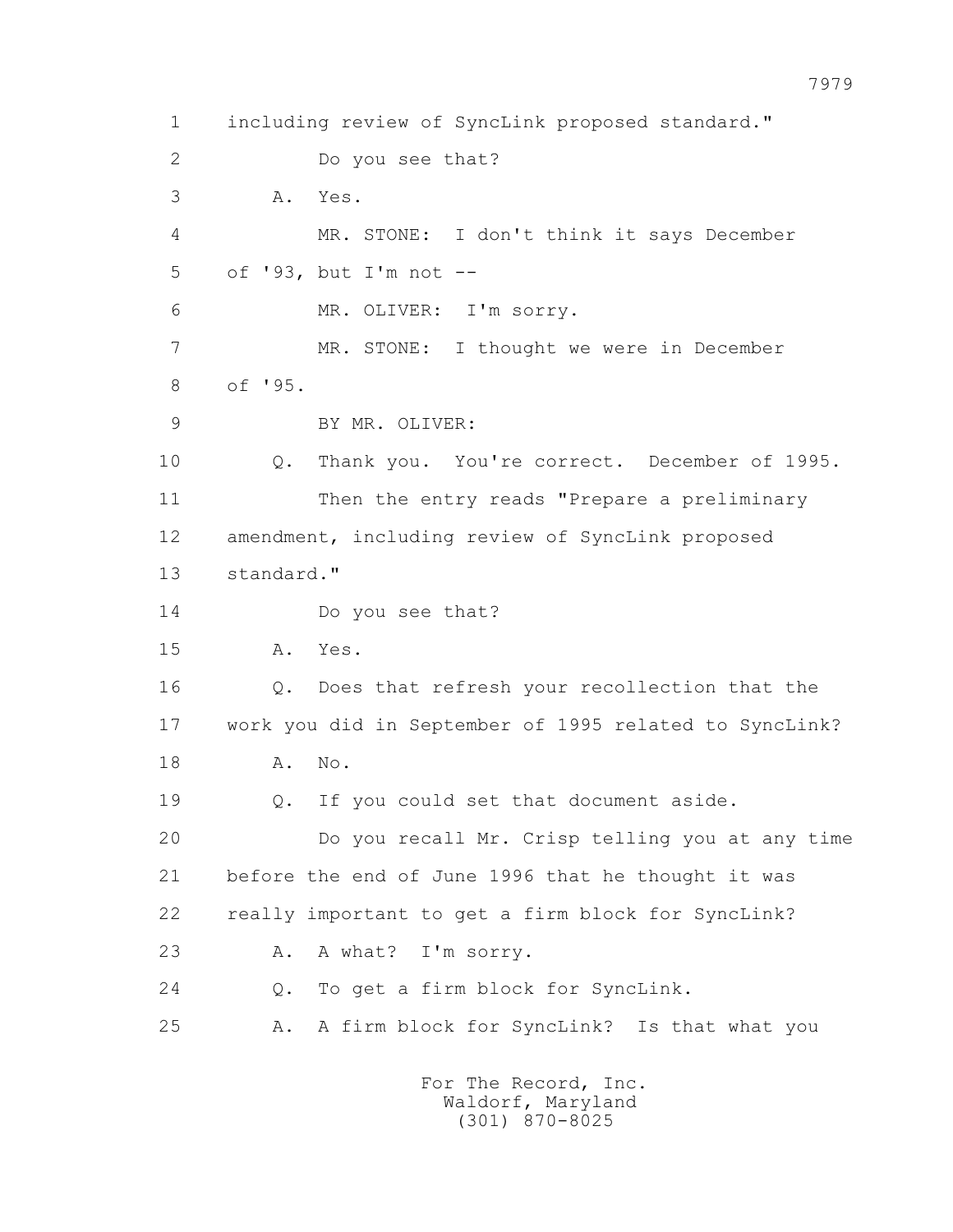1 including review of SyncLink proposed standard."

2 Do you see that?

3 A. Yes.

4 MR. STONE: I don't think it says December

5 of '93, but I'm not --

6 MR. OLIVER: I'm sorry.

7 MR. STONE: I thought we were in December

8 of '95.

9 BY MR. OLIVER:

10 Q. Thank you. You're correct. December of 1995.

11 Then the entry reads "Prepare a preliminary

12 amendment, including review of SyncLink proposed

13 standard."

14 Do you see that?

15 A. Yes.

16 Q. Does that refresh your recollection that the

17 work you did in September of 1995 related to SyncLink?

18 A. No.

19 Q. If you could set that document aside.

20 Do you recall Mr. Crisp telling you at any time

21 before the end of June 1996 that he thought it was

22 really important to get a firm block for SyncLink?

23 A. A what? I'm sorry.

24 Q. To get a firm block for SyncLink.

25 A. A firm block for SyncLink? Is that what you

For The Record, Inc.
Waldorf, Maryland
(301) 870-8025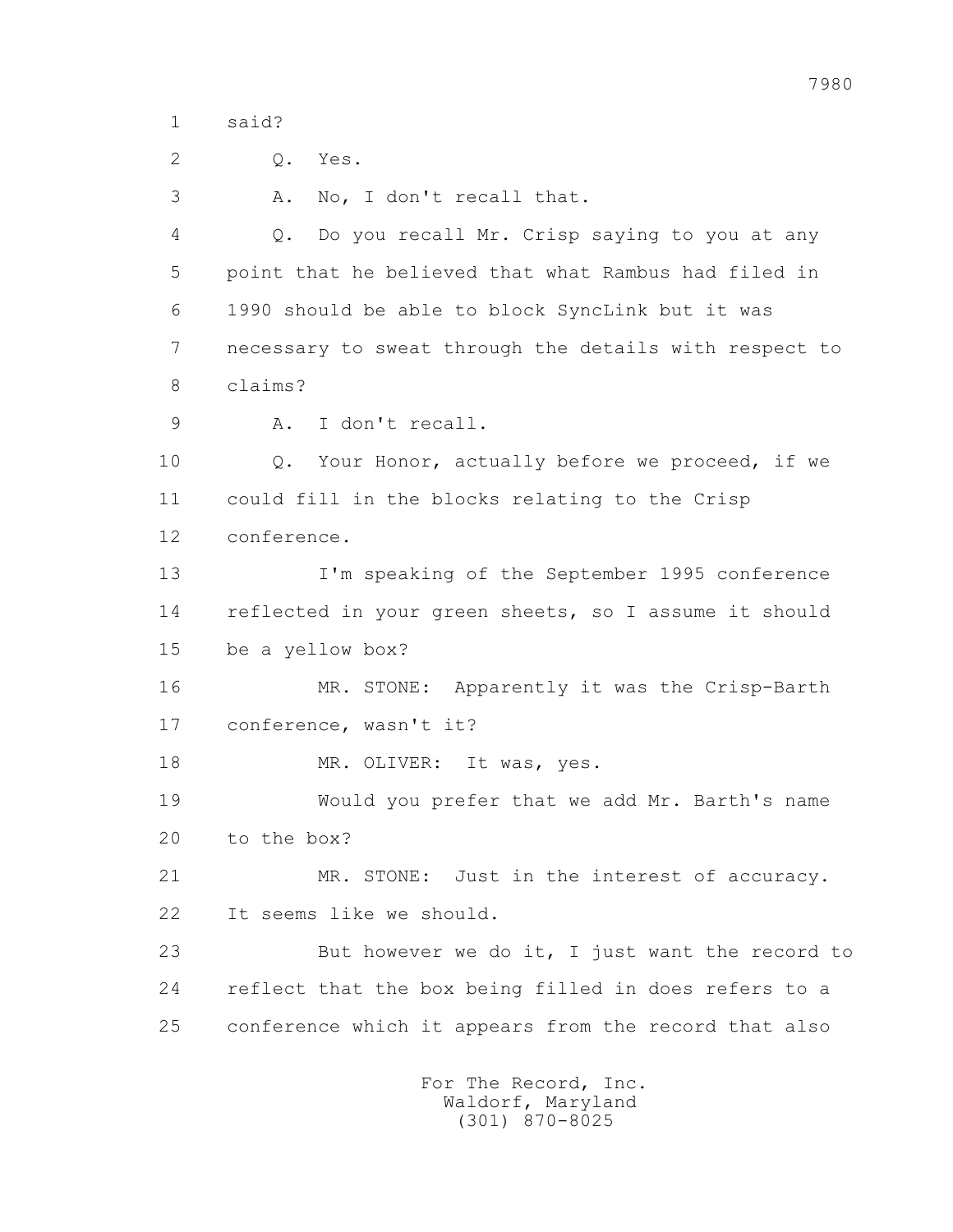1 said?

2 Q. Yes.

3 A. No, I don't recall that.

4 Q. Do you recall Mr. Crisp saying to you at any

5 point that he believed that what Rambus had filed in

6 1990 should be able to block SyncLink but it was

7 necessary to sweat through the details with respect to

8 claims?

9 A. I don't recall.

10 Q. Your Honor, actually before we proceed, if we

11 could fill in the blocks relating to the Crisp

12 conference.

13 I'm speaking of the September 1995 conference

14 reflected in your green sheets, so I assume it should

15 be a yellow box?

16 MR. STONE: Apparently it was the Crisp-Barth

17 conference, wasn't it?

18 MR. OLIVER: It was, yes.

19 Would you prefer that we add Mr. Barth's name

20 to the box?

21 MR. STONE: Just in the interest of accuracy.

22 It seems like we should.

23 But however we do it, I just want the record to

24 reflect that the box being filled in does refers to a

25 conference which it appears from the record that also

For The Record, Inc.
Waldorf, Maryland
(301) 870-8025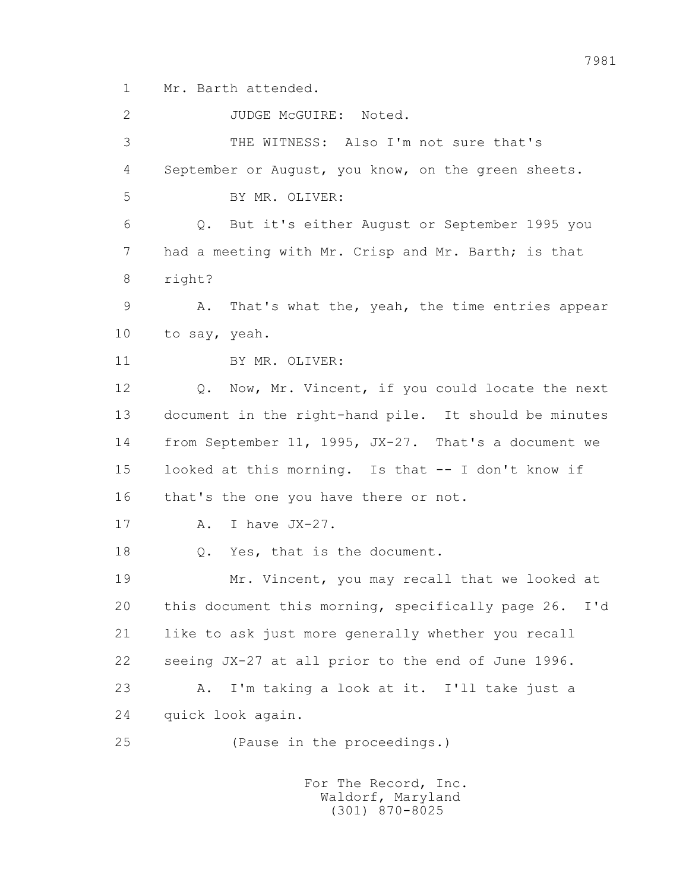1 Mr. Barth attended.

2 JUDGE McGUIRE: Noted.

3 THE WITNESS: Also I'm not sure that's

4 September or August, you know, on the green sheets.

5 BY MR. OLIVER:

6 Q. But it's either August or September 1995 you

7 had a meeting with Mr. Crisp and Mr. Barth; is that

8 right?

9 A. That's what the, yeah, the time entries appear

10 to say, yeah.

11 BY MR. OLIVER:

12 Q. Now, Mr. Vincent, if you could locate the next

13 document in the right-hand pile. It should be minutes

14 from September 11, 1995, JX-27. That's a document we

15 looked at this morning. Is that -- I don't know if

16 that's the one you have there or not.

17 A. I have JX-27.

18 Q. Yes, that is the document.

19 Mr. Vincent, you may recall that we looked at

20 this document this morning, specifically page 26. I'd

21 like to ask just more generally whether you recall

22 seeing JX-27 at all prior to the end of June 1996.

23 A. I'm taking a look at it. I'll take just a

24 quick look again.

25 (Pause in the proceedings.)

For The Record, Inc.
Waldorf, Maryland
(301) 870-8025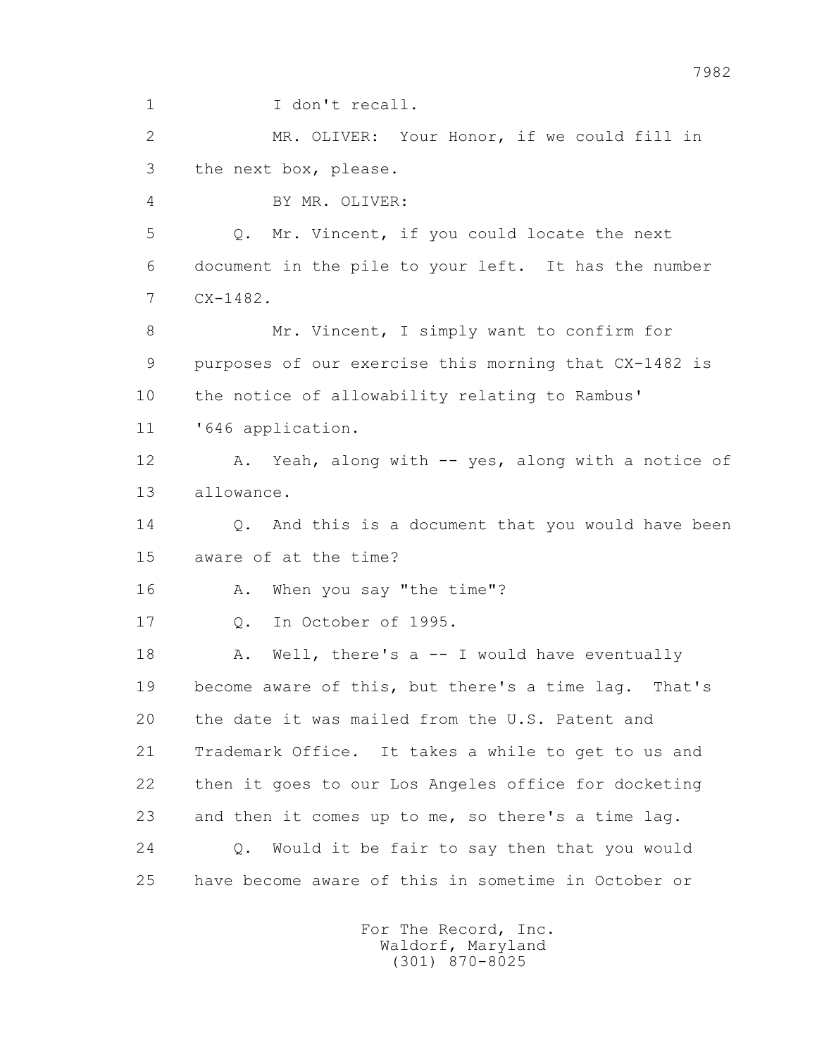1 I don't recall.

2 MR. OLIVER: Your Honor, if we could fill in

3 the next box, please.

4 BY MR. OLIVER:

5 Q. Mr. Vincent, if you could locate the next

6 document in the pile to your left. It has the number

7 CX-1482.

8 Mr. Vincent, I simply want to confirm for

9 purposes of our exercise this morning that CX-1482 is

10 the notice of allowability relating to Rambus'

11 '646 application.

12 A. Yeah, along with -- yes, along with a notice of

13 allowance.

14 Q. And this is a document that you would have been

15 aware of at the time?

16 A. When you say "the time"?

17 Q. In October of 1995.

18 A. Well, there's a -- I would have eventually

19 become aware of this, but there's a time lag. That's

20 the date it was mailed from the U.S. Patent and

21 Trademark Office. It takes a while to get to us and

22 then it goes to our Los Angeles office for docketing

23 and then it comes up to me, so there's a time lag.

24 Q. Would it be fair to say then that you would

25 have become aware of this in sometime in October or

For The Record, Inc.
Waldorf, Maryland
(301) 870-8025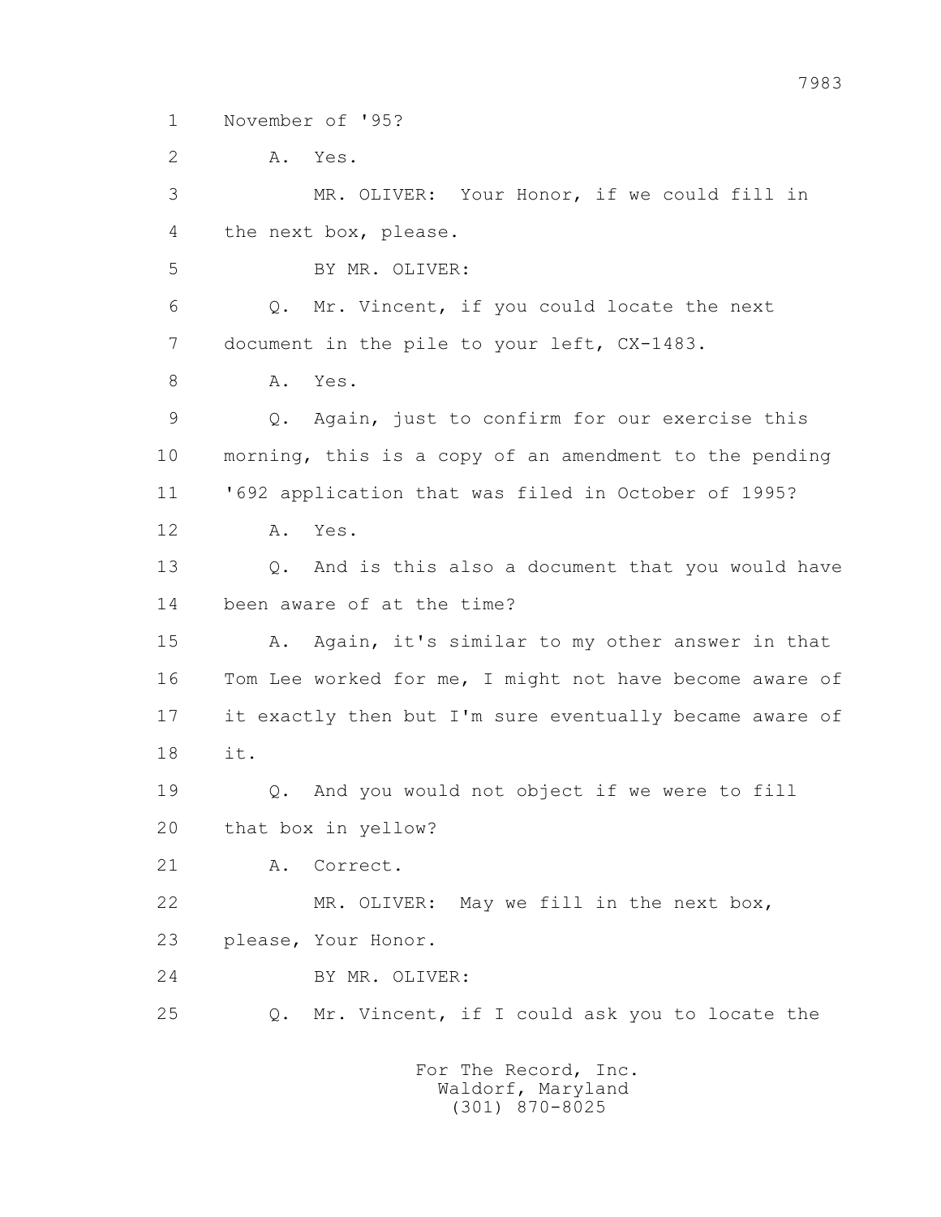1 November of '95?

2 A. Yes.

3 MR. OLIVER: Your Honor, if we could fill in

4 the next box, please.

5 BY MR. OLIVER:

6 Q. Mr. Vincent, if you could locate the next

7 document in the pile to your left, CX-1483.

8 A. Yes.

9 Q. Again, just to confirm for our exercise this

10 morning, this is a copy of an amendment to the pending

11 '692 application that was filed in October of 1995?

12 A. Yes.

13 Q. And is this also a document that you would have

14 been aware of at the time?

15 A. Again, it's similar to my other answer in that

16 Tom Lee worked for me, I might not have become aware of

17 it exactly then but I'm sure eventually became aware of

18 it.

19 Q. And you would not object if we were to fill

20 that box in yellow?

21 A. Correct.

22 MR. OLIVER: May we fill in the next box,

23 please, Your Honor.

24 BY MR. OLIVER:

25 Q. Mr. Vincent, if I could ask you to locate the

For The Record, Inc.
Waldorf, Maryland
(301) 870-8025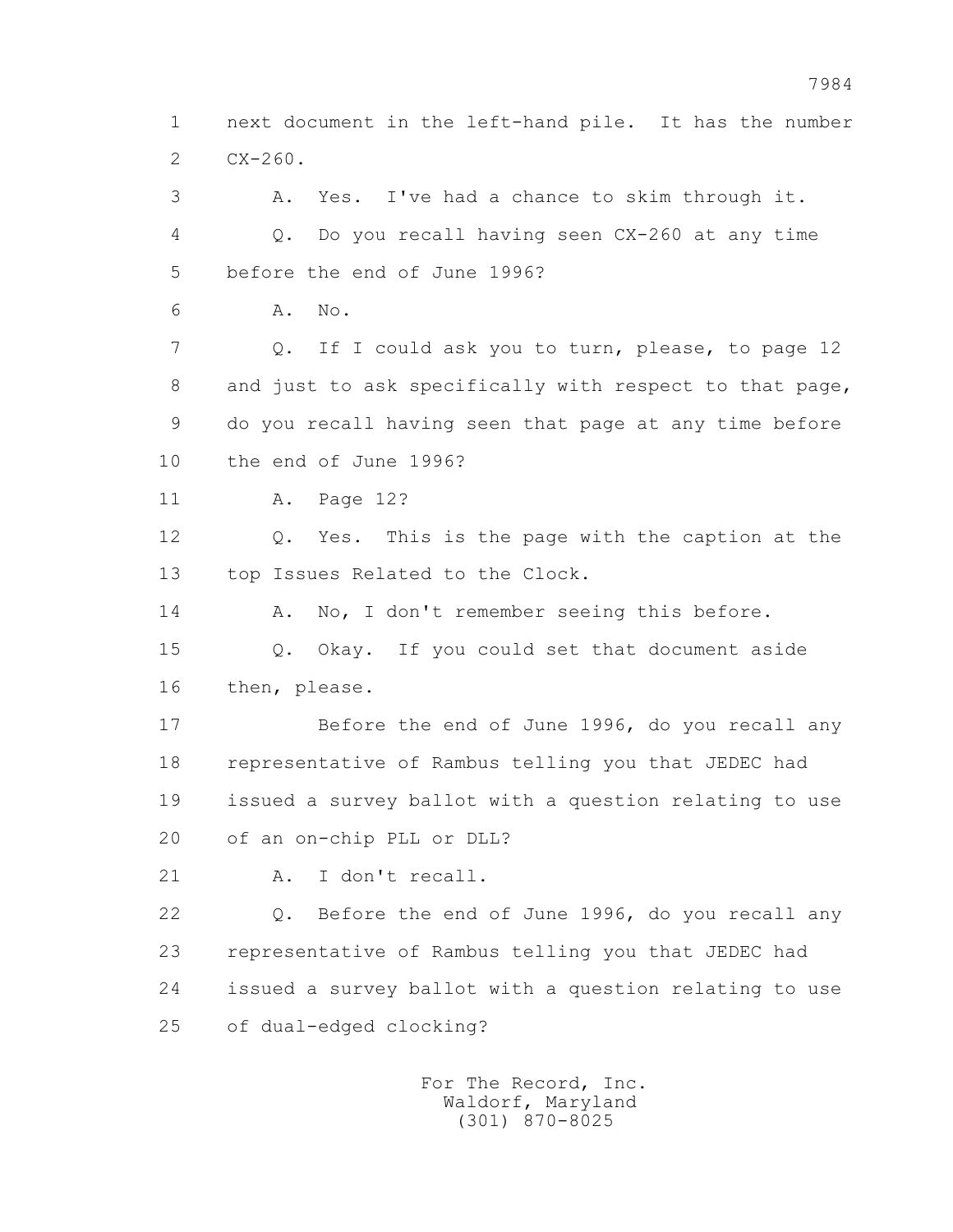1 next document in the left-hand pile. It has the number
2 CX-260.

3 A. Yes. I've had a chance to skim through it.

4 Q. Do you recall having seen CX-260 at any time
5 before the end of June 1996?

6 A. No.

7 Q. If I could ask you to turn, please, to page 12
8 and just to ask specifically with respect to that page,
9 do you recall having seen that page at any time before
10 the end of June 1996?

11 A. Page 12?

12 Q. Yes. This is the page with the caption at the
13 top Issues Related to the Clock.

14 A. No, I don't remember seeing this before.

15 Q. Okay. If you could set that document aside
16 then, please.

17 Before the end of June 1996, do you recall any
18 representative of Rambus telling you that JEDEC had
19 issued a survey ballot with a question relating to use
20 of an on-chip PLL or DLL?

21 A. I don't recall.

22 Q. Before the end of June 1996, do you recall any
23 representative of Rambus telling you that JEDEC had
24 issued a survey ballot with a question relating to use
25 of dual-edged clocking?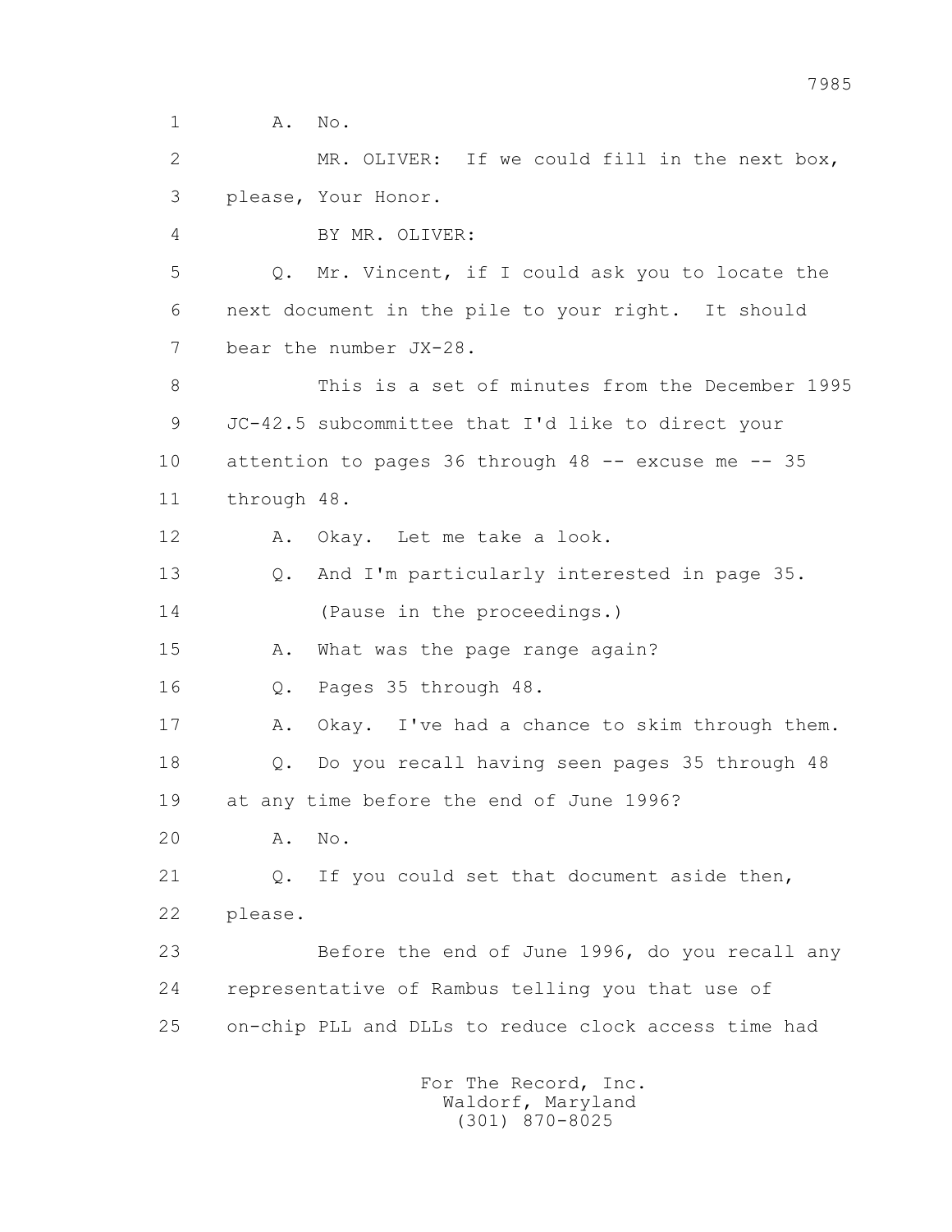1 A. No.

2 MR. OLIVER: If we could fill in the next box,

3 please, Your Honor.

4 BY MR. OLIVER:

5 Q. Mr. Vincent, if I could ask you to locate the

6 next document in the pile to your right. It should

7 bear the number JX-28.

8 This is a set of minutes from the December 1995

9 JC-42.5 subcommittee that I'd like to direct your

10 attention to pages 36 through 48 -- excuse me -- 35

11 through 48.

12 A. Okay. Let me take a look.

13 Q. And I'm particularly interested in page 35.

14 (Pause in the proceedings.)

15 A. What was the page range again?

16 Q. Pages 35 through 48.

17 A. Okay. I've had a chance to skim through them.

18 Q. Do you recall having seen pages 35 through 48

19 at any time before the end of June 1996?

20 A. No.

21 Q. If you could set that document aside then,

22 please.

23 Before the end of June 1996, do you recall any

24 representative of Rambus telling you that use of

25 on-chip PLL and DLLs to reduce clock access time had

For The Record, Inc.
Waldorf, Maryland
(301) 870-8025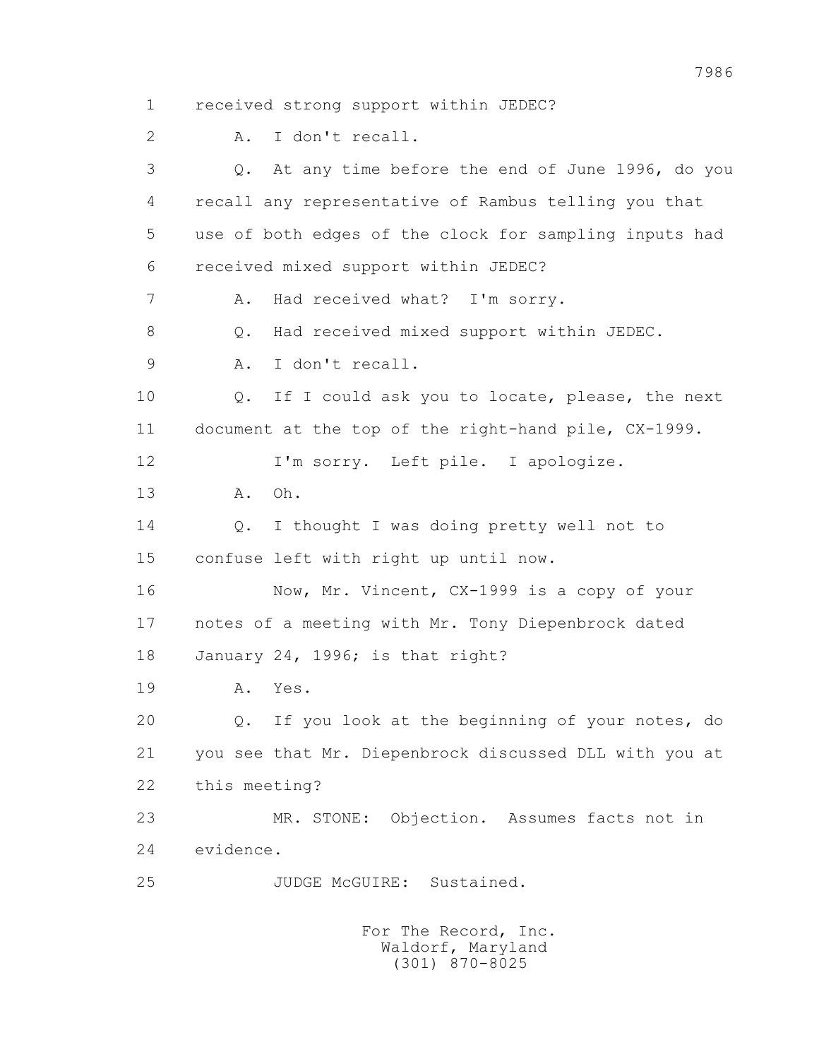1 received strong support within JEDEC?

2 A. I don't recall.

3 Q. At any time before the end of June 1996, do you

4 recall any representative of Rambus telling you that

5 use of both edges of the clock for sampling inputs had

6 received mixed support within JEDEC?

7 A. Had received what? I'm sorry.

8 Q. Had received mixed support within JEDEC.

9 A. I don't recall.

10 Q. If I could ask you to locate, please, the next

11 document at the top of the right-hand pile, CX-1999.

12 I'm sorry. Left pile. I apologize.

13 A. Oh.

14 Q. I thought I was doing pretty well not to

15 confuse left with right up until now.

16 Now, Mr. Vincent, CX-1999 is a copy of your

17 notes of a meeting with Mr. Tony Diepenbrock dated

18 January 24, 1996; is that right?

19 A. Yes.

20 Q. If you look at the beginning of your notes, do

21 you see that Mr. Diepenbrock discussed DLL with you at

22 this meeting?

23 MR. STONE: Objection. Assumes facts not in

24 evidence.

25 JUDGE McGUIRE: Sustained.

For The Record, Inc.
Waldorf, Maryland
(301) 870-8025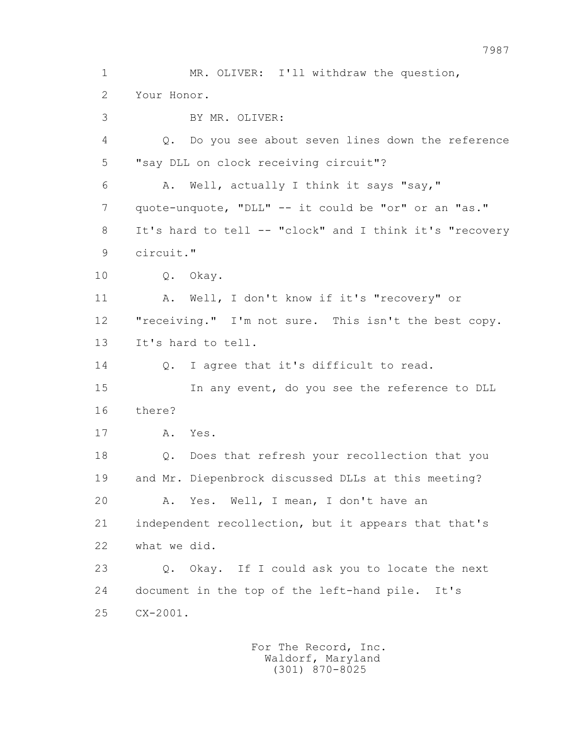1 MR. OLIVER: I'll withdraw the question,
2 Your Honor.
3 BY MR. OLIVER:
4 Q. Do you see about seven lines down the reference
5 "say DLL on clock receiving circuit"?
6 A. Well, actually I think it says "say,"
7 quote-unquote, "DLL" -- it could be "or" or an "as."
8 It's hard to tell -- "clock" and I think it's "recovery
9 circuit."
10 Q. Okay.
11 A. Well, I don't know if it's "recovery" or
12 "receiving." I'm not sure. This isn't the best copy.
13 It's hard to tell.
14 Q. I agree that it's difficult to read.
15 In any event, do you see the reference to DLL
16 there?
17 A. Yes.
18 Q. Does that refresh your recollection that you
19 and Mr. Diepenbrock discussed DLLs at this meeting?
20 A. Yes. Well, I mean, I don't have an
21 independent recollection, but it appears that that's
22 what we did.
23 Q. Okay. If I could ask you to locate the next
24 document in the top of the left-hand pile. It's
25 CX-2001.

For The Record, Inc.
Waldorf, Maryland
(301) 870-8025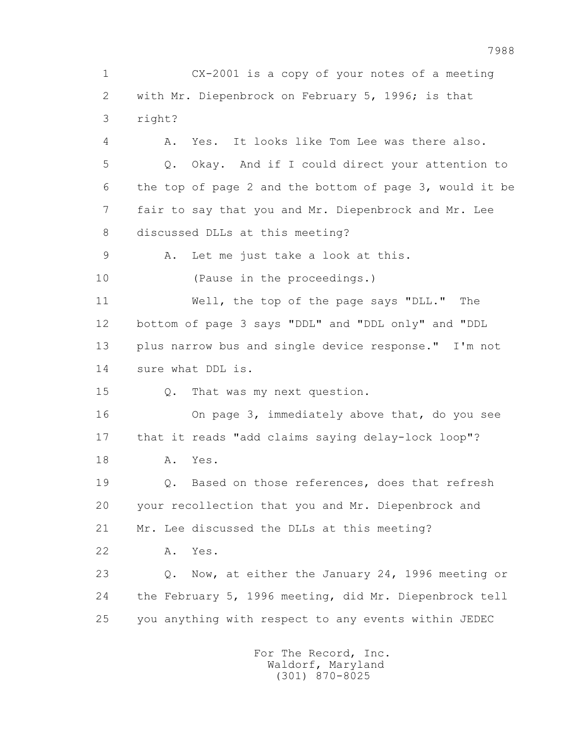1 CX-2001 is a copy of your notes of a meeting
2 with Mr. Diepenbrock on February 5, 1996; is that
3 right?

4 A. Yes. It looks like Tom Lee was there also.

5 Q. Okay. And if I could direct your attention to
6 the top of page 2 and the bottom of page 3, would it be
7 fair to say that you and Mr. Diepenbrock and Mr. Lee
8 discussed DLLs at this meeting?

9 A. Let me just take a look at this.

10 (Pause in the proceedings.)

11 Well, the top of the page says "DLL." The
12 bottom of page 3 says "DDL" and "DDL only" and "DDL
13 plus narrow bus and single device response." I'm not
14 sure what DDL is.

15 Q. That was my next question.

16 On page 3, immediately above that, do you see
17 that it reads "add claims saying delay-lock loop"?

18 A. Yes.

19 Q. Based on those references, does that refresh
20 your recollection that you and Mr. Diepenbrock and
21 Mr. Lee discussed the DLLs at this meeting?

22 A. Yes.

23 Q. Now, at either the January 24, 1996 meeting or
24 the February 5, 1996 meeting, did Mr. Diepenbrock tell
25 you anything with respect to any events within JEDEC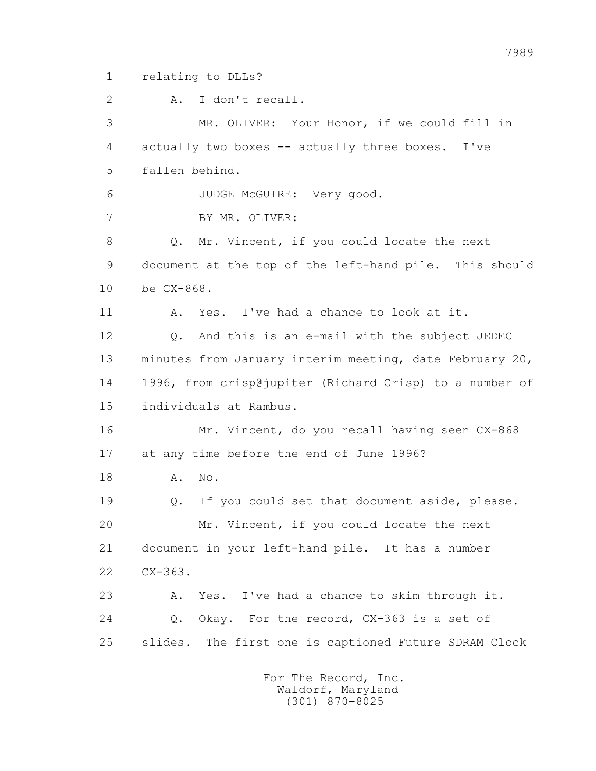1 relating to DLLs?

2 A. I don't recall.

3 MR. OLIVER: Your Honor, if we could fill in

4 actually two boxes -- actually three boxes. I've

5 fallen behind.

6 JUDGE McGUIRE: Very good.

7 BY MR. OLIVER:

8 Q. Mr. Vincent, if you could locate the next

9 document at the top of the left-hand pile. This should

10 be CX-868.

11 A. Yes. I've had a chance to look at it.

12 Q. And this is an e-mail with the subject JEDEC

13 minutes from January interim meeting, date February 20,

14 1996, from crisp@jupiter (Richard Crisp) to a number of

15 individuals at Rambus.

16 Mr. Vincent, do you recall having seen CX-868

17 at any time before the end of June 1996?

18 A. No.

19 Q. If you could set that document aside, please.

20 Mr. Vincent, if you could locate the next

21 document in your left-hand pile. It has a number

22 CX-363.

23 A. Yes. I've had a chance to skim through it.

24 Q. Okay. For the record, CX-363 is a set of

25 slides. The first one is captioned Future SDRAM Clock

For The Record, Inc.
Waldorf, Maryland
(301) 870-8025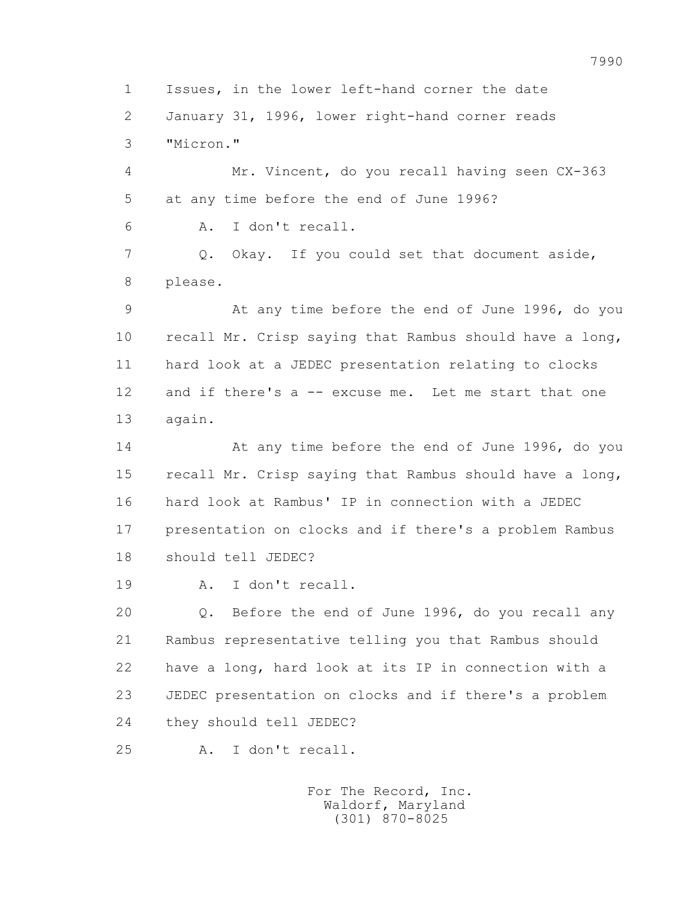1 Issues, in the lower left-hand corner the date
2 January 31, 1996, lower right-hand corner reads
3 "Micron."
4 Mr. Vincent, do you recall having seen CX-363
5 at any time before the end of June 1996?
6 A. I don't recall.
7 Q. Okay. If you could set that document aside,
8 please.
9 At any time before the end of June 1996, do you
10 recall Mr. Crisp saying that Rambus should have a long,
11 hard look at a JEDEC presentation relating to clocks
12 and if there's a -- excuse me. Let me start that one
13 again.
14 At any time before the end of June 1996, do you
15 recall Mr. Crisp saying that Rambus should have a long,
16 hard look at Rambus' IP in connection with a JEDEC
17 presentation on clocks and if there's a problem Rambus
18 should tell JEDEC?
19 A. I don't recall.
20 Q. Before the end of June 1996, do you recall any
21 Rambus representative telling you that Rambus should
22 have a long, hard look at its IP in connection with a
23 JEDEC presentation on clocks and if there's a problem
24 they should tell JEDEC?
25 A. I don't recall.

For The Record, Inc.
Waldorf, Maryland
(301) 870-8025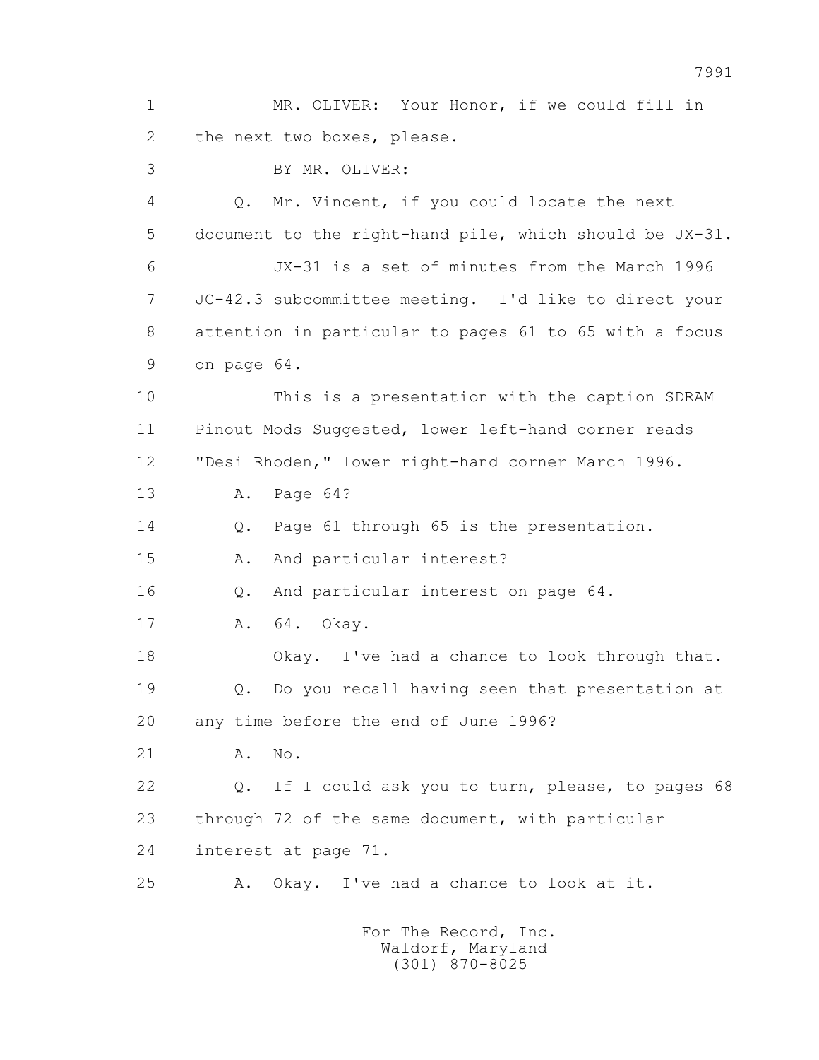1 MR. OLIVER: Your Honor, if we could fill in
2 the next two boxes, please.
3 BY MR. OLIVER:
4 Q. Mr. Vincent, if you could locate the next
5 document to the right-hand pile, which should be JX-31.
6 JX-31 is a set of minutes from the March 1996
7 JC-42.3 subcommittee meeting. I'd like to direct your
8 attention in particular to pages 61 to 65 with a focus
9 on page 64.
10 This is a presentation with the caption SDRAM
11 Pinout Mods Suggested, lower left-hand corner reads
12 "Desi Rhoden," lower right-hand corner March 1996.
13 A. Page 64?
14 Q. Page 61 through 65 is the presentation.
15 A. And particular interest?
16 Q. And particular interest on page 64.
17 A. 64. Okay.
18 Okay. I've had a chance to look through that.
19 Q. Do you recall having seen that presentation at
20 any time before the end of June 1996?
21 A. No.
22 Q. If I could ask you to turn, please, to pages 68
23 through 72 of the same document, with particular
24 interest at page 71.
25 A. Okay. I've had a chance to look at it.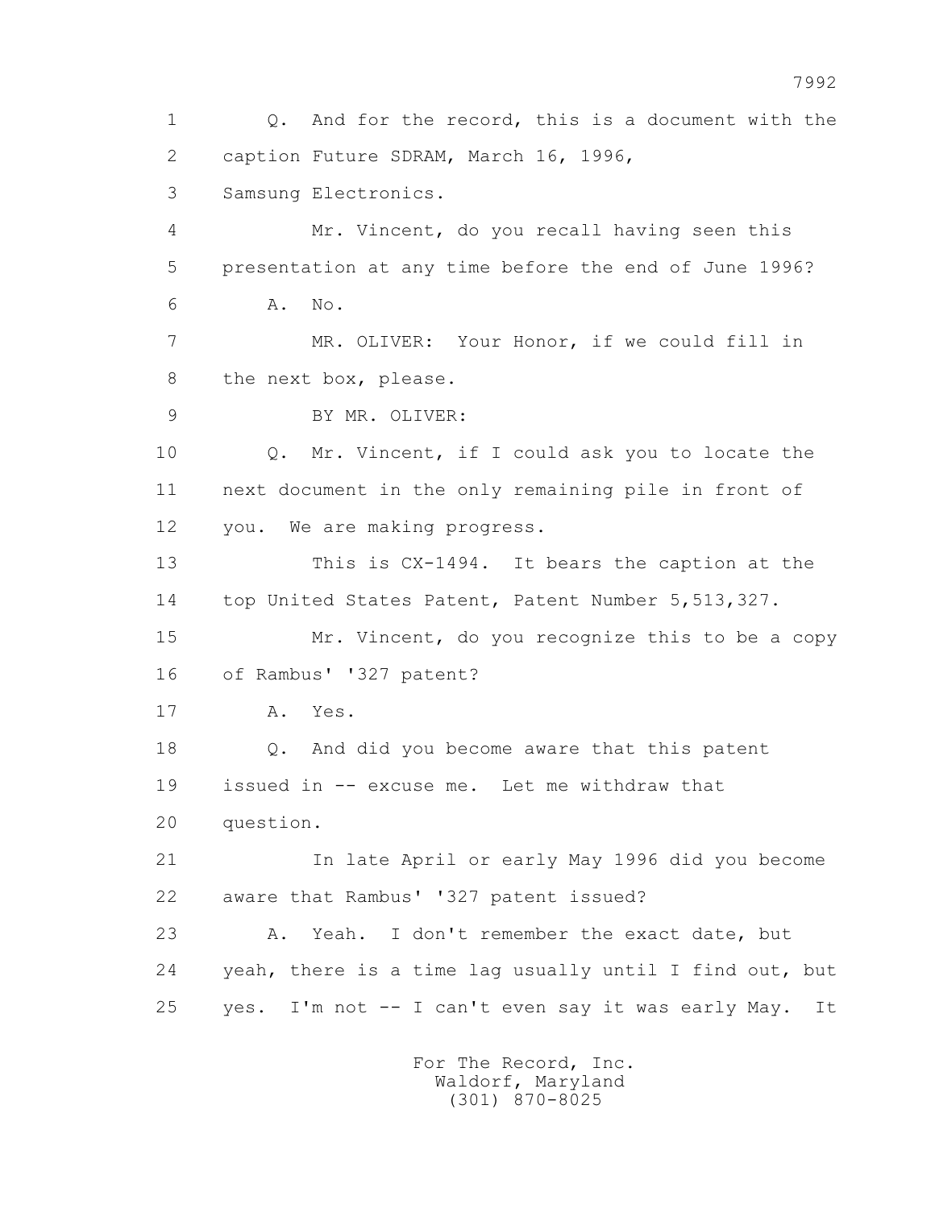1 Q. And for the record, this is a document with the
2 caption Future SDRAM, March 16, 1996,
3 Samsung Electronics.
4 Mr. Vincent, do you recall having seen this
5 presentation at any time before the end of June 1996?
6 A. No.
7 MR. OLIVER: Your Honor, if we could fill in
8 the next box, please.
9 BY MR. OLIVER:
10 Q. Mr. Vincent, if I could ask you to locate the
11 next document in the only remaining pile in front of
12 you. We are making progress.
13 This is CX-1494. It bears the caption at the
14 top United States Patent, Patent Number 5,513,327.
15 Mr. Vincent, do you recognize this to be a copy
16 of Rambus' '327 patent?
17 A. Yes.
18 Q. And did you become aware that this patent
19 issued in -- excuse me. Let me withdraw that
20 question.
21 In late April or early May 1996 did you become
22 aware that Rambus' '327 patent issued?
23 A. Yeah. I don't remember the exact date, but
24 yeah, there is a time lag usually until I find out, but
25 yes. I'm not -- I can't even say it was early May. It

For The Record, Inc.
Waldorf, Maryland
(301) 870-8025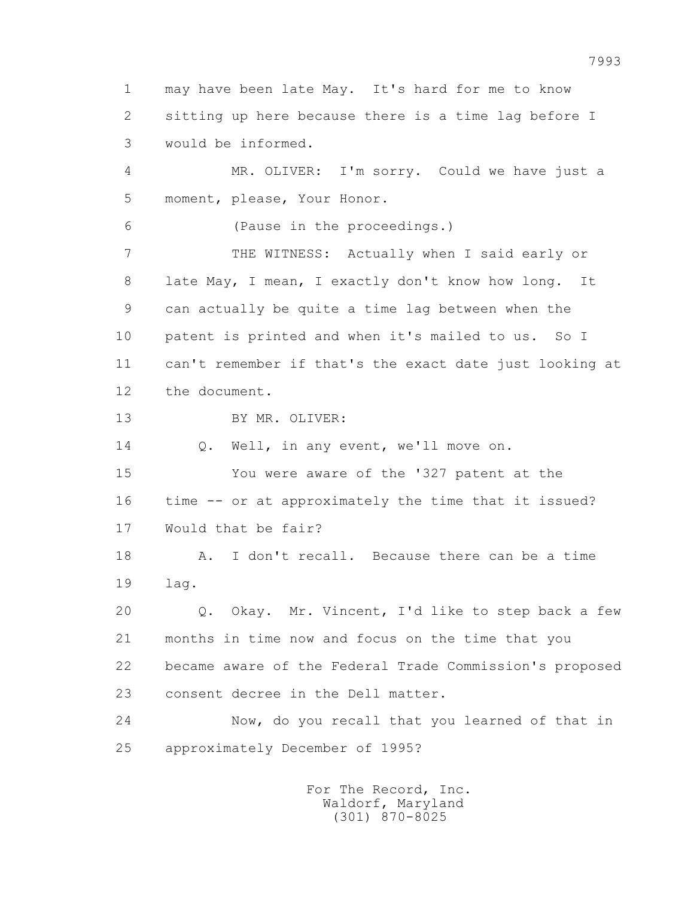1 may have been late May. It's hard for me to know
2 sitting up here because there is a time lag before I
3 would be informed.
4 MR. OLIVER: I'm sorry. Could we have just a
5 moment, please, Your Honor.
6 (Pause in the proceedings.)
7 THE WITNESS: Actually when I said early or
8 late May, I mean, I exactly don't know how long. It
9 can actually be quite a time lag between when the
10 patent is printed and when it's mailed to us. So I
11 can't remember if that's the exact date just looking at
12 the document.
13 BY MR. OLIVER:
14 Q. Well, in any event, we'll move on.
15 You were aware of the '327 patent at the
16 time -- or at approximately the time that it issued?
17 Would that be fair?
18 A. I don't recall. Because there can be a time
19 lag.
20 Q. Okay. Mr. Vincent, I'd like to step back a few
21 months in time now and focus on the time that you
22 became aware of the Federal Trade Commission's proposed
23 consent decree in the Dell matter.
24 Now, do you recall that you learned of that in
25 approximately December of 1995?

For The Record, Inc.
Waldorf, Maryland
(301) 870-8025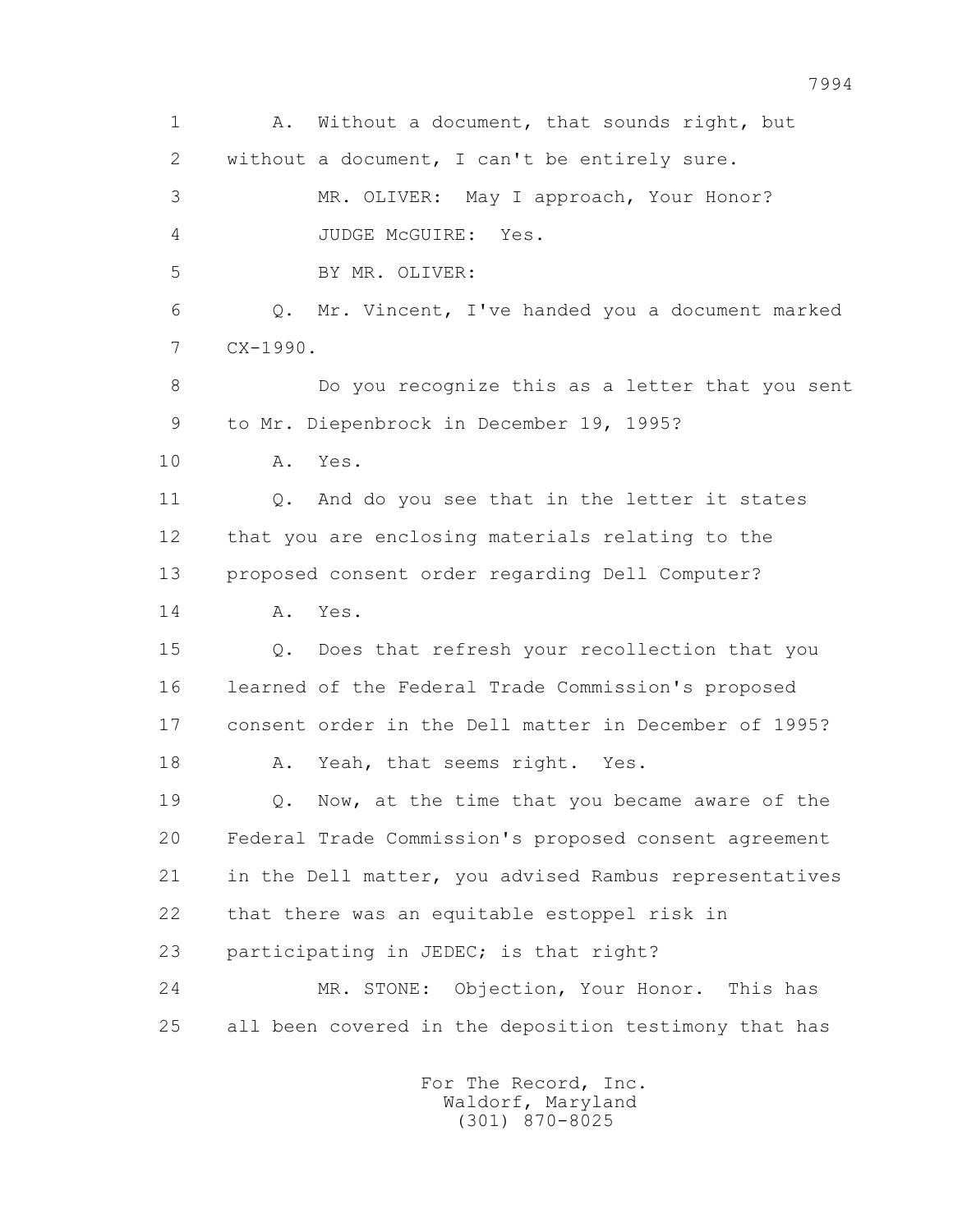1 A. Without a document, that sounds right, but
2 without a document, I can't be entirely sure.
3 MR. OLIVER: May I approach, Your Honor?
4 JUDGE McGUIRE: Yes.
5 BY MR. OLIVER:
6 Q. Mr. Vincent, I've handed you a document marked
7 CX-1990.
8 Do you recognize this as a letter that you sent
9 to Mr. Diepenbrock in December 19, 1995?
10 A. Yes.
11 Q. And do you see that in the letter it states
12 that you are enclosing materials relating to the
13 proposed consent order regarding Dell Computer?
14 A. Yes.
15 Q. Does that refresh your recollection that you
16 learned of the Federal Trade Commission's proposed
17 consent order in the Dell matter in December of 1995?
18 A. Yeah, that seems right. Yes.
19 Q. Now, at the time that you became aware of the
20 Federal Trade Commission's proposed consent agreement
21 in the Dell matter, you advised Rambus representatives
22 that there was an equitable estoppel risk in
23 participating in JEDEC; is that right?
24 MR. STONE: Objection, Your Honor. This has
25 all been covered in the deposition testimony that has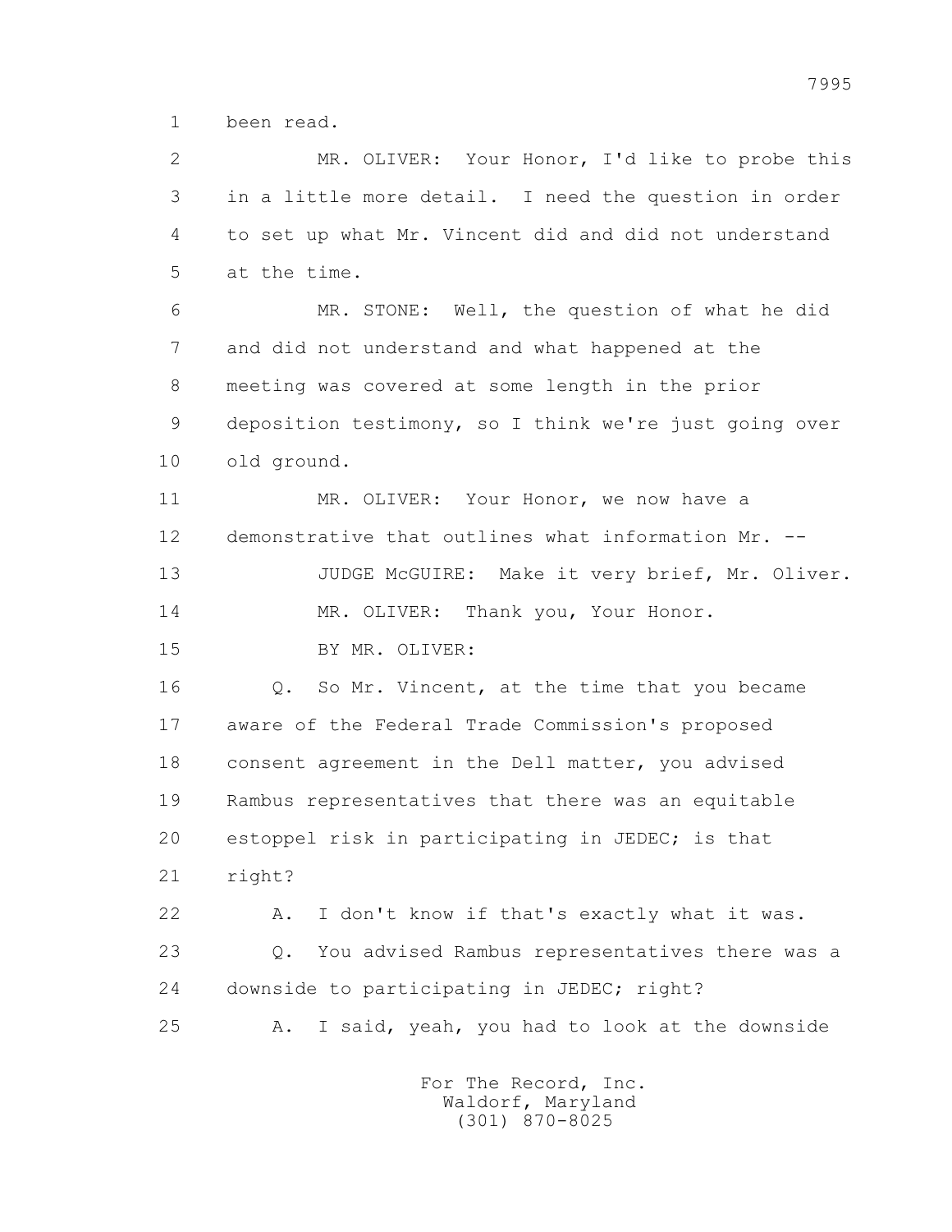1 been read.

2 MR. OLIVER: Your Honor, I'd like to probe this
3 in a little more detail. I need the question in order
4 to set up what Mr. Vincent did and did not understand
5 at the time.

6 MR. STONE: Well, the question of what he did
7 and did not understand and what happened at the
8 meeting was covered at some length in the prior
9 deposition testimony, so I think we're just going over
10 old ground.

11 MR. OLIVER: Your Honor, we now have a
12 demonstrative that outlines what information Mr. --

13 JUDGE McGUIRE: Make it very brief, Mr. Oliver.

14 MR. OLIVER: Thank you, Your Honor.

15 BY MR. OLIVER:

16 Q. So Mr. Vincent, at the time that you became
17 aware of the Federal Trade Commission's proposed
18 consent agreement in the Dell matter, you advised
19 Rambus representatives that there was an equitable
20 estoppel risk in participating in JEDEC; is that
21 right?

22 A. I don't know if that's exactly what it was.

23 Q. You advised Rambus representatives there was a
24 downside to participating in JEDEC; right?

25 A. I said, yeah, you had to look at the downside

For The Record, Inc.
Waldorf, Maryland
(301) 870-8025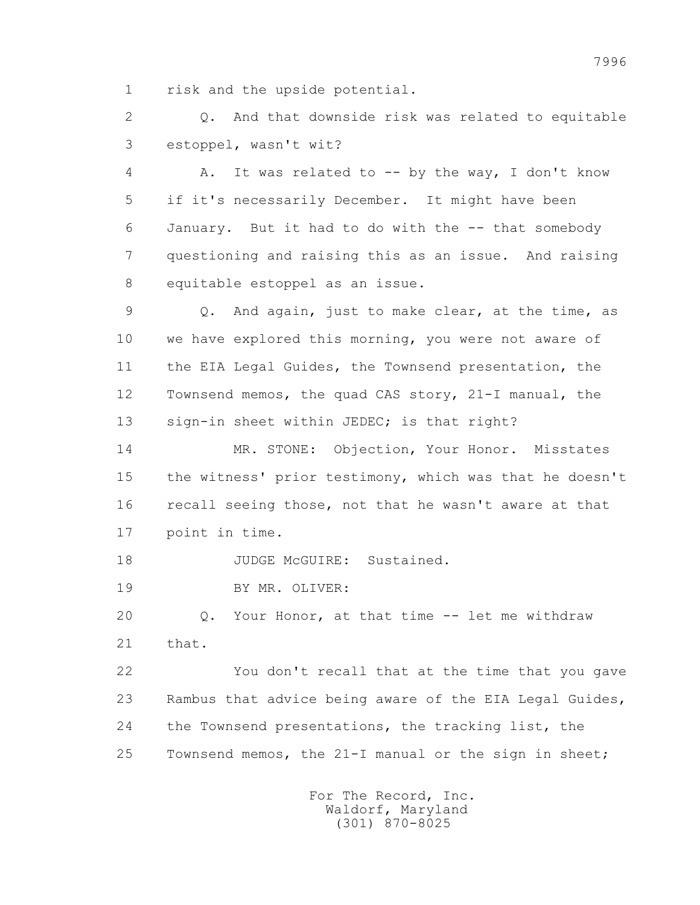1 risk and the upside potential.

2 Q. And that downside risk was related to equitable

3 estoppel, wasn't wit?

4 A. It was related to -- by the way, I don't know

5 if it's necessarily December. It might have been

6 January. But it had to do with the -- that somebody

7 questioning and raising this as an issue. And raising

8 equitable estoppel as an issue.

9 Q. And again, just to make clear, at the time, as

10 we have explored this morning, you were not aware of

11 the EIA Legal Guides, the Townsend presentation, the

12 Townsend memos, the quad CAS story, 21-I manual, the

13 sign-in sheet within JEDEC; is that right?

14 MR. STONE: Objection, Your Honor. Misstates

15 the witness' prior testimony, which was that he doesn't

16 recall seeing those, not that he wasn't aware at that

17 point in time.

18 JUDGE McGUIRE: Sustained.

19 BY MR. OLIVER:

20 Q. Your Honor, at that time -- let me withdraw

21 that.

22 You don't recall that at the time that you gave

23 Rambus that advice being aware of the EIA Legal Guides,

24 the Townsend presentations, the tracking list, the

25 Townsend memos, the 21-I manual or the sign in sheet;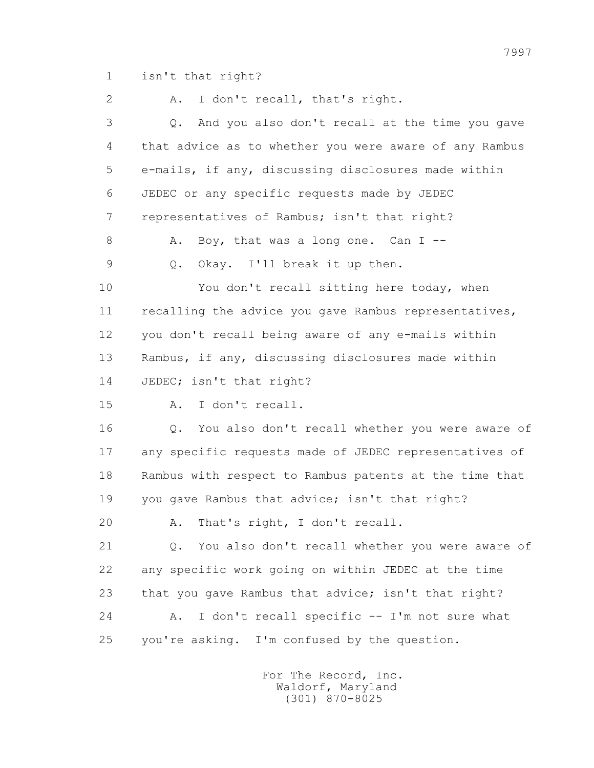1 isn't that right?

2 A. I don't recall, that's right.

3 Q. And you also don't recall at the time you gave

4 that advice as to whether you were aware of any Rambus

5 e-mails, if any, discussing disclosures made within

6 JEDEC or any specific requests made by JEDEC

7 representatives of Rambus; isn't that right?

8 A. Boy, that was a long one. Can I --

9 Q. Okay. I'll break it up then.

10 You don't recall sitting here today, when

11 recalling the advice you gave Rambus representatives,

12 you don't recall being aware of any e-mails within

13 Rambus, if any, discussing disclosures made within

14 JEDEC; isn't that right?

15 A. I don't recall.

16 Q. You also don't recall whether you were aware of

17 any specific requests made of JEDEC representatives of

18 Rambus with respect to Rambus patents at the time that

19 you gave Rambus that advice; isn't that right?

20 A. That's right, I don't recall.

21 Q. You also don't recall whether you were aware of

22 any specific work going on within JEDEC at the time

23 that you gave Rambus that advice; isn't that right?

24 A. I don't recall specific -- I'm not sure what

25 you're asking. I'm confused by the question.

For The Record, Inc.
Waldorf, Maryland
(301) 870-8025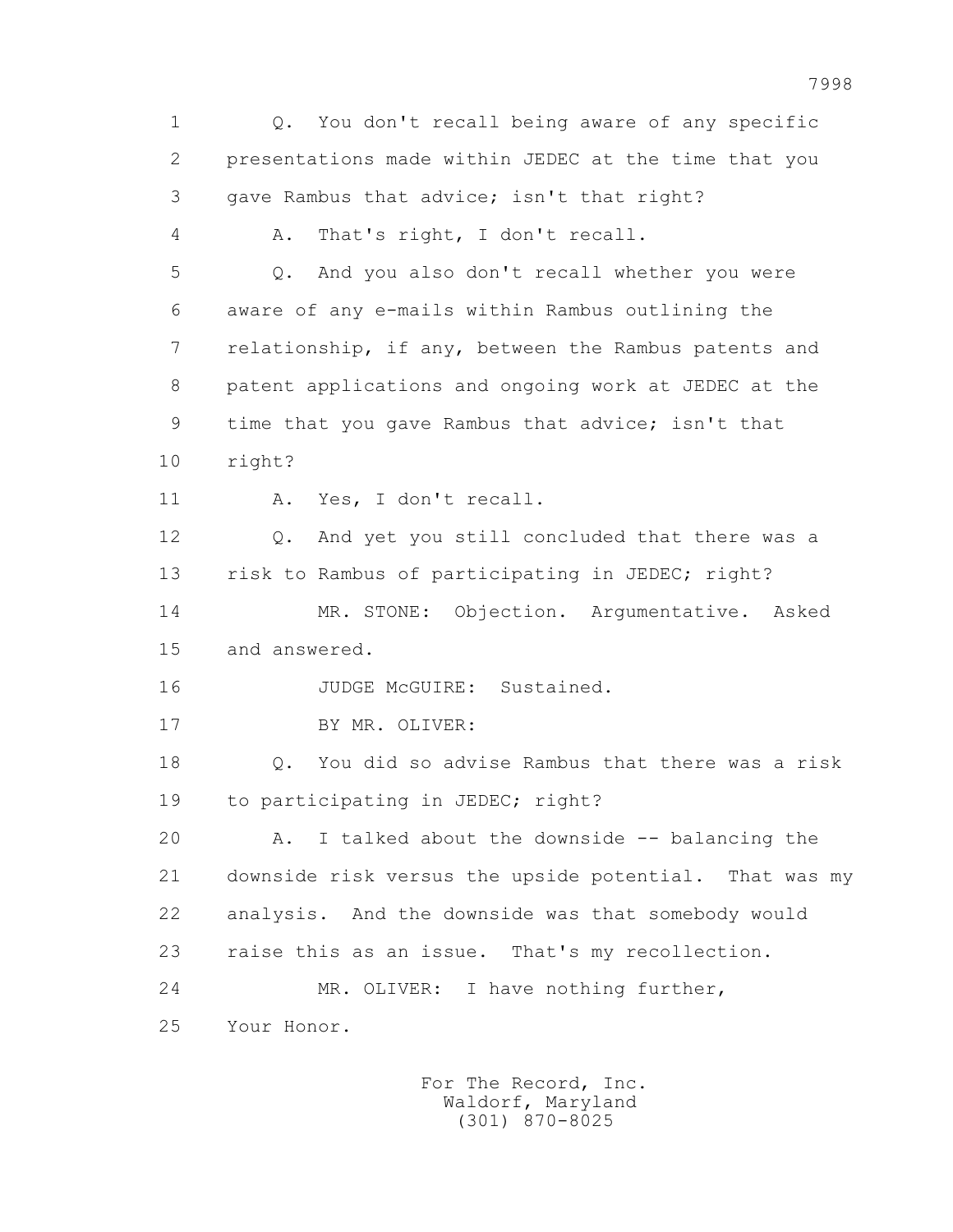1 Q. You don't recall being aware of any specific
2 presentations made within JEDEC at the time that you
3 gave Rambus that advice; isn't that right?
4 A. That's right, I don't recall.
5 Q. And you also don't recall whether you were
6 aware of any e-mails within Rambus outlining the
7 relationship, if any, between the Rambus patents and
8 patent applications and ongoing work at JEDEC at the
9 time that you gave Rambus that advice; isn't that
10 right?
11 A. Yes, I don't recall.
12 Q. And yet you still concluded that there was a
13 risk to Rambus of participating in JEDEC; right?
14 MR. STONE: Objection. Argumentative. Asked
15 and answered.
16 JUDGE McGUIRE: Sustained.
17 BY MR. OLIVER:
18 Q. You did so advise Rambus that there was a risk
19 to participating in JEDEC; right?
20 A. I talked about the downside -- balancing the
21 downside risk versus the upside potential. That was my
22 analysis. And the downside was that somebody would
23 raise this as an issue. That's my recollection.
24 MR. OLIVER: I have nothing further,
25 Your Honor.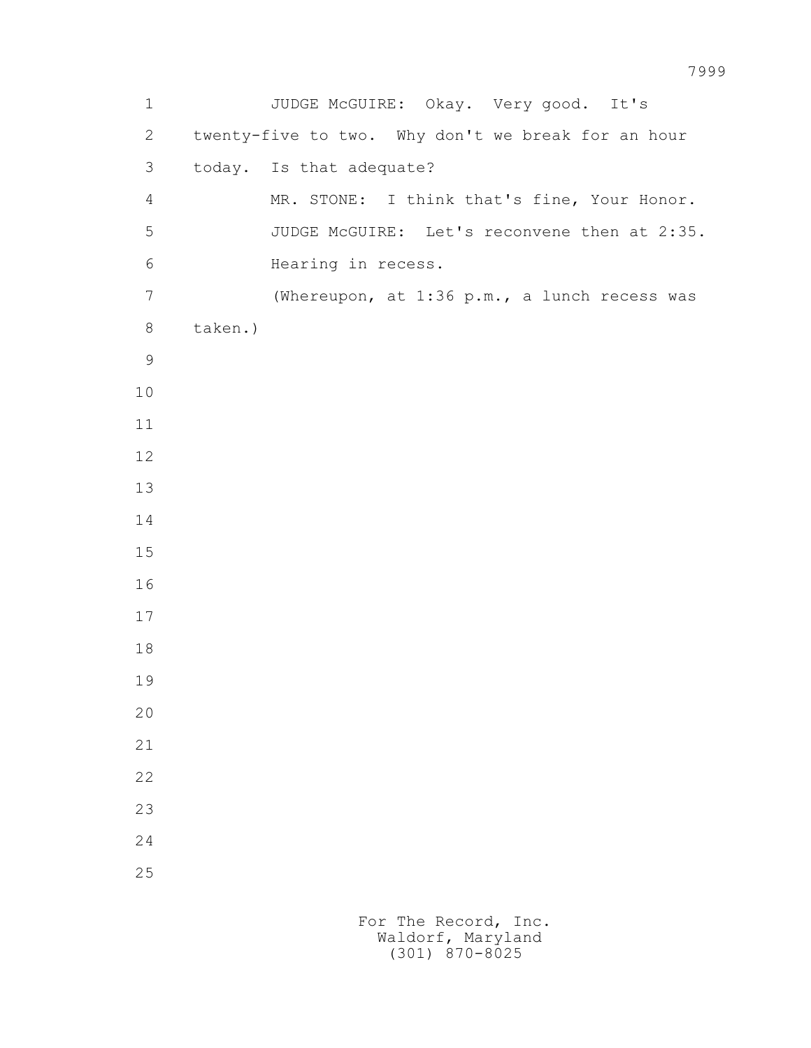JUDGE McGUIRE: Okay. Very good. It's twenty-five to two. Why don't we break for an hour today. Is that adequate?

MR. STONE: I think that's fine, Your Honor.

JUDGE McGUIRE: Let's reconvene then at 2:35. Hearing in recess.

(Whereupon, at 1:36 p.m., a lunch recess was taken.)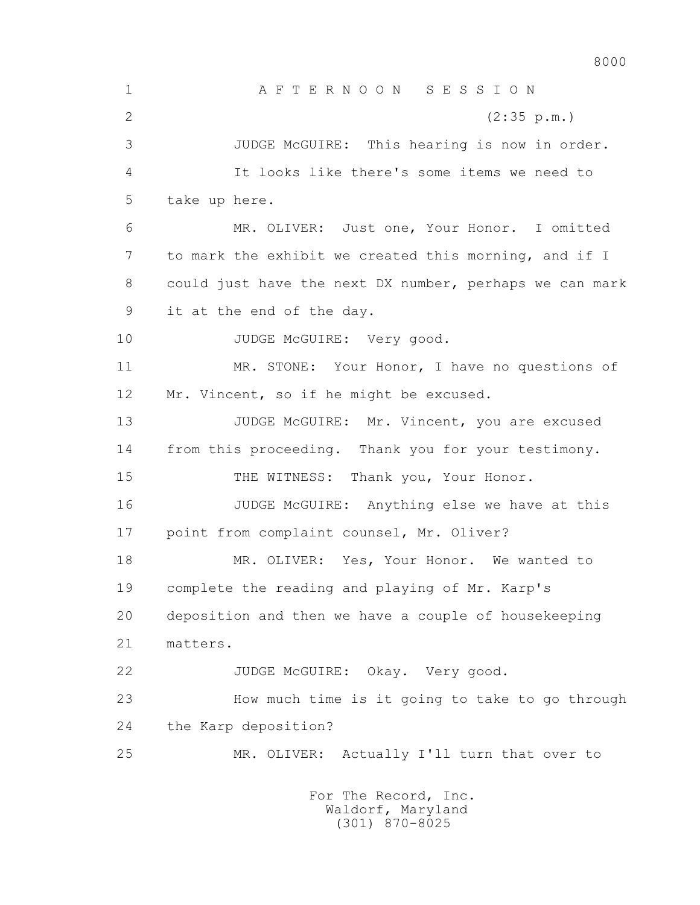# A F T E R N O O N   S E S S I O N

(2:35 p.m.)

JUDGE McGUIRE: This hearing is now in order.

It looks like there's some items we need to take up here.

MR. OLIVER: Just one, Your Honor. I omitted to mark the exhibit we created this morning, and if I could just have the next DX number, perhaps we can mark it at the end of the day.

JUDGE McGUIRE: Very good.

MR. STONE: Your Honor, I have no questions of Mr. Vincent, so if he might be excused.

JUDGE McGUIRE: Mr. Vincent, you are excused from this proceeding. Thank you for your testimony.

THE WITNESS: Thank you, Your Honor.

JUDGE McGUIRE: Anything else we have at this point from complaint counsel, Mr. Oliver?

MR. OLIVER: Yes, Your Honor. We wanted to complete the reading and playing of Mr. Karp's deposition and then we have a couple of housekeeping matters.

JUDGE McGUIRE: Okay. Very good.

How much time is it going to take to go through the Karp deposition?

MR. OLIVER: Actually I'll turn that over to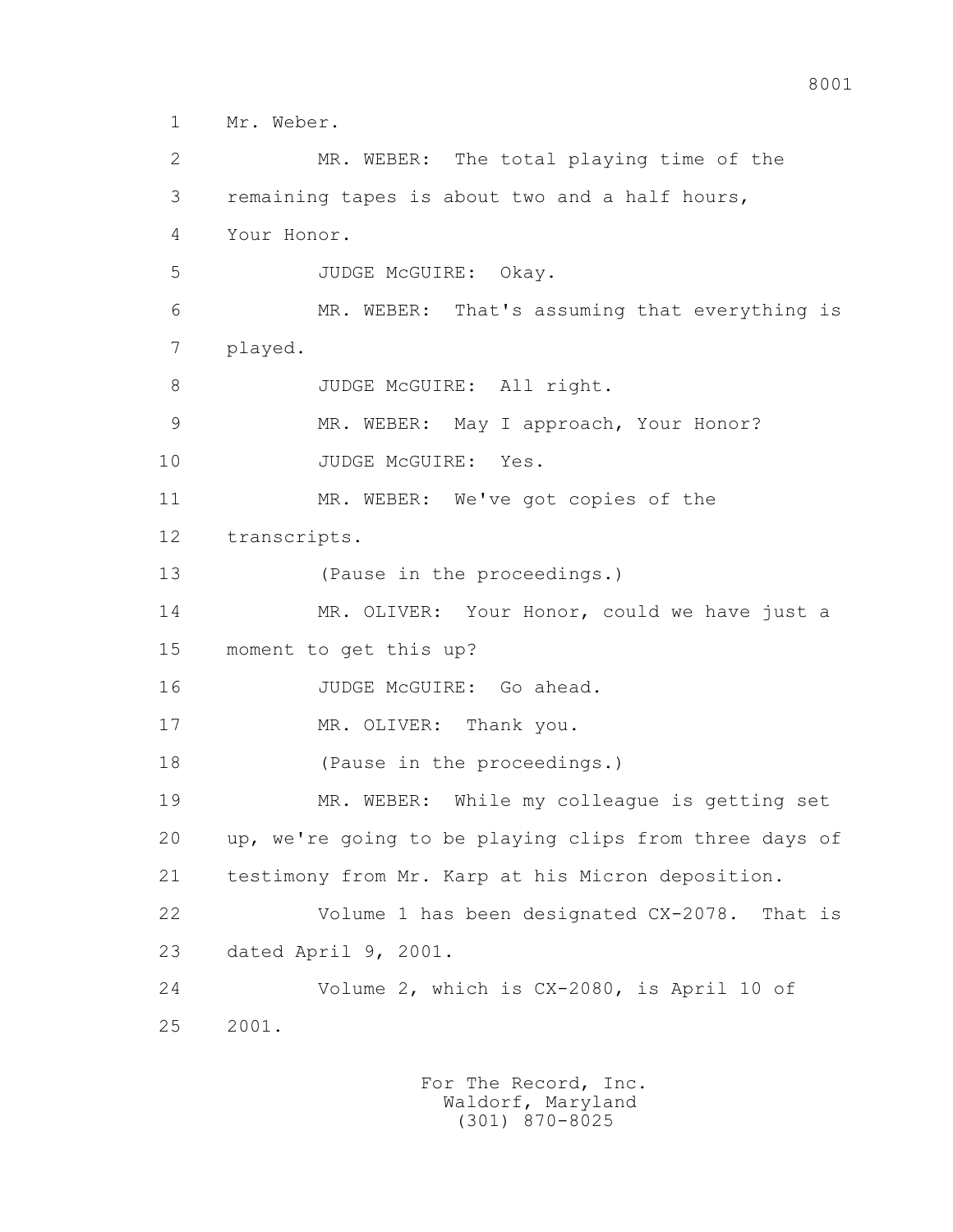1 Mr. Weber.

2 MR. WEBER: The total playing time of the

3 remaining tapes is about two and a half hours,

4 Your Honor.

5 JUDGE McGUIRE: Okay.

6 MR. WEBER: That's assuming that everything is

7 played.

8 JUDGE McGUIRE: All right.

9 MR. WEBER: May I approach, Your Honor?

10 JUDGE McGUIRE: Yes.

11 MR. WEBER: We've got copies of the

12 transcripts.

13 (Pause in the proceedings.)

14 MR. OLIVER: Your Honor, could we have just a

15 moment to get this up?

16 JUDGE McGUIRE: Go ahead.

17 MR. OLIVER: Thank you.

18 (Pause in the proceedings.)

19 MR. WEBER: While my colleague is getting set

20 up, we're going to be playing clips from three days of

21 testimony from Mr. Karp at his Micron deposition.

22 Volume 1 has been designated CX-2078. That is

23 dated April 9, 2001.

24 Volume 2, which is CX-2080, is April 10 of

25 2001.

For The Record, Inc.
Waldorf, Maryland
(301) 870-8025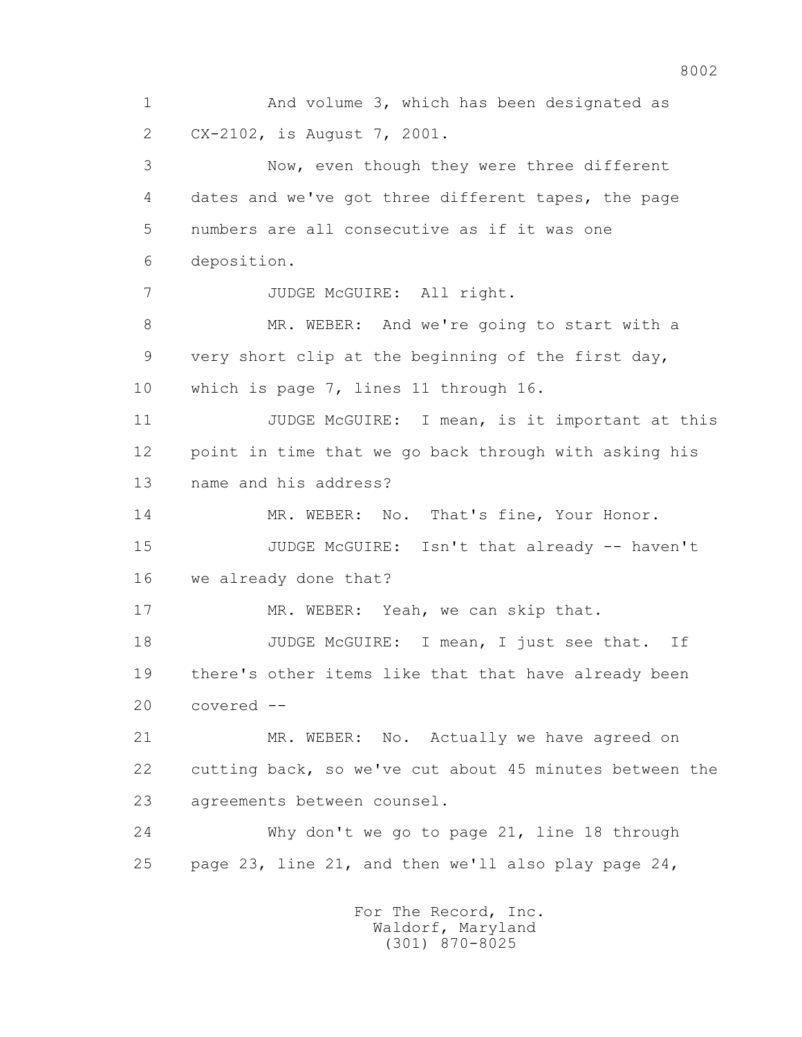1 And volume 3, which has been designated as
2 CX-2102, is August 7, 2001.
3 Now, even though they were three different
4 dates and we've got three different tapes, the page
5 numbers are all consecutive as if it was one
6 deposition.
7 JUDGE McGUIRE: All right.
8 MR. WEBER: And we're going to start with a
9 very short clip at the beginning of the first day,
10 which is page 7, lines 11 through 16.
11 JUDGE McGUIRE: I mean, is it important at this
12 point in time that we go back through with asking his
13 name and his address?
14 MR. WEBER: No. That's fine, Your Honor.
15 JUDGE McGUIRE: Isn't that already -- haven't
16 we already done that?
17 MR. WEBER: Yeah, we can skip that.
18 JUDGE McGUIRE: I mean, I just see that. If
19 there's other items like that that have already been
20 covered --
21 MR. WEBER: No. Actually we have agreed on
22 cutting back, so we've cut about 45 minutes between the
23 agreements between counsel.
24 Why don't we go to page 21, line 18 through
25 page 23, line 21, and then we'll also play page 24,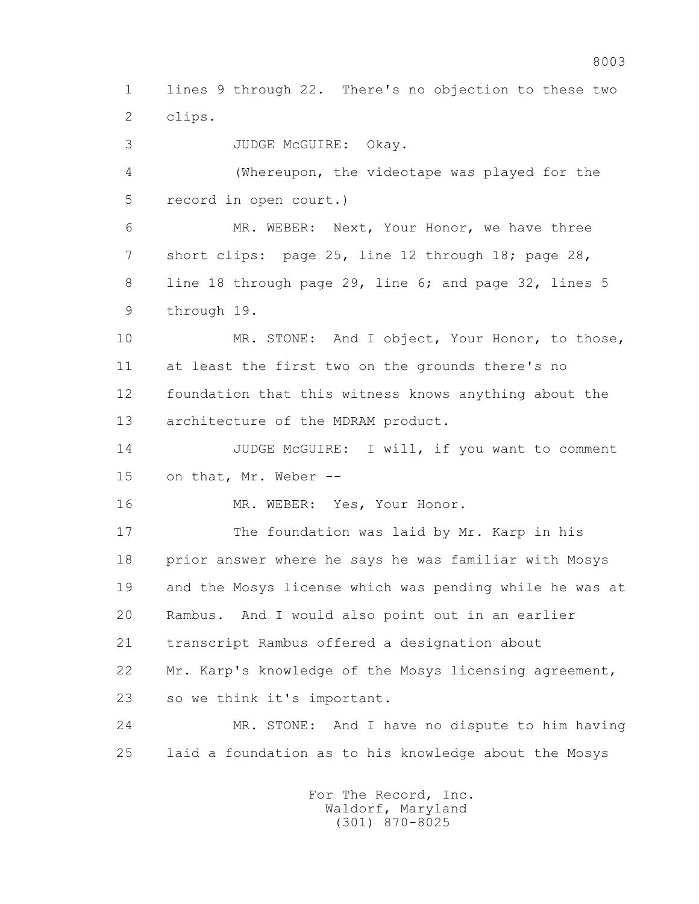1 lines 9 through 22. There's no objection to these two
2 clips.

3 JUDGE McGUIRE: Okay.

4 (Whereupon, the videotape was played for the
5 record in open court.)

6 MR. WEBER: Next, Your Honor, we have three
7 short clips: page 25, line 12 through 18; page 28,
8 line 18 through page 29, line 6; and page 32, lines 5
9 through 19.

10 MR. STONE: And I object, Your Honor, to those,
11 at least the first two on the grounds there's no
12 foundation that this witness knows anything about the
13 architecture of the MDRAM product.

14 JUDGE McGUIRE: I will, if you want to comment
15 on that, Mr. Weber --

16 MR. WEBER: Yes, Your Honor.

17 The foundation was laid by Mr. Karp in his
18 prior answer where he says he was familiar with Mosys
19 and the Mosys license which was pending while he was at
20 Rambus. And I would also point out in an earlier
21 transcript Rambus offered a designation about
22 Mr. Karp's knowledge of the Mosys licensing agreement,
23 so we think it's important.

24 MR. STONE: And I have no dispute to him having
25 laid a foundation as to his knowledge about the Mosys

For The Record, Inc.
Waldorf, Maryland
(301) 870-8025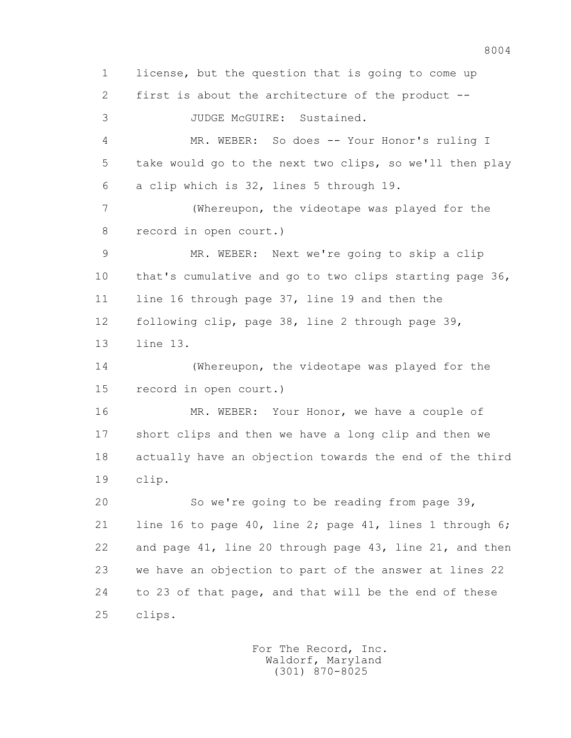1 license, but the question that is going to come up
2 first is about the architecture of the product --
3 JUDGE McGUIRE: Sustained.
4 MR. WEBER: So does -- Your Honor's ruling I
5 take would go to the next two clips, so we'll then play
6 a clip which is 32, lines 5 through 19.
7 (Whereupon, the videotape was played for the
8 record in open court.)
9 MR. WEBER: Next we're going to skip a clip
10 that's cumulative and go to two clips starting page 36,
11 line 16 through page 37, line 19 and then the
12 following clip, page 38, line 2 through page 39,
13 line 13.
14 (Whereupon, the videotape was played for the
15 record in open court.)
16 MR. WEBER: Your Honor, we have a couple of
17 short clips and then we have a long clip and then we
18 actually have an objection towards the end of the third
19 clip.
20 So we're going to be reading from page 39,
21 line 16 to page 40, line 2; page 41, lines 1 through 6;
22 and page 41, line 20 through page 43, line 21, and then
23 we have an objection to part of the answer at lines 22
24 to 23 of that page, and that will be the end of these
25 clips.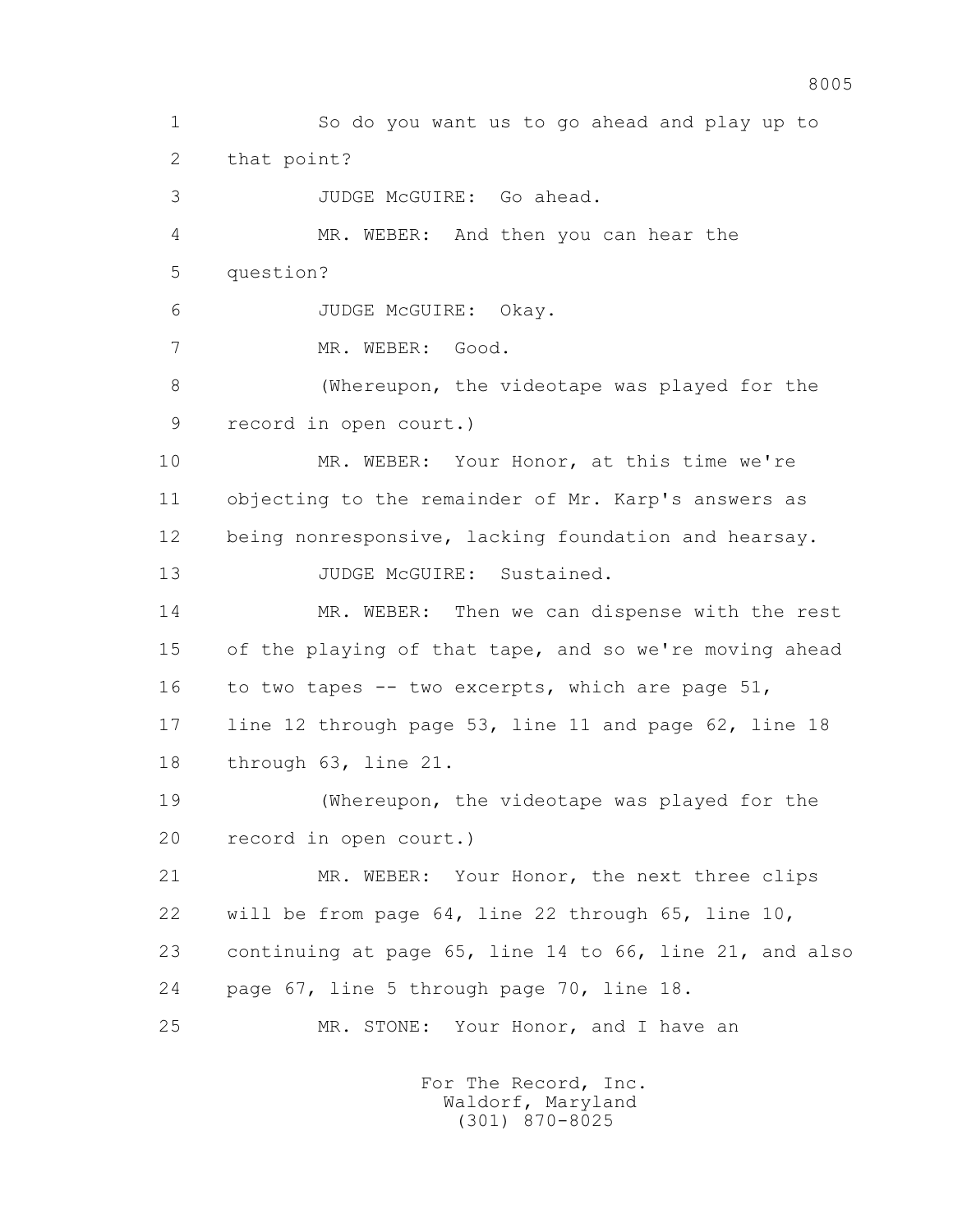1 So do you want us to go ahead and play up to
2 that point?
3 JUDGE McGUIRE: Go ahead.
4 MR. WEBER: And then you can hear the
5 question?
6 JUDGE McGUIRE: Okay.
7 MR. WEBER: Good.
8 (Whereupon, the videotape was played for the
9 record in open court.)
10 MR. WEBER: Your Honor, at this time we're
11 objecting to the remainder of Mr. Karp's answers as
12 being nonresponsive, lacking foundation and hearsay.
13 JUDGE McGUIRE: Sustained.
14 MR. WEBER: Then we can dispense with the rest
15 of the playing of that tape, and so we're moving ahead
16 to two tapes -- two excerpts, which are page 51,
17 line 12 through page 53, line 11 and page 62, line 18
18 through 63, line 21.
19 (Whereupon, the videotape was played for the
20 record in open court.)
21 MR. WEBER: Your Honor, the next three clips
22 will be from page 64, line 22 through 65, line 10,
23 continuing at page 65, line 14 to 66, line 21, and also
24 page 67, line 5 through page 70, line 18.
25 MR. STONE: Your Honor, and I have an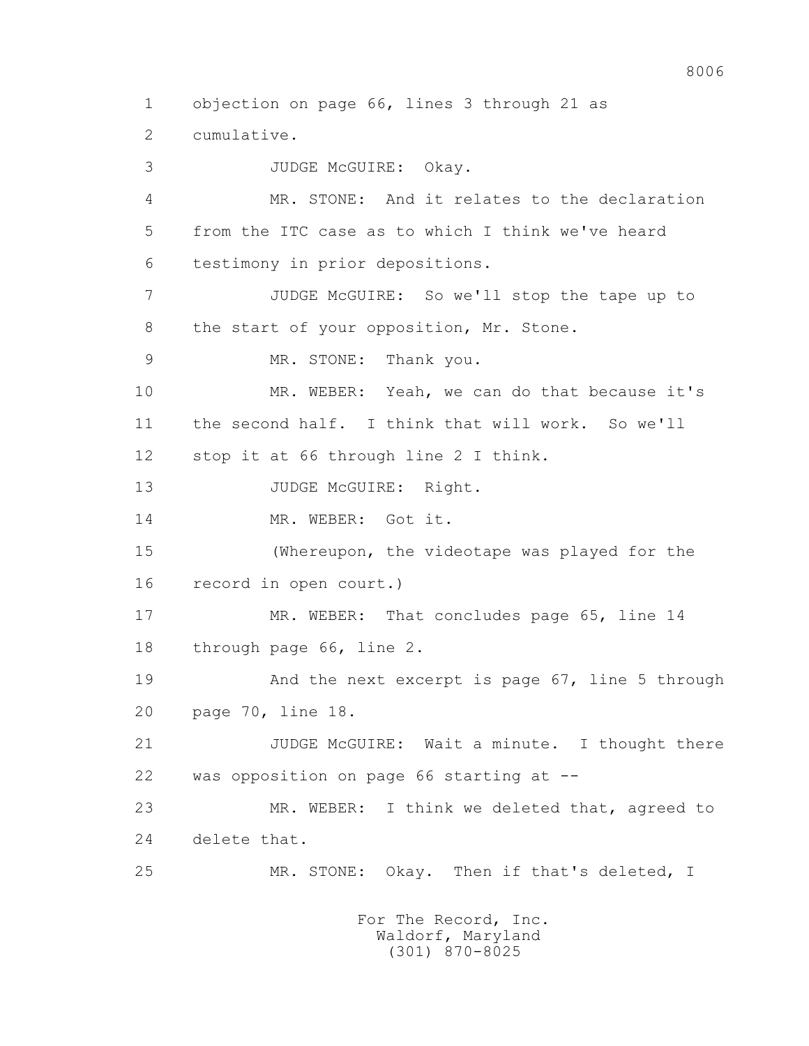1 objection on page 66, lines 3 through 21 as
2 cumulative.
3 JUDGE McGUIRE: Okay.
4 MR. STONE: And it relates to the declaration
5 from the ITC case as to which I think we've heard
6 testimony in prior depositions.
7 JUDGE McGUIRE: So we'll stop the tape up to
8 the start of your opposition, Mr. Stone.
9 MR. STONE: Thank you.
10 MR. WEBER: Yeah, we can do that because it's
11 the second half. I think that will work. So we'll
12 stop it at 66 through line 2 I think.
13 JUDGE McGUIRE: Right.
14 MR. WEBER: Got it.
15 (Whereupon, the videotape was played for the
16 record in open court.)
17 MR. WEBER: That concludes page 65, line 14
18 through page 66, line 2.
19 And the next excerpt is page 67, line 5 through
20 page 70, line 18.
21 JUDGE McGUIRE: Wait a minute. I thought there
22 was opposition on page 66 starting at --
23 MR. WEBER: I think we deleted that, agreed to
24 delete that.
25 MR. STONE: Okay. Then if that's deleted, I

For The Record, Inc.
Waldorf, Maryland
(301) 870-8025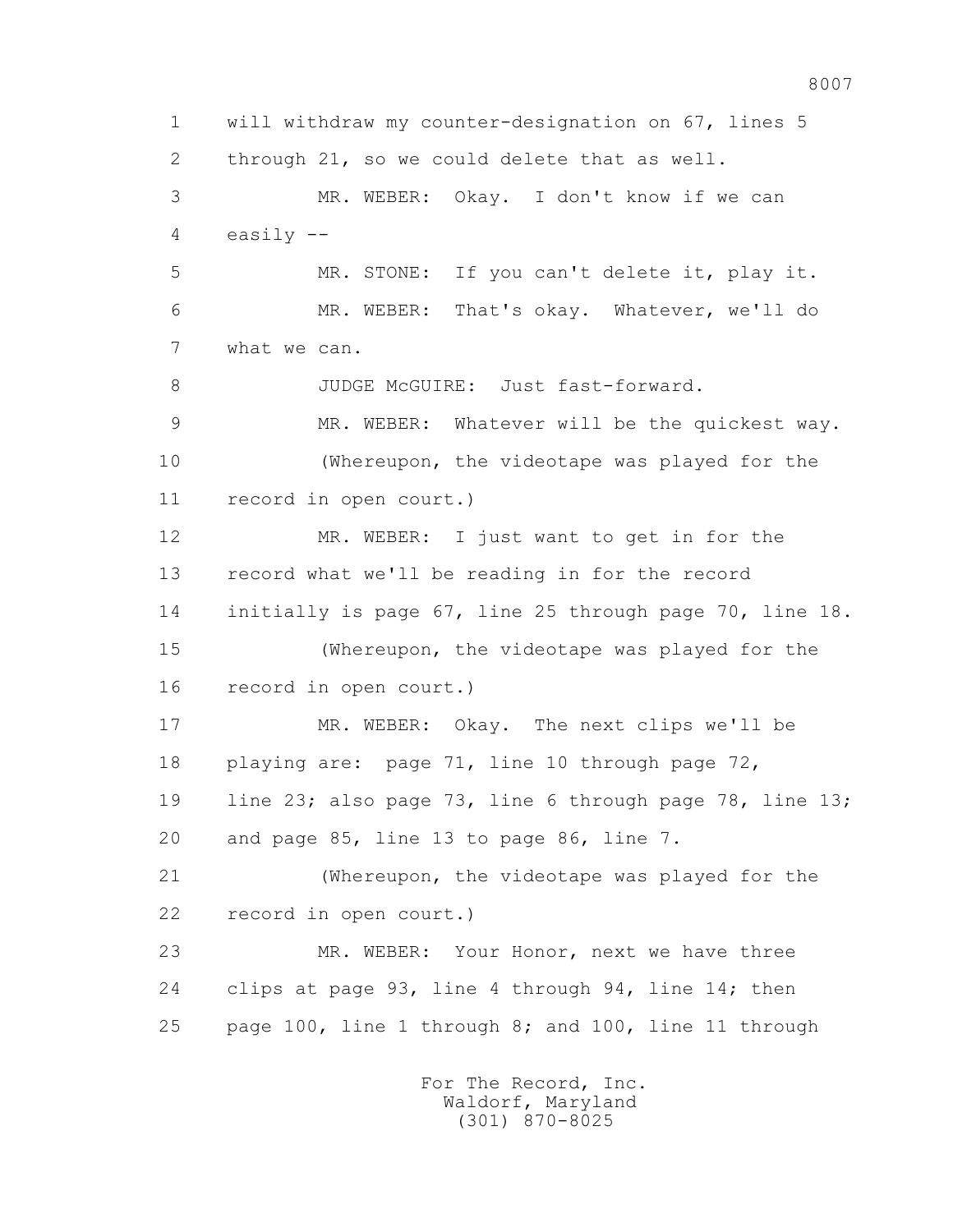1 will withdraw my counter-designation on 67, lines 5
2 through 21, so we could delete that as well.
3 MR. WEBER: Okay. I don't know if we can
4 easily --
5 MR. STONE: If you can't delete it, play it.
6 MR. WEBER: That's okay. Whatever, we'll do
7 what we can.
8 JUDGE McGUIRE: Just fast-forward.
9 MR. WEBER: Whatever will be the quickest way.
10 (Whereupon, the videotape was played for the
11 record in open court.)
12 MR. WEBER: I just want to get in for the
13 record what we'll be reading in for the record
14 initially is page 67, line 25 through page 70, line 18.
15 (Whereupon, the videotape was played for the
16 record in open court.)
17 MR. WEBER: Okay. The next clips we'll be
18 playing are: page 71, line 10 through page 72,
19 line 23; also page 73, line 6 through page 78, line 13;
20 and page 85, line 13 to page 86, line 7.
21 (Whereupon, the videotape was played for the
22 record in open court.)
23 MR. WEBER: Your Honor, next we have three
24 clips at page 93, line 4 through 94, line 14; then
25 page 100, line 1 through 8; and 100, line 11 through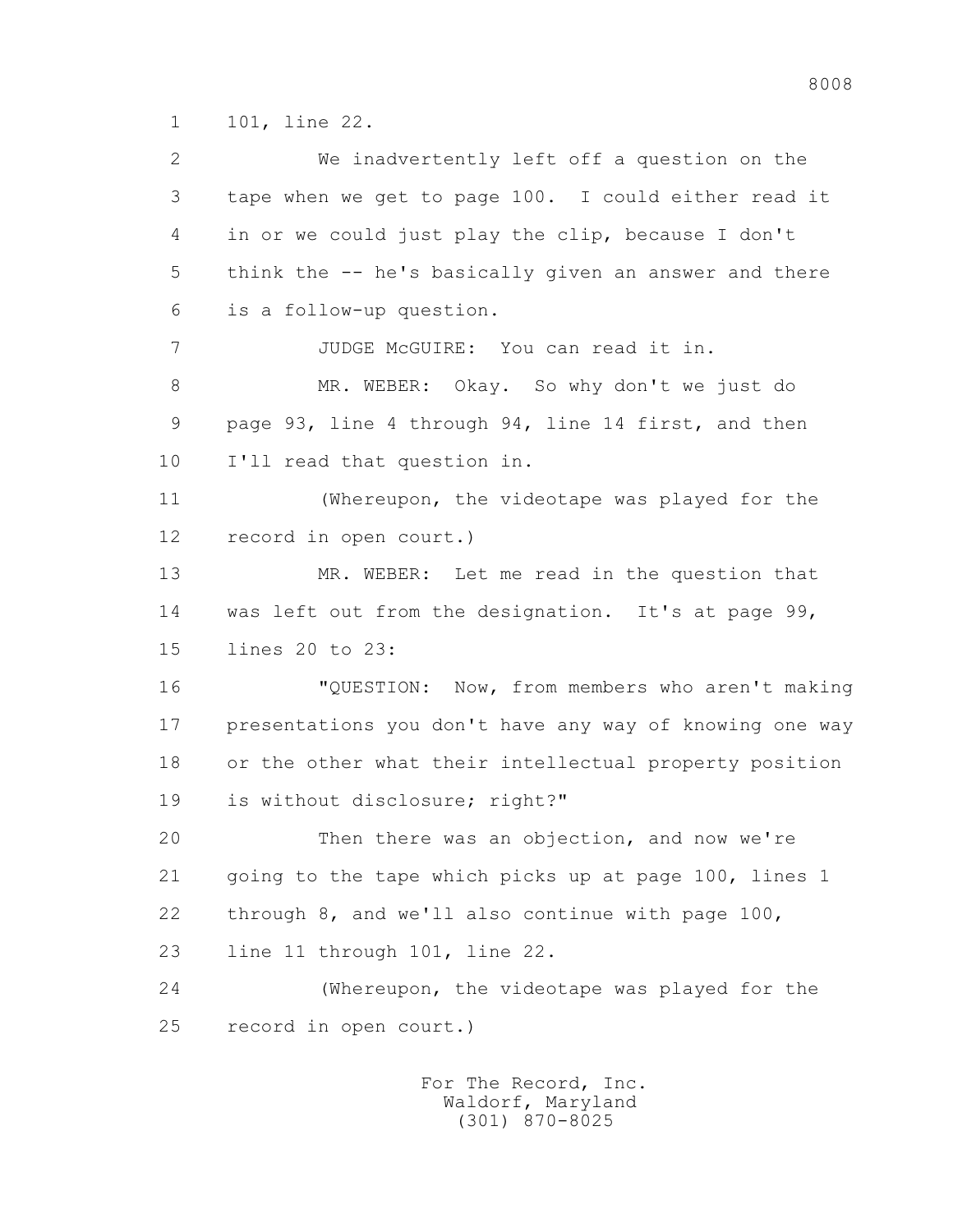1 101, line 22.

2 We inadvertently left off a question on the

3 tape when we get to page 100. I could either read it

4 in or we could just play the clip, because I don't

5 think the -- he's basically given an answer and there

6 is a follow-up question.

7 JUDGE McGUIRE: You can read it in.

8 MR. WEBER: Okay. So why don't we just do

9 page 93, line 4 through 94, line 14 first, and then

10 I'll read that question in.

11 (Whereupon, the videotape was played for the

12 record in open court.)

13 MR. WEBER: Let me read in the question that

14 was left out from the designation. It's at page 99,

15 lines 20 to 23:

16 "QUESTION: Now, from members who aren't making

17 presentations you don't have any way of knowing one way

18 or the other what their intellectual property position

19 is without disclosure; right?"

20 Then there was an objection, and now we're

21 going to the tape which picks up at page 100, lines 1

22 through 8, and we'll also continue with page 100,

23 line 11 through 101, line 22.

24 (Whereupon, the videotape was played for the

25 record in open court.)

For The Record, Inc.
Waldorf, Maryland
(301) 870-8025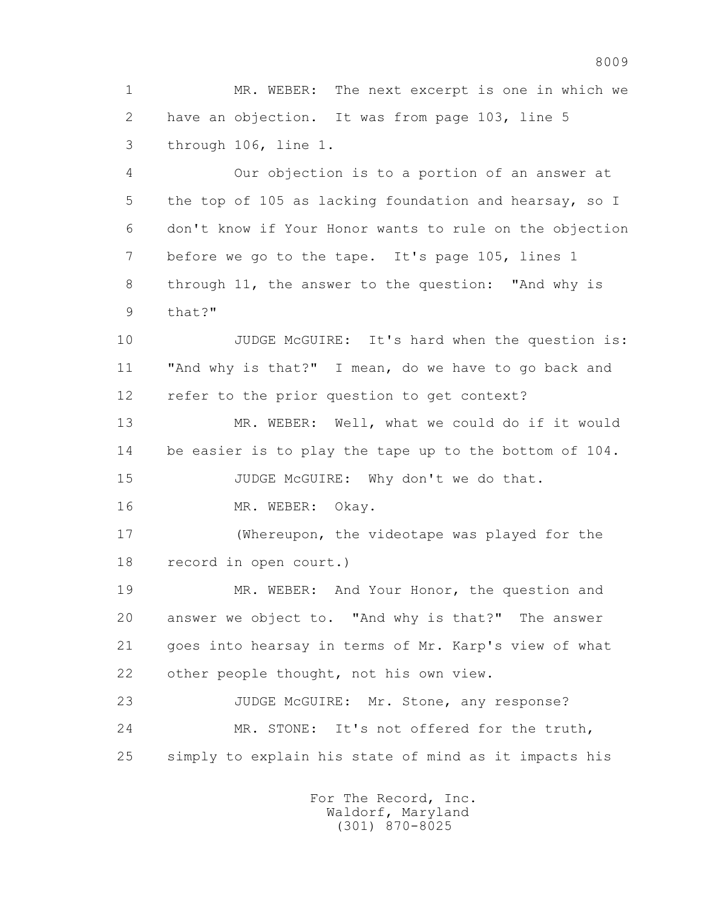MR. WEBER: The next excerpt is one in which we have an objection. It was from page 103, line 5 through 106, line 1.

Our objection is to a portion of an answer at the top of 105 as lacking foundation and hearsay, so I don't know if Your Honor wants to rule on the objection before we go to the tape. It's page 105, lines 1 through 11, the answer to the question: "And why is that?"

JUDGE McGUIRE: It's hard when the question is: "And why is that?" I mean, do we have to go back and refer to the prior question to get context?

MR. WEBER: Well, what we could do if it would be easier is to play the tape up to the bottom of 104.

JUDGE McGUIRE: Why don't we do that.

MR. WEBER: Okay.

(Whereupon, the videotape was played for the record in open court.)

MR. WEBER: And Your Honor, the question and answer we object to. "And why is that?" The answer goes into hearsay in terms of Mr. Karp's view of what other people thought, not his own view.

JUDGE McGUIRE: Mr. Stone, any response?

MR. STONE: It's not offered for the truth, simply to explain his state of mind as it impacts his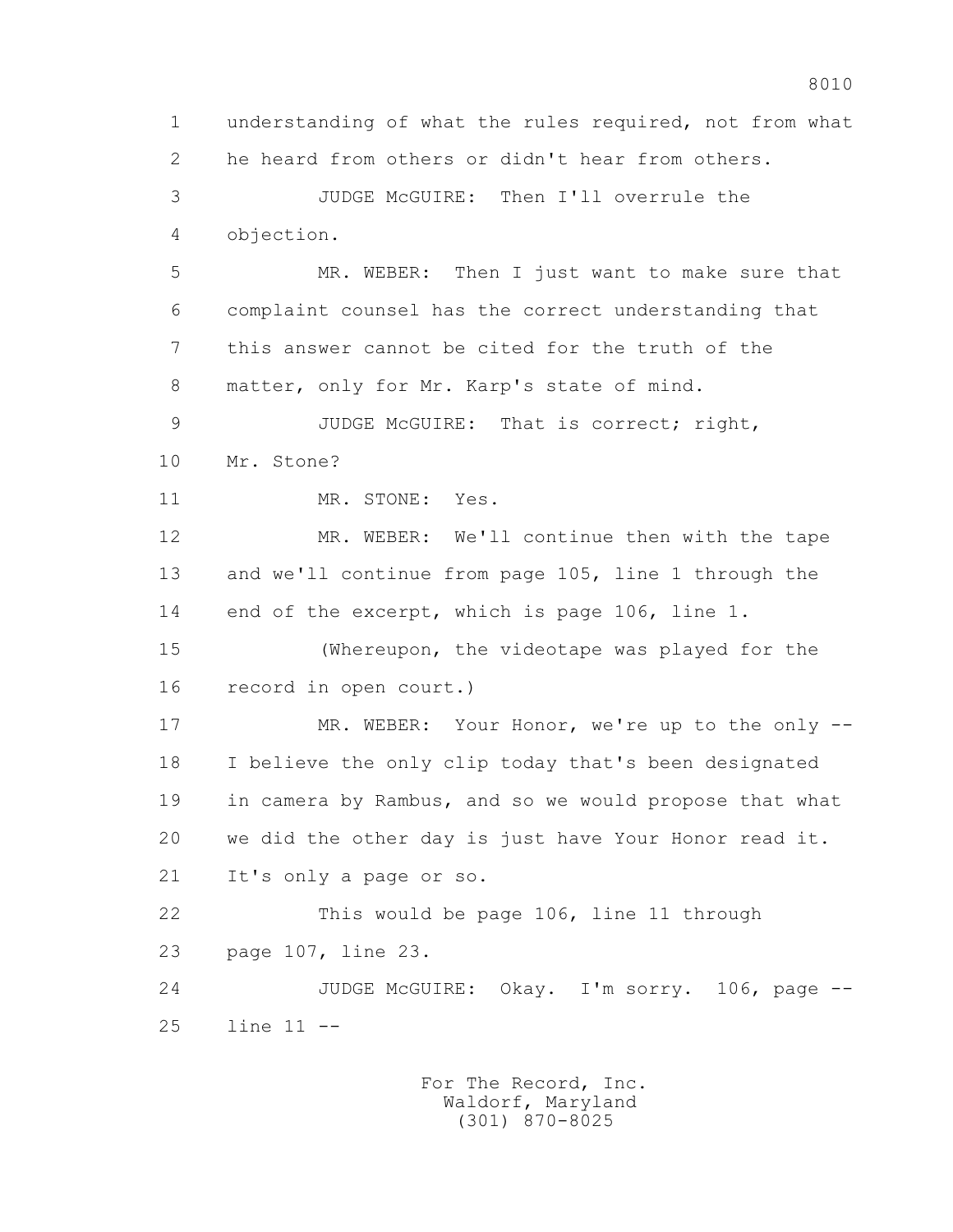1 understanding of what the rules required, not from what
2 he heard from others or didn't hear from others.
3 JUDGE McGUIRE: Then I'll overrule the
4 objection.
5 MR. WEBER: Then I just want to make sure that
6 complaint counsel has the correct understanding that
7 this answer cannot be cited for the truth of the
8 matter, only for Mr. Karp's state of mind.
9 JUDGE McGUIRE: That is correct; right,
10 Mr. Stone?
11 MR. STONE: Yes.
12 MR. WEBER: We'll continue then with the tape
13 and we'll continue from page 105, line 1 through the
14 end of the excerpt, which is page 106, line 1.
15 (Whereupon, the videotape was played for the
16 record in open court.)
17 MR. WEBER: Your Honor, we're up to the only --
18 I believe the only clip today that's been designated
19 in camera by Rambus, and so we would propose that what
20 we did the other day is just have Your Honor read it.
21 It's only a page or so.
22 This would be page 106, line 11 through
23 page 107, line 23.
24 JUDGE McGUIRE: Okay. I'm sorry. 106, page --
25 line 11 --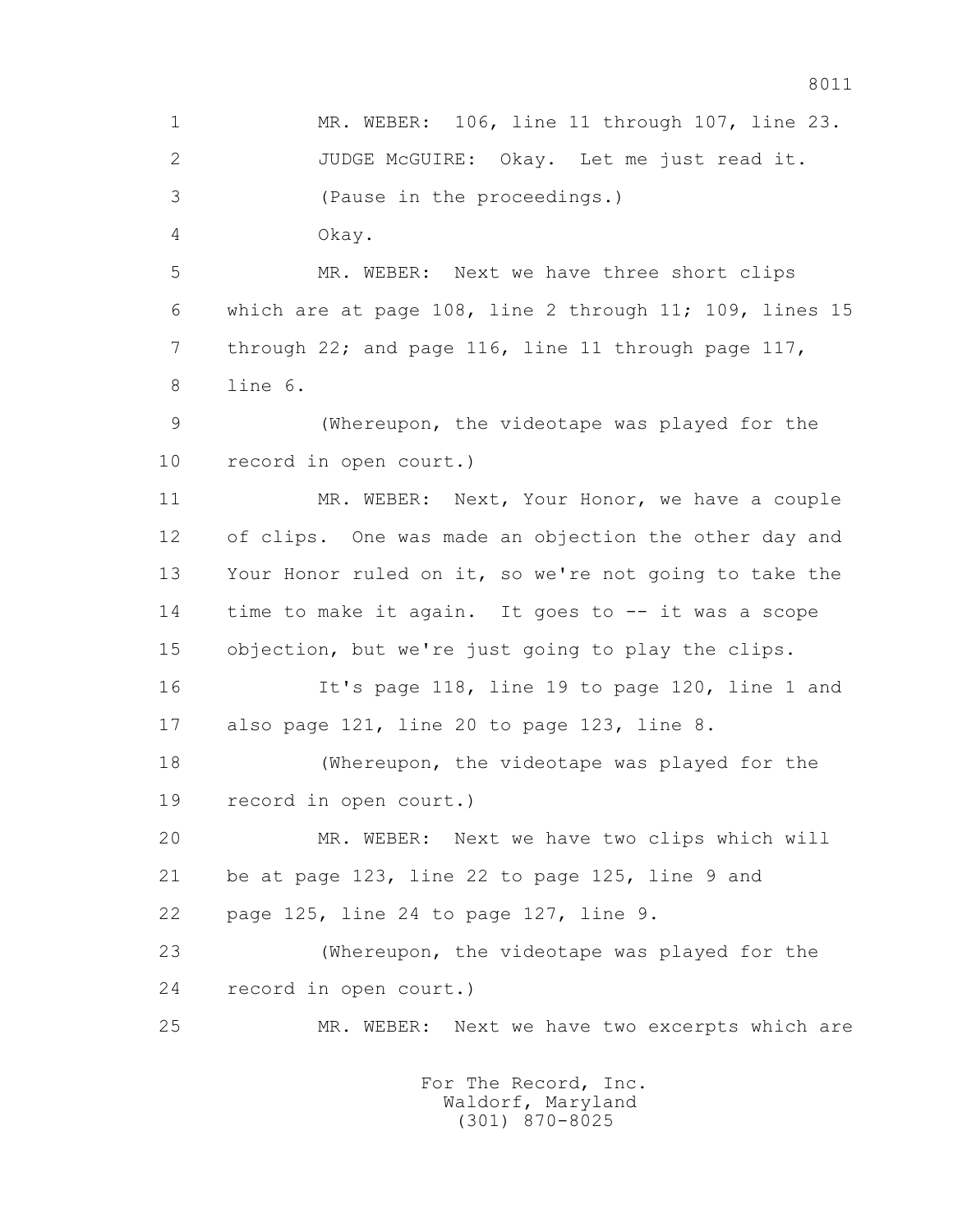1 MR. WEBER: 106, line 11 through 107, line 23.

2 JUDGE McGUIRE: Okay. Let me just read it.

3 (Pause in the proceedings.)

4 Okay.

5 MR. WEBER: Next we have three short clips

6 which are at page 108, line 2 through 11; 109, lines 15

7 through 22; and page 116, line 11 through page 117,

8 line 6.

9 (Whereupon, the videotape was played for the

10 record in open court.)

11 MR. WEBER: Next, Your Honor, we have a couple

12 of clips. One was made an objection the other day and

13 Your Honor ruled on it, so we're not going to take the

14 time to make it again. It goes to -- it was a scope

15 objection, but we're just going to play the clips.

16 It's page 118, line 19 to page 120, line 1 and

17 also page 121, line 20 to page 123, line 8.

18 (Whereupon, the videotape was played for the

19 record in open court.)

20 MR. WEBER: Next we have two clips which will

21 be at page 123, line 22 to page 125, line 9 and

22 page 125, line 24 to page 127, line 9.

23 (Whereupon, the videotape was played for the

24 record in open court.)

25 MR. WEBER: Next we have two excerpts which are

For The Record, Inc.
Waldorf, Maryland
(301) 870-8025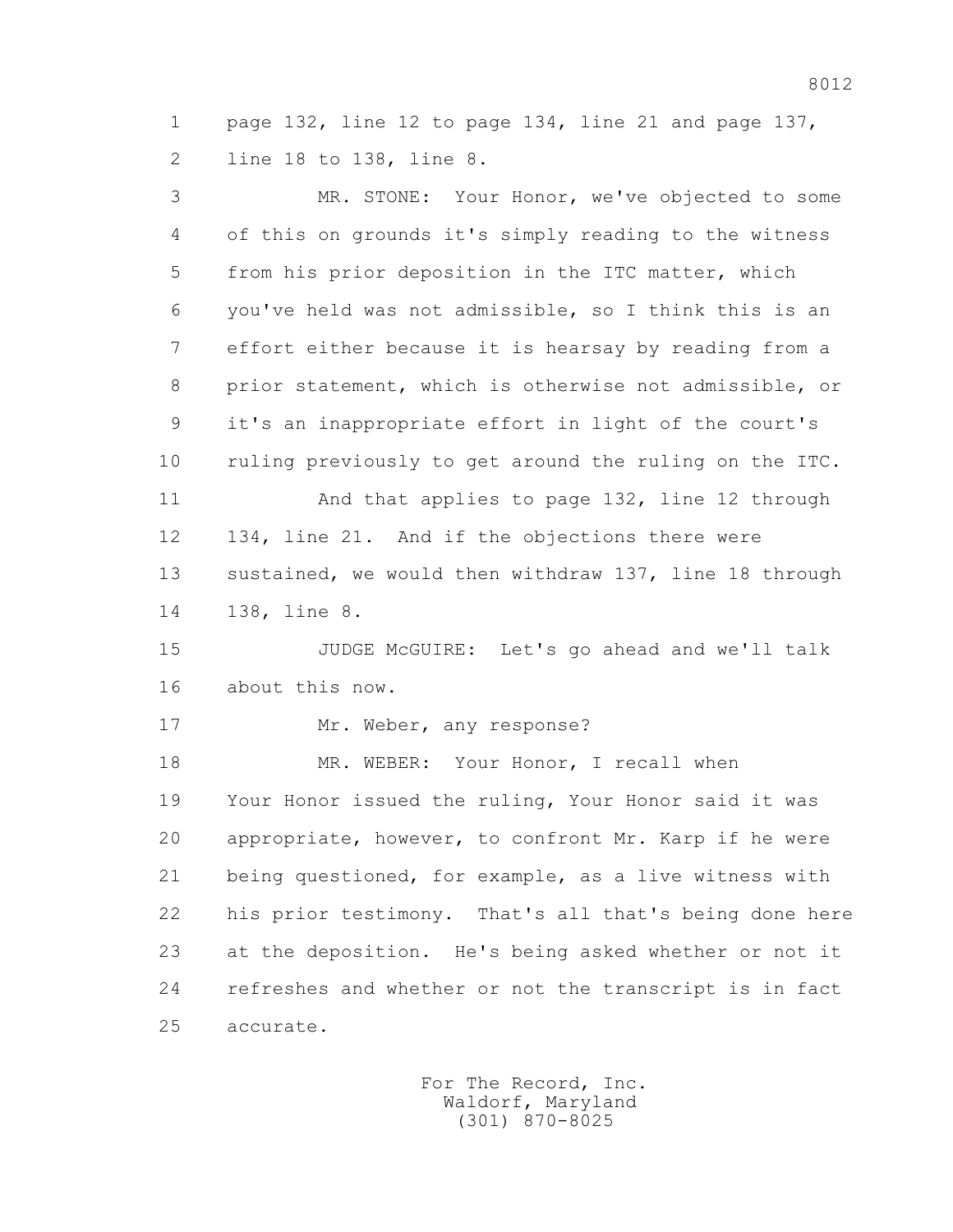1 page 132, line 12 to page 134, line 21 and page 137,
2 line 18 to 138, line 8.

3 MR. STONE: Your Honor, we've objected to some
4 of this on grounds it's simply reading to the witness
5 from his prior deposition in the ITC matter, which
6 you've held was not admissible, so I think this is an
7 effort either because it is hearsay by reading from a
8 prior statement, which is otherwise not admissible, or
9 it's an inappropriate effort in light of the court's
10 ruling previously to get around the ruling on the ITC.

11 And that applies to page 132, line 12 through
12 134, line 21. And if the objections there were
13 sustained, we would then withdraw 137, line 18 through
14 138, line 8.

15 JUDGE McGUIRE: Let's go ahead and we'll talk
16 about this now.

17 Mr. Weber, any response?

18 MR. WEBER: Your Honor, I recall when
19 Your Honor issued the ruling, Your Honor said it was
20 appropriate, however, to confront Mr. Karp if he were
21 being questioned, for example, as a live witness with
22 his prior testimony. That's all that's being done here
23 at the deposition. He's being asked whether or not it
24 refreshes and whether or not the transcript is in fact
25 accurate.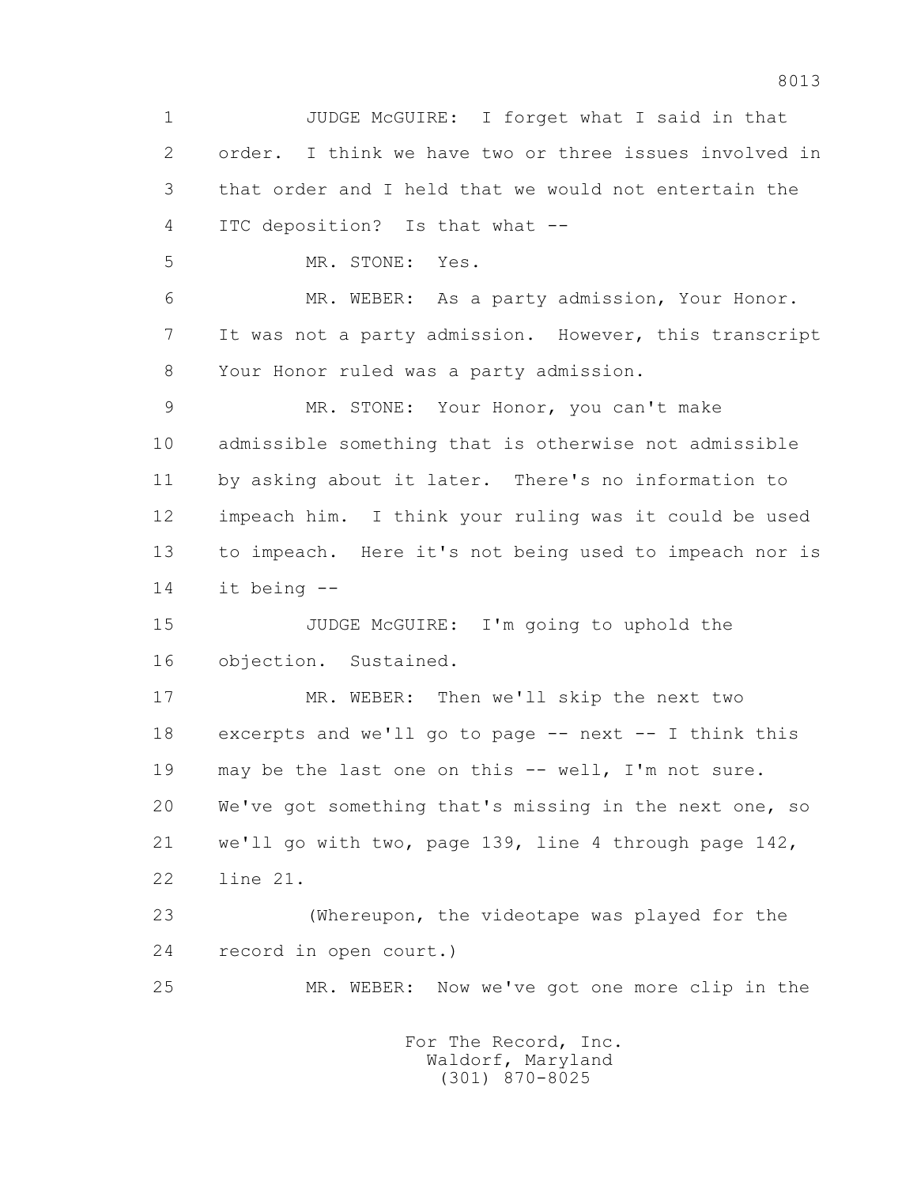JUDGE McGUIRE: I forget what I said in that order. I think we have two or three issues involved in that order and I held that we would not entertain the ITC deposition? Is that what --

MR. STONE: Yes.

MR. WEBER: As a party admission, Your Honor. It was not a party admission. However, this transcript Your Honor ruled was a party admission.

MR. STONE: Your Honor, you can't make admissible something that is otherwise not admissible by asking about it later. There's no information to impeach him. I think your ruling was it could be used to impeach. Here it's not being used to impeach nor is it being --

JUDGE McGUIRE: I'm going to uphold the objection. Sustained.

MR. WEBER: Then we'll skip the next two excerpts and we'll go to page -- next -- I think this may be the last one on this -- well, I'm not sure. We've got something that's missing in the next one, so we'll go with two, page 139, line 4 through page 142, line 21.

(Whereupon, the videotape was played for the record in open court.)

MR. WEBER: Now we've got one more clip in the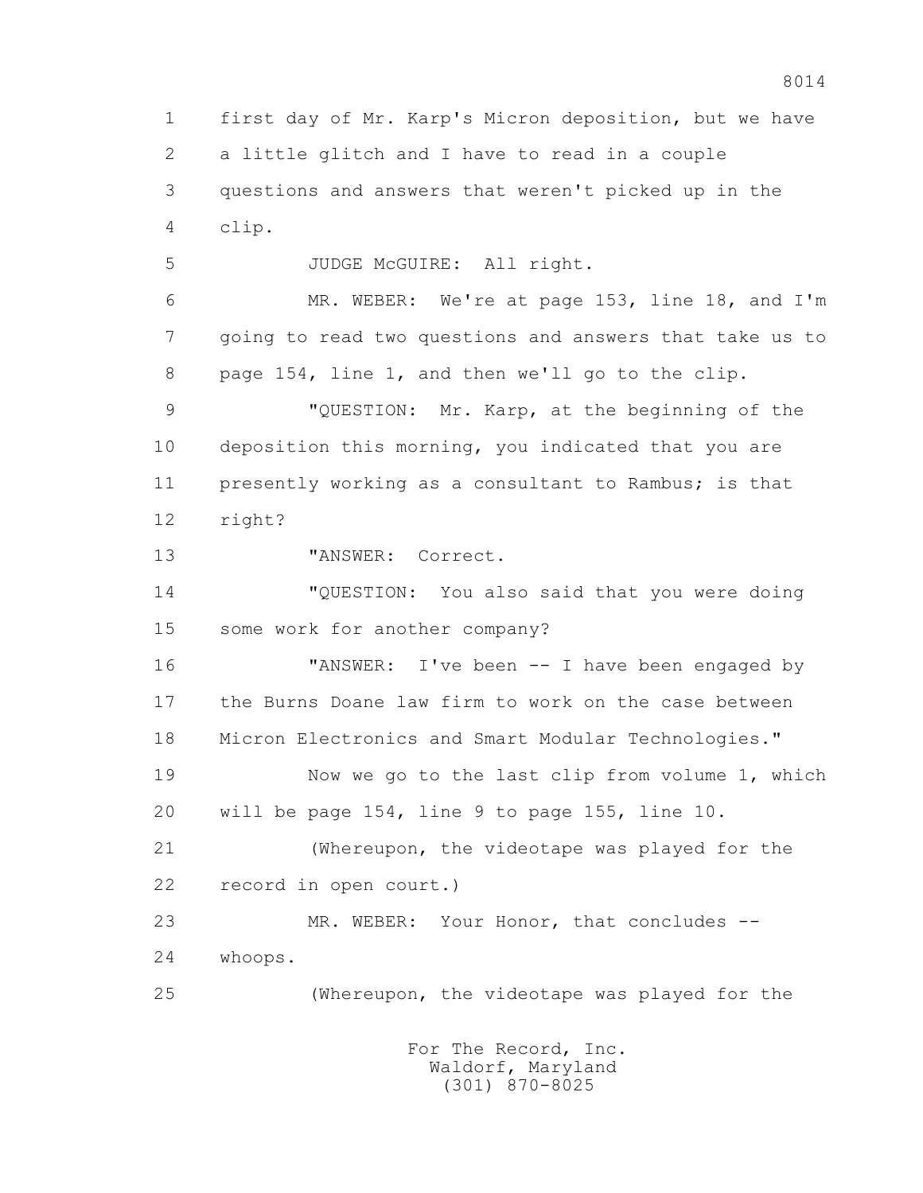1 first day of Mr. Karp's Micron deposition, but we have
2 a little glitch and I have to read in a couple
3 questions and answers that weren't picked up in the
4 clip.

5 JUDGE McGUIRE: All right.

6 MR. WEBER: We're at page 153, line 18, and I'm
7 going to read two questions and answers that take us to
8 page 154, line 1, and then we'll go to the clip.

9 "QUESTION: Mr. Karp, at the beginning of the
10 deposition this morning, you indicated that you are
11 presently working as a consultant to Rambus; is that
12 right?

13 "ANSWER: Correct.

14 "QUESTION: You also said that you were doing
15 some work for another company?

16 "ANSWER: I've been -- I have been engaged by
17 the Burns Doane law firm to work on the case between
18 Micron Electronics and Smart Modular Technologies."

19 Now we go to the last clip from volume 1, which
20 will be page 154, line 9 to page 155, line 10.

21 (Whereupon, the videotape was played for the
22 record in open court.)

23 MR. WEBER: Your Honor, that concludes --
24 whoops.

25 (Whereupon, the videotape was played for the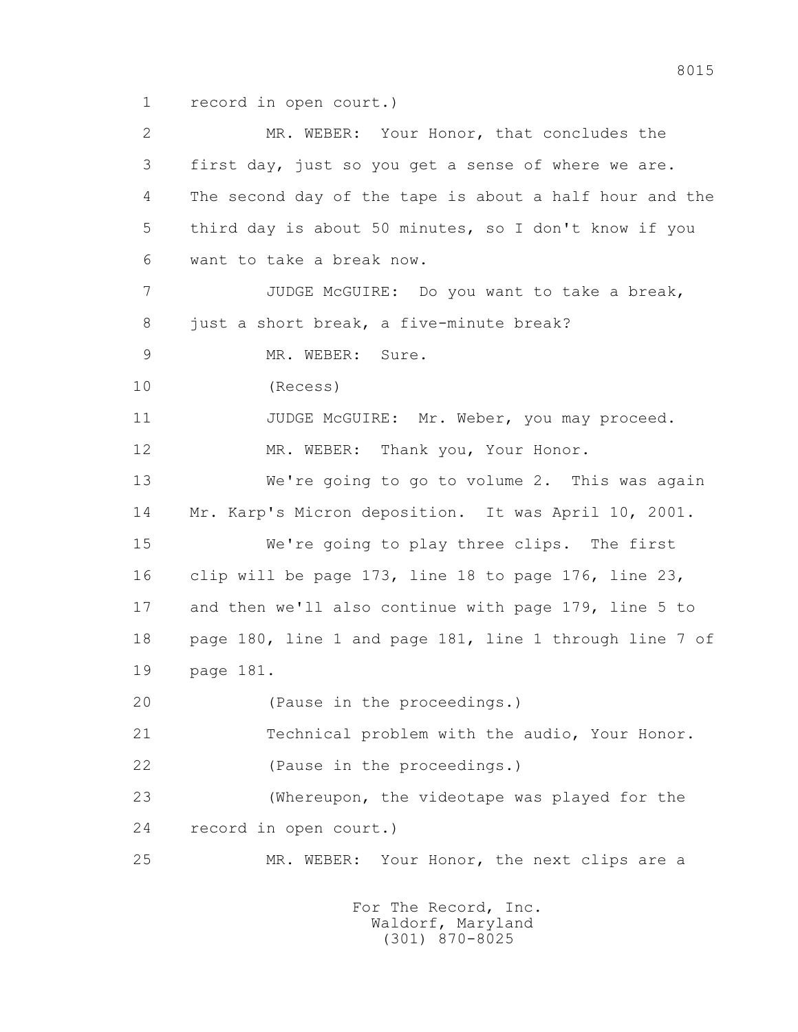1 record in open court.)

2 MR. WEBER: Your Honor, that concludes the

3 first day, just so you get a sense of where we are.

4 The second day of the tape is about a half hour and the

5 third day is about 50 minutes, so I don't know if you

6 want to take a break now.

7 JUDGE McGUIRE: Do you want to take a break,

8 just a short break, a five-minute break?

9 MR. WEBER: Sure.

10 (Recess)

11 JUDGE McGUIRE: Mr. Weber, you may proceed.

12 MR. WEBER: Thank you, Your Honor.

13 We're going to go to volume 2. This was again

14 Mr. Karp's Micron deposition. It was April 10, 2001.

15 We're going to play three clips. The first

16 clip will be page 173, line 18 to page 176, line 23,

17 and then we'll also continue with page 179, line 5 to

18 page 180, line 1 and page 181, line 1 through line 7 of

19 page 181.

20 (Pause in the proceedings.)

21 Technical problem with the audio, Your Honor.

22 (Pause in the proceedings.)

23 (Whereupon, the videotape was played for the

24 record in open court.)

25 MR. WEBER: Your Honor, the next clips are a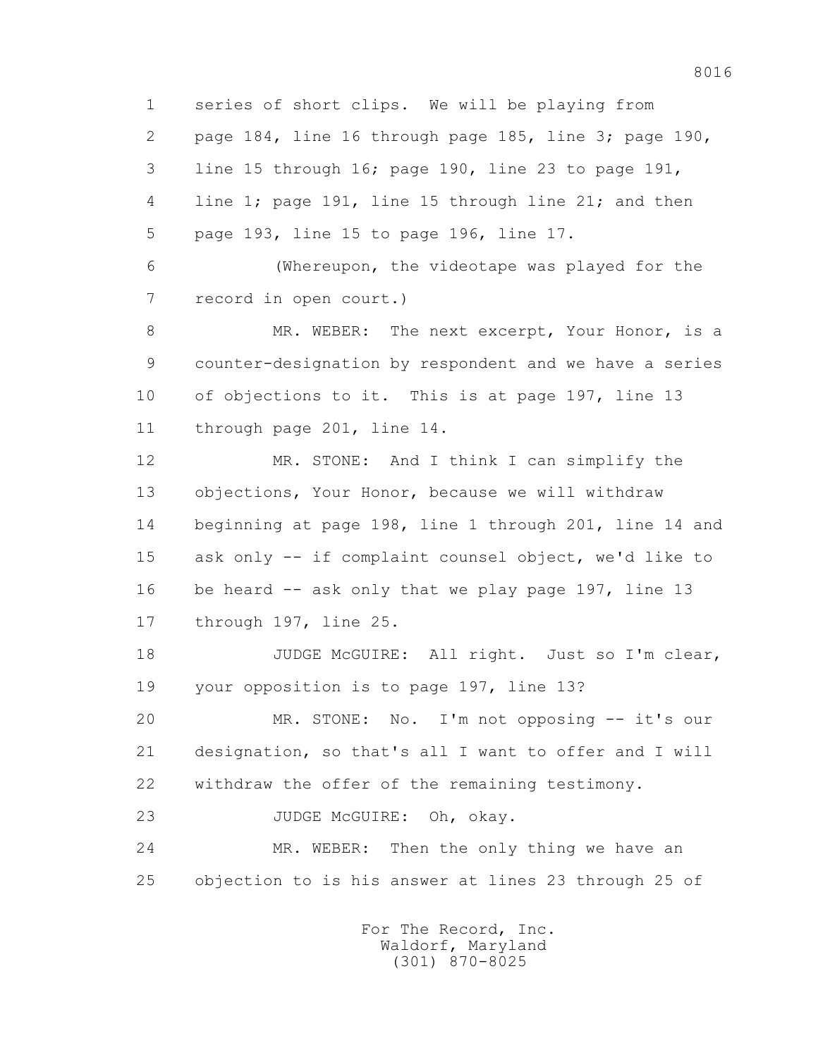1 series of short clips. We will be playing from
2 page 184, line 16 through page 185, line 3; page 190,
3 line 15 through 16; page 190, line 23 to page 191,
4 line 1; page 191, line 15 through line 21; and then
5 page 193, line 15 to page 196, line 17.

6 (Whereupon, the videotape was played for the
7 record in open court.)

8 MR. WEBER: The next excerpt, Your Honor, is a
9 counter-designation by respondent and we have a series
10 of objections to it. This is at page 197, line 13
11 through page 201, line 14.

12 MR. STONE: And I think I can simplify the
13 objections, Your Honor, because we will withdraw
14 beginning at page 198, line 1 through 201, line 14 and
15 ask only -- if complaint counsel object, we'd like to
16 be heard -- ask only that we play page 197, line 13
17 through 197, line 25.

18 JUDGE McGUIRE: All right. Just so I'm clear,
19 your opposition is to page 197, line 13?

20 MR. STONE: No. I'm not opposing -- it's our
21 designation, so that's all I want to offer and I will
22 withdraw the offer of the remaining testimony.

23 JUDGE McGUIRE: Oh, okay.

24 MR. WEBER: Then the only thing we have an
25 objection to is his answer at lines 23 through 25 of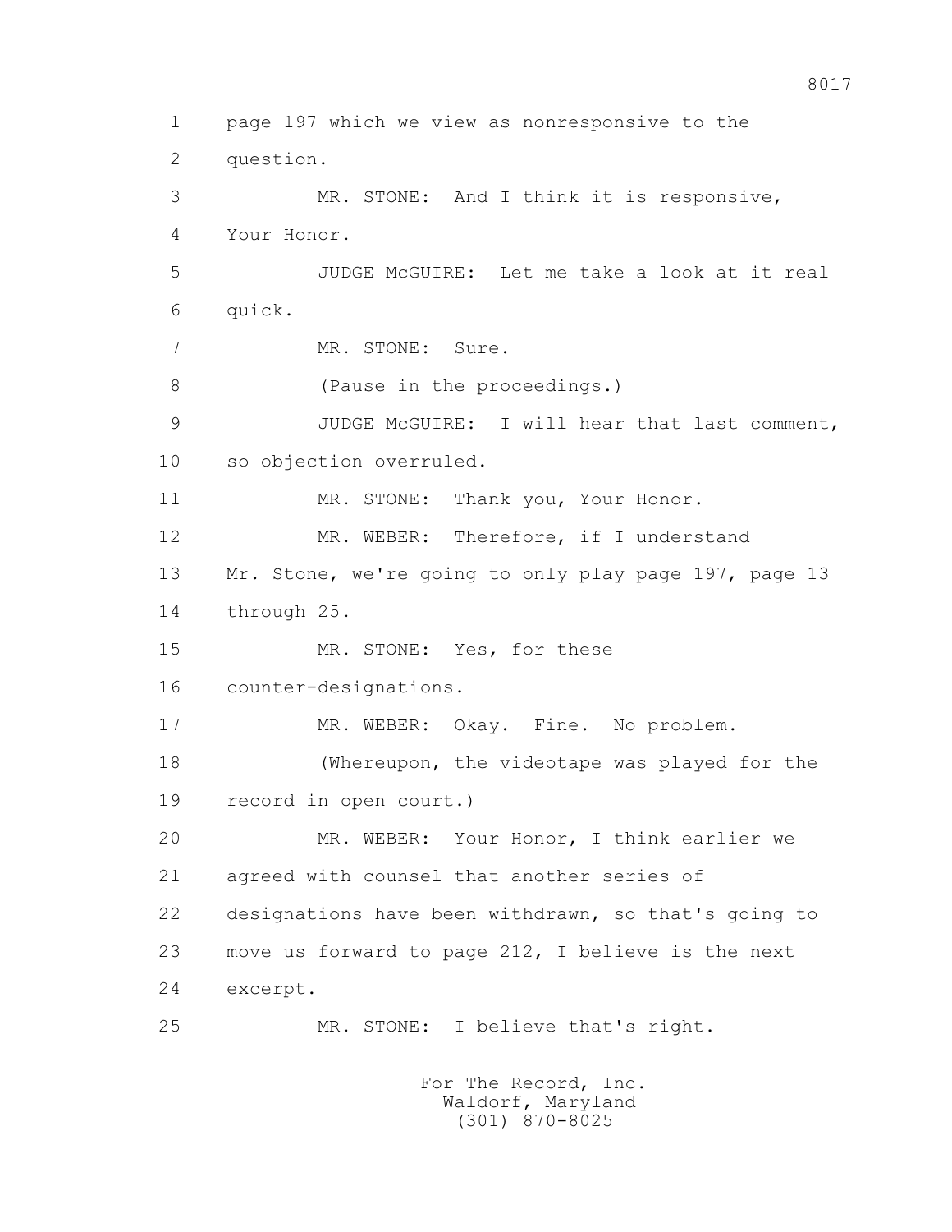1 page 197 which we view as nonresponsive to the

2 question.

3 MR. STONE: And I think it is responsive,

4 Your Honor.

5 JUDGE McGUIRE: Let me take a look at it real

6 quick.

7 MR. STONE: Sure.

8 (Pause in the proceedings.)

9 JUDGE McGUIRE: I will hear that last comment,

10 so objection overruled.

11 MR. STONE: Thank you, Your Honor.

12 MR. WEBER: Therefore, if I understand

13 Mr. Stone, we're going to only play page 197, page 13

14 through 25.

15 MR. STONE: Yes, for these

16 counter-designations.

17 MR. WEBER: Okay. Fine. No problem.

18 (Whereupon, the videotape was played for the

19 record in open court.)

20 MR. WEBER: Your Honor, I think earlier we

21 agreed with counsel that another series of

22 designations have been withdrawn, so that's going to

23 move us forward to page 212, I believe is the next

24 excerpt.

25 MR. STONE: I believe that's right.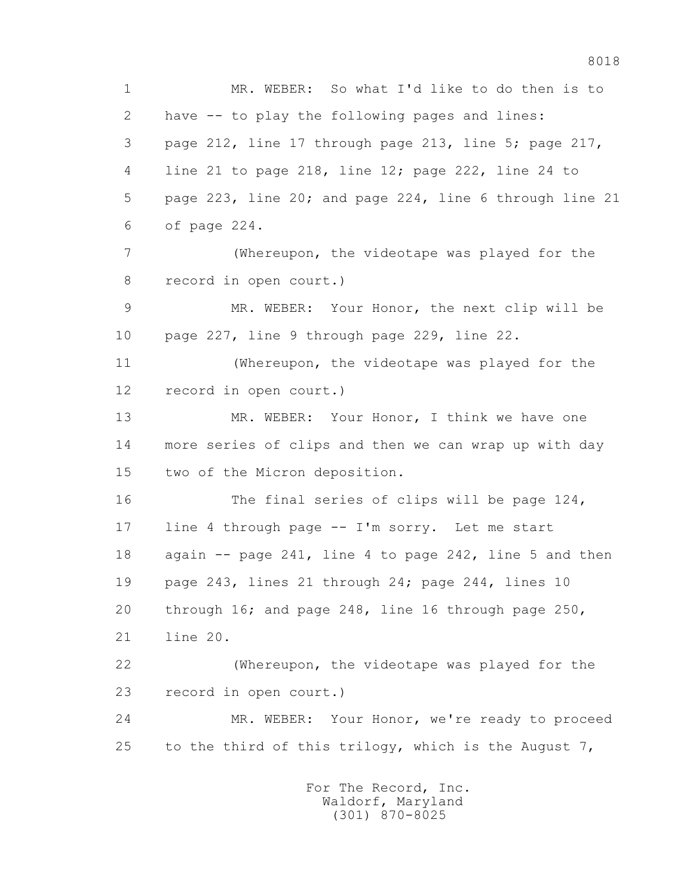1 MR. WEBER: So what I'd like to do then is to
2 have -- to play the following pages and lines:
3 page 212, line 17 through page 213, line 5; page 217,
4 line 21 to page 218, line 12; page 222, line 24 to
5 page 223, line 20; and page 224, line 6 through line 21
6 of page 224.

7 (Whereupon, the videotape was played for the
8 record in open court.)

9 MR. WEBER: Your Honor, the next clip will be
10 page 227, line 9 through page 229, line 22.

11 (Whereupon, the videotape was played for the
12 record in open court.)

13 MR. WEBER: Your Honor, I think we have one
14 more series of clips and then we can wrap up with day
15 two of the Micron deposition.

16 The final series of clips will be page 124,
17 line 4 through page -- I'm sorry. Let me start
18 again -- page 241, line 4 to page 242, line 5 and then
19 page 243, lines 21 through 24; page 244, lines 10
20 through 16; and page 248, line 16 through page 250,
21 line 20.

22 (Whereupon, the videotape was played for the
23 record in open court.)

24 MR. WEBER: Your Honor, we're ready to proceed
25 to the third of this trilogy, which is the August 7,

For The Record, Inc.
Waldorf, Maryland
(301) 870-8025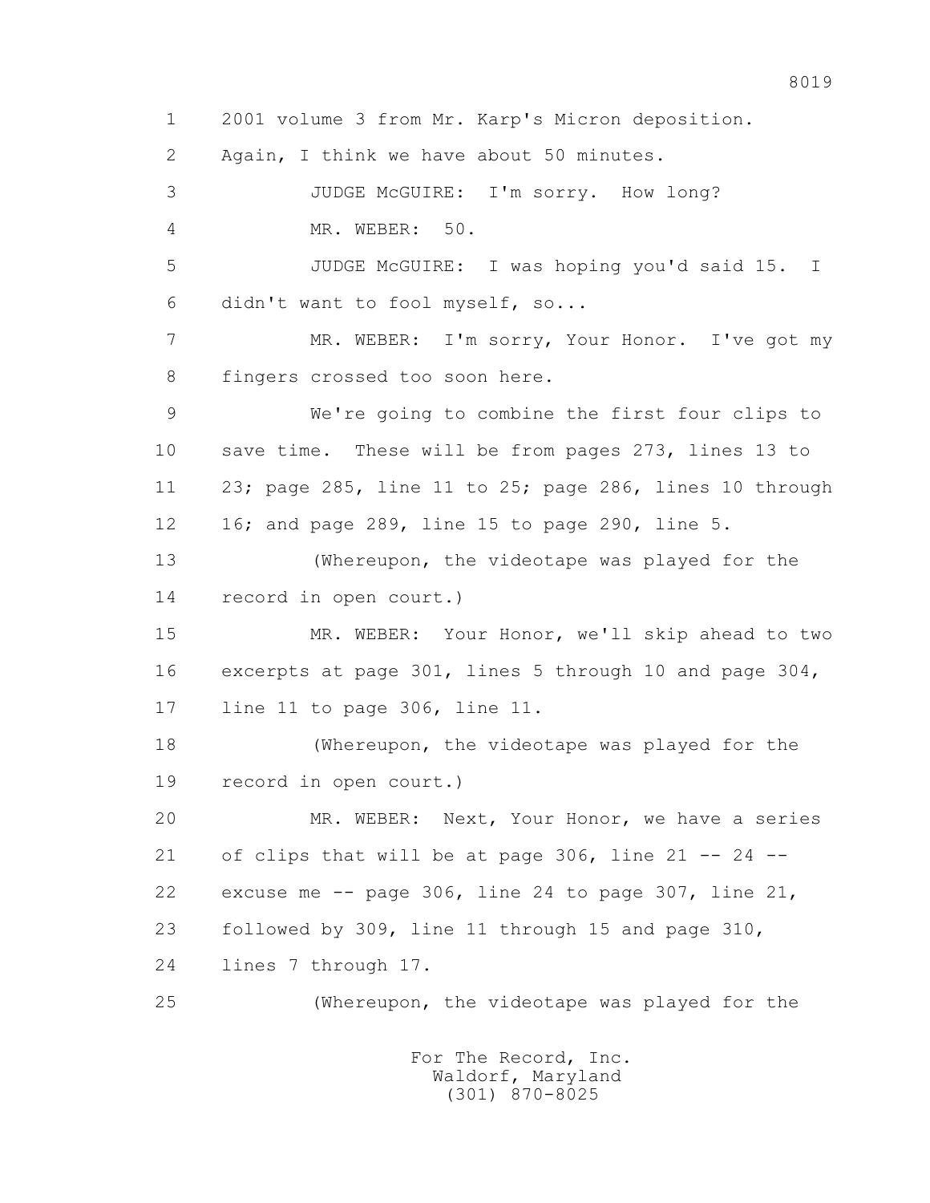1 2001 volume 3 from Mr. Karp's Micron deposition.

2 Again, I think we have about 50 minutes.

3 JUDGE McGUIRE: I'm sorry. How long?

4 MR. WEBER: 50.

5 JUDGE McGUIRE: I was hoping you'd said 15. I

6 didn't want to fool myself, so...

7 MR. WEBER: I'm sorry, Your Honor. I've got my

8 fingers crossed too soon here.

9 We're going to combine the first four clips to

10 save time. These will be from pages 273, lines 13 to

11 23; page 285, line 11 to 25; page 286, lines 10 through

12 16; and page 289, line 15 to page 290, line 5.

13 (Whereupon, the videotape was played for the

14 record in open court.)

15 MR. WEBER: Your Honor, we'll skip ahead to two

16 excerpts at page 301, lines 5 through 10 and page 304,

17 line 11 to page 306, line 11.

18 (Whereupon, the videotape was played for the

19 record in open court.)

20 MR. WEBER: Next, Your Honor, we have a series

21 of clips that will be at page 306, line 21 -- 24 --

22 excuse me -- page 306, line 24 to page 307, line 21,

23 followed by 309, line 11 through 15 and page 310,

24 lines 7 through 17.

25 (Whereupon, the videotape was played for the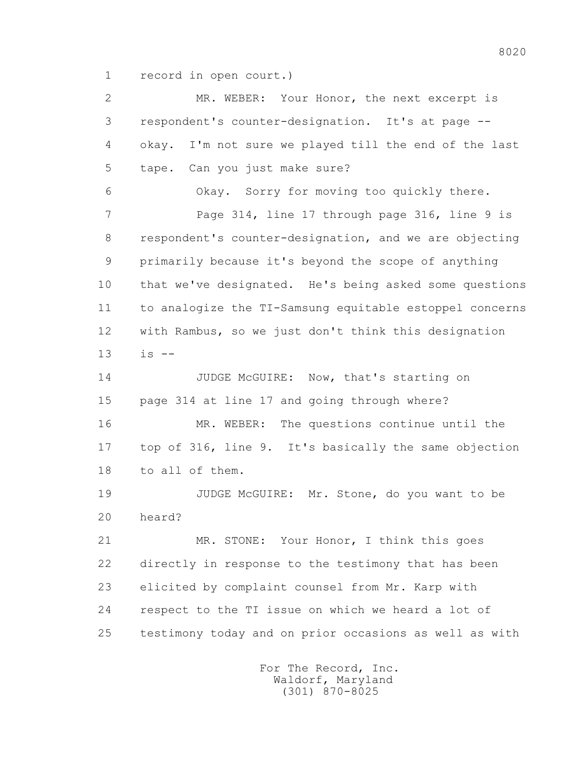1 record in open court.)

2 MR. WEBER: Your Honor, the next excerpt is

3 respondent's counter-designation. It's at page --

4 okay. I'm not sure we played till the end of the last

5 tape. Can you just make sure?

6 Okay. Sorry for moving too quickly there.

7 Page 314, line 17 through page 316, line 9 is

8 respondent's counter-designation, and we are objecting

9 primarily because it's beyond the scope of anything

10 that we've designated. He's being asked some questions

11 to analogize the TI-Samsung equitable estoppel concerns

12 with Rambus, so we just don't think this designation

13 is --

14 JUDGE McGUIRE: Now, that's starting on

15 page 314 at line 17 and going through where?

16 MR. WEBER: The questions continue until the

17 top of 316, line 9. It's basically the same objection

18 to all of them.

19 JUDGE McGUIRE: Mr. Stone, do you want to be

20 heard?

21 MR. STONE: Your Honor, I think this goes

22 directly in response to the testimony that has been

23 elicited by complaint counsel from Mr. Karp with

24 respect to the TI issue on which we heard a lot of

25 testimony today and on prior occasions as well as with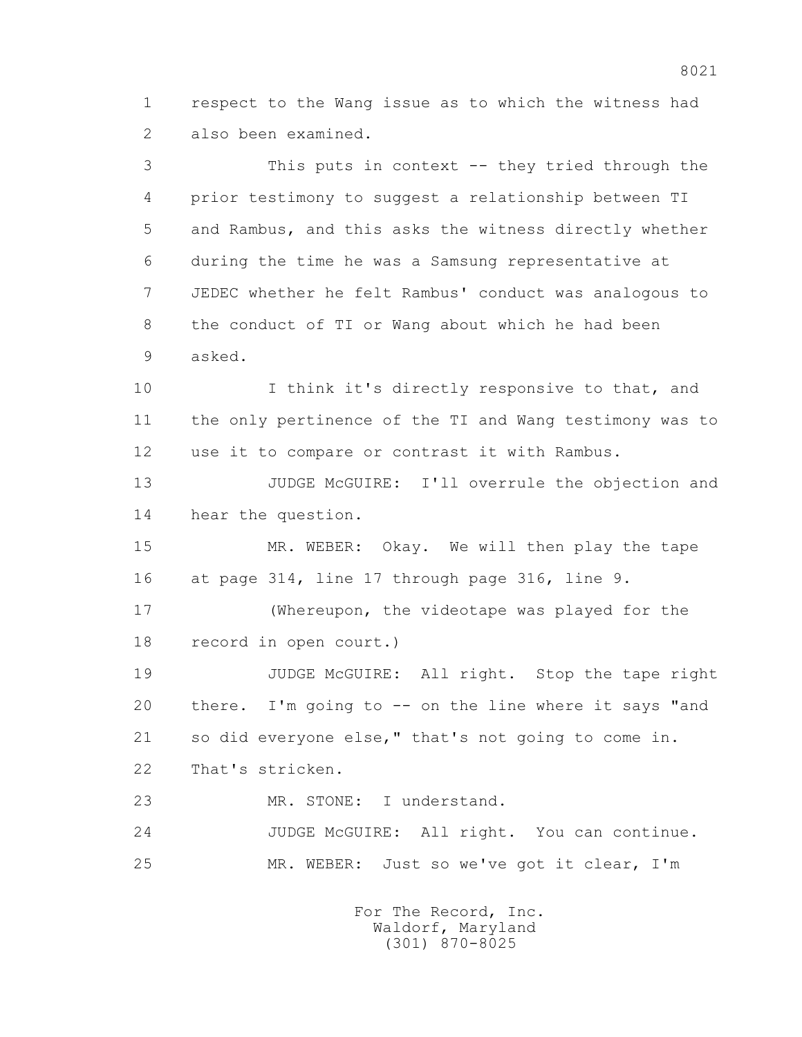1 respect to the Wang issue as to which the witness had
2 also been examined.

3 This puts in context -- they tried through the
4 prior testimony to suggest a relationship between TI
5 and Rambus, and this asks the witness directly whether
6 during the time he was a Samsung representative at
7 JEDEC whether he felt Rambus' conduct was analogous to
8 the conduct of TI or Wang about which he had been
9 asked.

10 I think it's directly responsive to that, and
11 the only pertinence of the TI and Wang testimony was to
12 use it to compare or contrast it with Rambus.

13 JUDGE McGUIRE: I'll overrule the objection and
14 hear the question.

15 MR. WEBER: Okay. We will then play the tape
16 at page 314, line 17 through page 316, line 9.

17 (Whereupon, the videotape was played for the
18 record in open court.)

19 JUDGE McGUIRE: All right. Stop the tape right
20 there. I'm going to -- on the line where it says "and
21 so did everyone else," that's not going to come in.
22 That's stricken.

23 MR. STONE: I understand.

24 JUDGE McGUIRE: All right. You can continue.

25 MR. WEBER: Just so we've got it clear, I'm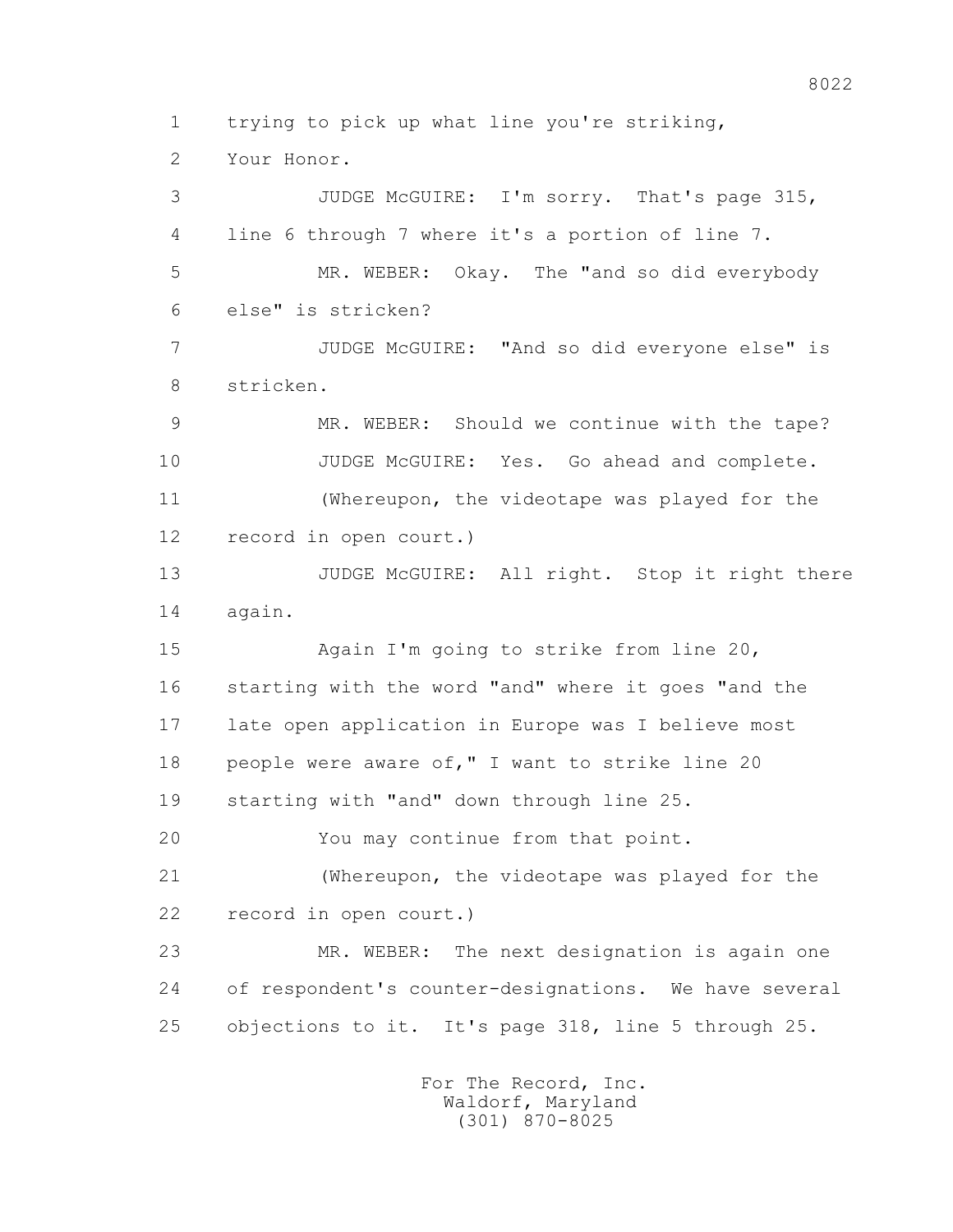1 trying to pick up what line you're striking,

2 Your Honor.

3 JUDGE McGUIRE: I'm sorry. That's page 315,

4 line 6 through 7 where it's a portion of line 7.

5 MR. WEBER: Okay. The "and so did everybody

6 else" is stricken?

7 JUDGE McGUIRE: "And so did everyone else" is

8 stricken.

9 MR. WEBER: Should we continue with the tape?

10 JUDGE McGUIRE: Yes. Go ahead and complete.

11 (Whereupon, the videotape was played for the

12 record in open court.)

13 JUDGE McGUIRE: All right. Stop it right there

14 again.

15 Again I'm going to strike from line 20,

16 starting with the word "and" where it goes "and the

17 late open application in Europe was I believe most

18 people were aware of," I want to strike line 20

19 starting with "and" down through line 25.

20 You may continue from that point.

21 (Whereupon, the videotape was played for the

22 record in open court.)

23 MR. WEBER: The next designation is again one

24 of respondent's counter-designations. We have several

25 objections to it. It's page 318, line 5 through 25.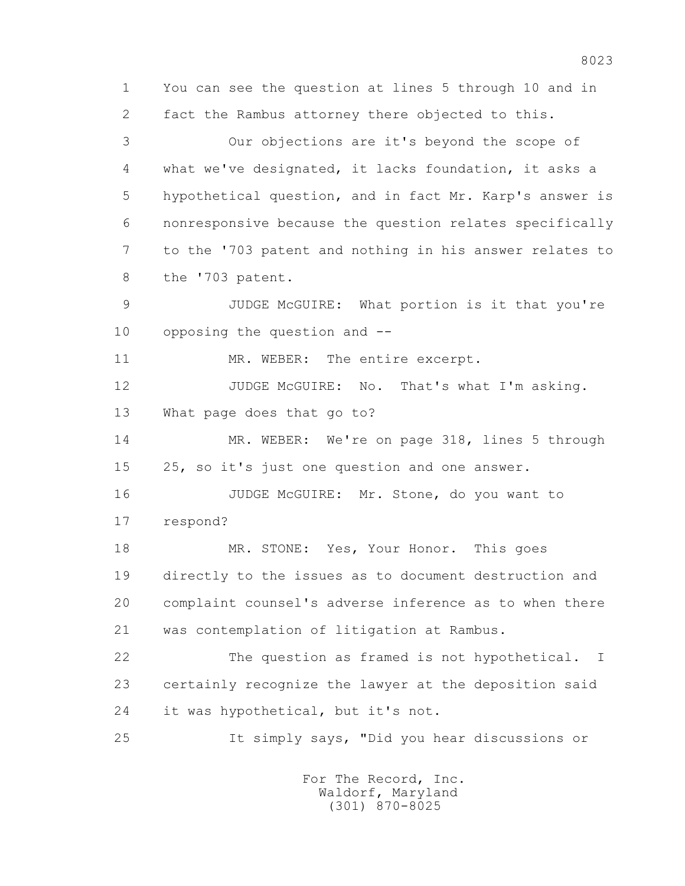1 You can see the question at lines 5 through 10 and in
2 fact the Rambus attorney there objected to this.
3 Our objections are it's beyond the scope of
4 what we've designated, it lacks foundation, it asks a
5 hypothetical question, and in fact Mr. Karp's answer is
6 nonresponsive because the question relates specifically
7 to the '703 patent and nothing in his answer relates to
8 the '703 patent.
9 JUDGE McGUIRE: What portion is it that you're
10 opposing the question and --
11 MR. WEBER: The entire excerpt.
12 JUDGE McGUIRE: No. That's what I'm asking.
13 What page does that go to?
14 MR. WEBER: We're on page 318, lines 5 through
15 25, so it's just one question and one answer.
16 JUDGE McGUIRE: Mr. Stone, do you want to
17 respond?
18 MR. STONE: Yes, Your Honor. This goes
19 directly to the issues as to document destruction and
20 complaint counsel's adverse inference as to when there
21 was contemplation of litigation at Rambus.
22 The question as framed is not hypothetical. I
23 certainly recognize the lawyer at the deposition said
24 it was hypothetical, but it's not.
25 It simply says, "Did you hear discussions or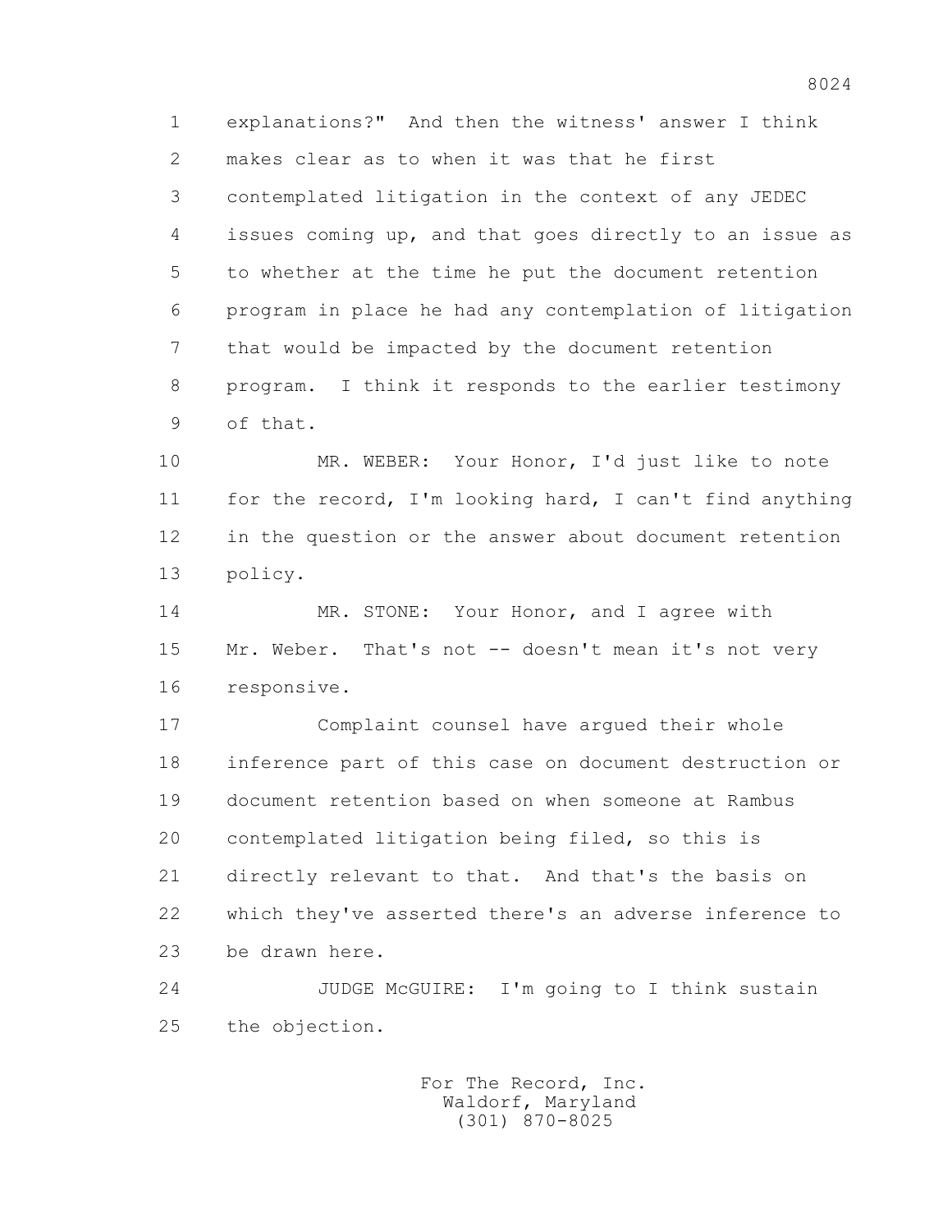explanations?" And then the witness' answer I think makes clear as to when it was that he first contemplated litigation in the context of any JEDEC issues coming up, and that goes directly to an issue as to whether at the time he put the document retention program in place he had any contemplation of litigation that would be impacted by the document retention program. I think it responds to the earlier testimony of that.

MR. WEBER: Your Honor, I'd just like to note for the record, I'm looking hard, I can't find anything in the question or the answer about document retention policy.

MR. STONE: Your Honor, and I agree with Mr. Weber. That's not -- doesn't mean it's not very responsive.

Complaint counsel have argued their whole inference part of this case on document destruction or document retention based on when someone at Rambus contemplated litigation being filed, so this is directly relevant to that. And that's the basis on which they've asserted there's an adverse inference to be drawn here.

JUDGE McGUIRE: I'm going to I think sustain the objection.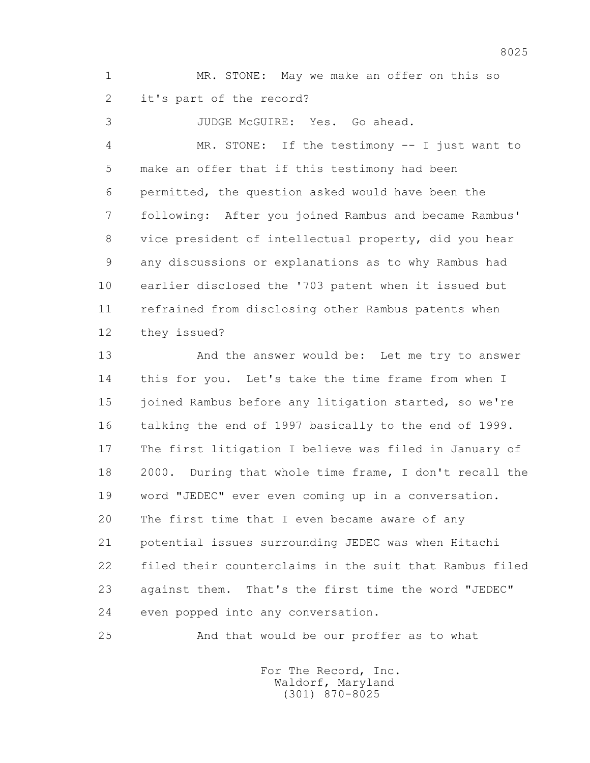1 MR. STONE: May we make an offer on this so
2 it's part of the record?
3 JUDGE McGUIRE: Yes. Go ahead.
4 MR. STONE: If the testimony -- I just want to
5 make an offer that if this testimony had been
6 permitted, the question asked would have been the
7 following: After you joined Rambus and became Rambus'
8 vice president of intellectual property, did you hear
9 any discussions or explanations as to why Rambus had
10 earlier disclosed the '703 patent when it issued but
11 refrained from disclosing other Rambus patents when
12 they issued?
13 And the answer would be: Let me try to answer
14 this for you. Let's take the time frame from when I
15 joined Rambus before any litigation started, so we're
16 talking the end of 1997 basically to the end of 1999.
17 The first litigation I believe was filed in January of
18 2000. During that whole time frame, I don't recall the
19 word "JEDEC" ever even coming up in a conversation.
20 The first time that I even became aware of any
21 potential issues surrounding JEDEC was when Hitachi
22 filed their counterclaims in the suit that Rambus filed
23 against them. That's the first time the word "JEDEC"
24 even popped into any conversation.
25 And that would be our proffer as to what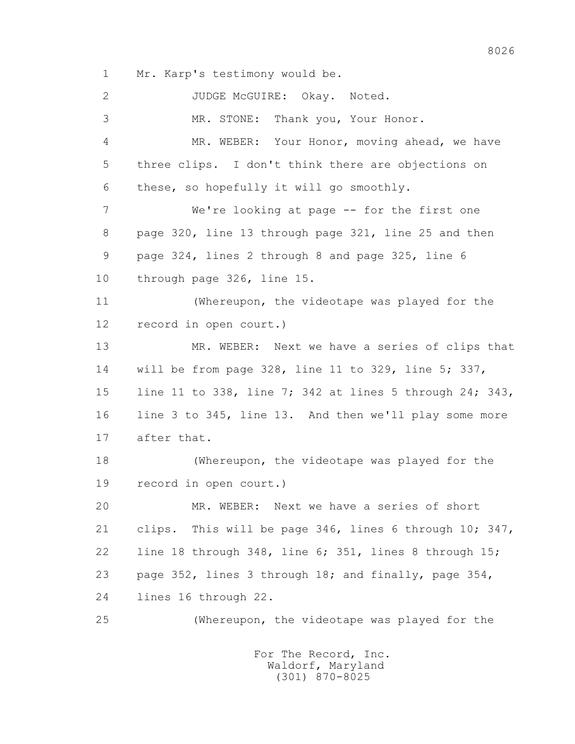1 Mr. Karp's testimony would be.

2 JUDGE McGUIRE: Okay. Noted.

3 MR. STONE: Thank you, Your Honor.

4 MR. WEBER: Your Honor, moving ahead, we have

5 three clips. I don't think there are objections on

6 these, so hopefully it will go smoothly.

7 We're looking at page -- for the first one

8 page 320, line 13 through page 321, line 25 and then

9 page 324, lines 2 through 8 and page 325, line 6

10 through page 326, line 15.

11 (Whereupon, the videotape was played for the

12 record in open court.)

13 MR. WEBER: Next we have a series of clips that

14 will be from page 328, line 11 to 329, line 5; 337,

15 line 11 to 338, line 7; 342 at lines 5 through 24; 343,

16 line 3 to 345, line 13. And then we'll play some more

17 after that.

18 (Whereupon, the videotape was played for the

19 record in open court.)

20 MR. WEBER: Next we have a series of short

21 clips. This will be page 346, lines 6 through 10; 347,

22 line 18 through 348, line 6; 351, lines 8 through 15;

23 page 352, lines 3 through 18; and finally, page 354,

24 lines 16 through 22.

25 (Whereupon, the videotape was played for the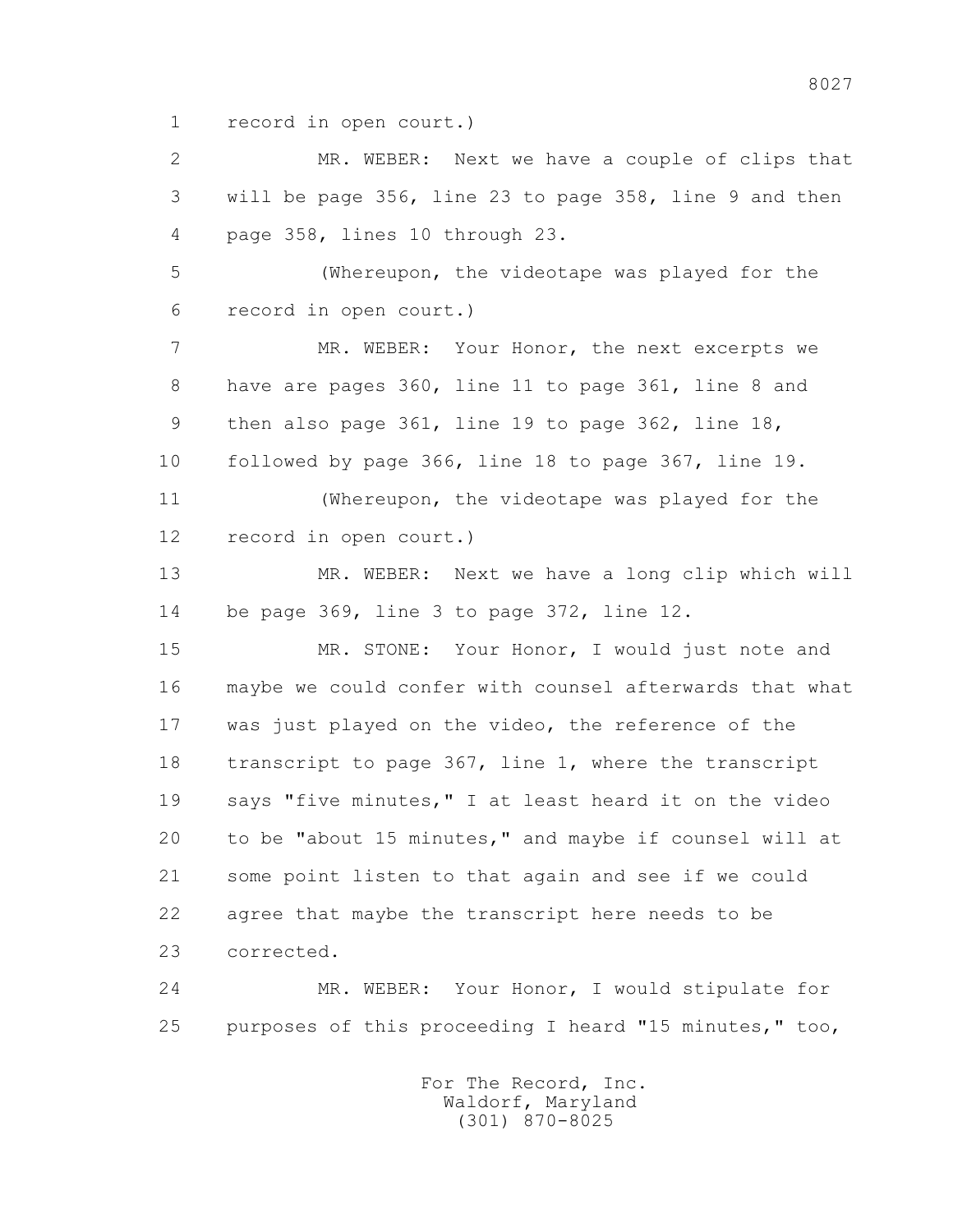1 record in open court.)

2 MR. WEBER: Next we have a couple of clips that

3 will be page 356, line 23 to page 358, line 9 and then

4 page 358, lines 10 through 23.

5 (Whereupon, the videotape was played for the

6 record in open court.)

7 MR. WEBER: Your Honor, the next excerpts we

8 have are pages 360, line 11 to page 361, line 8 and

9 then also page 361, line 19 to page 362, line 18,

10 followed by page 366, line 18 to page 367, line 19.

11 (Whereupon, the videotape was played for the

12 record in open court.)

13 MR. WEBER: Next we have a long clip which will

14 be page 369, line 3 to page 372, line 12.

15 MR. STONE: Your Honor, I would just note and

16 maybe we could confer with counsel afterwards that what

17 was just played on the video, the reference of the

18 transcript to page 367, line 1, where the transcript

19 says "five minutes," I at least heard it on the video

20 to be "about 15 minutes," and maybe if counsel will at

21 some point listen to that again and see if we could

22 agree that maybe the transcript here needs to be

23 corrected.

24 MR. WEBER: Your Honor, I would stipulate for

25 purposes of this proceeding I heard "15 minutes," too,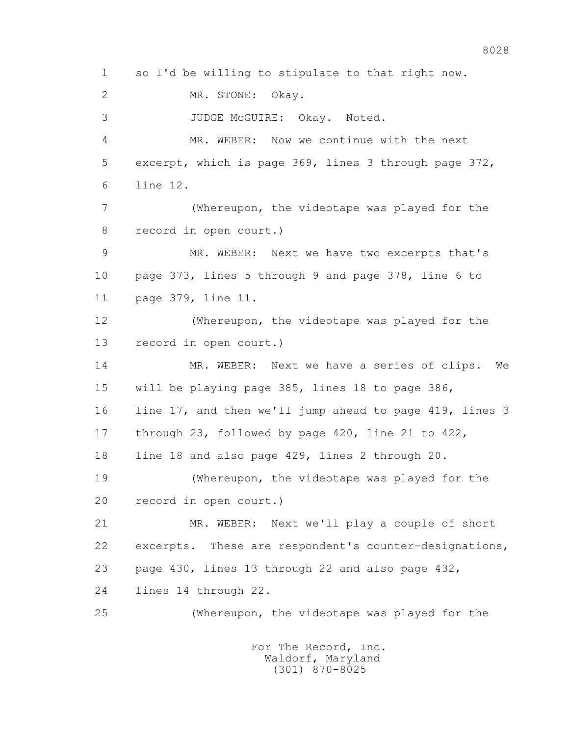1 so I'd be willing to stipulate to that right now.

2 MR. STONE: Okay.

3 JUDGE McGUIRE: Okay. Noted.

4 MR. WEBER: Now we continue with the next

5 excerpt, which is page 369, lines 3 through page 372,

6 line 12.

7 (Whereupon, the videotape was played for the

8 record in open court.)

9 MR. WEBER: Next we have two excerpts that's

10 page 373, lines 5 through 9 and page 378, line 6 to

11 page 379, line 11.

12 (Whereupon, the videotape was played for the

13 record in open court.)

14 MR. WEBER: Next we have a series of clips. We

15 will be playing page 385, lines 18 to page 386,

16 line 17, and then we'll jump ahead to page 419, lines 3

17 through 23, followed by page 420, line 21 to 422,

18 line 18 and also page 429, lines 2 through 20.

19 (Whereupon, the videotape was played for the

20 record in open court.)

21 MR. WEBER: Next we'll play a couple of short

22 excerpts. These are respondent's counter-designations,

23 page 430, lines 13 through 22 and also page 432,

24 lines 14 through 22.

25 (Whereupon, the videotape was played for the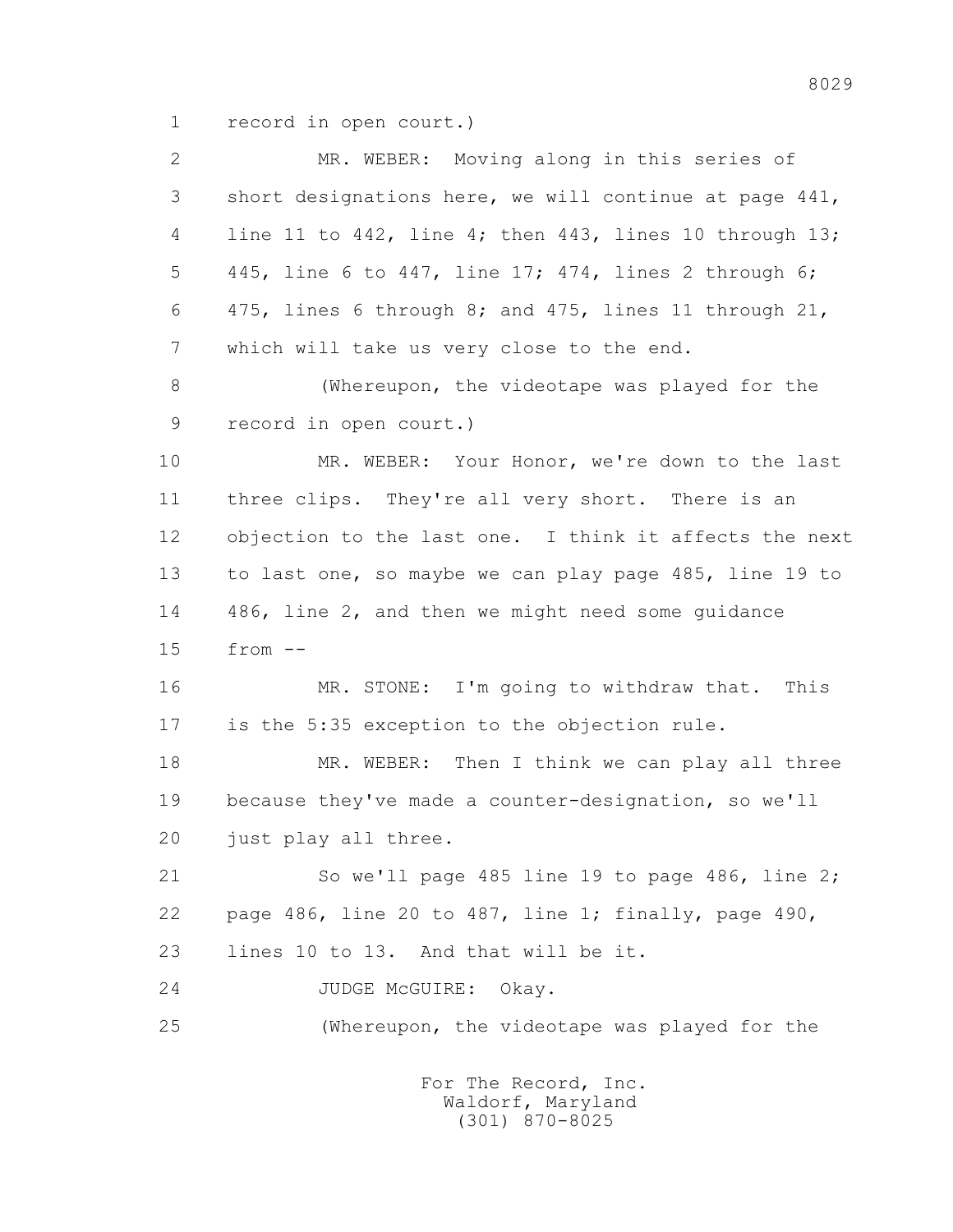1 record in open court.)

2 MR. WEBER: Moving along in this series of

3 short designations here, we will continue at page 441,

4 line 11 to 442, line 4; then 443, lines 10 through 13;

5 445, line 6 to 447, line 17; 474, lines 2 through 6;

6 475, lines 6 through 8; and 475, lines 11 through 21,

7 which will take us very close to the end.

8 (Whereupon, the videotape was played for the

9 record in open court.)

10 MR. WEBER: Your Honor, we're down to the last

11 three clips. They're all very short. There is an

12 objection to the last one. I think it affects the next

13 to last one, so maybe we can play page 485, line 19 to

14 486, line 2, and then we might need some guidance

15 from --

16 MR. STONE: I'm going to withdraw that. This

17 is the 5:35 exception to the objection rule.

18 MR. WEBER: Then I think we can play all three

19 because they've made a counter-designation, so we'll

20 just play all three.

21 So we'll page 485 line 19 to page 486, line 2;

22 page 486, line 20 to 487, line 1; finally, page 490,

23 lines 10 to 13. And that will be it.

24 JUDGE McGUIRE: Okay.

25 (Whereupon, the videotape was played for the

For The Record, Inc.
Waldorf, Maryland
(301) 870-8025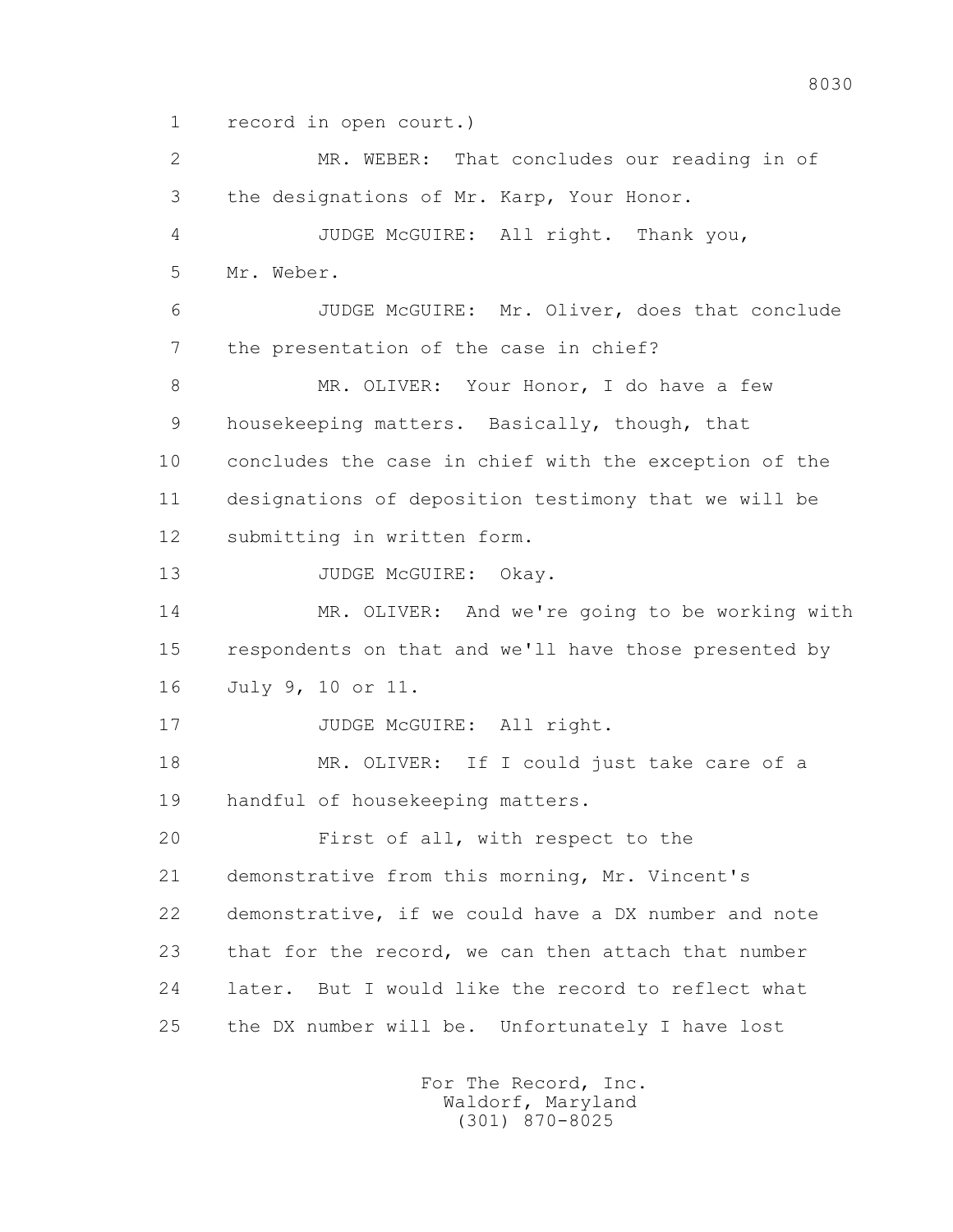1 record in open court.)

2 MR. WEBER: That concludes our reading in of

3 the designations of Mr. Karp, Your Honor.

4 JUDGE McGUIRE: All right. Thank you,

5 Mr. Weber.

6 JUDGE McGUIRE: Mr. Oliver, does that conclude

7 the presentation of the case in chief?

8 MR. OLIVER: Your Honor, I do have a few

9 housekeeping matters. Basically, though, that

10 concludes the case in chief with the exception of the

11 designations of deposition testimony that we will be

12 submitting in written form.

13 JUDGE McGUIRE: Okay.

14 MR. OLIVER: And we're going to be working with

15 respondents on that and we'll have those presented by

16 July 9, 10 or 11.

17 JUDGE McGUIRE: All right.

18 MR. OLIVER: If I could just take care of a

19 handful of housekeeping matters.

20 First of all, with respect to the

21 demonstrative from this morning, Mr. Vincent's

22 demonstrative, if we could have a DX number and note

23 that for the record, we can then attach that number

24 later. But I would like the record to reflect what

25 the DX number will be. Unfortunately I have lost

For The Record, Inc.
Waldorf, Maryland
(301) 870-8025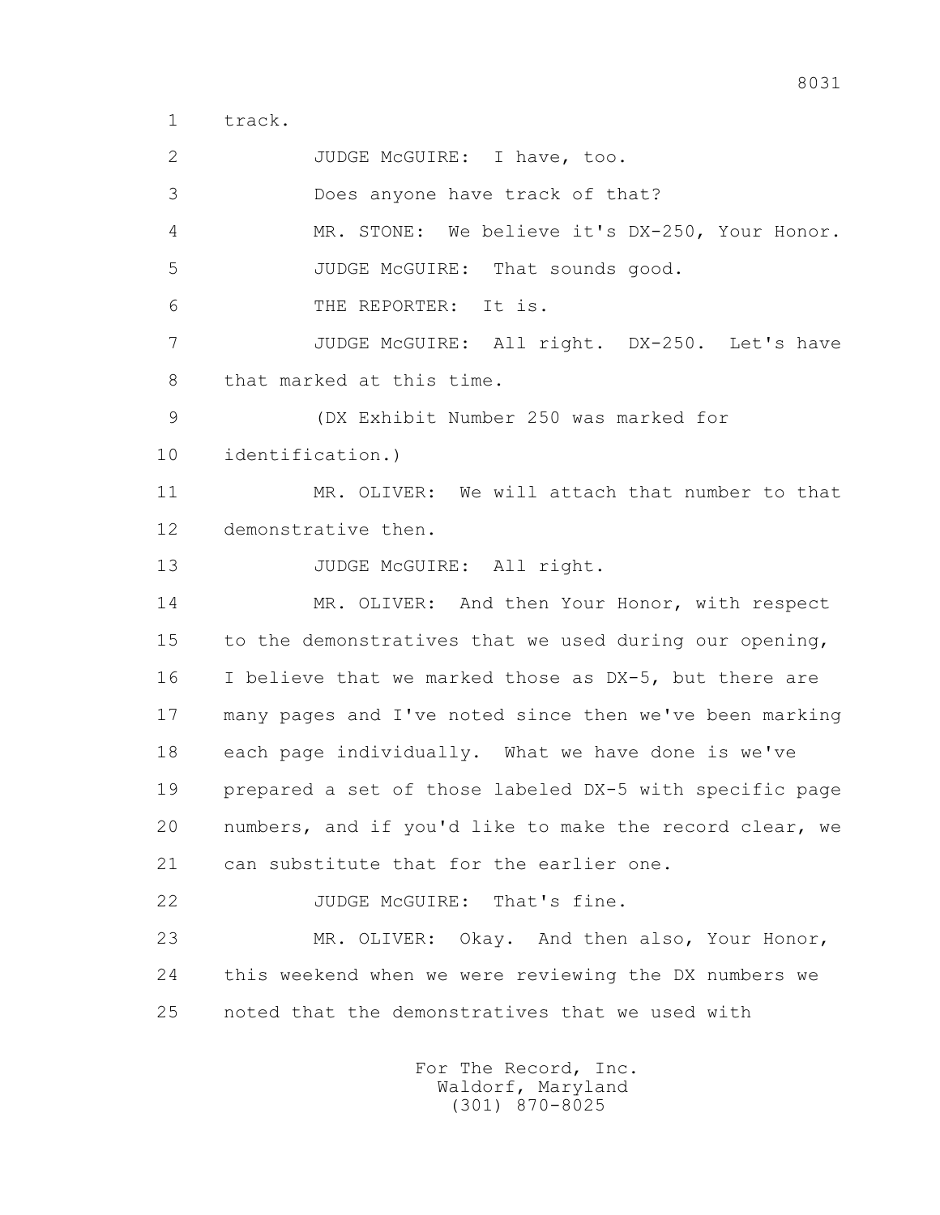1 track.

2 JUDGE McGUIRE: I have, too.

3 Does anyone have track of that?

4 MR. STONE: We believe it's DX-250, Your Honor.

5 JUDGE McGUIRE: That sounds good.

6 THE REPORTER: It is.

7 JUDGE McGUIRE: All right. DX-250. Let's have

8 that marked at this time.

9 (DX Exhibit Number 250 was marked for

10 identification.)

11 MR. OLIVER: We will attach that number to that

12 demonstrative then.

13 JUDGE McGUIRE: All right.

14 MR. OLIVER: And then Your Honor, with respect

15 to the demonstratives that we used during our opening,

16 I believe that we marked those as DX-5, but there are

17 many pages and I've noted since then we've been marking

18 each page individually. What we have done is we've

19 prepared a set of those labeled DX-5 with specific page

20 numbers, and if you'd like to make the record clear, we

21 can substitute that for the earlier one.

22 JUDGE McGUIRE: That's fine.

23 MR. OLIVER: Okay. And then also, Your Honor,

24 this weekend when we were reviewing the DX numbers we

25 noted that the demonstratives that we used with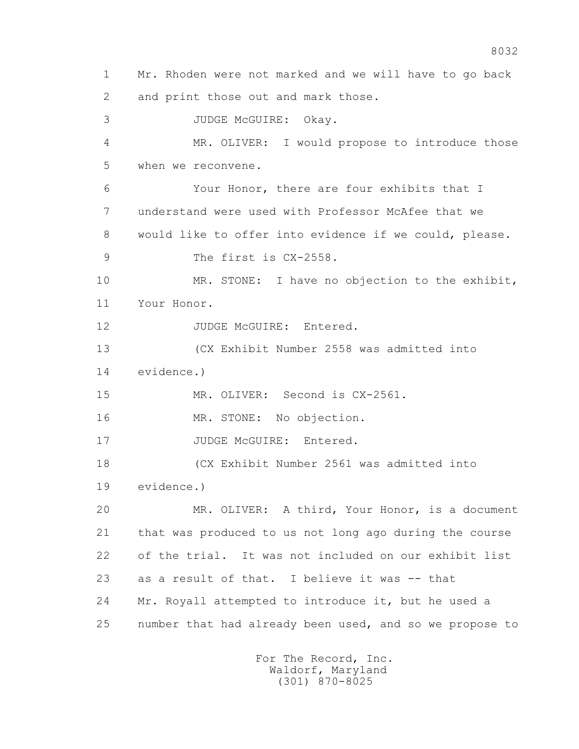1 Mr. Rhoden were not marked and we will have to go back
2 and print those out and mark those.
3 JUDGE McGUIRE: Okay.
4 MR. OLIVER: I would propose to introduce those
5 when we reconvene.
6 Your Honor, there are four exhibits that I
7 understand were used with Professor McAfee that we
8 would like to offer into evidence if we could, please.
9 The first is CX-2558.
10 MR. STONE: I have no objection to the exhibit,
11 Your Honor.
12 JUDGE McGUIRE: Entered.
13 (CX Exhibit Number 2558 was admitted into
14 evidence.)
15 MR. OLIVER: Second is CX-2561.
16 MR. STONE: No objection.
17 JUDGE McGUIRE: Entered.
18 (CX Exhibit Number 2561 was admitted into
19 evidence.)
20 MR. OLIVER: A third, Your Honor, is a document
21 that was produced to us not long ago during the course
22 of the trial. It was not included on our exhibit list
23 as a result of that. I believe it was -- that
24 Mr. Royall attempted to introduce it, but he used a
25 number that had already been used, and so we propose to

For The Record, Inc.
Waldorf, Maryland
(301) 870-8025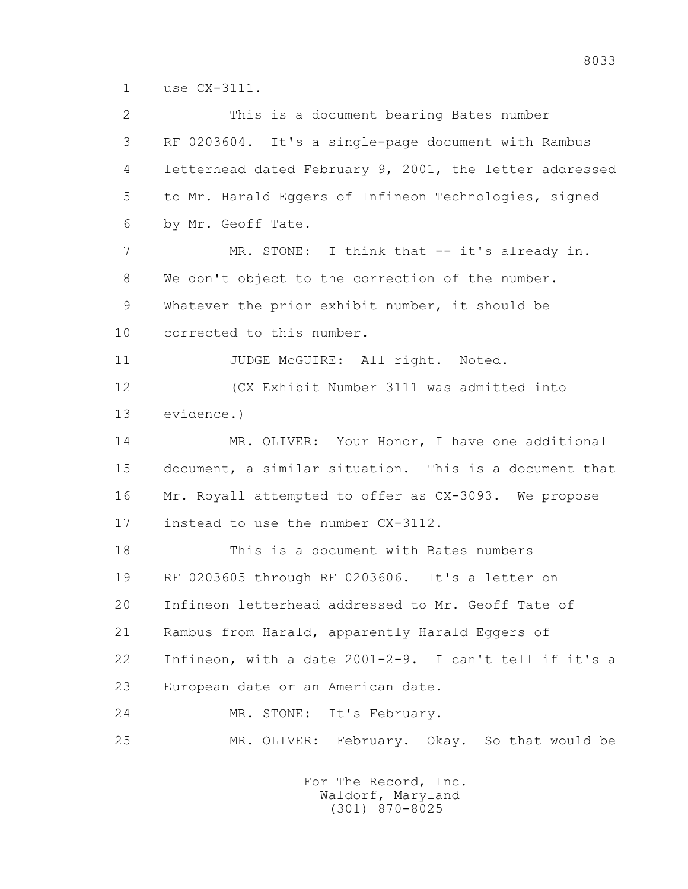1 use CX-3111.

2 This is a document bearing Bates number

3 RF 0203604. It's a single-page document with Rambus

4 letterhead dated February 9, 2001, the letter addressed

5 to Mr. Harald Eggers of Infineon Technologies, signed

6 by Mr. Geoff Tate.

7 MR. STONE: I think that -- it's already in.

8 We don't object to the correction of the number.

9 Whatever the prior exhibit number, it should be

10 corrected to this number.

11 JUDGE McGUIRE: All right. Noted.

12 (CX Exhibit Number 3111 was admitted into

13 evidence.)

14 MR. OLIVER: Your Honor, I have one additional

15 document, a similar situation. This is a document that

16 Mr. Royall attempted to offer as CX-3093. We propose

17 instead to use the number CX-3112.

18 This is a document with Bates numbers

19 RF 0203605 through RF 0203606. It's a letter on

20 Infineon letterhead addressed to Mr. Geoff Tate of

21 Rambus from Harald, apparently Harald Eggers of

22 Infineon, with a date 2001-2-9. I can't tell if it's a

23 European date or an American date.

24 MR. STONE: It's February.

25 MR. OLIVER: February. Okay. So that would be

For The Record, Inc.
Waldorf, Maryland
(301) 870-8025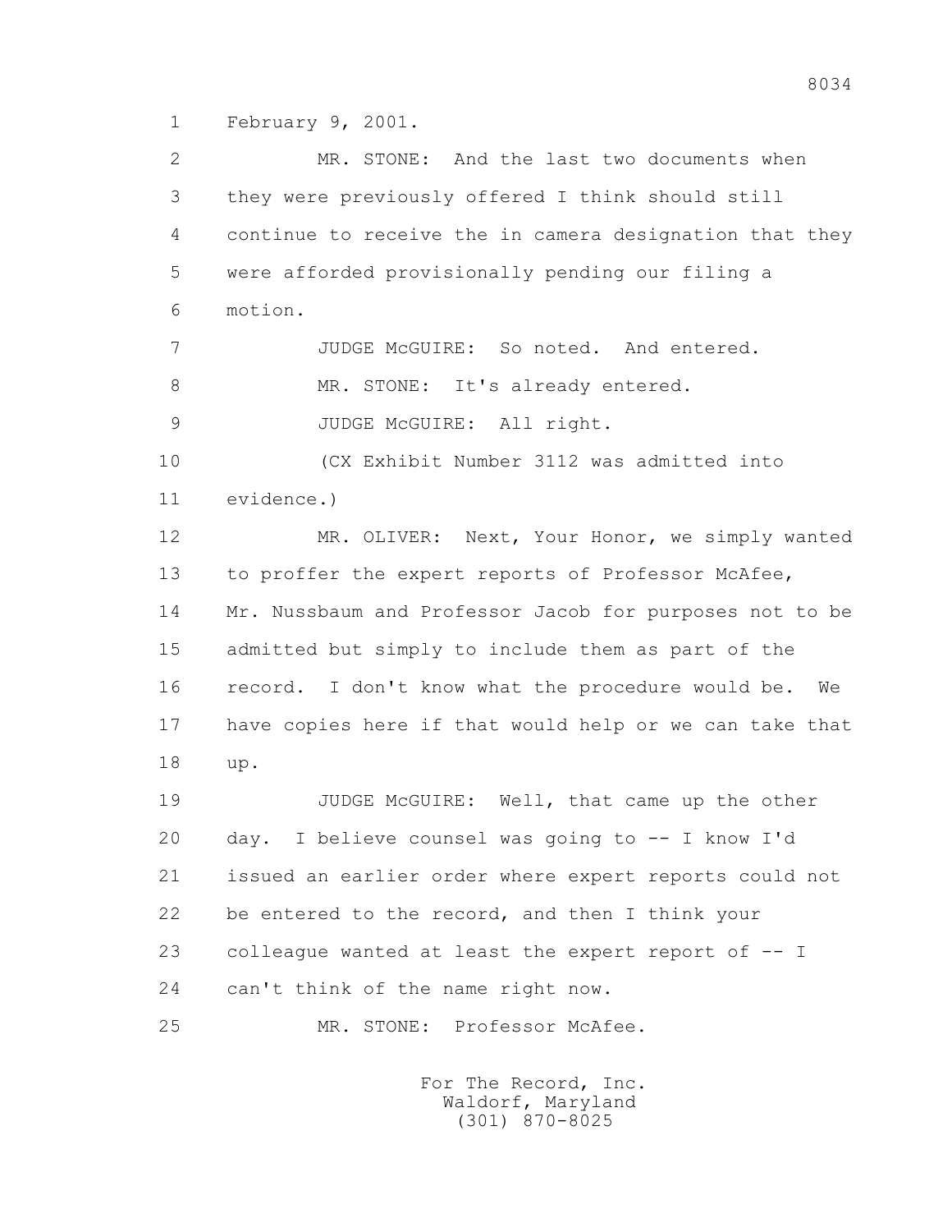1 February 9, 2001.

2 MR. STONE: And the last two documents when
3 they were previously offered I think should still
4 continue to receive the in camera designation that they
5 were afforded provisionally pending our filing a
6 motion.

7 JUDGE McGUIRE: So noted. And entered.

8 MR. STONE: It's already entered.

9 JUDGE McGUIRE: All right.

10 (CX Exhibit Number 3112 was admitted into
11 evidence.)

12 MR. OLIVER: Next, Your Honor, we simply wanted
13 to proffer the expert reports of Professor McAfee,
14 Mr. Nussbaum and Professor Jacob for purposes not to be
15 admitted but simply to include them as part of the
16 record. I don't know what the procedure would be. We
17 have copies here if that would help or we can take that
18 up.

19 JUDGE McGUIRE: Well, that came up the other
20 day. I believe counsel was going to -- I know I'd
21 issued an earlier order where expert reports could not
22 be entered to the record, and then I think your
23 colleague wanted at least the expert report of -- I
24 can't think of the name right now.

25 MR. STONE: Professor McAfee.

For The Record, Inc.
Waldorf, Maryland
(301) 870-8025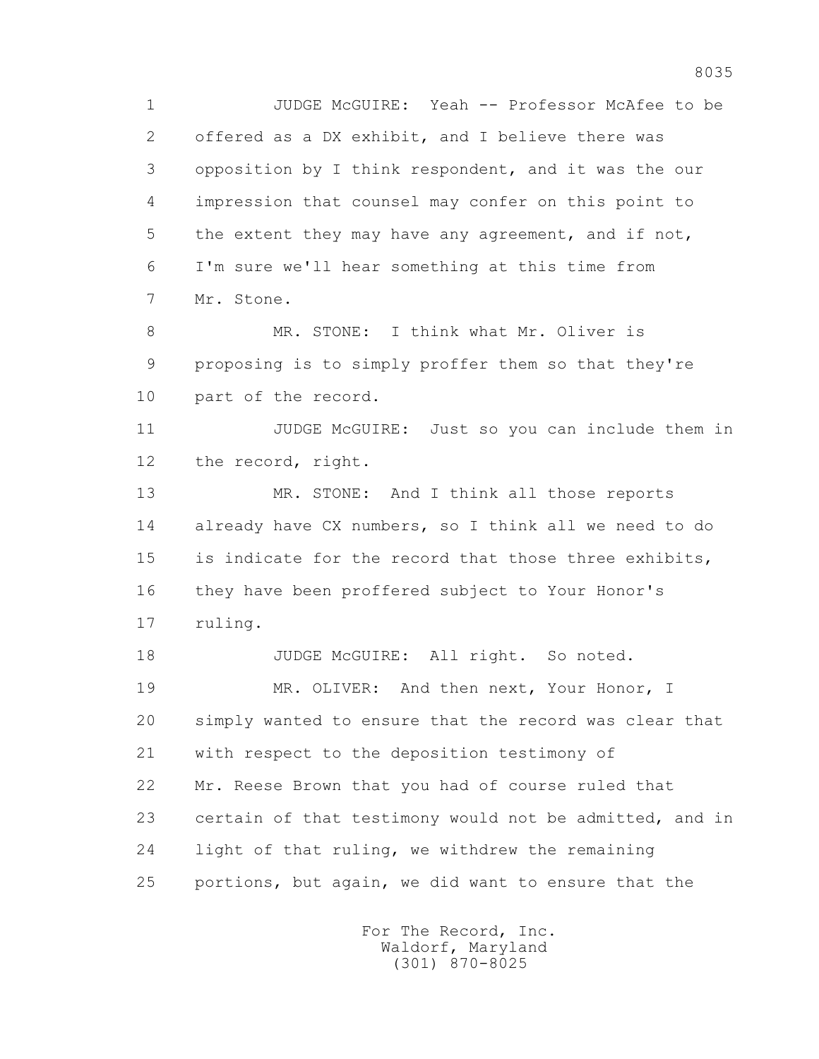1 JUDGE McGUIRE: Yeah -- Professor McAfee to be
2 offered as a DX exhibit, and I believe there was
3 opposition by I think respondent, and it was the our
4 impression that counsel may confer on this point to
5 the extent they may have any agreement, and if not,
6 I'm sure we'll hear something at this time from
7 Mr. Stone.

8 MR. STONE: I think what Mr. Oliver is
9 proposing is to simply proffer them so that they're
10 part of the record.

11 JUDGE McGUIRE: Just so you can include them in
12 the record, right.

13 MR. STONE: And I think all those reports
14 already have CX numbers, so I think all we need to do
15 is indicate for the record that those three exhibits,
16 they have been proffered subject to Your Honor's
17 ruling.

18 JUDGE McGUIRE: All right. So noted.

19 MR. OLIVER: And then next, Your Honor, I
20 simply wanted to ensure that the record was clear that
21 with respect to the deposition testimony of
22 Mr. Reese Brown that you had of course ruled that
23 certain of that testimony would not be admitted, and in
24 light of that ruling, we withdrew the remaining
25 portions, but again, we did want to ensure that the

For The Record, Inc.
Waldorf, Maryland
(301) 870-8025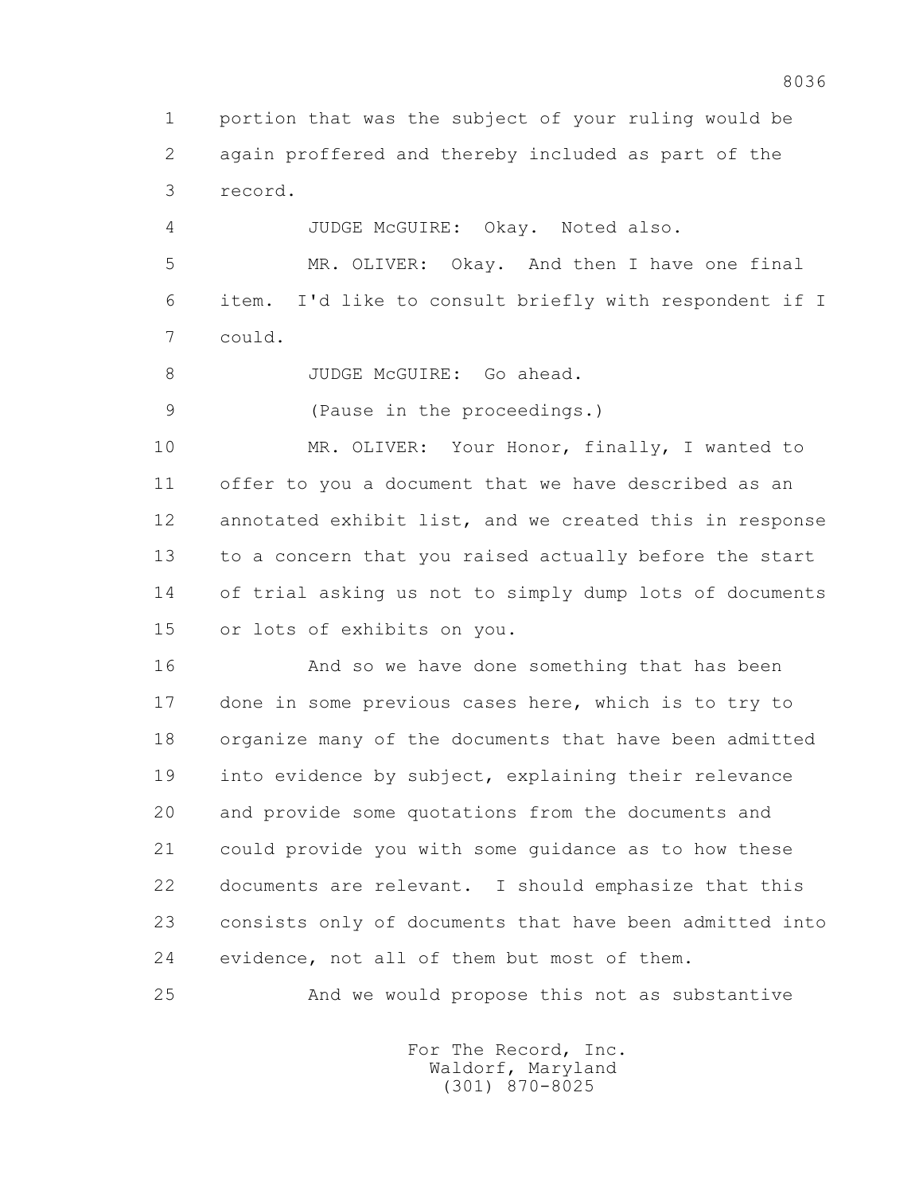1 portion that was the subject of your ruling would be
2 again proffered and thereby included as part of the
3 record.

4 JUDGE McGUIRE: Okay. Noted also.

5 MR. OLIVER: Okay. And then I have one final
6 item. I'd like to consult briefly with respondent if I
7 could.

8 JUDGE McGUIRE: Go ahead.

9 (Pause in the proceedings.)

10 MR. OLIVER: Your Honor, finally, I wanted to
11 offer to you a document that we have described as an
12 annotated exhibit list, and we created this in response
13 to a concern that you raised actually before the start
14 of trial asking us not to simply dump lots of documents
15 or lots of exhibits on you.

16 And so we have done something that has been
17 done in some previous cases here, which is to try to
18 organize many of the documents that have been admitted
19 into evidence by subject, explaining their relevance
20 and provide some quotations from the documents and
21 could provide you with some guidance as to how these
22 documents are relevant. I should emphasize that this
23 consists only of documents that have been admitted into
24 evidence, not all of them but most of them.

25 And we would propose this not as substantive

For The Record, Inc.
Waldorf, Maryland
(301) 870-8025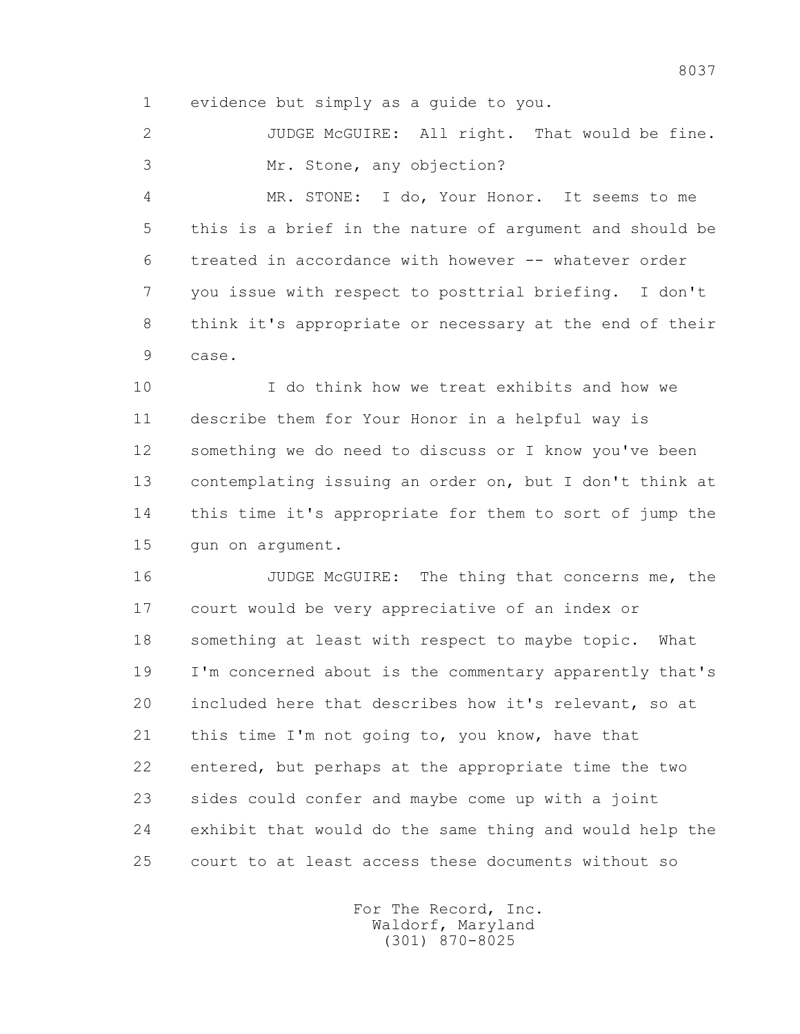1 evidence but simply as a guide to you.

2 JUDGE McGUIRE: All right. That would be fine.

3 Mr. Stone, any objection?

4 MR. STONE: I do, Your Honor. It seems to me

5 this is a brief in the nature of argument and should be

6 treated in accordance with however -- whatever order

7 you issue with respect to posttrial briefing. I don't

8 think it's appropriate or necessary at the end of their

9 case.

10 I do think how we treat exhibits and how we

11 describe them for Your Honor in a helpful way is

12 something we do need to discuss or I know you've been

13 contemplating issuing an order on, but I don't think at

14 this time it's appropriate for them to sort of jump the

15 gun on argument.

16 JUDGE McGUIRE: The thing that concerns me, the

17 court would be very appreciative of an index or

18 something at least with respect to maybe topic. What

19 I'm concerned about is the commentary apparently that's

20 included here that describes how it's relevant, so at

21 this time I'm not going to, you know, have that

22 entered, but perhaps at the appropriate time the two

23 sides could confer and maybe come up with a joint

24 exhibit that would do the same thing and would help the

25 court to at least access these documents without so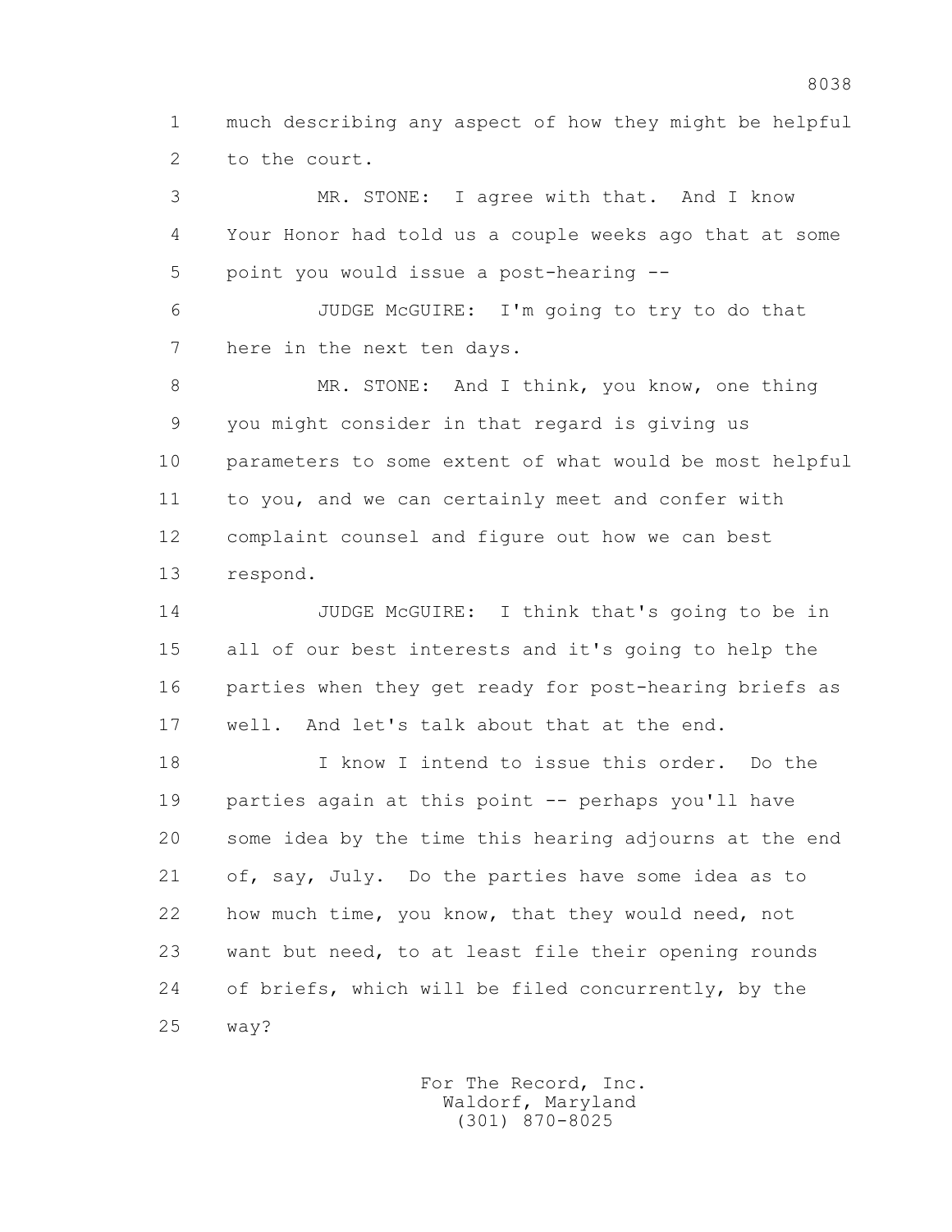1 much describing any aspect of how they might be helpful
2 to the court.

3 MR. STONE: I agree with that. And I know
4 Your Honor had told us a couple weeks ago that at some
5 point you would issue a post-hearing --

6 JUDGE McGUIRE: I'm going to try to do that
7 here in the next ten days.

8 MR. STONE: And I think, you know, one thing
9 you might consider in that regard is giving us
10 parameters to some extent of what would be most helpful
11 to you, and we can certainly meet and confer with
12 complaint counsel and figure out how we can best
13 respond.

14 JUDGE McGUIRE: I think that's going to be in
15 all of our best interests and it's going to help the
16 parties when they get ready for post-hearing briefs as
17 well. And let's talk about that at the end.

18 I know I intend to issue this order. Do the
19 parties again at this point -- perhaps you'll have
20 some idea by the time this hearing adjourns at the end
21 of, say, July. Do the parties have some idea as to
22 how much time, you know, that they would need, not
23 want but need, to at least file their opening rounds
24 of briefs, which will be filed concurrently, by the
25 way?

For The Record, Inc.
Waldorf, Maryland
(301) 870-8025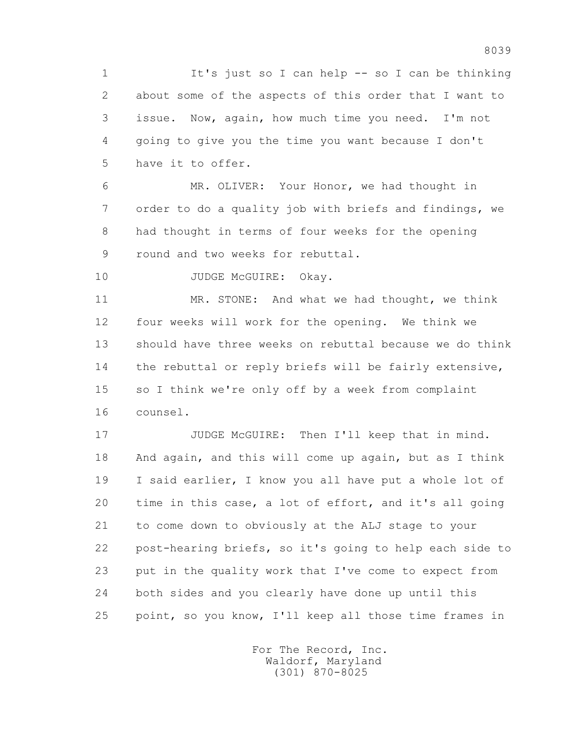It's just so I can help -- so I can be thinking about some of the aspects of this order that I want to issue. Now, again, how much time you need. I'm not going to give you the time you want because I don't have it to offer.

MR. OLIVER: Your Honor, we had thought in order to do a quality job with briefs and findings, we had thought in terms of four weeks for the opening round and two weeks for rebuttal.

JUDGE McGUIRE: Okay.

MR. STONE: And what we had thought, we think four weeks will work for the opening. We think we should have three weeks on rebuttal because we do think the rebuttal or reply briefs will be fairly extensive, so I think we're only off by a week from complaint counsel.

JUDGE McGUIRE: Then I'll keep that in mind. And again, and this will come up again, but as I think I said earlier, I know you all have put a whole lot of time in this case, a lot of effort, and it's all going to come down to obviously at the ALJ stage to your post-hearing briefs, so it's going to help each side to put in the quality work that I've come to expect from both sides and you clearly have done up until this point, so you know, I'll keep all those time frames in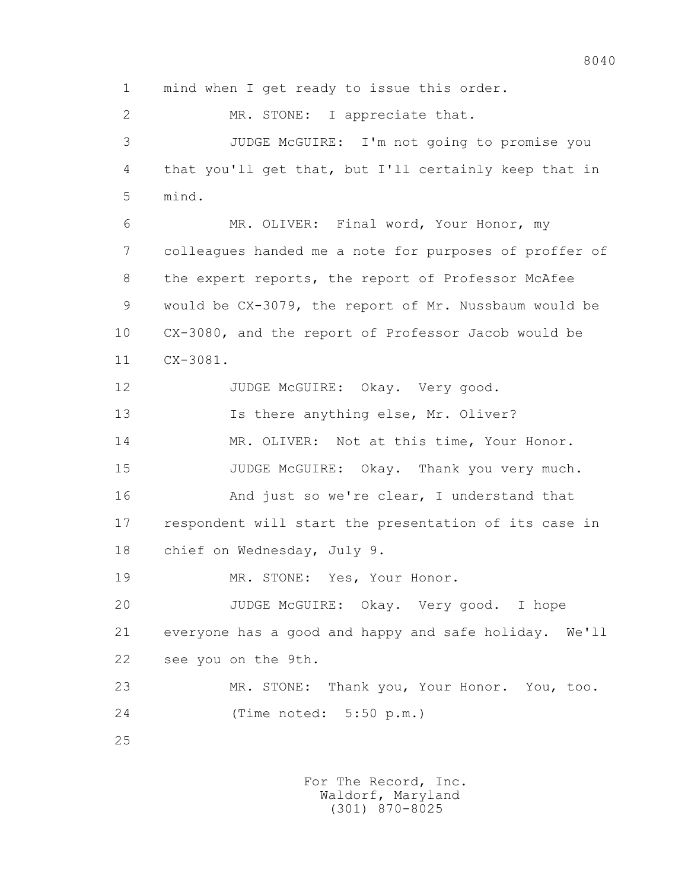1 mind when I get ready to issue this order.

2 MR. STONE: I appreciate that.

3 JUDGE McGUIRE: I'm not going to promise you

4 that you'll get that, but I'll certainly keep that in

5 mind.

6 MR. OLIVER: Final word, Your Honor, my

7 colleagues handed me a note for purposes of proffer of

8 the expert reports, the report of Professor McAfee

9 would be CX-3079, the report of Mr. Nussbaum would be

10 CX-3080, and the report of Professor Jacob would be

11 CX-3081.

12 JUDGE McGUIRE: Okay. Very good.

13 Is there anything else, Mr. Oliver?

14 MR. OLIVER: Not at this time, Your Honor.

15 JUDGE McGUIRE: Okay. Thank you very much.

16 And just so we're clear, I understand that

17 respondent will start the presentation of its case in

18 chief on Wednesday, July 9.

19 MR. STONE: Yes, Your Honor.

20 JUDGE McGUIRE: Okay. Very good. I hope

21 everyone has a good and happy and safe holiday. We'll

22 see you on the 9th.

23 MR. STONE: Thank you, Your Honor. You, too.

24 (Time noted: 5:50 p.m.)

25

For The Record, Inc.
Waldorf, Maryland
(301) 870-8025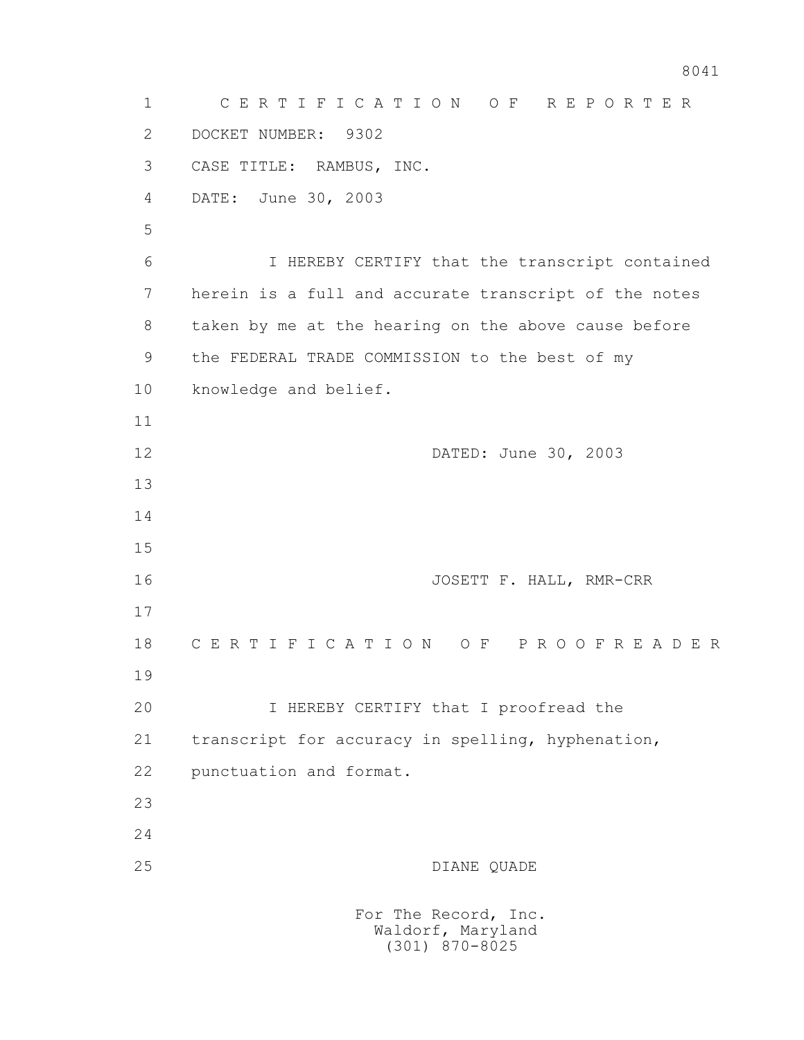# C E R T I F I C A T I O N   O F   R E P O R T E R

DOCKET NUMBER: 9302

CASE TITLE: RAMBUS, INC.

DATE: June 30, 2003

I HEREBY CERTIFY that the transcript contained herein is a full and accurate transcript of the notes taken by me at the hearing on the above cause before the FEDERAL TRADE COMMISSION to the best of my knowledge and belief.

DATED: June 30, 2003

JOSETT F. HALL, RMR-CRR

# C E R T I F I C A T I O N   O F   P R O O F R E A D E R

I HEREBY CERTIFY that I proofread the transcript for accuracy in spelling, hyphenation, punctuation and format.

DIANE QUADE

For The Record, Inc.
Waldorf, Maryland
(301) 870-8025